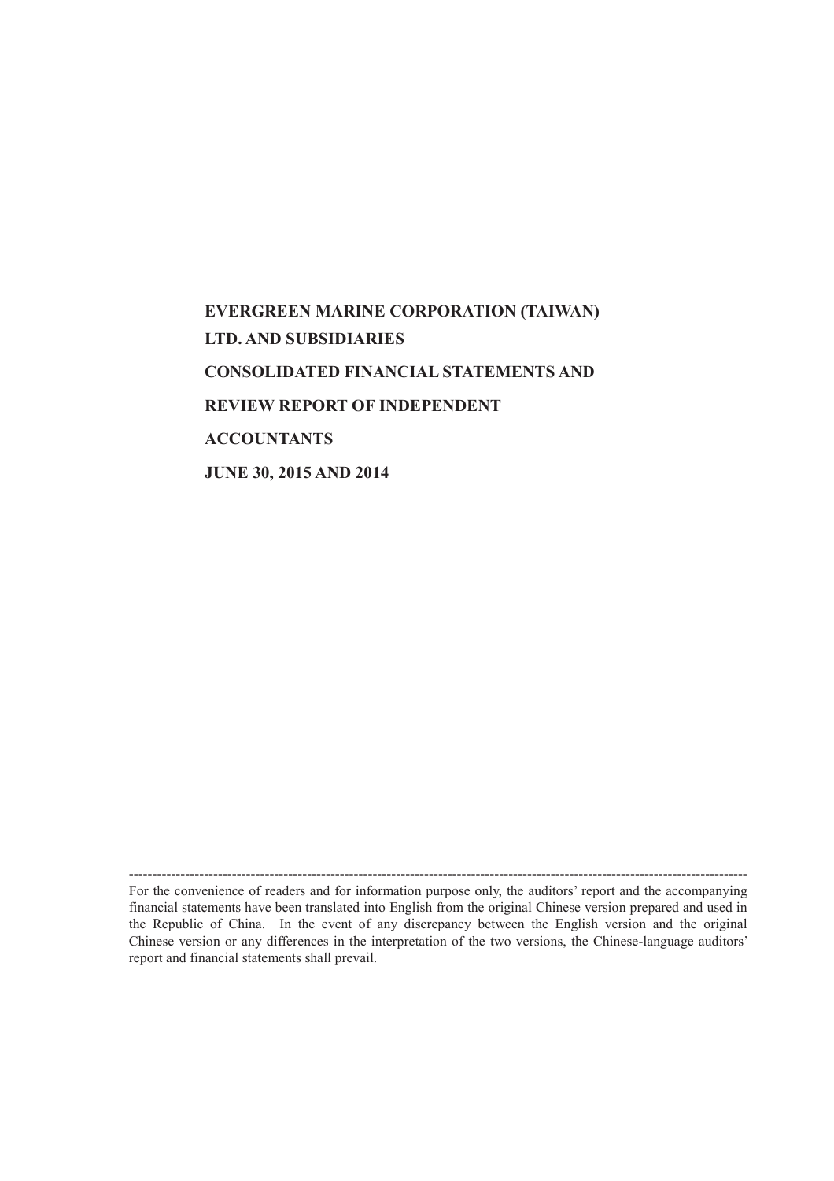# EVERGREEN MARINE CORPORATION (TAIWAN) LTD. AND SUBSIDIARIES

# CONSOLIDATED FINANCIAL STATEMENTS AND REVIEW REPORT OF INDEPENDENT ACCOUNTANTS

# JUNE 30, 2015 AND 2014

---

For the convenience of readers and for information purpose only, the auditors' report and the accompanying financial statements have been translated into English from the original Chinese version prepared and used in the Republic of China. In the event of any discrepancy between the English version and the original Chinese version or any differences in the interpretation of the two versions, the Chinese-language auditors' report and financial statements shall prevail.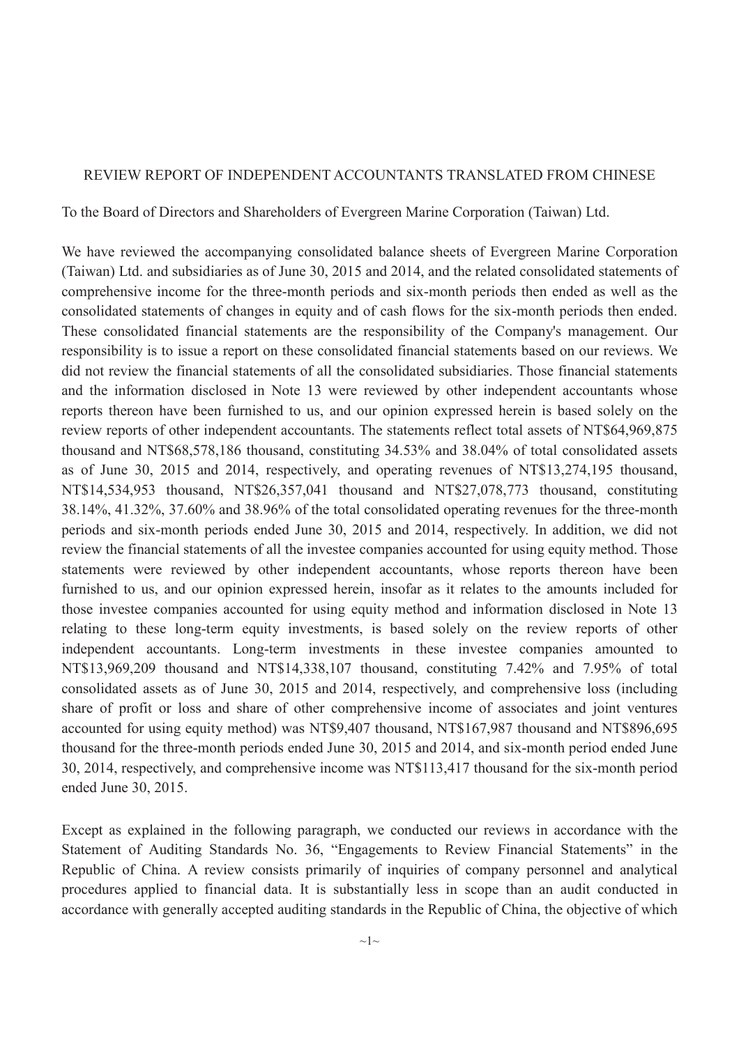REVIEW REPORT OF INDEPENDENT ACCOUNTANTS TRANSLATED FROM CHINESE

To the Board of Directors and Shareholders of Evergreen Marine Corporation (Taiwan) Ltd.

We have reviewed the accompanying consolidated balance sheets of Evergreen Marine Corporation (Taiwan) Ltd. and subsidiaries as of June 30, 2015 and 2014, and the related consolidated statements of comprehensive income for the three-month periods and six-month periods then ended as well as the consolidated statements of changes in equity and of cash flows for the six-month periods then ended. These consolidated financial statements are the responsibility of the Company's management. Our responsibility is to issue a report on these consolidated financial statements based on our reviews. We did not review the financial statements of all the consolidated subsidiaries. Those financial statements and the information disclosed in Note 13 were reviewed by other independent accountants whose reports thereon have been furnished to us, and our opinion expressed herein is based solely on the review reports of other independent accountants. The statements reflect total assets of NT$64,969,875 thousand and NT$68,578,186 thousand, constituting 34.53% and 38.04% of total consolidated assets as of June 30, 2015 and 2014, respectively, and operating revenues of NT$13,274,195 thousand, NT$14,534,953 thousand, NT$26,357,041 thousand and NT$27,078,773 thousand, constituting 38.14%, 41.32%, 37.60% and 38.96% of the total consolidated operating revenues for the three-month periods and six-month periods ended June 30, 2015 and 2014, respectively. In addition, we did not review the financial statements of all the investee companies accounted for using equity method. Those statements were reviewed by other independent accountants, whose reports thereon have been furnished to us, and our opinion expressed herein, insofar as it relates to the amounts included for those investee companies accounted for using equity method and information disclosed in Note 13 relating to these long-term equity investments, is based solely on the review reports of other independent accountants. Long-term investments in these investee companies amounted to NT$13,969,209 thousand and NT$14,338,107 thousand, constituting 7.42% and 7.95% of total consolidated assets as of June 30, 2015 and 2014, respectively, and comprehensive loss (including share of profit or loss and share of other comprehensive income of associates and joint ventures accounted for using equity method) was NT$9,407 thousand, NT$167,987 thousand and NT$896,695 thousand for the three-month periods ended June 30, 2015 and 2014, and six-month period ended June 30, 2014, respectively, and comprehensive income was NT$113,417 thousand for the six-month period ended June 30, 2015.

Except as explained in the following paragraph, we conducted our reviews in accordance with the Statement of Auditing Standards No. 36, "Engagements to Review Financial Statements" in the Republic of China. A review consists primarily of inquiries of company personnel and analytical procedures applied to financial data. It is substantially less in scope than an audit conducted in accordance with generally accepted auditing standards in the Republic of China, the objective of which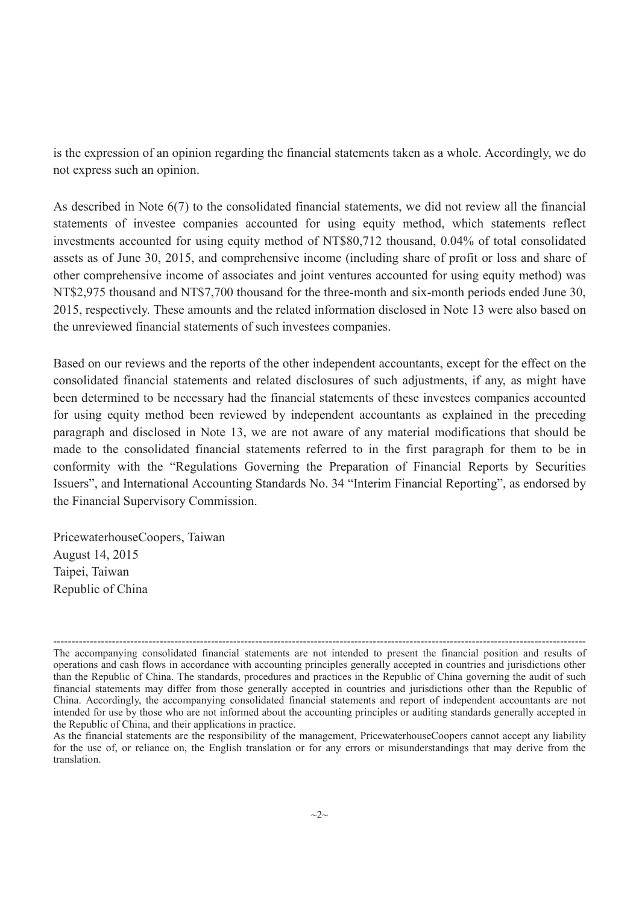is the expression of an opinion regarding the financial statements taken as a whole. Accordingly, we do not express such an opinion.

As described in Note 6(7) to the consolidated financial statements, we did not review all the financial statements of investee companies accounted for using equity method, which statements reflect investments accounted for using equity method of NT$80,712 thousand, 0.04% of total consolidated assets as of June 30, 2015, and comprehensive income (including share of profit or loss and share of other comprehensive income of associates and joint ventures accounted for using equity method) was NT$2,975 thousand and NT$7,700 thousand for the three-month and six-month periods ended June 30, 2015, respectively. These amounts and the related information disclosed in Note 13 were also based on the unreviewed financial statements of such investees companies.

Based on our reviews and the reports of the other independent accountants, except for the effect on the consolidated financial statements and related disclosures of such adjustments, if any, as might have been determined to be necessary had the financial statements of these investees companies accounted for using equity method been reviewed by independent accountants as explained in the preceding paragraph and disclosed in Note 13, we are not aware of any material modifications that should be made to the consolidated financial statements referred to in the first paragraph for them to be in conformity with the "Regulations Governing the Preparation of Financial Reports by Securities Issuers", and International Accounting Standards No. 34 "Interim Financial Reporting", as endorsed by the Financial Supervisory Commission.

PricewaterhouseCoopers, Taiwan
August 14, 2015
Taipei, Taiwan
Republic of China

---

The accompanying consolidated financial statements are not intended to present the financial position and results of operations and cash flows in accordance with accounting principles generally accepted in countries and jurisdictions other than the Republic of China. The standards, procedures and practices in the Republic of China governing the audit of such financial statements may differ from those generally accepted in countries and jurisdictions other than the Republic of China. Accordingly, the accompanying consolidated financial statements and report of independent accountants are not intended for use by those who are not informed about the accounting principles or auditing standards generally accepted in the Republic of China, and their applications in practice.

As the financial statements are the responsibility of the management, PricewaterhouseCoopers cannot accept any liability for the use of, or reliance on, the English translation or for any errors or misunderstandings that may derive from the translation.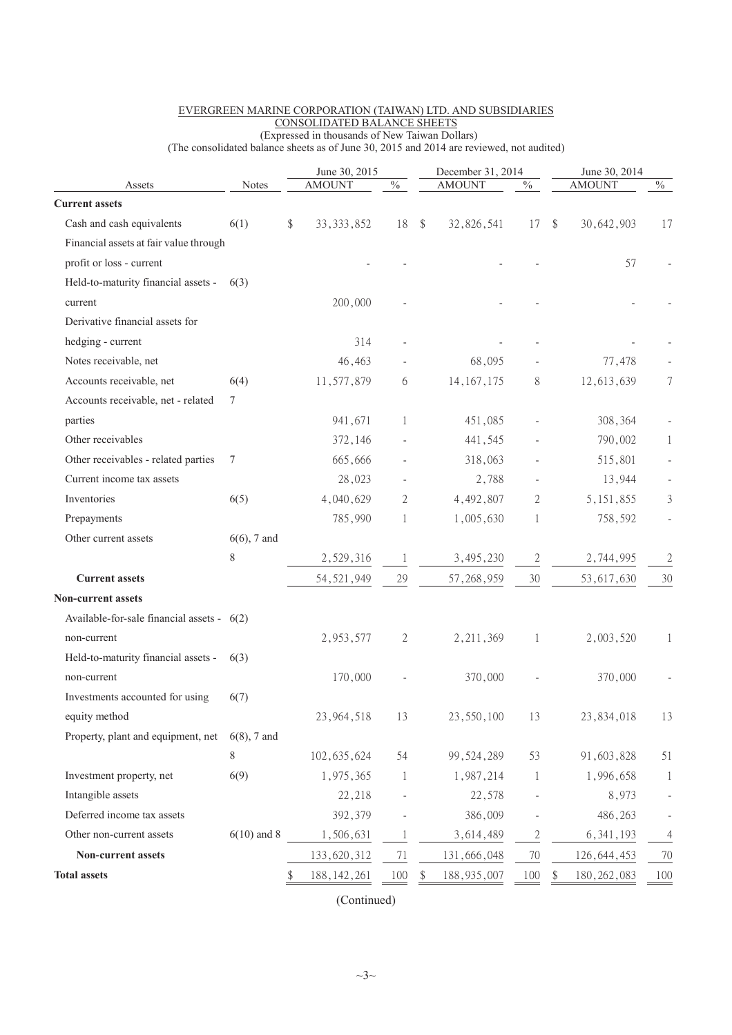EVERGREEN MARINE CORPORATION (TAIWAN) LTD. AND SUBSIDIARIES
CONSOLIDATED BALANCE SHEETS
(Expressed in thousands of New Taiwan Dollars)
(The consolidated balance sheets as of June 30, 2015 and 2014 are reviewed, not audited)

| Assets | Notes | June 30, 2015 AMOUNT | % | December 31, 2014 AMOUNT | % | June 30, 2014 AMOUNT | % |
|---|---|---|---|---|---|---|---|
| **Current assets** | | | | | | | |
| Cash and cash equivalents | 6(1) | $ 33,333,852 | 18 | $ 32,826,541 | 17 | $ 30,642,903 | 17 |
| Financial assets at fair value through profit or loss - current | | - | - | - | - | 57 | - |
| Held-to-maturity financial assets - current | 6(3) | 200,000 | - | - | - | - | - |
| Derivative financial assets for hedging - current | | 314 | - | - | - | - | - |
| Notes receivable, net | | 46,463 | - | 68,095 | - | 77,478 | - |
| Accounts receivable, net | 6(4) | 11,577,879 | 6 | 14,167,175 | 8 | 12,613,639 | 7 |
| Accounts receivable, net - related parties | 7 | 941,671 | 1 | 451,085 | - | 308,364 | - |
| Other receivables | | 372,146 | - | 441,545 | - | 790,002 | 1 |
| Other receivables - related parties | 7 | 665,666 | - | 318,063 | - | 515,801 | - |
| Current income tax assets | | 28,023 | - | 2,788 | - | 13,944 | - |
| Inventories | 6(5) | 4,040,629 | 2 | 4,492,807 | 2 | 5,151,855 | 3 |
| Prepayments | | 785,990 | 1 | 1,005,630 | 1 | 758,592 | - |
| Other current assets | 6(6), 7 and 8 | 2,529,316 | 1 | 3,495,230 | 2 | 2,744,995 | 2 |
| **Current assets** | | 54,521,949 | 29 | 57,268,959 | 30 | 53,617,630 | 30 |
| **Non-current assets** | | | | | | | |
| Available-for-sale financial assets - non-current | 6(2) | 2,953,577 | 2 | 2,211,369 | 1 | 2,003,520 | 1 |
| Held-to-maturity financial assets - non-current | 6(3) | 170,000 | - | 370,000 | - | 370,000 | - |
| Investments accounted for using equity method | 6(7) | 23,964,518 | 13 | 23,550,100 | 13 | 23,834,018 | 13 |
| Property, plant and equipment, net | 6(8), 7 and 8 | 102,635,624 | 54 | 99,524,289 | 53 | 91,603,828 | 51 |
| Investment property, net | 6(9) | 1,975,365 | 1 | 1,987,214 | 1 | 1,996,658 | 1 |
| Intangible assets | | 22,218 | - | 22,578 | - | 8,973 | - |
| Deferred income tax assets | | 392,379 | - | 386,009 | - | 486,263 | - |
| Other non-current assets | 6(10) and 8 | 1,506,631 | 1 | 3,614,489 | 2 | 6,341,193 | 4 |
| **Non-current assets** | | 133,620,312 | 71 | 131,666,048 | 70 | 126,644,453 | 70 |
| **Total assets** | | $ 188,142,261 | 100 | $ 188,935,007 | 100 | $ 180,262,083 | 100 |

(Continued)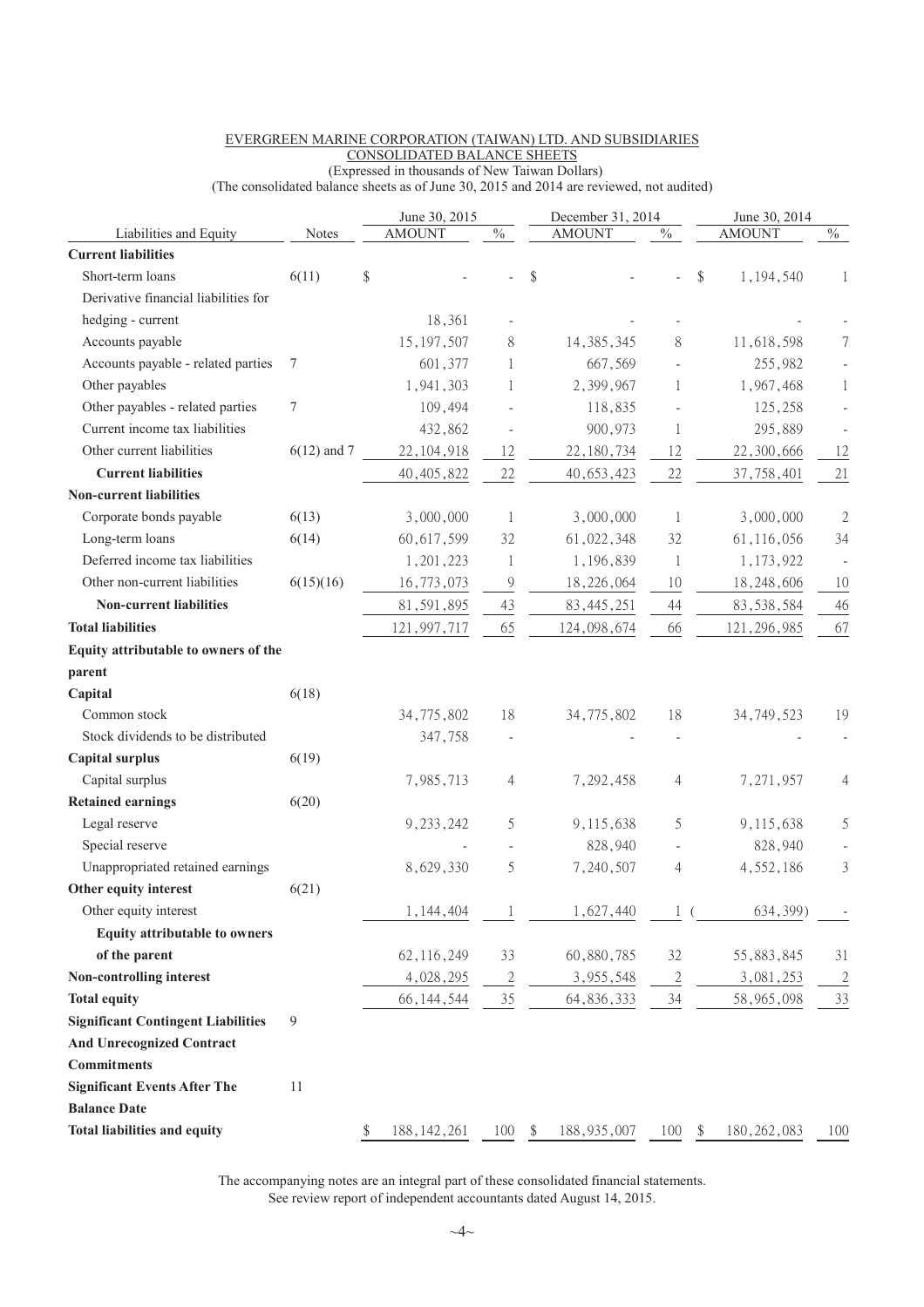EVERGREEN MARINE CORPORATION (TAIWAN) LTD. AND SUBSIDIARIES

CONSOLIDATED BALANCE SHEETS

(Expressed in thousands of New Taiwan Dollars)

(The consolidated balance sheets as of June 30, 2015 and 2014 are reviewed, not audited)

| Liabilities and Equity | Notes | June 30, 2015 AMOUNT | % | December 31, 2014 AMOUNT | % | June 30, 2014 AMOUNT | % |
|---|---|---|---|---|---|---|---|
| **Current liabilities** | | | | | | | |
| Short-term loans | 6(11) | $ - | - | $ - | - | $ 1,194,540 | 1 |
| Derivative financial liabilities for hedging - current | | 18,361 | - | - | - | - | - |
| Accounts payable | | 15,197,507 | 8 | 14,385,345 | 8 | 11,618,598 | 7 |
| Accounts payable - related parties | 7 | 601,377 | 1 | 667,569 | - | 255,982 | - |
| Other payables | | 1,941,303 | 1 | 2,399,967 | 1 | 1,967,468 | 1 |
| Other payables - related parties | 7 | 109,494 | - | 118,835 | - | 125,258 | - |
| Current income tax liabilities | | 432,862 | - | 900,973 | 1 | 295,889 | - |
| Other current liabilities | 6(12) and 7 | 22,104,918 | 12 | 22,180,734 | 12 | 22,300,666 | 12 |
| **Current liabilities** | | 40,405,822 | 22 | 40,653,423 | 22 | 37,758,401 | 21 |
| **Non-current liabilities** | | | | | | | |
| Corporate bonds payable | 6(13) | 3,000,000 | 1 | 3,000,000 | 1 | 3,000,000 | 2 |
| Long-term loans | 6(14) | 60,617,599 | 32 | 61,022,348 | 32 | 61,116,056 | 34 |
| Deferred income tax liabilities | | 1,201,223 | 1 | 1,196,839 | 1 | 1,173,922 | - |
| Other non-current liabilities | 6(15)(16) | 16,773,073 | 9 | 18,226,064 | 10 | 18,248,606 | 10 |
| **Non-current liabilities** | | 81,591,895 | 43 | 83,445,251 | 44 | 83,538,584 | 46 |
| **Total liabilities** | | 121,997,717 | 65 | 124,098,674 | 66 | 121,296,985 | 67 |
| **Equity attributable to owners of the parent** | | | | | | | |
| **Capital** | 6(18) | | | | | | |
| Common stock | | 34,775,802 | 18 | 34,775,802 | 18 | 34,749,523 | 19 |
| Stock dividends to be distributed | | 347,758 | - | - | - | - | - |
| **Capital surplus** | 6(19) | | | | | | |
| Capital surplus | | 7,985,713 | 4 | 7,292,458 | 4 | 7,271,957 | 4 |
| **Retained earnings** | 6(20) | | | | | | |
| Legal reserve | | 9,233,242 | 5 | 9,115,638 | 5 | 9,115,638 | 5 |
| Special reserve | | - | - | 828,940 | - | 828,940 | - |
| Unappropriated retained earnings | | 8,629,330 | 5 | 7,240,507 | 4 | 4,552,186 | 3 |
| **Other equity interest** | 6(21) | | | | | | |
| Other equity interest | | 1,144,404 | 1 | 1,627,440 | 1 | ( 634,399) | - |
| **Equity attributable to owners of the parent** | | 62,116,249 | 33 | 60,880,785 | 32 | 55,883,845 | 31 |
| **Non-controlling interest** | | 4,028,295 | 2 | 3,955,548 | 2 | 3,081,253 | 2 |
| **Total equity** | | 66,144,544 | 35 | 64,836,333 | 34 | 58,965,098 | 33 |
| **Significant Contingent Liabilities And Unrecognized Contract Commitments** | 9 | | | | | | |
| **Significant Events After The Balance Date** | 11 | | | | | | |
| **Total liabilities and equity** | | $ 188,142,261 | 100 | $ 188,935,007 | 100 | $ 180,262,083 | 100 |

The accompanying notes are an integral part of these consolidated financial statements.

See review report of independent accountants dated August 14, 2015.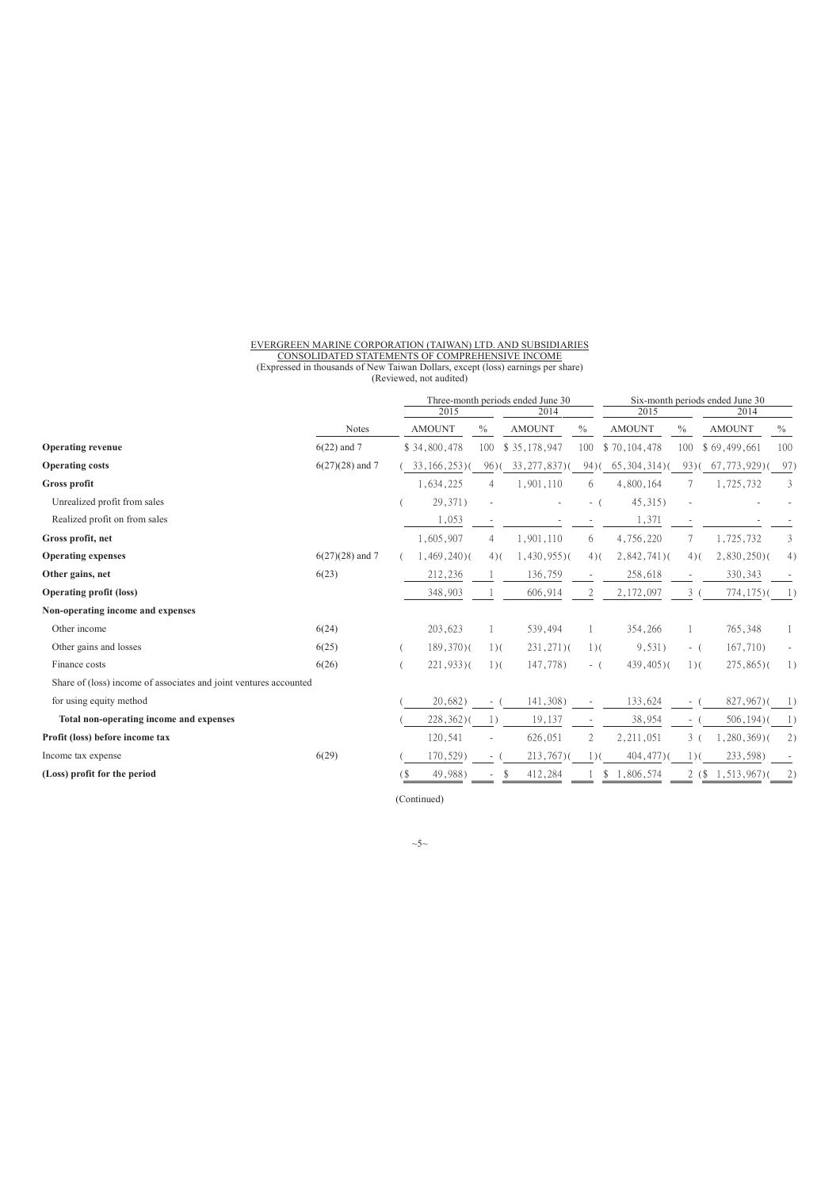EVERGREEN MARINE CORPORATION (TAIWAN) LTD. AND SUBSIDIARIES
CONSOLIDATED STATEMENTS OF COMPREHENSIVE INCOME
(Expressed in thousands of New Taiwan Dollars, except (loss) earnings per share)
(Reviewed, not audited)

| | | Three-month periods ended June 30 | | | | Six-month periods ended June 30 | | | |
|---|---|---|---|---|---|---|---|---|---|
| | | 2015 | | 2014 | | 2015 | | 2014 | |
| | Notes | AMOUNT | % | AMOUNT | % | AMOUNT | % | AMOUNT | % |
| **Operating revenue** | 6(22) and 7 | $ 34,800,478 | 100 | $ 35,178,947 | 100 | $ 70,104,478 | 100 | $ 69,499,661 | 100 |
| **Operating costs** | 6(27)(28) and 7 | ( 33,166,253) | ( 96) | ( 33,277,837) | ( 94) | ( 65,304,314) | ( 93) | ( 67,773,929) | ( 97) |
| **Gross profit** | | 1,634,225 | 4 | 1,901,110 | 6 | 4,800,164 | 7 | 1,725,732 | 3 |
| Unrealized profit from sales | | ( 29,371) | - | - | - | ( 45,315) | - | - | - |
| Realized profit on from sales | | 1,053 | - | - | - | 1,371 | - | - | - |
| **Gross profit, net** | | 1,605,907 | 4 | 1,901,110 | 6 | 4,756,220 | 7 | 1,725,732 | 3 |
| **Operating expenses** | 6(27)(28) and 7 | ( 1,469,240) | ( 4) | ( 1,430,955) | ( 4) | ( 2,842,741) | ( 4) | ( 2,830,250) | ( 4) |
| **Other gains, net** | 6(23) | 212,236 | 1 | 136,759 | - | 258,618 | - | 330,343 | - |
| **Operating profit (loss)** | | 348,903 | 1 | 606,914 | 2 | 2,172,097 | 3 | ( 774,175) | ( 1) |
| **Non-operating income and expenses** | | | | | | | | | |
| Other income | 6(24) | 203,623 | 1 | 539,494 | 1 | 354,266 | 1 | 765,348 | 1 |
| Other gains and losses | 6(25) | ( 189,370) | ( 1) | ( 231,271) | ( 1) | ( 9,531) | - | ( 167,710) | - |
| Finance costs | 6(26) | ( 221,933) | ( 1) | ( 147,778) | - | ( 439,405) | ( 1) | ( 275,865) | ( 1) |
| Share of (loss) income of associates and joint ventures accounted for using equity method | | ( 20,682) | - | ( 141,308) | - | 133,624 | - | ( 827,967) | ( 1) |
| **Total non-operating income and expenses** | | ( 228,362) | ( 1) | 19,137 | - | 38,954 | - | ( 506,194) | ( 1) |
| **Profit (loss) before income tax** | | 120,541 | - | 626,051 | 2 | 2,211,051 | 3 | ( 1,280,369) | ( 2) |
| Income tax expense | 6(29) | ( 170,529) | - | ( 213,767) | ( 1) | ( 404,477) | ( 1) | ( 233,598) | - |
| **(Loss) profit for the period** | | ($ 49,988) | - | $ 412,284 | 1 | $ 1,806,574 | 2 | ($ 1,513,967) | ( 2) |

(Continued)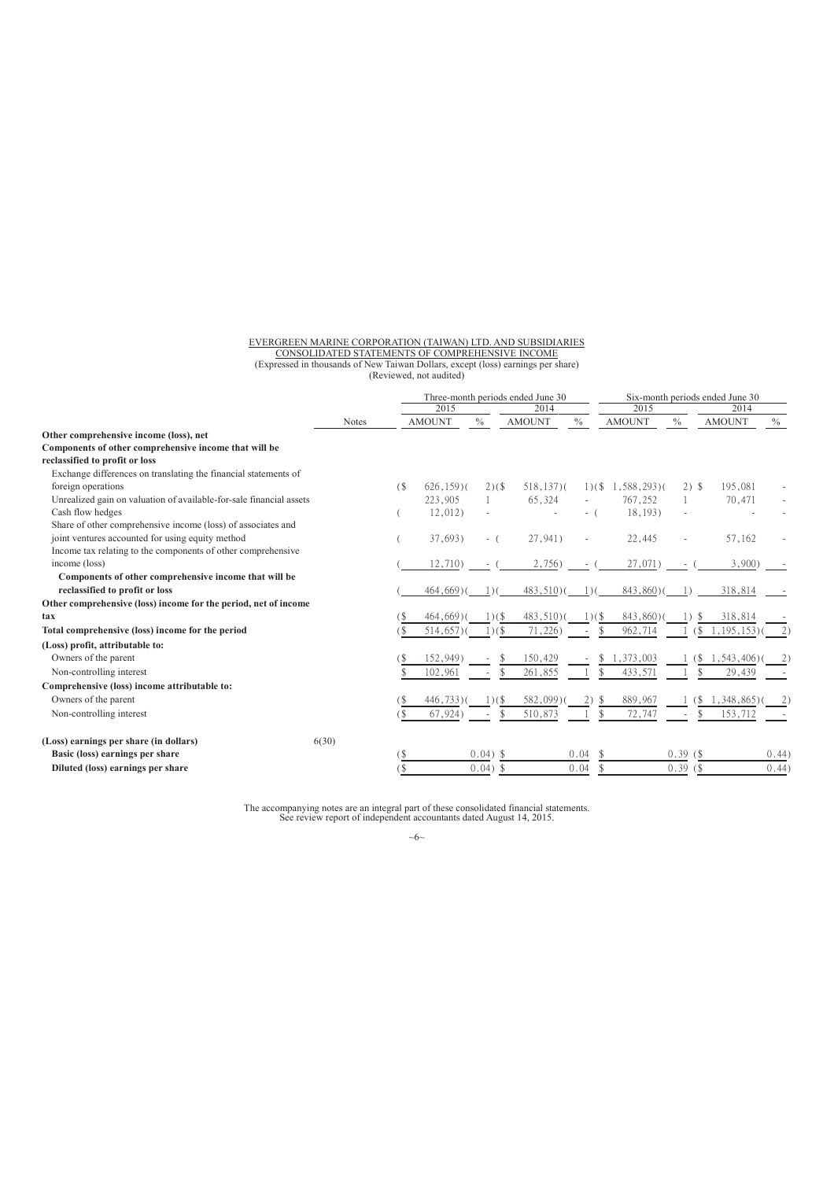EVERGREEN MARINE CORPORATION (TAIWAN) LTD. AND SUBSIDIARIES
CONSOLIDATED STATEMENTS OF COMPREHENSIVE INCOME
(Expressed in thousands of New Taiwan Dollars, except (loss) earnings per share)
(Reviewed, not audited)

| | Notes | Three-month periods ended June 30 | | | | Six-month periods ended June 30 | | | |
|---|---|---|---|---|---|---|---|---|---|
| | | 2015 | | 2014 | | 2015 | | 2014 | |
| | | AMOUNT | % | AMOUNT | % | AMOUNT | % | AMOUNT | % |
| **Other comprehensive income (loss), net** | | | | | | | | | |
| **Components of other comprehensive income that will be reclassified to profit or loss** | | | | | | | | | |
| Exchange differences on translating the financial statements of foreign operations | | ($ 626,159) | ( 2) | ($ 518,137) | ( 1) | ($ 1,588,293) | ( 2) | $ 195,081 | - |
| Unrealized gain on valuation of available-for-sale financial assets | | 223,905 | 1 | 65,324 | - | 767,252 | 1 | 70,471 | - |
| Cash flow hedges | | ( 12,012) | - | - | - | ( 18,193) | - | - | - |
| Share of other comprehensive income (loss) of associates and joint ventures accounted for using equity method | | ( 37,693) | - | ( 27,941) | - | 22,445 | - | 57,162 | - |
| Income tax relating to the components of other comprehensive income (loss) | | ( 12,710) | - | ( 2,756) | - | ( 27,071) | - | ( 3,900) | - |
| **Components of other comprehensive income that will be reclassified to profit or loss** | | ( 464,669) | ( 1) | ( 483,510) | ( 1) | ( 843,860) | ( 1) | 318,814 | - |
| **Other comprehensive (loss) income for the period, net of income tax** | | ($ 464,669) | ( 1) | ($ 483,510) | ( 1) | ($ 843,860) | ( 1) | $ 318,814 | - |
| **Total comprehensive (loss) income for the period** | | ($ 514,657) | ( 1) | ($ 71,226) | - | $ 962,714 | 1 | ($ 1,195,153) | ( 2) |
| **(Loss) profit, attributable to:** | | | | | | | | | |
| Owners of the parent | | ($ 152,949) | - | $ 150,429 | - | $ 1,373,003 | 1 | ($ 1,543,406) | ( 2) |
| Non-controlling interest | | $ 102,961 | - | $ 261,855 | 1 | $ 433,571 | 1 | $ 29,439 | - |
| **Comprehensive (loss) income attributable to:** | | | | | | | | | |
| Owners of the parent | | ($ 446,733) | ( 1) | ($ 582,099) | ( 2) | $ 889,967 | 1 | ($ 1,348,865) | ( 2) |
| Non-controlling interest | | ($ 67,924) | - | $ 510,873 | 1 | $ 72,747 | - | $ 153,712 | - |
| **(Loss) earnings per share (in dollars)** | 6(30) | | | | | | | | |
| **Basic (loss) earnings per share** | | ($ 0.04) | | $ 0.04 | | $ 0.39 | | ($ 0.44) | |
| **Diluted (loss) earnings per share** | | ($ 0.04) | | $ 0.04 | | $ 0.39 | | ($ 0.44) | |

The accompanying notes are an integral part of these consolidated financial statements.
See review report of independent accountants dated August 14, 2015.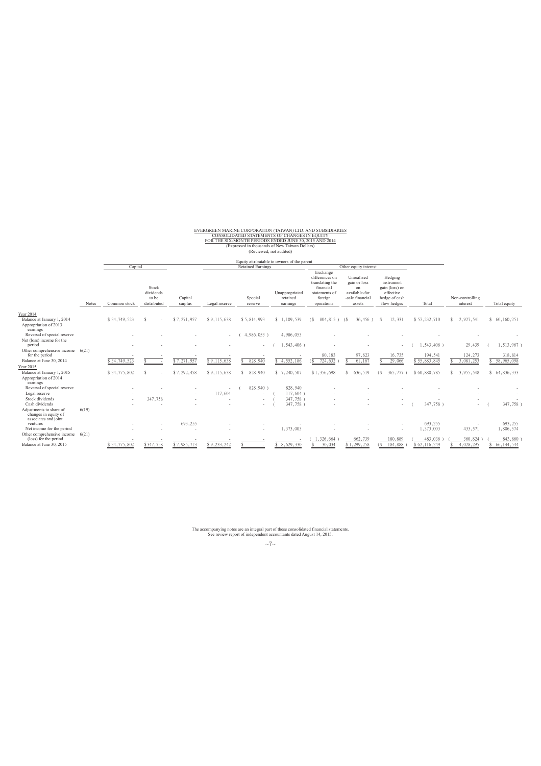EVERGREEN MARINE CORPORATION (TAIWAN) LTD. AND SUBSIDIARIES
CONSOLIDATED STATEMENTS OF CHANGES IN EQUITY
FOR THE SIX-MONTH PERIODS ENDED JUNE 30, 2015 AND 2014
(Expressed in thousands of New Taiwan Dollars)
(Reviewed, not audited)

| | | Equity attributable to owners of the parent | | | | | | | | | | | | |
|---|---|---|---|---|---|---|---|---|---|---|---|---|---|---|
| | | Capital | | | Retained Earnings | | | Other equity interest | | | | | | |
| | Notes | Common stock | Stock dividends to be distributed | Capital surplus | Legal reserve | Special reserve | Unappropriated retained earnings | Exchange differences on translating the financial statements of foreign operations | Unrealized gain or loss on available-for -sale financial assets | Hedging instrument gain (loss) on effective hedge of cash flow hedges | Total | Non-controlling interest | Total equity |
| Year 2014 | | | | | | | | | | | | | |
| Balance at January 1, 2014 | | $ 34,749,523 | $ - | $ 7,271,957 | $ 9,115,638 | $ 5,814,993 | $ 1,109,539 | ($ 804,815 ) | ($ 36,456 ) | $ 12,331 | $ 57,232,710 | $ 2,927,541 | $ 60,160,251 |
| Appropriation of 2013 earnings | | | | | | | | | | | | | |
| Reversal of special reserve | | - | - | - | - | ( 4,986,053 ) | 4,986,053 | - | - | - | - | - | - |
| Net (loss) income for the period | | - | - | - | - | - | ( 1,543,406 ) | - | - | - | ( 1,543,406 ) | 29,439 | ( 1,513,967 ) |
| Other comprehensive income for the period | 6(21) | - | - | - | - | - | - | 80,183 | 97,623 | 16,735 | 194,541 | 124,273 | 318,814 |
| Balance at June 30, 2014 | | $ 34,749,523 | $ - | $ 7,271,957 | $ 9,115,638 | $ 828,940 | $ 4,552,186 | ($ 724,632 ) | $ 61,167 | $ 29,066 | $ 55,883,845 | $ 3,081,253 | $ 58,965,098 |
| Year 2015 | | | | | | | | | | | | | |
| Balance at January 1, 2015 | | $ 34,775,802 | $ - | $ 7,292,458 | $ 9,115,638 | $ 828,940 | $ 7,240,507 | $ 1,356,698 | $ 636,519 | ($ 365,777 ) | $ 60,880,785 | $ 3,955,548 | $ 64,836,333 |
| Appropriation of 2014 earnings | | | | | | | | | | | | | |
| Reversal of special reserve | | - | - | - | - | ( 828,940 ) | 828,940 | - | - | - | - | - | - |
| Legal reserve | | - | - | - | 117,604 | - | ( 117,604 ) | - | - | - | - | - | - |
| Stock dividends | | - | 347,758 | - | - | - | ( 347,758 ) | - | - | - | - | - | - |
| Cash dividends | | - | - | - | - | - | ( 347,758 ) | - | - | - | ( 347,758 ) | - | ( 347,758 ) |
| Adjustments to share of changes in equity of associates and joint ventures | 6(19) | - | - | 693,255 | - | - | - | - | - | - | 693,255 | - | 693,255 |
| Net income for the period | | - | - | - | - | - | 1,373,003 | - | - | - | 1,373,003 | 433,571 | 1,806,574 |
| Other comprehensive income (loss) for the period | 6(21) | - | - | - | - | - | - | ( 1,326,664 ) | 662,739 | 180,889 | ( 483,036 ) | ( 360,824 ) | ( 843,860 ) |
| Balance at June 30, 2015 | | $ 34,775,802 | $ 347,758 | $ 7,985,713 | $ 9,233,242 | $ - | $ 8,629,330 | $ 30,034 | $ 1,299,258 | ($ 184,888 ) | $ 62,116,249 | $ 4,028,295 | $ 66,144,544 |

The accompanying notes are an integral part of these consolidated financial statements.
See review report of independent accountants dated August 14, 2015.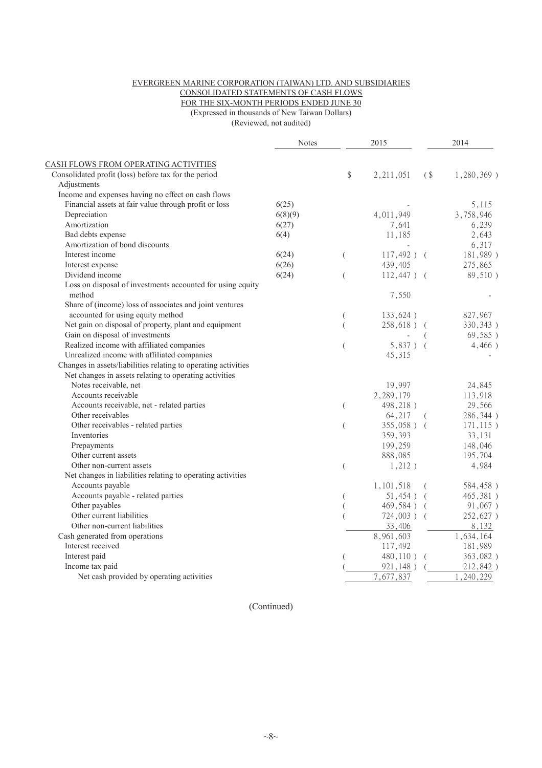EVERGREEN MARINE CORPORATION (TAIWAN) LTD. AND SUBSIDIARIES
CONSOLIDATED STATEMENTS OF CASH FLOWS
FOR THE SIX-MONTH PERIODS ENDED JUNE 30
(Expressed in thousands of New Taiwan Dollars)
(Reviewed, not audited)

| | Notes | 2015 | 2014 |
|---|---|---|---|
| CASH FLOWS FROM OPERATING ACTIVITIES | | | |
| Consolidated profit (loss) before tax for the period | | $ 2,211,051 | ($ 1,280,369 ) |
| Adjustments | | | |
| Income and expenses having no effect on cash flows | | | |
| Financial assets at fair value through profit or loss | 6(25) | - | 5,115 |
| Depreciation | 6(8)(9) | 4,011,949 | 3,758,946 |
| Amortization | 6(27) | 7,641 | 6,239 |
| Bad debts expense | 6(4) | 11,185 | 2,643 |
| Amortization of bond discounts | | - | 6,317 |
| Interest income | 6(24) | ( 117,492 ) | ( 181,989 ) |
| Interest expense | 6(26) | 439,405 | 275,865 |
| Dividend income | 6(24) | ( 112,447 ) | ( 89,510 ) |
| Loss on disposal of investments accounted for using equity method | | 7,550 | - |
| Share of (income) loss of associates and joint ventures accounted for using equity method | | ( 133,624 ) | 827,967 |
| Net gain on disposal of property, plant and equipment | | ( 258,618 ) | ( 330,343 ) |
| Gain on disposal of investments | | - | ( 69,585 ) |
| Realized income with affiliated companies | | ( 5,837 ) | ( 4,466 ) |
| Unrealized income with affiliated companies | | 45,315 | - |
| Changes in assets/liabilities relating to operating activities | | | |
| Net changes in assets relating to operating activities | | | |
| Notes receivable, net | | 19,997 | 24,845 |
| Accounts receivable | | 2,289,179 | 113,918 |
| Accounts receivable, net - related parties | | ( 498,218 ) | 29,566 |
| Other receivables | | 64,217 | ( 286,344 ) |
| Other receivables - related parties | | ( 355,058 ) | ( 171,115 ) |
| Inventories | | 359,393 | 33,131 |
| Prepayments | | 199,259 | 148,046 |
| Other current assets | | 888,085 | 195,704 |
| Other non-current assets | | ( 1,212 ) | 4,984 |
| Net changes in liabilities relating to operating activities | | | |
| Accounts payable | | 1,101,518 | ( 584,458 ) |
| Accounts payable - related parties | | ( 51,454 ) | ( 465,381 ) |
| Other payables | | ( 469,584 ) | ( 91,067 ) |
| Other current liabilities | | ( 724,003 ) | ( 252,627 ) |
| Other non-current liabilities | | 33,406 | 8,132 |
| Cash generated from operations | | 8,961,603 | 1,634,164 |
| Interest received | | 117,492 | 181,989 |
| Interest paid | | ( 480,110 ) | ( 363,082 ) |
| Income tax paid | | ( 921,148 ) | ( 212,842 ) |
| Net cash provided by operating activities | | 7,677,837 | 1,240,229 |

(Continued)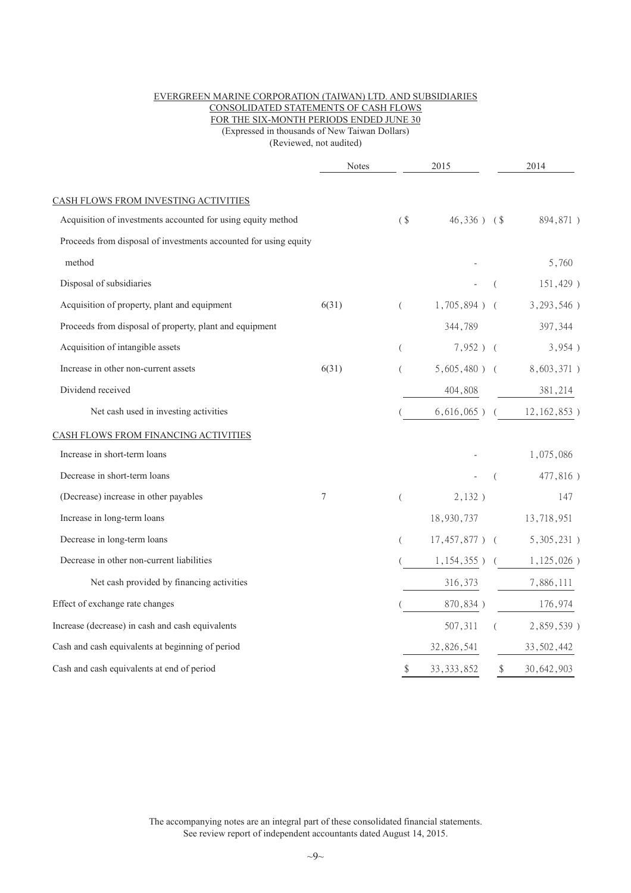EVERGREEN MARINE CORPORATION (TAIWAN) LTD. AND SUBSIDIARIES
CONSOLIDATED STATEMENTS OF CASH FLOWS
FOR THE SIX-MONTH PERIODS ENDED JUNE 30
(Expressed in thousands of New Taiwan Dollars)
(Reviewed, not audited)

| | Notes | 2015 | 2014 |
|---|---|---|---|
| CASH FLOWS FROM INVESTING ACTIVITIES | | | |
| Acquisition of investments accounted for using equity method | | ($ 46,336 ) | ($ 894,871 ) |
| Proceeds from disposal of investments accounted for using equity method | | - | 5,760 |
| Disposal of subsidiaries | | - | ( 151,429 ) |
| Acquisition of property, plant and equipment | 6(31) | ( 1,705,894 ) | ( 3,293,546 ) |
| Proceeds from disposal of property, plant and equipment | | 344,789 | 397,344 |
| Acquisition of intangible assets | | ( 7,952 ) | ( 3,954 ) |
| Increase in other non-current assets | 6(31) | ( 5,605,480 ) | ( 8,603,371 ) |
| Dividend received | | 404,808 | 381,214 |
| Net cash used in investing activities | | ( 6,616,065 ) | ( 12,162,853 ) |
| CASH FLOWS FROM FINANCING ACTIVITIES | | | |
| Increase in short-term loans | | - | 1,075,086 |
| Decrease in short-term loans | | - | ( 477,816 ) |
| (Decrease) increase in other payables | 7 | ( 2,132 ) | 147 |
| Increase in long-term loans | | 18,930,737 | 13,718,951 |
| Decrease in long-term loans | | ( 17,457,877 ) | ( 5,305,231 ) |
| Decrease in other non-current liabilities | | ( 1,154,355 ) | ( 1,125,026 ) |
| Net cash provided by financing activities | | 316,373 | 7,886,111 |
| Effect of exchange rate changes | | ( 870,834 ) | 176,974 |
| Increase (decrease) in cash and cash equivalents | | 507,311 | ( 2,859,539 ) |
| Cash and cash equivalents at beginning of period | | 32,826,541 | 33,502,442 |
| Cash and cash equivalents at end of period | | $ 33,333,852 | $ 30,642,903 |

The accompanying notes are an integral part of these consolidated financial statements.
See review report of independent accountants dated August 14, 2015.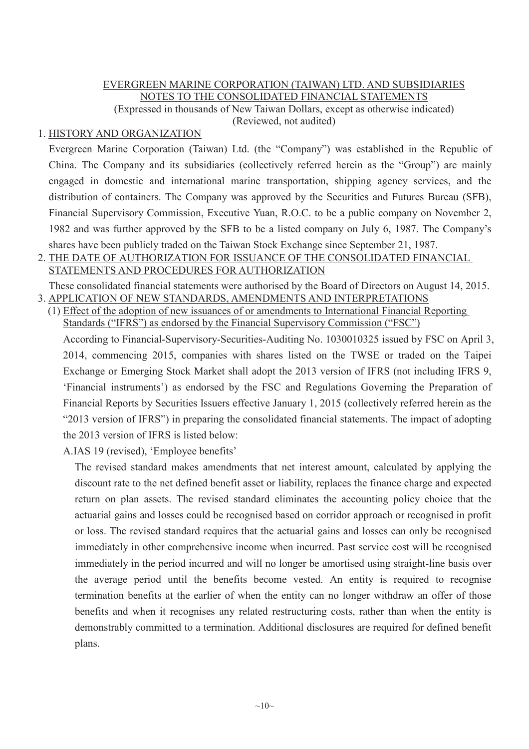EVERGREEN MARINE CORPORATION (TAIWAN) LTD. AND SUBSIDIARIES
NOTES TO THE CONSOLIDATED FINANCIAL STATEMENTS
(Expressed in thousands of New Taiwan Dollars, except as otherwise indicated)
(Reviewed, not audited)

## 1. HISTORY AND ORGANIZATION

Evergreen Marine Corporation (Taiwan) Ltd. (the "Company") was established in the Republic of China. The Company and its subsidiaries (collectively referred herein as the "Group") are mainly engaged in domestic and international marine transportation, shipping agency services, and the distribution of containers. The Company was approved by the Securities and Futures Bureau (SFB), Financial Supervisory Commission, Executive Yuan, R.O.C. to be a public company on November 2, 1982 and was further approved by the SFB to be a listed company on July 6, 1987. The Company's shares have been publicly traded on the Taiwan Stock Exchange since September 21, 1987.

## 2. THE DATE OF AUTHORIZATION FOR ISSUANCE OF THE CONSOLIDATED FINANCIAL STATEMENTS AND PROCEDURES FOR AUTHORIZATION

These consolidated financial statements were authorised by the Board of Directors on August 14, 2015.

## 3. APPLICATION OF NEW STANDARDS, AMENDMENTS AND INTERPRETATIONS

### (1) Effect of the adoption of new issuances of or amendments to International Financial Reporting Standards ("IFRS") as endorsed by the Financial Supervisory Commission ("FSC")

According to Financial-Supervisory-Securities-Auditing No. 1030010325 issued by FSC on April 3, 2014, commencing 2015, companies with shares listed on the TWSE or traded on the Taipei Exchange or Emerging Stock Market shall adopt the 2013 version of IFRS (not including IFRS 9, 'Financial instruments') as endorsed by the FSC and Regulations Governing the Preparation of Financial Reports by Securities Issuers effective January 1, 2015 (collectively referred herein as the "2013 version of IFRS") in preparing the consolidated financial statements. The impact of adopting the 2013 version of IFRS is listed below:

A.IAS 19 (revised), 'Employee benefits'

The revised standard makes amendments that net interest amount, calculated by applying the discount rate to the net defined benefit asset or liability, replaces the finance charge and expected return on plan assets. The revised standard eliminates the accounting policy choice that the actuarial gains and losses could be recognised based on corridor approach or recognised in profit or loss. The revised standard requires that the actuarial gains and losses can only be recognised immediately in other comprehensive income when incurred. Past service cost will be recognised immediately in the period incurred and will no longer be amortised using straight-line basis over the average period until the benefits become vested. An entity is required to recognise termination benefits at the earlier of when the entity can no longer withdraw an offer of those benefits and when it recognises any related restructuring costs, rather than when the entity is demonstrably committed to a termination. Additional disclosures are required for defined benefit plans.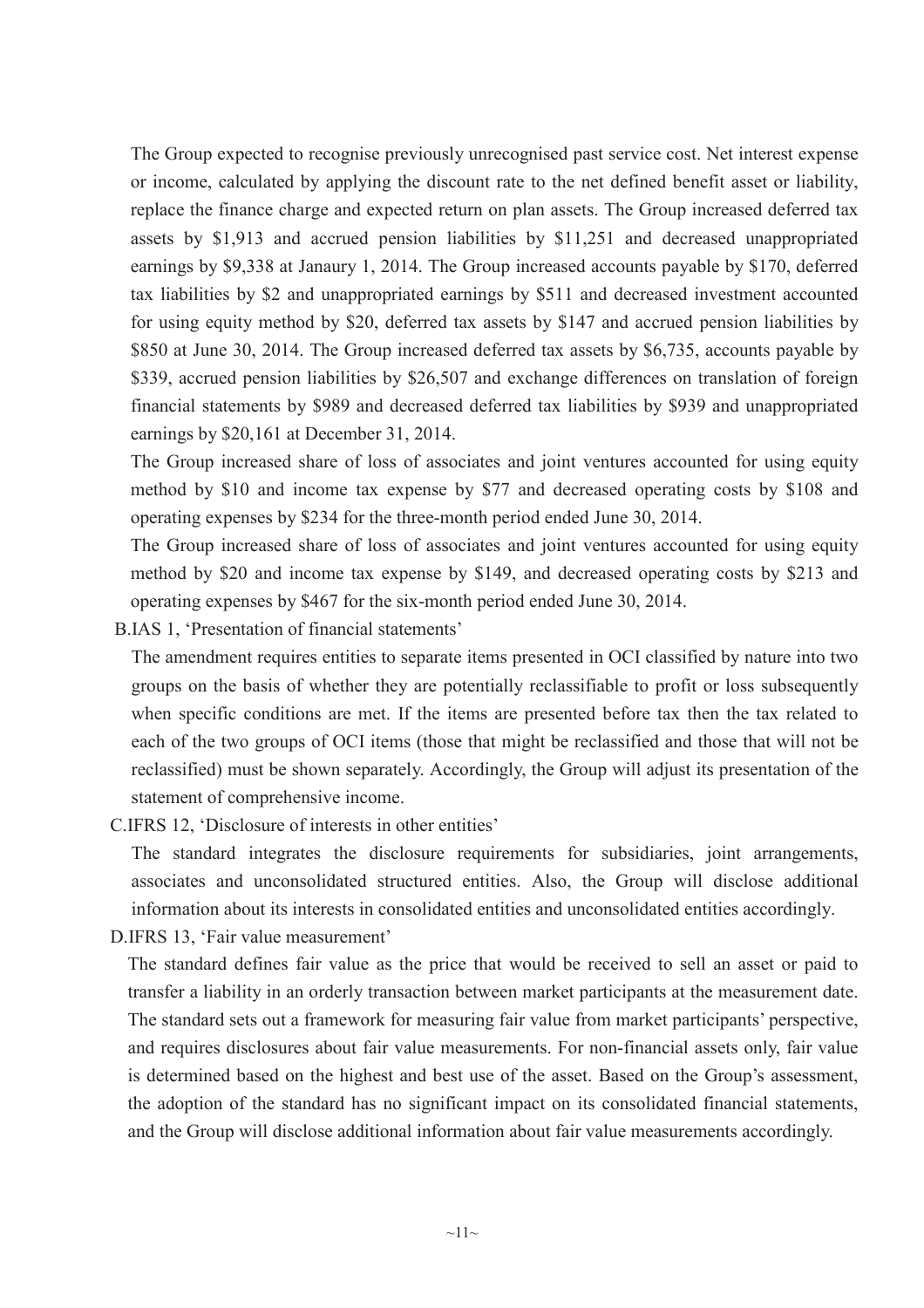The Group expected to recognise previously unrecognised past service cost. Net interest expense or income, calculated by applying the discount rate to the net defined benefit asset or liability, replace the finance charge and expected return on plan assets. The Group increased deferred tax assets by $1,913 and accrued pension liabilities by $11,251 and decreased unappropriated earnings by $9,338 at Janaury 1, 2014. The Group increased accounts payable by $170, deferred tax liabilities by $2 and unappropriated earnings by $511 and decreased investment accounted for using equity method by $20, deferred tax assets by $147 and accrued pension liabilities by $850 at June 30, 2014. The Group increased deferred tax assets by $6,735, accounts payable by $339, accrued pension liabilities by $26,507 and exchange differences on translation of foreign financial statements by $989 and decreased deferred tax liabilities by $939 and unappropriated earnings by $20,161 at December 31, 2014.

The Group increased share of loss of associates and joint ventures accounted for using equity method by $10 and income tax expense by $77 and decreased operating costs by $108 and operating expenses by $234 for the three-month period ended June 30, 2014.

The Group increased share of loss of associates and joint ventures accounted for using equity method by $20 and income tax expense by $149, and decreased operating costs by $213 and operating expenses by $467 for the six-month period ended June 30, 2014.

B.IAS 1, 'Presentation of financial statements'

The amendment requires entities to separate items presented in OCI classified by nature into two groups on the basis of whether they are potentially reclassifiable to profit or loss subsequently when specific conditions are met. If the items are presented before tax then the tax related to each of the two groups of OCI items (those that might be reclassified and those that will not be reclassified) must be shown separately. Accordingly, the Group will adjust its presentation of the statement of comprehensive income.

C.IFRS 12, 'Disclosure of interests in other entities'

The standard integrates the disclosure requirements for subsidiaries, joint arrangements, associates and unconsolidated structured entities. Also, the Group will disclose additional information about its interests in consolidated entities and unconsolidated entities accordingly.

D.IFRS 13, 'Fair value measurement'

The standard defines fair value as the price that would be received to sell an asset or paid to transfer a liability in an orderly transaction between market participants at the measurement date. The standard sets out a framework for measuring fair value from market participants' perspective, and requires disclosures about fair value measurements. For non-financial assets only, fair value is determined based on the highest and best use of the asset. Based on the Group's assessment, the adoption of the standard has no significant impact on its consolidated financial statements, and the Group will disclose additional information about fair value measurements accordingly.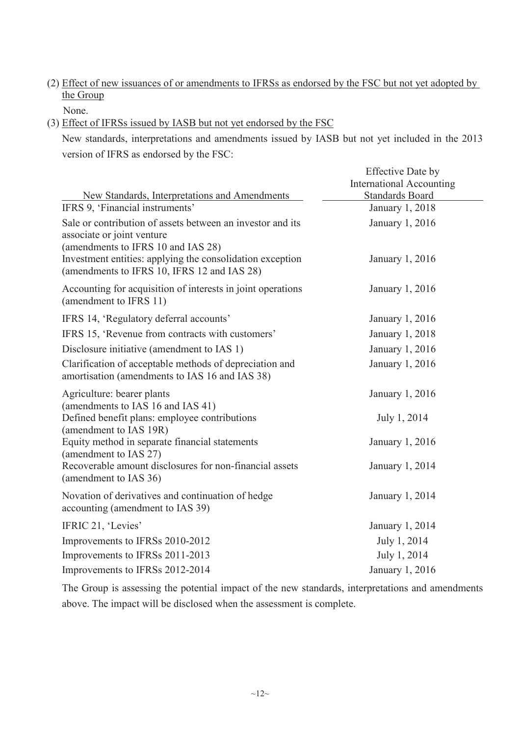(2) Effect of new issuances of or amendments to IFRSs as endorsed by the FSC but not yet adopted by the Group

None.

(3) Effect of IFRSs issued by IASB but not yet endorsed by the FSC

New standards, interpretations and amendments issued by IASB but not yet included in the 2013 version of IFRS as endorsed by the FSC:

| New Standards, Interpretations and Amendments | Effective Date by International Accounting Standards Board |
|---|---|
| IFRS 9, 'Financial instruments' | January 1, 2018 |
| Sale or contribution of assets between an investor and its associate or joint venture (amendments to IFRS 10 and IAS 28) | January 1, 2016 |
| Investment entities: applying the consolidation exception (amendments to IFRS 10, IFRS 12 and IAS 28) | January 1, 2016 |
| Accounting for acquisition of interests in joint operations (amendment to IFRS 11) | January 1, 2016 |
| IFRS 14, 'Regulatory deferral accounts' | January 1, 2016 |
| IFRS 15, 'Revenue from contracts with customers' | January 1, 2018 |
| Disclosure initiative (amendment to IAS 1) | January 1, 2016 |
| Clarification of acceptable methods of depreciation and amortisation (amendments to IAS 16 and IAS 38) | January 1, 2016 |
| Agriculture: bearer plants (amendments to IAS 16 and IAS 41) | January 1, 2016 |
| Defined benefit plans: employee contributions (amendment to IAS 19R) | July 1, 2014 |
| Equity method in separate financial statements (amendment to IAS 27) | January 1, 2016 |
| Recoverable amount disclosures for non-financial assets (amendment to IAS 36) | January 1, 2014 |
| Novation of derivatives and continuation of hedge accounting (amendment to IAS 39) | January 1, 2014 |
| IFRIC 21, 'Levies' | January 1, 2014 |
| Improvements to IFRSs 2010-2012 | July 1, 2014 |
| Improvements to IFRSs 2011-2013 | July 1, 2014 |
| Improvements to IFRSs 2012-2014 | January 1, 2016 |

The Group is assessing the potential impact of the new standards, interpretations and amendments above. The impact will be disclosed when the assessment is complete.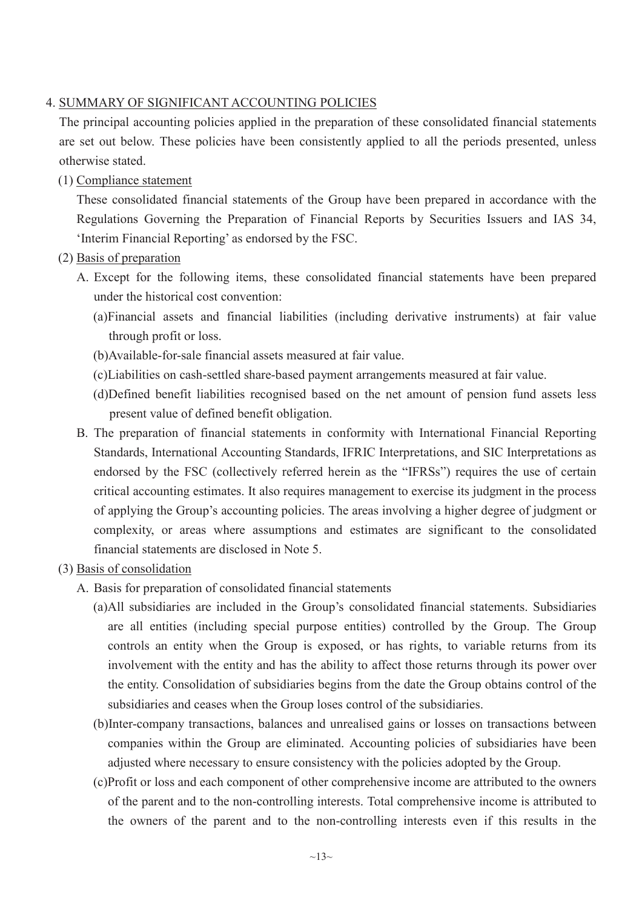## 4. SUMMARY OF SIGNIFICANT ACCOUNTING POLICIES

The principal accounting policies applied in the preparation of these consolidated financial statements are set out below. These policies have been consistently applied to all the periods presented, unless otherwise stated.

### (1) Compliance statement

These consolidated financial statements of the Group have been prepared in accordance with the Regulations Governing the Preparation of Financial Reports by Securities Issuers and IAS 34, 'Interim Financial Reporting' as endorsed by the FSC.

### (2) Basis of preparation

A. Except for the following items, these consolidated financial statements have been prepared under the historical cost convention:

   (a) Financial assets and financial liabilities (including derivative instruments) at fair value through profit or loss.

   (b) Available-for-sale financial assets measured at fair value.

   (c) Liabilities on cash-settled share-based payment arrangements measured at fair value.

   (d) Defined benefit liabilities recognised based on the net amount of pension fund assets less present value of defined benefit obligation.

B. The preparation of financial statements in conformity with International Financial Reporting Standards, International Accounting Standards, IFRIC Interpretations, and SIC Interpretations as endorsed by the FSC (collectively referred herein as the "IFRSs") requires the use of certain critical accounting estimates. It also requires management to exercise its judgment in the process of applying the Group's accounting policies. The areas involving a higher degree of judgment or complexity, or areas where assumptions and estimates are significant to the consolidated financial statements are disclosed in Note 5.

### (3) Basis of consolidation

A. Basis for preparation of consolidated financial statements

   (a) All subsidiaries are included in the Group's consolidated financial statements. Subsidiaries are all entities (including special purpose entities) controlled by the Group. The Group controls an entity when the Group is exposed, or has rights, to variable returns from its involvement with the entity and has the ability to affect those returns through its power over the entity. Consolidation of subsidiaries begins from the date the Group obtains control of the subsidiaries and ceases when the Group loses control of the subsidiaries.

   (b) Inter-company transactions, balances and unrealised gains or losses on transactions between companies within the Group are eliminated. Accounting policies of subsidiaries have been adjusted where necessary to ensure consistency with the policies adopted by the Group.

   (c) Profit or loss and each component of other comprehensive income are attributed to the owners of the parent and to the non-controlling interests. Total comprehensive income is attributed to the owners of the parent and to the non-controlling interests even if this results in the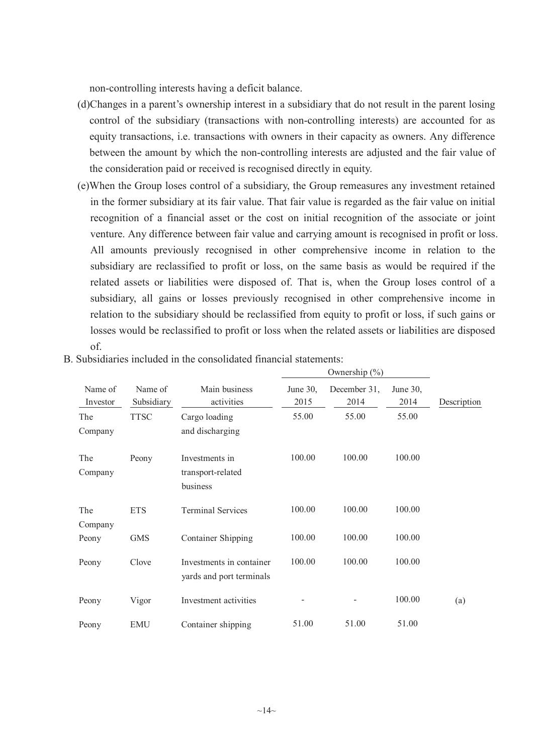non-controlling interests having a deficit balance.

(d)Changes in a parent's ownership interest in a subsidiary that do not result in the parent losing control of the subsidiary (transactions with non-controlling interests) are accounted for as equity transactions, i.e. transactions with owners in their capacity as owners. Any difference between the amount by which the non-controlling interests are adjusted and the fair value of the consideration paid or received is recognised directly in equity.

(e)When the Group loses control of a subsidiary, the Group remeasures any investment retained in the former subsidiary at its fair value. That fair value is regarded as the fair value on initial recognition of a financial asset or the cost on initial recognition of the associate or joint venture. Any difference between fair value and carrying amount is recognised in profit or loss. All amounts previously recognised in other comprehensive income in relation to the subsidiary are reclassified to profit or loss, on the same basis as would be required if the related assets or liabilities were disposed of. That is, when the Group loses control of a subsidiary, all gains or losses previously recognised in other comprehensive income in relation to the subsidiary should be reclassified from equity to profit or loss, if such gains or losses would be reclassified to profit or loss when the related assets or liabilities are disposed of.

B. Subsidiaries included in the consolidated financial statements:

| | | | Ownership (%) | | | |
|---|---|---|---|---|---|---|
| Name of Investor | Name of Subsidiary | Main business activities | June 30, 2015 | December 31, 2014 | June 30, 2014 | Description |
| The Company | TTSC | Cargo loading and discharging | 55.00 | 55.00 | 55.00 | |
| The Company | Peony | Investments in transport-related business | 100.00 | 100.00 | 100.00 | |
| The Company | ETS | Terminal Services | 100.00 | 100.00 | 100.00 | |
| Peony | GMS | Container Shipping | 100.00 | 100.00 | 100.00 | |
| Peony | Clove | Investments in container yards and port terminals | 100.00 | 100.00 | 100.00 | |
| Peony | Vigor | Investment activities | - | - | 100.00 | (a) |
| Peony | EMU | Container shipping | 51.00 | 51.00 | 51.00 | |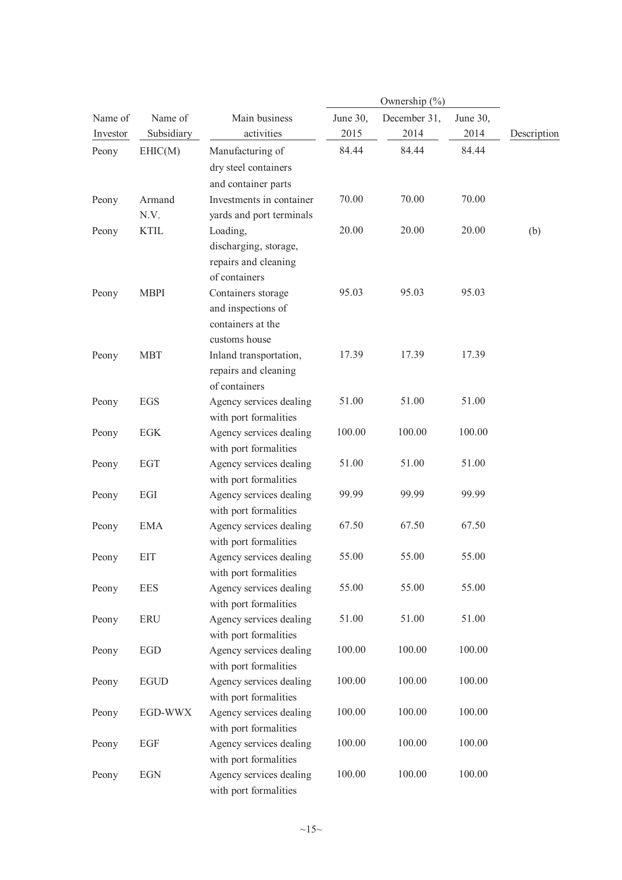| Name of Investor | Name of Subsidiary | Main business activities | Ownership (%) | | | Description |
|---|---|---|---|---|---|---|
| | | | June 30, 2015 | December 31, 2014 | June 30, 2014 | |
| Peony | EHIC(M) | Manufacturing of dry steel containers and container parts | 84.44 | 84.44 | 84.44 | |
| Peony | Armand N.V. | Investments in container yards and port terminals | 70.00 | 70.00 | 70.00 | |
| Peony | KTIL | Loading, discharging, storage, repairs and cleaning of containers | 20.00 | 20.00 | 20.00 | (b) |
| Peony | MBPI | Containers storage and inspections of containers at the customs house | 95.03 | 95.03 | 95.03 | |
| Peony | MBT | Inland transportation, repairs and cleaning of containers | 17.39 | 17.39 | 17.39 | |
| Peony | EGS | Agency services dealing with port formalities | 51.00 | 51.00 | 51.00 | |
| Peony | EGK | Agency services dealing with port formalities | 100.00 | 100.00 | 100.00 | |
| Peony | EGT | Agency services dealing with port formalities | 51.00 | 51.00 | 51.00 | |
| Peony | EGI | Agency services dealing with port formalities | 99.99 | 99.99 | 99.99 | |
| Peony | EMA | Agency services dealing with port formalities | 67.50 | 67.50 | 67.50 | |
| Peony | EIT | Agency services dealing with port formalities | 55.00 | 55.00 | 55.00 | |
| Peony | EES | Agency services dealing with port formalities | 55.00 | 55.00 | 55.00 | |
| Peony | ERU | Agency services dealing with port formalities | 51.00 | 51.00 | 51.00 | |
| Peony | EGD | Agency services dealing with port formalities | 100.00 | 100.00 | 100.00 | |
| Peony | EGUD | Agency services dealing with port formalities | 100.00 | 100.00 | 100.00 | |
| Peony | EGD-WWX | Agency services dealing with port formalities | 100.00 | 100.00 | 100.00 | |
| Peony | EGF | Agency services dealing with port formalities | 100.00 | 100.00 | 100.00 | |
| Peony | EGN | Agency services dealing with port formalities | 100.00 | 100.00 | 100.00 | |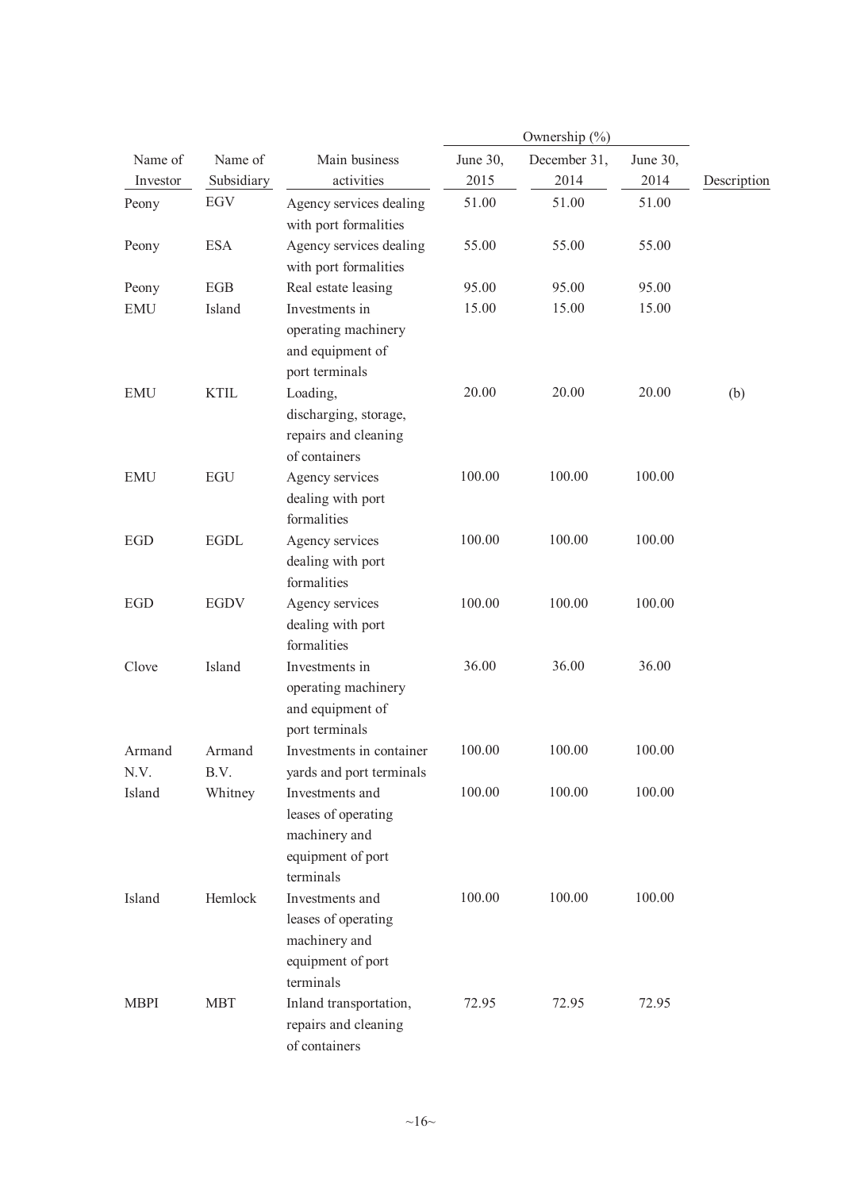| Name of Investor | Name of Subsidiary | Main business activities | Ownership (%) | | | Description |
|---|---|---|---|---|---|---|
| | | | June 30, 2015 | December 31, 2014 | June 30, 2014 | |
| Peony | EGV | Agency services dealing with port formalities | 51.00 | 51.00 | 51.00 | |
| Peony | ESA | Agency services dealing with port formalities | 55.00 | 55.00 | 55.00 | |
| Peony | EGB | Real estate leasing | 95.00 | 95.00 | 95.00 | |
| EMU | Island | Investments in operating machinery and equipment of port terminals | 15.00 | 15.00 | 15.00 | |
| EMU | KTIL | Loading, discharging, storage, repairs and cleaning of containers | 20.00 | 20.00 | 20.00 | (b) |
| EMU | EGU | Agency services dealing with port formalities | 100.00 | 100.00 | 100.00 | |
| EGD | EGDL | Agency services dealing with port formalities | 100.00 | 100.00 | 100.00 | |
| EGD | EGDV | Agency services dealing with port formalities | 100.00 | 100.00 | 100.00 | |
| Clove | Island | Investments in operating machinery and equipment of port terminals | 36.00 | 36.00 | 36.00 | |
| Armand N.V. | Armand B.V. | Investments in container yards and port terminals | 100.00 | 100.00 | 100.00 | |
| Island | Whitney | Investments and leases of operating machinery and equipment of port terminals | 100.00 | 100.00 | 100.00 | |
| Island | Hemlock | Investments and leases of operating machinery and equipment of port terminals | 100.00 | 100.00 | 100.00 | |
| MBPI | MBT | Inland transportation, repairs and cleaning of containers | 72.95 | 72.95 | 72.95 | |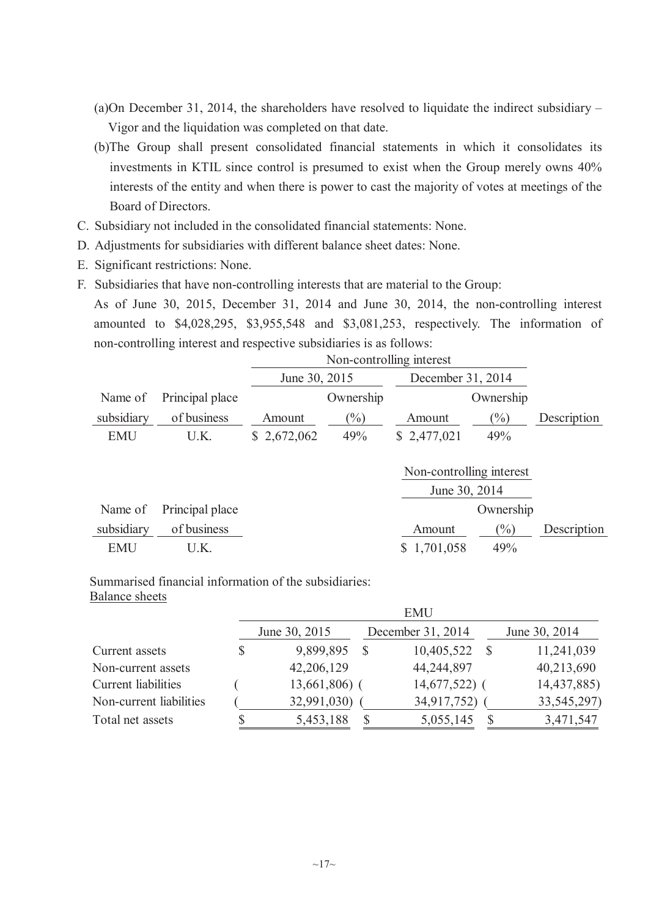(a)On December 31, 2014, the shareholders have resolved to liquidate the indirect subsidiary – Vigor and the liquidation was completed on that date.

(b)The Group shall present consolidated financial statements in which it consolidates its investments in KTIL since control is presumed to exist when the Group merely owns 40% interests of the entity and when there is power to cast the majority of votes at meetings of the Board of Directors.

C. Subsidiary not included in the consolidated financial statements: None.

D. Adjustments for subsidiaries with different balance sheet dates: None.

E. Significant restrictions: None.

F. Subsidiaries that have non-controlling interests that are material to the Group:

As of June 30, 2015, December 31, 2014 and June 30, 2014, the non-controlling interest amounted to $4,028,295, $3,955,548 and $3,081,253, respectively. The information of non-controlling interest and respective subsidiaries is as follows:

| | | Non-controlling interest | | | | |
|---|---|---|---|---|---|---|
| | | June 30, 2015 | | December 31, 2014 | | |
| Name of subsidiary | Principal place of business | Amount | Ownership (%) | Amount | Ownership (%) | Description |
| EMU | U.K. | $ 2,672,062 | 49% | $ 2,477,021 | 49% | |

| | | Non-controlling interest | | |
|---|---|---|---|---|
| | | June 30, 2014 | | |
| Name of subsidiary | Principal place of business | Amount | Ownership (%) | Description |
| EMU | U.K. | $ 1,701,058 | 49% | |

Summarised financial information of the subsidiaries:

Balance sheets

| | EMU | | |
|---|---|---|---|
| | June 30, 2015 | December 31, 2014 | June 30, 2014 |
| Current assets | $ 9,899,895 | $ 10,405,522 | $ 11,241,039 |
| Non-current assets | 42,206,129 | 44,244,897 | 40,213,690 |
| Current liabilities | ( 13,661,806) | ( 14,677,522) | ( 14,437,885) |
| Non-current liabilities | ( 32,991,030) | ( 34,917,752) | ( 33,545,297) |
| Total net assets | $ 5,453,188 | $ 5,055,145 | $ 3,471,547 |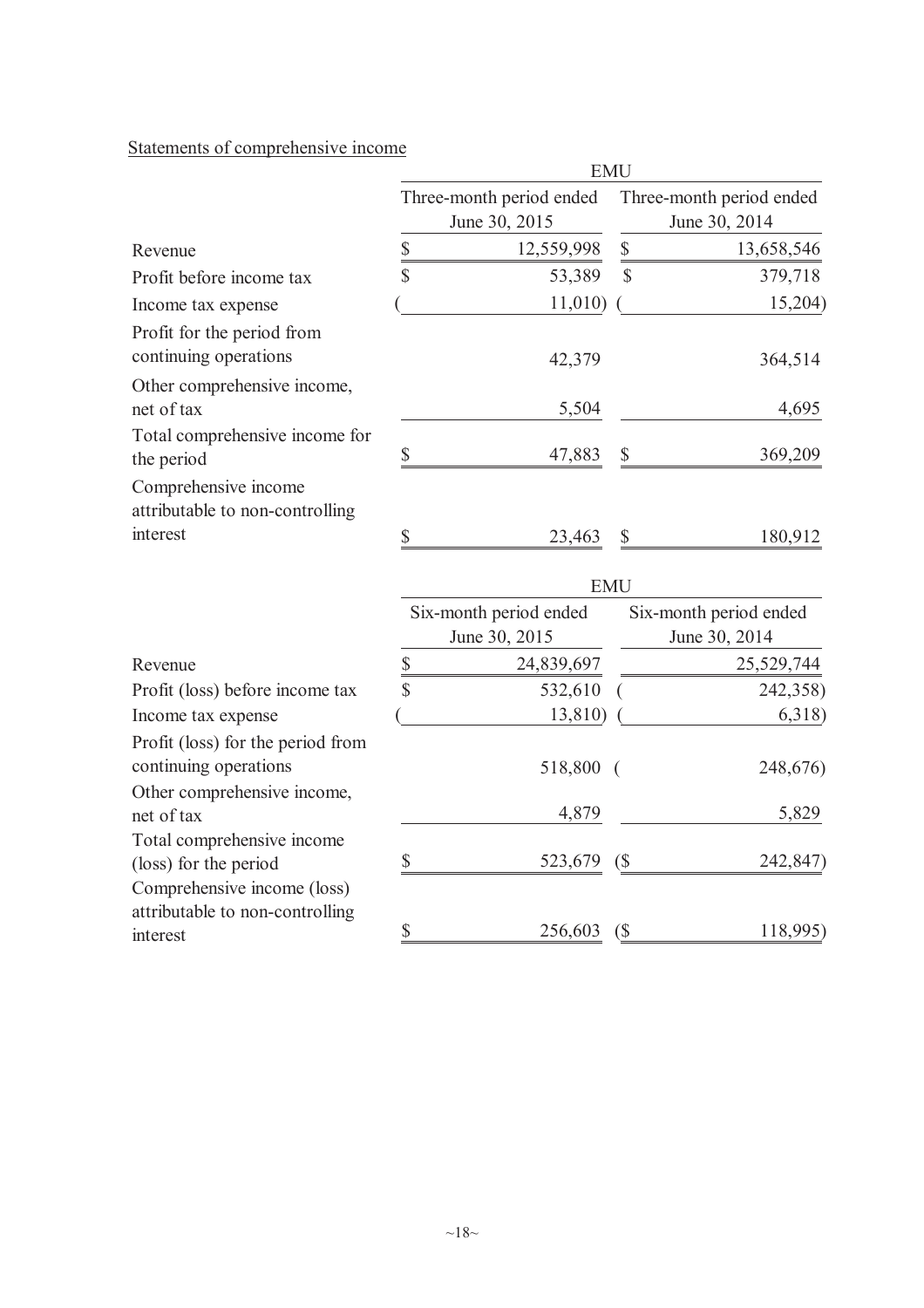Statements of comprehensive income

| | EMU | |
|---|---|---|
| | Three-month period ended June 30, 2015 | Three-month period ended June 30, 2014 |
| Revenue | $ 12,559,998 | $ 13,658,546 |
| Profit before income tax | $ 53,389 | $ 379,718 |
| Income tax expense | ( 11,010) | ( 15,204) |
| Profit for the period from continuing operations | 42,379 | 364,514 |
| Other comprehensive income, net of tax | 5,504 | 4,695 |
| Total comprehensive income for the period | $ 47,883 | $ 369,209 |
| Comprehensive income attributable to non-controlling interest | $ 23,463 | $ 180,912 |

| | EMU | |
|---|---|---|
| | Six-month period ended June 30, 2015 | Six-month period ended June 30, 2014 |
| Revenue | $ 24,839,697 | 25,529,744 |
| Profit (loss) before income tax | $ 532,610 | ( 242,358) |
| Income tax expense | ( 13,810) | ( 6,318) |
| Profit (loss) for the period from continuing operations | 518,800 | ( 248,676) |
| Other comprehensive income, net of tax | 4,879 | 5,829 |
| Total comprehensive income (loss) for the period | $ 523,679 | ($ 242,847) |
| Comprehensive income (loss) attributable to non-controlling interest | $ 256,603 | ($ 118,995) |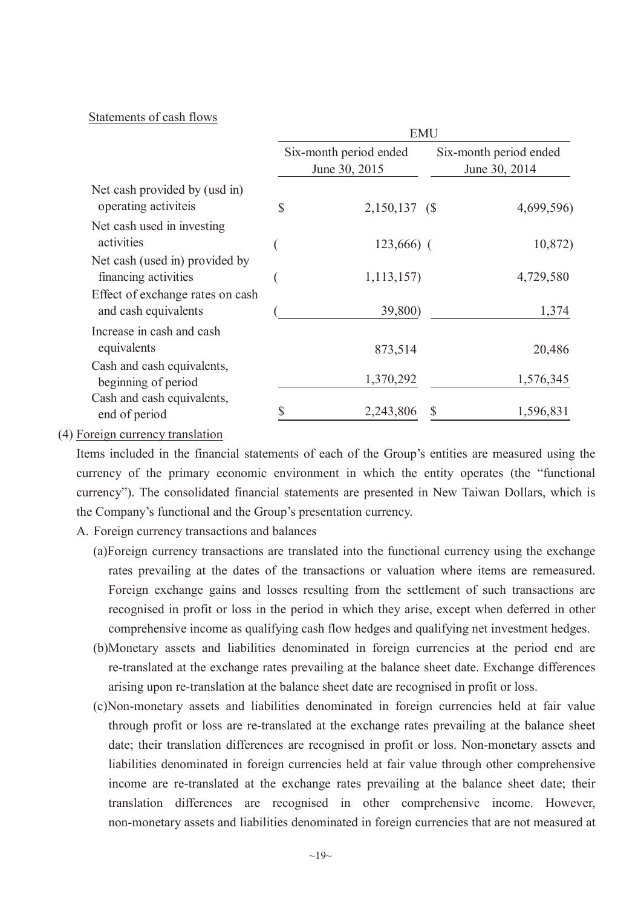Statements of cash flows

| | EMU | |
|---|---|---|
| | Six-month period ended June 30, 2015 | Six-month period ended June 30, 2014 |
| Net cash provided by (usd in) operating activiteis | $ 2,150,137 | ($ 4,699,596) |
| Net cash used in investing activities | ( 123,666) | ( 10,872) |
| Net cash (used in) provided by financing activities | ( 1,113,157) | 4,729,580 |
| Effect of exchange rates on cash and cash equivalents | ( 39,800) | 1,374 |
| Increase in cash and cash equivalents | 873,514 | 20,486 |
| Cash and cash equivalents, beginning of period | 1,370,292 | 1,576,345 |
| Cash and cash equivalents, end of period | $ 2,243,806 | $ 1,596,831 |

(4) Foreign currency translation

Items included in the financial statements of each of the Group's entities are measured using the currency of the primary economic environment in which the entity operates (the "functional currency"). The consolidated financial statements are presented in New Taiwan Dollars, which is the Company's functional and the Group's presentation currency.

A. Foreign currency transactions and balances

(a)Foreign currency transactions are translated into the functional currency using the exchange rates prevailing at the dates of the transactions or valuation where items are remeasured. Foreign exchange gains and losses resulting from the settlement of such transactions are recognised in profit or loss in the period in which they arise, except when deferred in other comprehensive income as qualifying cash flow hedges and qualifying net investment hedges.

(b)Monetary assets and liabilities denominated in foreign currencies at the period end are re-translated at the exchange rates prevailing at the balance sheet date. Exchange differences arising upon re-translation at the balance sheet date are recognised in profit or loss.

(c)Non-monetary assets and liabilities denominated in foreign currencies held at fair value through profit or loss are re-translated at the exchange rates prevailing at the balance sheet date; their translation differences are recognised in profit or loss. Non-monetary assets and liabilities denominated in foreign currencies held at fair value through other comprehensive income are re-translated at the exchange rates prevailing at the balance sheet date; their translation differences are recognised in other comprehensive income. However, non-monetary assets and liabilities denominated in foreign currencies that are not measured at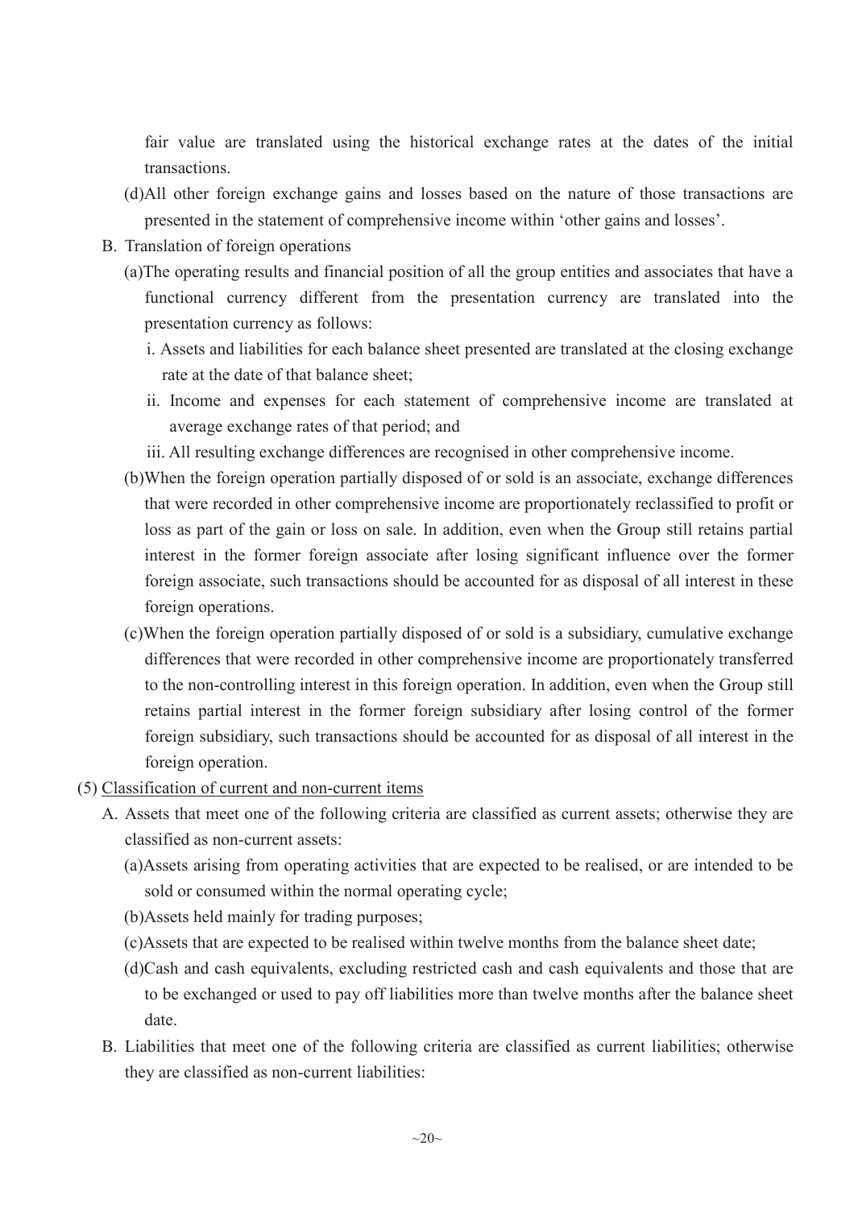fair value are translated using the historical exchange rates at the dates of the initial transactions.

(d)All other foreign exchange gains and losses based on the nature of those transactions are presented in the statement of comprehensive income within 'other gains and losses'.

B. Translation of foreign operations

(a)The operating results and financial position of all the group entities and associates that have a functional currency different from the presentation currency are translated into the presentation currency as follows:

i. Assets and liabilities for each balance sheet presented are translated at the closing exchange rate at the date of that balance sheet;

ii. Income and expenses for each statement of comprehensive income are translated at average exchange rates of that period; and

iii. All resulting exchange differences are recognised in other comprehensive income.

(b)When the foreign operation partially disposed of or sold is an associate, exchange differences that were recorded in other comprehensive income are proportionately reclassified to profit or loss as part of the gain or loss on sale. In addition, even when the Group still retains partial interest in the former foreign associate after losing significant influence over the former foreign associate, such transactions should be accounted for as disposal of all interest in these foreign operations.

(c)When the foreign operation partially disposed of or sold is a subsidiary, cumulative exchange differences that were recorded in other comprehensive income are proportionately transferred to the non-controlling interest in this foreign operation. In addition, even when the Group still retains partial interest in the former foreign subsidiary after losing control of the former foreign subsidiary, such transactions should be accounted for as disposal of all interest in the foreign operation.

(5) Classification of current and non-current items

A. Assets that meet one of the following criteria are classified as current assets; otherwise they are classified as non-current assets:

(a)Assets arising from operating activities that are expected to be realised, or are intended to be sold or consumed within the normal operating cycle;

(b)Assets held mainly for trading purposes;

(c)Assets that are expected to be realised within twelve months from the balance sheet date;

(d)Cash and cash equivalents, excluding restricted cash and cash equivalents and those that are to be exchanged or used to pay off liabilities more than twelve months after the balance sheet date.

B. Liabilities that meet one of the following criteria are classified as current liabilities; otherwise they are classified as non-current liabilities: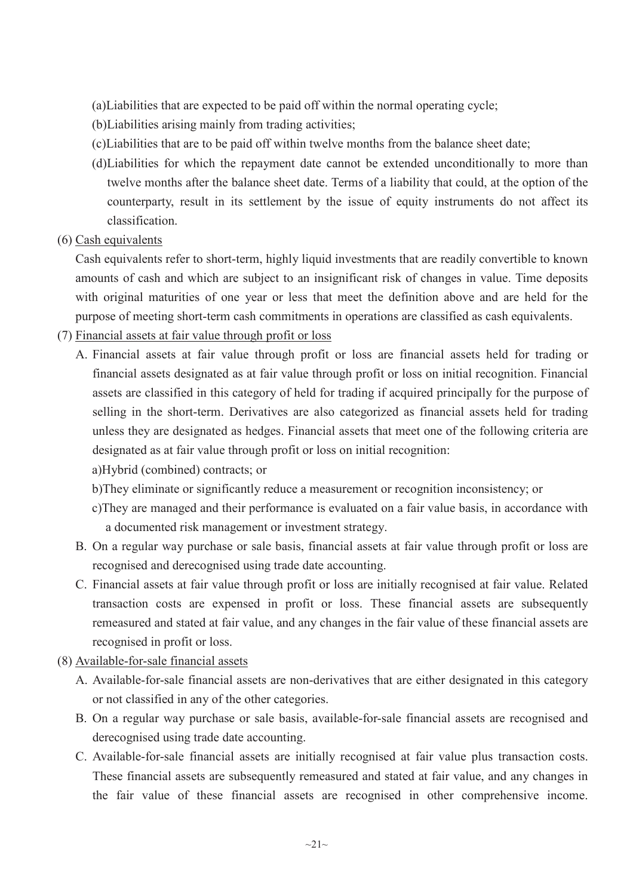(a)Liabilities that are expected to be paid off within the normal operating cycle;

(b)Liabilities arising mainly from trading activities;

(c)Liabilities that are to be paid off within twelve months from the balance sheet date;

(d)Liabilities for which the repayment date cannot be extended unconditionally to more than twelve months after the balance sheet date. Terms of a liability that could, at the option of the counterparty, result in its settlement by the issue of equity instruments do not affect its classification.

(6) Cash equivalents

Cash equivalents refer to short-term, highly liquid investments that are readily convertible to known amounts of cash and which are subject to an insignificant risk of changes in value. Time deposits with original maturities of one year or less that meet the definition above and are held for the purpose of meeting short-term cash commitments in operations are classified as cash equivalents.

(7) Financial assets at fair value through profit or loss

A. Financial assets at fair value through profit or loss are financial assets held for trading or financial assets designated as at fair value through profit or loss on initial recognition. Financial assets are classified in this category of held for trading if acquired principally for the purpose of selling in the short-term. Derivatives are also categorized as financial assets held for trading unless they are designated as hedges. Financial assets that meet one of the following criteria are designated as at fair value through profit or loss on initial recognition:

a)Hybrid (combined) contracts; or

b)They eliminate or significantly reduce a measurement or recognition inconsistency; or

c)They are managed and their performance is evaluated on a fair value basis, in accordance with a documented risk management or investment strategy.

B. On a regular way purchase or sale basis, financial assets at fair value through profit or loss are recognised and derecognised using trade date accounting.

C. Financial assets at fair value through profit or loss are initially recognised at fair value. Related transaction costs are expensed in profit or loss. These financial assets are subsequently remeasured and stated at fair value, and any changes in the fair value of these financial assets are recognised in profit or loss.

(8) Available-for-sale financial assets

A. Available-for-sale financial assets are non-derivatives that are either designated in this category or not classified in any of the other categories.

B. On a regular way purchase or sale basis, available-for-sale financial assets are recognised and derecognised using trade date accounting.

C. Available-for-sale financial assets are initially recognised at fair value plus transaction costs. These financial assets are subsequently remeasured and stated at fair value, and any changes in the fair value of these financial assets are recognised in other comprehensive income.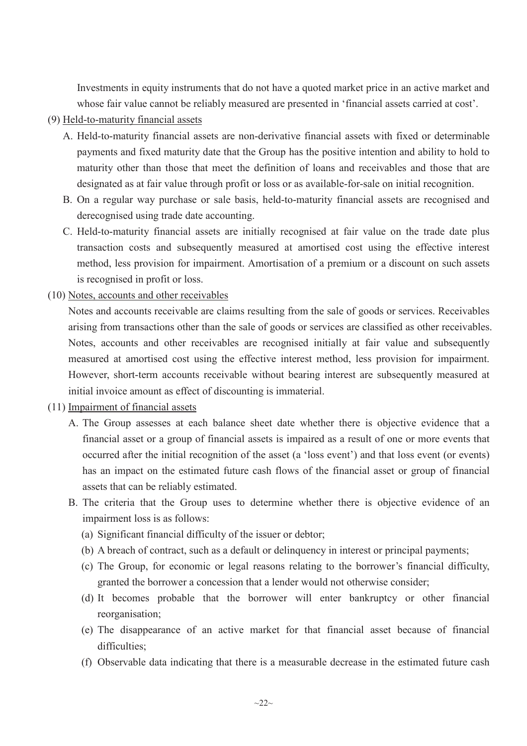Investments in equity instruments that do not have a quoted market price in an active market and whose fair value cannot be reliably measured are presented in 'financial assets carried at cost'.

(9) Held-to-maturity financial assets

A. Held-to-maturity financial assets are non-derivative financial assets with fixed or determinable payments and fixed maturity date that the Group has the positive intention and ability to hold to maturity other than those that meet the definition of loans and receivables and those that are designated as at fair value through profit or loss or as available-for-sale on initial recognition.

B. On a regular way purchase or sale basis, held-to-maturity financial assets are recognised and derecognised using trade date accounting.

C. Held-to-maturity financial assets are initially recognised at fair value on the trade date plus transaction costs and subsequently measured at amortised cost using the effective interest method, less provision for impairment. Amortisation of a premium or a discount on such assets is recognised in profit or loss.

(10) Notes, accounts and other receivables

Notes and accounts receivable are claims resulting from the sale of goods or services. Receivables arising from transactions other than the sale of goods or services are classified as other receivables. Notes, accounts and other receivables are recognised initially at fair value and subsequently measured at amortised cost using the effective interest method, less provision for impairment. However, short-term accounts receivable without bearing interest are subsequently measured at initial invoice amount as effect of discounting is immaterial.

(11) Impairment of financial assets

A. The Group assesses at each balance sheet date whether there is objective evidence that a financial asset or a group of financial assets is impaired as a result of one or more events that occurred after the initial recognition of the asset (a 'loss event') and that loss event (or events) has an impact on the estimated future cash flows of the financial asset or group of financial assets that can be reliably estimated.

B. The criteria that the Group uses to determine whether there is objective evidence of an impairment loss is as follows:

(a) Significant financial difficulty of the issuer or debtor;

(b) A breach of contract, such as a default or delinquency in interest or principal payments;

(c) The Group, for economic or legal reasons relating to the borrower's financial difficulty, granted the borrower a concession that a lender would not otherwise consider;

(d) It becomes probable that the borrower will enter bankruptcy or other financial reorganisation;

(e) The disappearance of an active market for that financial asset because of financial difficulties;

(f) Observable data indicating that there is a measurable decrease in the estimated future cash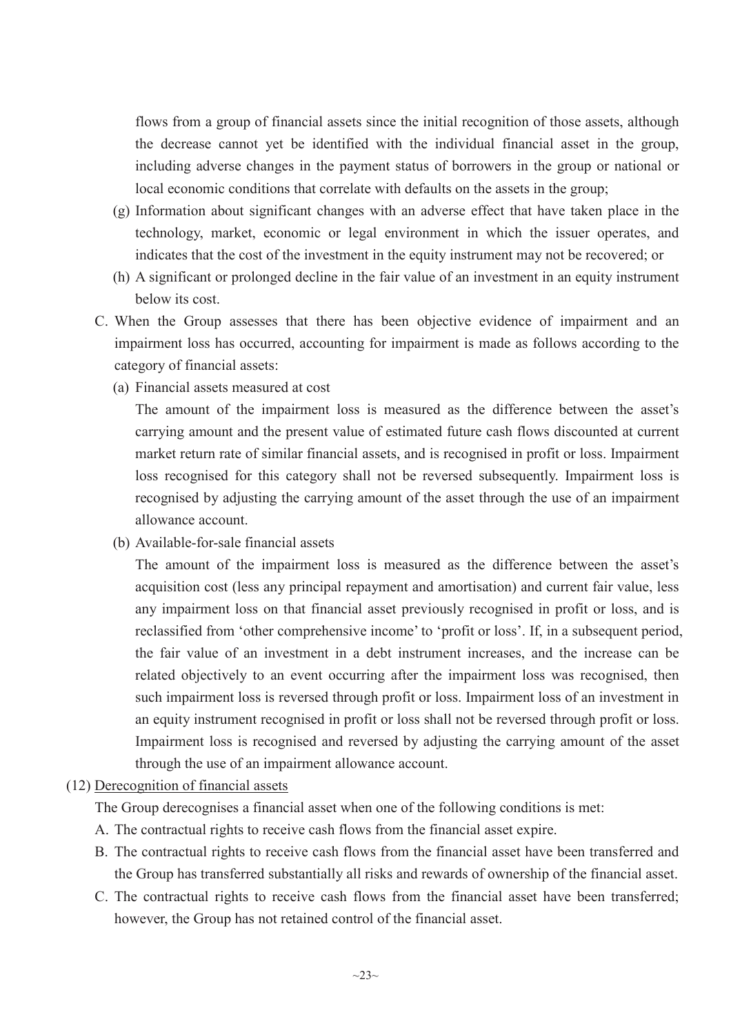flows from a group of financial assets since the initial recognition of those assets, although the decrease cannot yet be identified with the individual financial asset in the group, including adverse changes in the payment status of borrowers in the group or national or local economic conditions that correlate with defaults on the assets in the group;

(g) Information about significant changes with an adverse effect that have taken place in the technology, market, economic or legal environment in which the issuer operates, and indicates that the cost of the investment in the equity instrument may not be recovered; or

(h) A significant or prolonged decline in the fair value of an investment in an equity instrument below its cost.

C. When the Group assesses that there has been objective evidence of impairment and an impairment loss has occurred, accounting for impairment is made as follows according to the category of financial assets:

(a) Financial assets measured at cost

The amount of the impairment loss is measured as the difference between the asset's carrying amount and the present value of estimated future cash flows discounted at current market return rate of similar financial assets, and is recognised in profit or loss. Impairment loss recognised for this category shall not be reversed subsequently. Impairment loss is recognised by adjusting the carrying amount of the asset through the use of an impairment allowance account.

(b) Available-for-sale financial assets

The amount of the impairment loss is measured as the difference between the asset's acquisition cost (less any principal repayment and amortisation) and current fair value, less any impairment loss on that financial asset previously recognised in profit or loss, and is reclassified from 'other comprehensive income' to 'profit or loss'. If, in a subsequent period, the fair value of an investment in a debt instrument increases, and the increase can be related objectively to an event occurring after the impairment loss was recognised, then such impairment loss is reversed through profit or loss. Impairment loss of an investment in an equity instrument recognised in profit or loss shall not be reversed through profit or loss. Impairment loss is recognised and reversed by adjusting the carrying amount of the asset through the use of an impairment allowance account.

(12) Derecognition of financial assets

The Group derecognises a financial asset when one of the following conditions is met:

A. The contractual rights to receive cash flows from the financial asset expire.

B. The contractual rights to receive cash flows from the financial asset have been transferred and the Group has transferred substantially all risks and rewards of ownership of the financial asset.

C. The contractual rights to receive cash flows from the financial asset have been transferred; however, the Group has not retained control of the financial asset.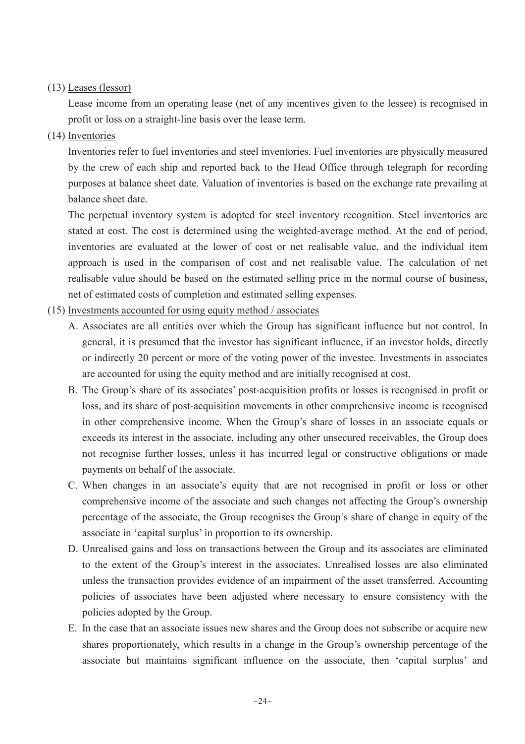(13) Leases (lessor)

Lease income from an operating lease (net of any incentives given to the lessee) is recognised in profit or loss on a straight-line basis over the lease term.

(14) Inventories

Inventories refer to fuel inventories and steel inventories. Fuel inventories are physically measured by the crew of each ship and reported back to the Head Office through telegraph for recording purposes at balance sheet date. Valuation of inventories is based on the exchange rate prevailing at balance sheet date.

The perpetual inventory system is adopted for steel inventory recognition. Steel inventories are stated at cost. The cost is determined using the weighted-average method. At the end of period, inventories are evaluated at the lower of cost or net realisable value, and the individual item approach is used in the comparison of cost and net realisable value. The calculation of net realisable value should be based on the estimated selling price in the normal course of business, net of estimated costs of completion and estimated selling expenses.

(15) Investments accounted for using equity method / associates

A. Associates are all entities over which the Group has significant influence but not control. In general, it is presumed that the investor has significant influence, if an investor holds, directly or indirectly 20 percent or more of the voting power of the investee. Investments in associates are accounted for using the equity method and are initially recognised at cost.

B. The Group's share of its associates' post-acquisition profits or losses is recognised in profit or loss, and its share of post-acquisition movements in other comprehensive income is recognised in other comprehensive income. When the Group's share of losses in an associate equals or exceeds its interest in the associate, including any other unsecured receivables, the Group does not recognise further losses, unless it has incurred legal or constructive obligations or made payments on behalf of the associate.

C. When changes in an associate's equity that are not recognised in profit or loss or other comprehensive income of the associate and such changes not affecting the Group's ownership percentage of the associate, the Group recognises the Group's share of change in equity of the associate in 'capital surplus' in proportion to its ownership.

D. Unrealised gains and loss on transactions between the Group and its associates are eliminated to the extent of the Group's interest in the associates. Unrealised losses are also eliminated unless the transaction provides evidence of an impairment of the asset transferred. Accounting policies of associates have been adjusted where necessary to ensure consistency with the policies adopted by the Group.

E. In the case that an associate issues new shares and the Group does not subscribe or acquire new shares proportionately, which results in a change in the Group's ownership percentage of the associate but maintains significant influence on the associate, then 'capital surplus' and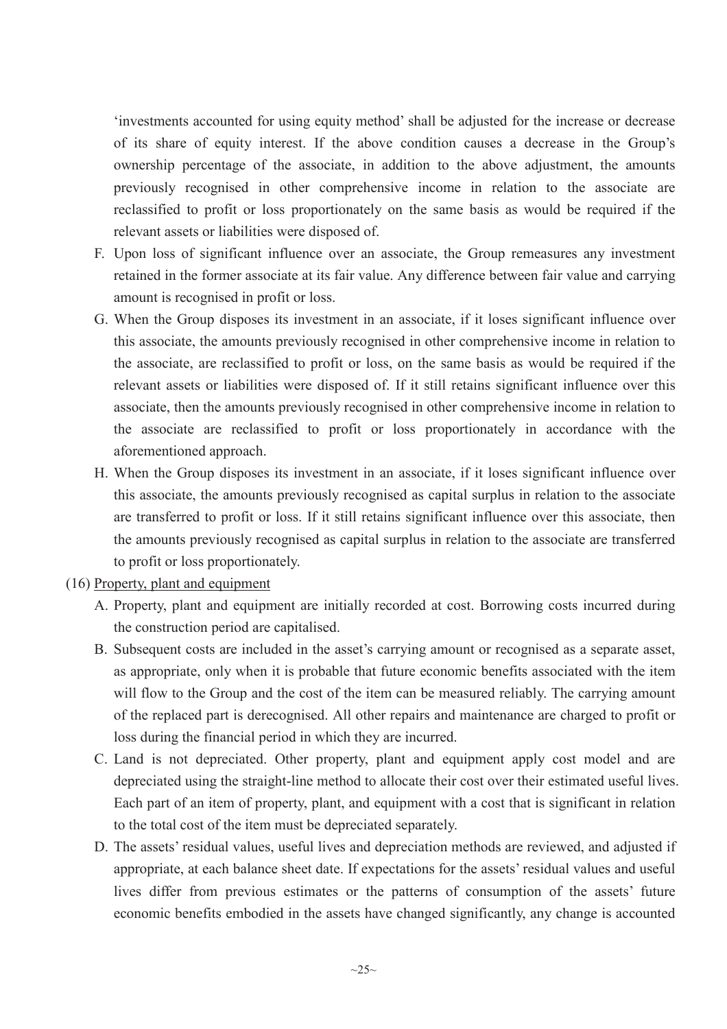'investments accounted for using equity method' shall be adjusted for the increase or decrease of its share of equity interest. If the above condition causes a decrease in the Group's ownership percentage of the associate, in addition to the above adjustment, the amounts previously recognised in other comprehensive income in relation to the associate are reclassified to profit or loss proportionately on the same basis as would be required if the relevant assets or liabilities were disposed of.

F. Upon loss of significant influence over an associate, the Group remeasures any investment retained in the former associate at its fair value. Any difference between fair value and carrying amount is recognised in profit or loss.

G. When the Group disposes its investment in an associate, if it loses significant influence over this associate, the amounts previously recognised in other comprehensive income in relation to the associate, are reclassified to profit or loss, on the same basis as would be required if the relevant assets or liabilities were disposed of. If it still retains significant influence over this associate, then the amounts previously recognised in other comprehensive income in relation to the associate are reclassified to profit or loss proportionately in accordance with the aforementioned approach.

H. When the Group disposes its investment in an associate, if it loses significant influence over this associate, the amounts previously recognised as capital surplus in relation to the associate are transferred to profit or loss. If it still retains significant influence over this associate, then the amounts previously recognised as capital surplus in relation to the associate are transferred to profit or loss proportionately.

(16) Property, plant and equipment

A. Property, plant and equipment are initially recorded at cost. Borrowing costs incurred during the construction period are capitalised.

B. Subsequent costs are included in the asset's carrying amount or recognised as a separate asset, as appropriate, only when it is probable that future economic benefits associated with the item will flow to the Group and the cost of the item can be measured reliably. The carrying amount of the replaced part is derecognised. All other repairs and maintenance are charged to profit or loss during the financial period in which they are incurred.

C. Land is not depreciated. Other property, plant and equipment apply cost model and are depreciated using the straight-line method to allocate their cost over their estimated useful lives. Each part of an item of property, plant, and equipment with a cost that is significant in relation to the total cost of the item must be depreciated separately.

D. The assets' residual values, useful lives and depreciation methods are reviewed, and adjusted if appropriate, at each balance sheet date. If expectations for the assets' residual values and useful lives differ from previous estimates or the patterns of consumption of the assets' future economic benefits embodied in the assets have changed significantly, any change is accounted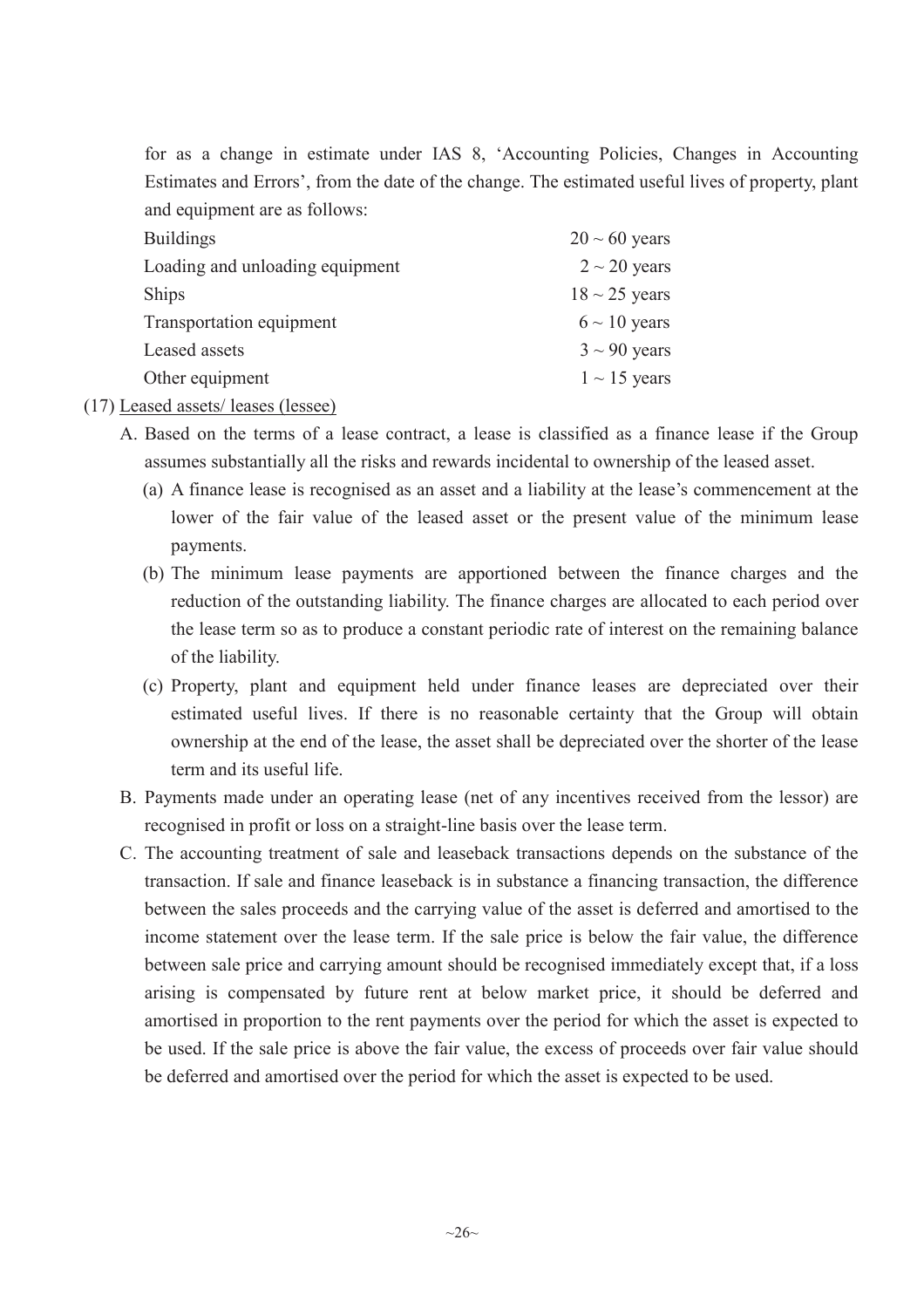for as a change in estimate under IAS 8, 'Accounting Policies, Changes in Accounting Estimates and Errors', from the date of the change. The estimated useful lives of property, plant and equipment are as follows:

| | |
|---|---|
| Buildings | 20 ~ 60 years |
| Loading and unloading equipment | 2 ~ 20 years |
| Ships | 18 ~ 25 years |
| Transportation equipment | 6 ~ 10 years |
| Leased assets | 3 ~ 90 years |
| Other equipment | 1 ~ 15 years |

(17) Leased assets/ leases (lessee)

A. Based on the terms of a lease contract, a lease is classified as a finance lease if the Group assumes substantially all the risks and rewards incidental to ownership of the leased asset.

(a) A finance lease is recognised as an asset and a liability at the lease's commencement at the lower of the fair value of the leased asset or the present value of the minimum lease payments.

(b) The minimum lease payments are apportioned between the finance charges and the reduction of the outstanding liability. The finance charges are allocated to each period over the lease term so as to produce a constant periodic rate of interest on the remaining balance of the liability.

(c) Property, plant and equipment held under finance leases are depreciated over their estimated useful lives. If there is no reasonable certainty that the Group will obtain ownership at the end of the lease, the asset shall be depreciated over the shorter of the lease term and its useful life.

B. Payments made under an operating lease (net of any incentives received from the lessor) are recognised in profit or loss on a straight-line basis over the lease term.

C. The accounting treatment of sale and leaseback transactions depends on the substance of the transaction. If sale and finance leaseback is in substance a financing transaction, the difference between the sales proceeds and the carrying value of the asset is deferred and amortised to the income statement over the lease term. If the sale price is below the fair value, the difference between sale price and carrying amount should be recognised immediately except that, if a loss arising is compensated by future rent at below market price, it should be deferred and amortised in proportion to the rent payments over the period for which the asset is expected to be used. If the sale price is above the fair value, the excess of proceeds over fair value should be deferred and amortised over the period for which the asset is expected to be used.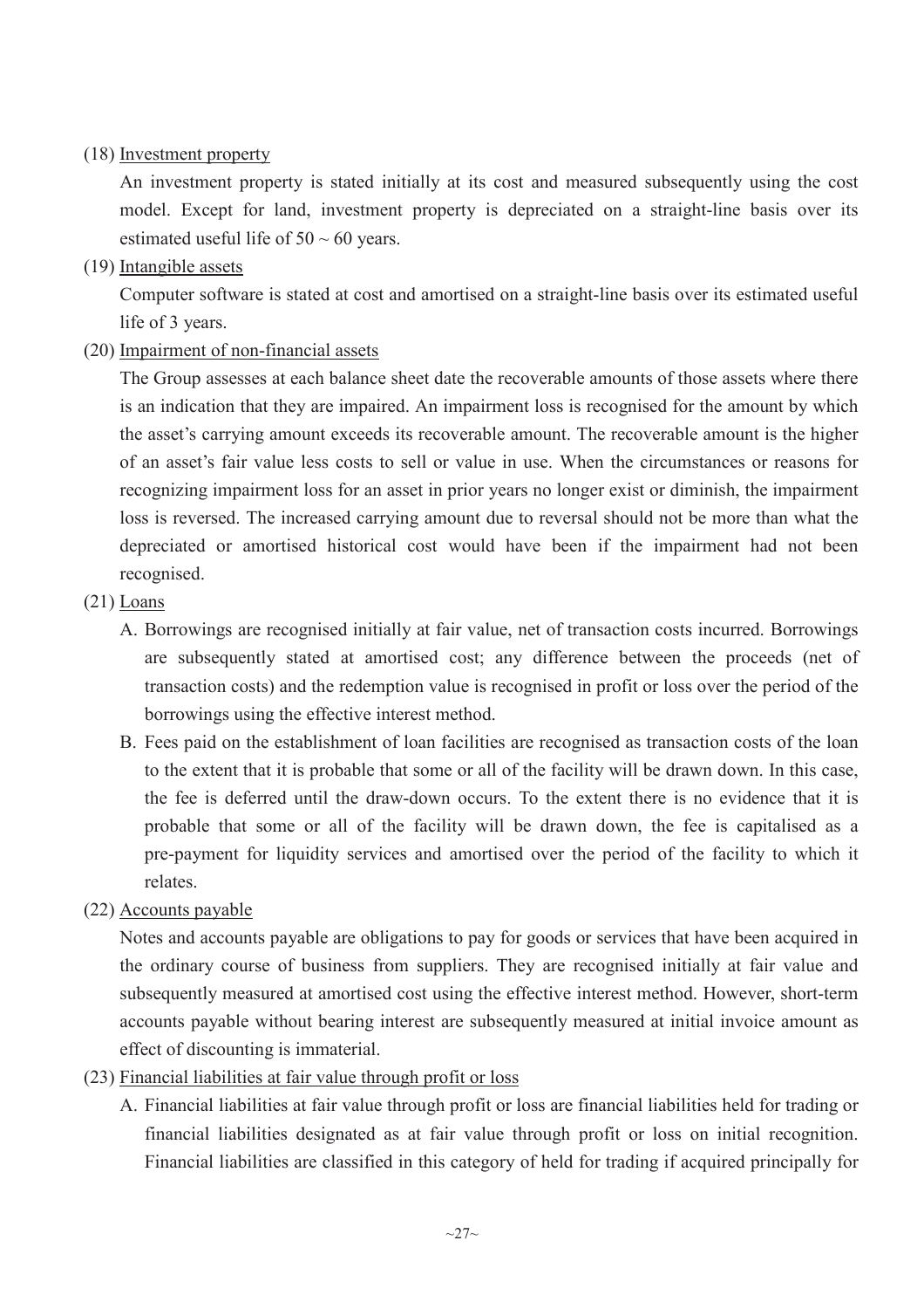(18) Investment property

An investment property is stated initially at its cost and measured subsequently using the cost model. Except for land, investment property is depreciated on a straight-line basis over its estimated useful life of 50 ~ 60 years.

(19) Intangible assets

Computer software is stated at cost and amortised on a straight-line basis over its estimated useful life of 3 years.

(20) Impairment of non-financial assets

The Group assesses at each balance sheet date the recoverable amounts of those assets where there is an indication that they are impaired. An impairment loss is recognised for the amount by which the asset's carrying amount exceeds its recoverable amount. The recoverable amount is the higher of an asset's fair value less costs to sell or value in use. When the circumstances or reasons for recognizing impairment loss for an asset in prior years no longer exist or diminish, the impairment loss is reversed. The increased carrying amount due to reversal should not be more than what the depreciated or amortised historical cost would have been if the impairment had not been recognised.

(21) Loans

A. Borrowings are recognised initially at fair value, net of transaction costs incurred. Borrowings are subsequently stated at amortised cost; any difference between the proceeds (net of transaction costs) and the redemption value is recognised in profit or loss over the period of the borrowings using the effective interest method.

B. Fees paid on the establishment of loan facilities are recognised as transaction costs of the loan to the extent that it is probable that some or all of the facility will be drawn down. In this case, the fee is deferred until the draw-down occurs. To the extent there is no evidence that it is probable that some or all of the facility will be drawn down, the fee is capitalised as a pre-payment for liquidity services and amortised over the period of the facility to which it relates.

(22) Accounts payable

Notes and accounts payable are obligations to pay for goods or services that have been acquired in the ordinary course of business from suppliers. They are recognised initially at fair value and subsequently measured at amortised cost using the effective interest method. However, short-term accounts payable without bearing interest are subsequently measured at initial invoice amount as effect of discounting is immaterial.

(23) Financial liabilities at fair value through profit or loss

A. Financial liabilities at fair value through profit or loss are financial liabilities held for trading or financial liabilities designated as at fair value through profit or loss on initial recognition. Financial liabilities are classified in this category of held for trading if acquired principally for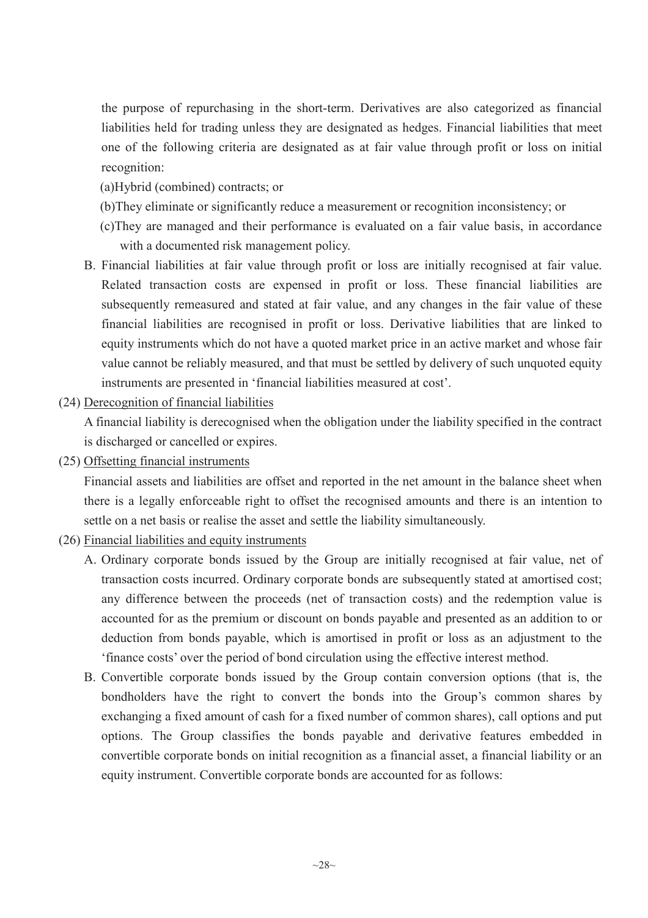the purpose of repurchasing in the short-term. Derivatives are also categorized as financial liabilities held for trading unless they are designated as hedges. Financial liabilities that meet one of the following criteria are designated as at fair value through profit or loss on initial recognition:

(a)Hybrid (combined) contracts; or

(b)They eliminate or significantly reduce a measurement or recognition inconsistency; or

(c)They are managed and their performance is evaluated on a fair value basis, in accordance with a documented risk management policy.

B. Financial liabilities at fair value through profit or loss are initially recognised at fair value. Related transaction costs are expensed in profit or loss. These financial liabilities are subsequently remeasured and stated at fair value, and any changes in the fair value of these financial liabilities are recognised in profit or loss. Derivative liabilities that are linked to equity instruments which do not have a quoted market price in an active market and whose fair value cannot be reliably measured, and that must be settled by delivery of such unquoted equity instruments are presented in 'financial liabilities measured at cost'.

(24) Derecognition of financial liabilities

A financial liability is derecognised when the obligation under the liability specified in the contract is discharged or cancelled or expires.

(25) Offsetting financial instruments

Financial assets and liabilities are offset and reported in the net amount in the balance sheet when there is a legally enforceable right to offset the recognised amounts and there is an intention to settle on a net basis or realise the asset and settle the liability simultaneously.

(26) Financial liabilities and equity instruments

A. Ordinary corporate bonds issued by the Group are initially recognised at fair value, net of transaction costs incurred. Ordinary corporate bonds are subsequently stated at amortised cost; any difference between the proceeds (net of transaction costs) and the redemption value is accounted for as the premium or discount on bonds payable and presented as an addition to or deduction from bonds payable, which is amortised in profit or loss as an adjustment to the 'finance costs' over the period of bond circulation using the effective interest method.

B. Convertible corporate bonds issued by the Group contain conversion options (that is, the bondholders have the right to convert the bonds into the Group's common shares by exchanging a fixed amount of cash for a fixed number of common shares), call options and put options. The Group classifies the bonds payable and derivative features embedded in convertible corporate bonds on initial recognition as a financial asset, a financial liability or an equity instrument. Convertible corporate bonds are accounted for as follows: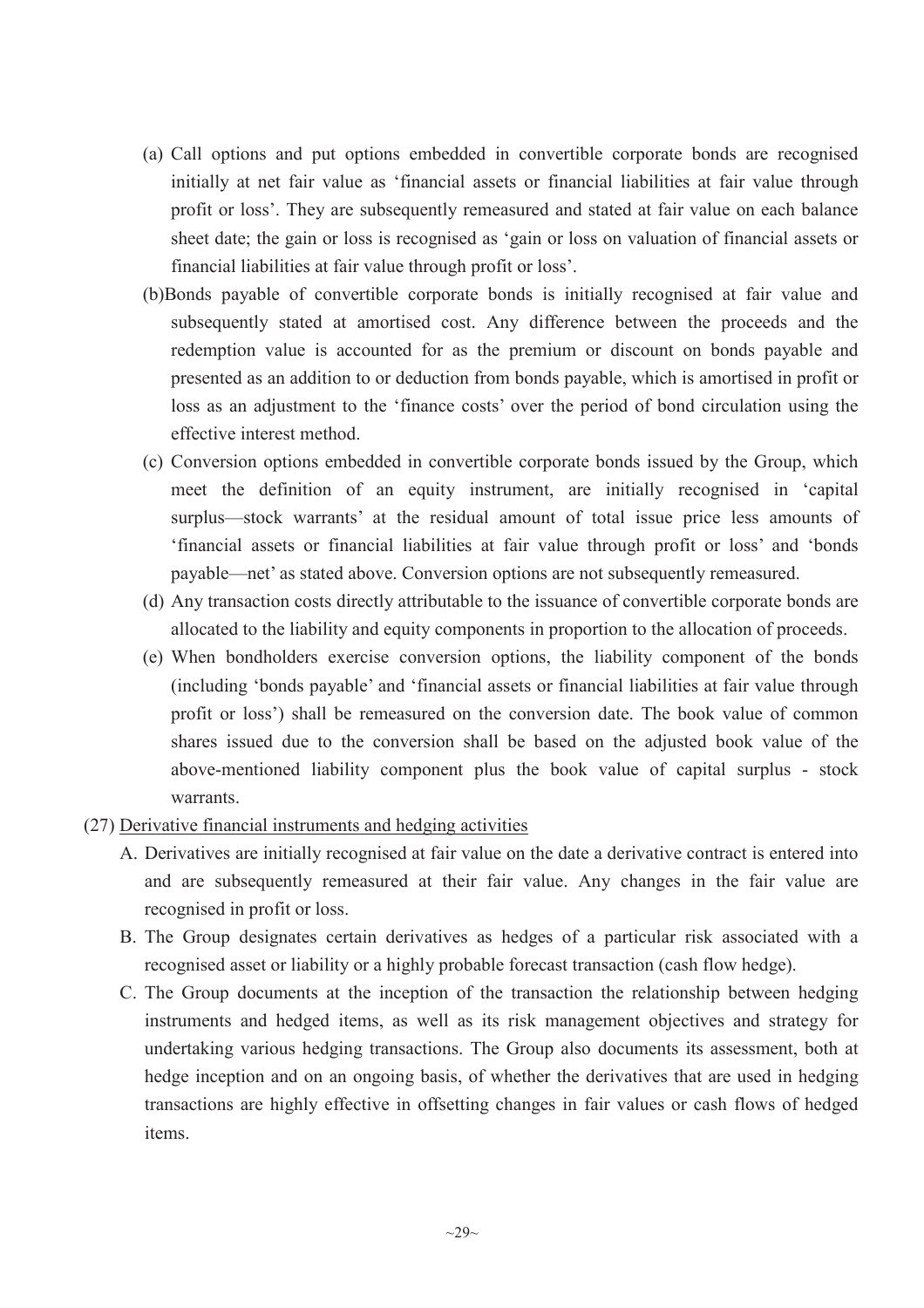(a) Call options and put options embedded in convertible corporate bonds are recognised initially at net fair value as 'financial assets or financial liabilities at fair value through profit or loss'. They are subsequently remeasured and stated at fair value on each balance sheet date; the gain or loss is recognised as 'gain or loss on valuation of financial assets or financial liabilities at fair value through profit or loss'.

(b)Bonds payable of convertible corporate bonds is initially recognised at fair value and subsequently stated at amortised cost. Any difference between the proceeds and the redemption value is accounted for as the premium or discount on bonds payable and presented as an addition to or deduction from bonds payable, which is amortised in profit or loss as an adjustment to the 'finance costs' over the period of bond circulation using the effective interest method.

(c) Conversion options embedded in convertible corporate bonds issued by the Group, which meet the definition of an equity instrument, are initially recognised in 'capital surplus—stock warrants' at the residual amount of total issue price less amounts of 'financial assets or financial liabilities at fair value through profit or loss' and 'bonds payable—net' as stated above. Conversion options are not subsequently remeasured.

(d) Any transaction costs directly attributable to the issuance of convertible corporate bonds are allocated to the liability and equity components in proportion to the allocation of proceeds.

(e) When bondholders exercise conversion options, the liability component of the bonds (including 'bonds payable' and 'financial assets or financial liabilities at fair value through profit or loss') shall be remeasured on the conversion date. The book value of common shares issued due to the conversion shall be based on the adjusted book value of the above-mentioned liability component plus the book value of capital surplus - stock warrants.

(27) Derivative financial instruments and hedging activities

A. Derivatives are initially recognised at fair value on the date a derivative contract is entered into and are subsequently remeasured at their fair value. Any changes in the fair value are recognised in profit or loss.

B. The Group designates certain derivatives as hedges of a particular risk associated with a recognised asset or liability or a highly probable forecast transaction (cash flow hedge).

C. The Group documents at the inception of the transaction the relationship between hedging instruments and hedged items, as well as its risk management objectives and strategy for undertaking various hedging transactions. The Group also documents its assessment, both at hedge inception and on an ongoing basis, of whether the derivatives that are used in hedging transactions are highly effective in offsetting changes in fair values or cash flows of hedged items.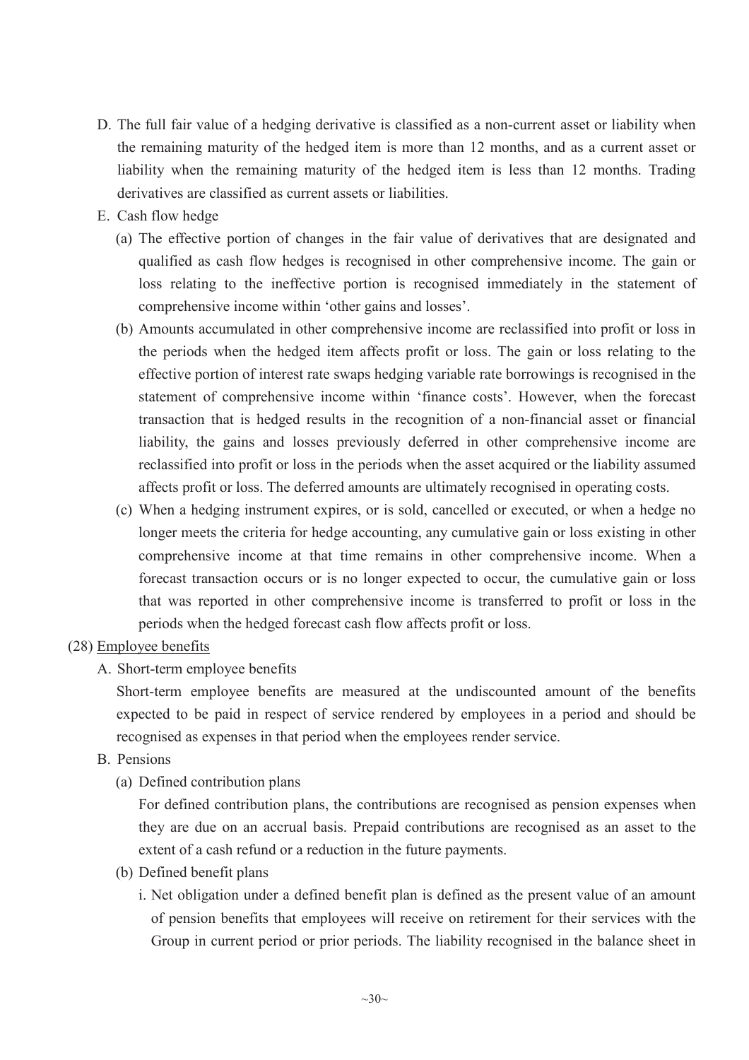D. The full fair value of a hedging derivative is classified as a non-current asset or liability when the remaining maturity of the hedged item is more than 12 months, and as a current asset or liability when the remaining maturity of the hedged item is less than 12 months. Trading derivatives are classified as current assets or liabilities.

E. Cash flow hedge

(a) The effective portion of changes in the fair value of derivatives that are designated and qualified as cash flow hedges is recognised in other comprehensive income. The gain or loss relating to the ineffective portion is recognised immediately in the statement of comprehensive income within 'other gains and losses'.

(b) Amounts accumulated in other comprehensive income are reclassified into profit or loss in the periods when the hedged item affects profit or loss. The gain or loss relating to the effective portion of interest rate swaps hedging variable rate borrowings is recognised in the statement of comprehensive income within 'finance costs'. However, when the forecast transaction that is hedged results in the recognition of a non-financial asset or financial liability, the gains and losses previously deferred in other comprehensive income are reclassified into profit or loss in the periods when the asset acquired or the liability assumed affects profit or loss. The deferred amounts are ultimately recognised in operating costs.

(c) When a hedging instrument expires, or is sold, cancelled or executed, or when a hedge no longer meets the criteria for hedge accounting, any cumulative gain or loss existing in other comprehensive income at that time remains in other comprehensive income. When a forecast transaction occurs or is no longer expected to occur, the cumulative gain or loss that was reported in other comprehensive income is transferred to profit or loss in the periods when the hedged forecast cash flow affects profit or loss.

(28) Employee benefits

A. Short-term employee benefits

Short-term employee benefits are measured at the undiscounted amount of the benefits expected to be paid in respect of service rendered by employees in a period and should be recognised as expenses in that period when the employees render service.

B. Pensions

(a) Defined contribution plans

For defined contribution plans, the contributions are recognised as pension expenses when they are due on an accrual basis. Prepaid contributions are recognised as an asset to the extent of a cash refund or a reduction in the future payments.

(b) Defined benefit plans

i. Net obligation under a defined benefit plan is defined as the present value of an amount of pension benefits that employees will receive on retirement for their services with the Group in current period or prior periods. The liability recognised in the balance sheet in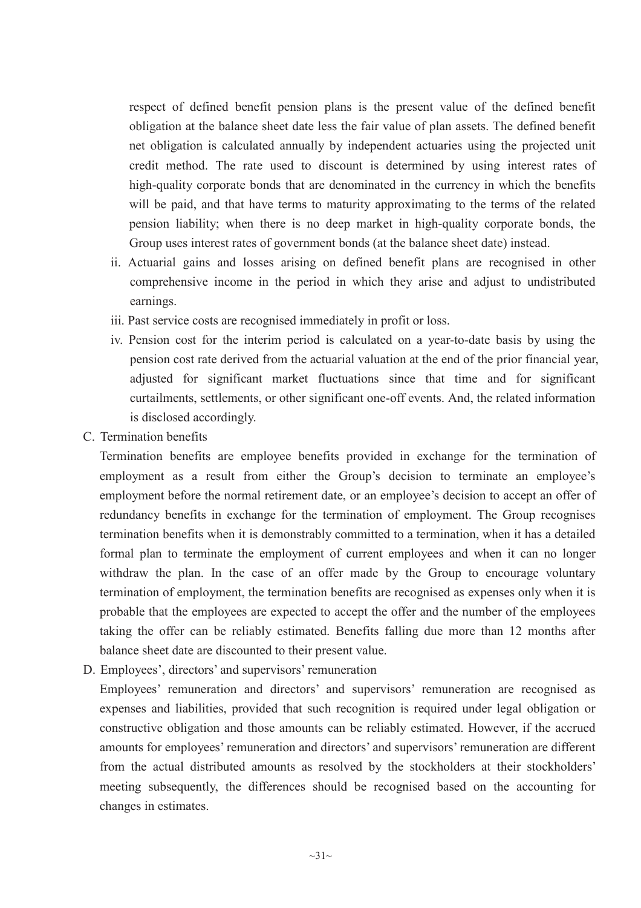respect of defined benefit pension plans is the present value of the defined benefit obligation at the balance sheet date less the fair value of plan assets. The defined benefit net obligation is calculated annually by independent actuaries using the projected unit credit method. The rate used to discount is determined by using interest rates of high-quality corporate bonds that are denominated in the currency in which the benefits will be paid, and that have terms to maturity approximating to the terms of the related pension liability; when there is no deep market in high-quality corporate bonds, the Group uses interest rates of government bonds (at the balance sheet date) instead.

ii. Actuarial gains and losses arising on defined benefit plans are recognised in other comprehensive income in the period in which they arise and adjust to undistributed earnings.

iii. Past service costs are recognised immediately in profit or loss.

iv. Pension cost for the interim period is calculated on a year-to-date basis by using the pension cost rate derived from the actuarial valuation at the end of the prior financial year, adjusted for significant market fluctuations since that time and for significant curtailments, settlements, or other significant one-off events. And, the related information is disclosed accordingly.

C. Termination benefits

Termination benefits are employee benefits provided in exchange for the termination of employment as a result from either the Group's decision to terminate an employee's employment before the normal retirement date, or an employee's decision to accept an offer of redundancy benefits in exchange for the termination of employment. The Group recognises termination benefits when it is demonstrably committed to a termination, when it has a detailed formal plan to terminate the employment of current employees and when it can no longer withdraw the plan. In the case of an offer made by the Group to encourage voluntary termination of employment, the termination benefits are recognised as expenses only when it is probable that the employees are expected to accept the offer and the number of the employees taking the offer can be reliably estimated. Benefits falling due more than 12 months after balance sheet date are discounted to their present value.

D. Employees', directors' and supervisors' remuneration

Employees' remuneration and directors' and supervisors' remuneration are recognised as expenses and liabilities, provided that such recognition is required under legal obligation or constructive obligation and those amounts can be reliably estimated. However, if the accrued amounts for employees' remuneration and directors' and supervisors' remuneration are different from the actual distributed amounts as resolved by the stockholders at their stockholders' meeting subsequently, the differences should be recognised based on the accounting for changes in estimates.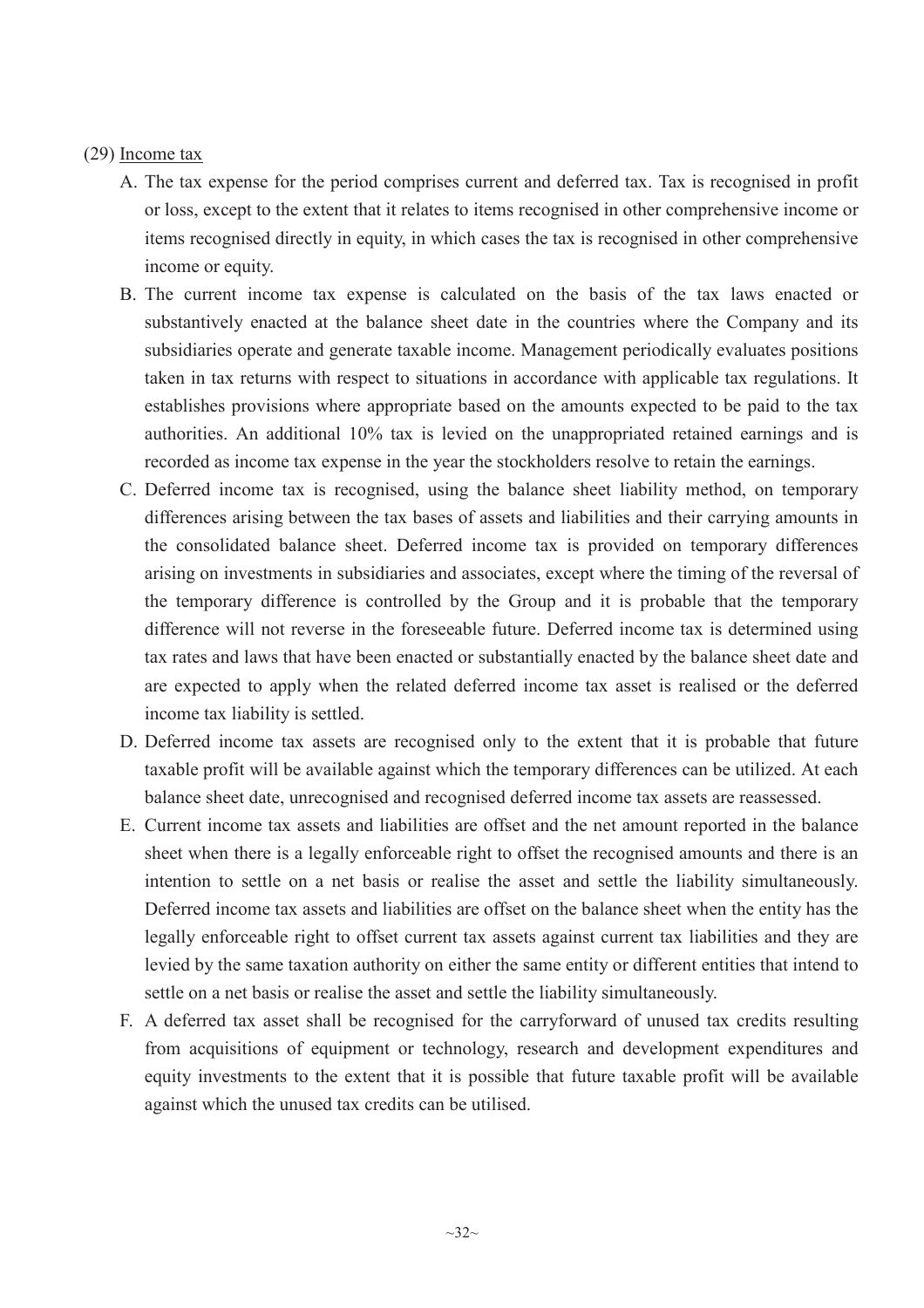(29) Income tax

A. The tax expense for the period comprises current and deferred tax. Tax is recognised in profit or loss, except to the extent that it relates to items recognised in other comprehensive income or items recognised directly in equity, in which cases the tax is recognised in other comprehensive income or equity.

B. The current income tax expense is calculated on the basis of the tax laws enacted or substantively enacted at the balance sheet date in the countries where the Company and its subsidiaries operate and generate taxable income. Management periodically evaluates positions taken in tax returns with respect to situations in accordance with applicable tax regulations. It establishes provisions where appropriate based on the amounts expected to be paid to the tax authorities. An additional 10% tax is levied on the unappropriated retained earnings and is recorded as income tax expense in the year the stockholders resolve to retain the earnings.

C. Deferred income tax is recognised, using the balance sheet liability method, on temporary differences arising between the tax bases of assets and liabilities and their carrying amounts in the consolidated balance sheet. Deferred income tax is provided on temporary differences arising on investments in subsidiaries and associates, except where the timing of the reversal of the temporary difference is controlled by the Group and it is probable that the temporary difference will not reverse in the foreseeable future. Deferred income tax is determined using tax rates and laws that have been enacted or substantially enacted by the balance sheet date and are expected to apply when the related deferred income tax asset is realised or the deferred income tax liability is settled.

D. Deferred income tax assets are recognised only to the extent that it is probable that future taxable profit will be available against which the temporary differences can be utilized. At each balance sheet date, unrecognised and recognised deferred income tax assets are reassessed.

E. Current income tax assets and liabilities are offset and the net amount reported in the balance sheet when there is a legally enforceable right to offset the recognised amounts and there is an intention to settle on a net basis or realise the asset and settle the liability simultaneously. Deferred income tax assets and liabilities are offset on the balance sheet when the entity has the legally enforceable right to offset current tax assets against current tax liabilities and they are levied by the same taxation authority on either the same entity or different entities that intend to settle on a net basis or realise the asset and settle the liability simultaneously.

F. A deferred tax asset shall be recognised for the carryforward of unused tax credits resulting from acquisitions of equipment or technology, research and development expenditures and equity investments to the extent that it is possible that future taxable profit will be available against which the unused tax credits can be utilised.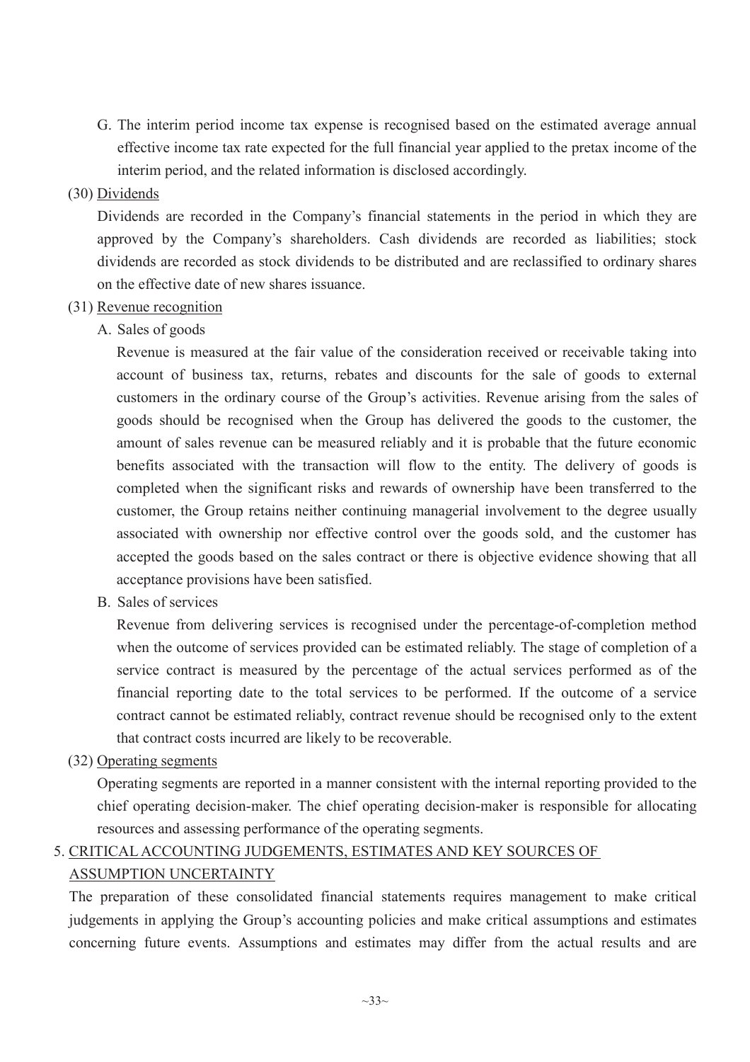G. The interim period income tax expense is recognised based on the estimated average annual effective income tax rate expected for the full financial year applied to the pretax income of the interim period, and the related information is disclosed accordingly.

(30) Dividends

Dividends are recorded in the Company's financial statements in the period in which they are approved by the Company's shareholders. Cash dividends are recorded as liabilities; stock dividends are recorded as stock dividends to be distributed and are reclassified to ordinary shares on the effective date of new shares issuance.

(31) Revenue recognition

A. Sales of goods

Revenue is measured at the fair value of the consideration received or receivable taking into account of business tax, returns, rebates and discounts for the sale of goods to external customers in the ordinary course of the Group's activities. Revenue arising from the sales of goods should be recognised when the Group has delivered the goods to the customer, the amount of sales revenue can be measured reliably and it is probable that the future economic benefits associated with the transaction will flow to the entity. The delivery of goods is completed when the significant risks and rewards of ownership have been transferred to the customer, the Group retains neither continuing managerial involvement to the degree usually associated with ownership nor effective control over the goods sold, and the customer has accepted the goods based on the sales contract or there is objective evidence showing that all acceptance provisions have been satisfied.

B. Sales of services

Revenue from delivering services is recognised under the percentage-of-completion method when the outcome of services provided can be estimated reliably. The stage of completion of a service contract is measured by the percentage of the actual services performed as of the financial reporting date to the total services to be performed. If the outcome of a service contract cannot be estimated reliably, contract revenue should be recognised only to the extent that contract costs incurred are likely to be recoverable.

(32) Operating segments

Operating segments are reported in a manner consistent with the internal reporting provided to the chief operating decision-maker. The chief operating decision-maker is responsible for allocating resources and assessing performance of the operating segments.

## 5. CRITICAL ACCOUNTING JUDGEMENTS, ESTIMATES AND KEY SOURCES OF ASSUMPTION UNCERTAINTY

The preparation of these consolidated financial statements requires management to make critical judgements in applying the Group's accounting policies and make critical assumptions and estimates concerning future events. Assumptions and estimates may differ from the actual results and are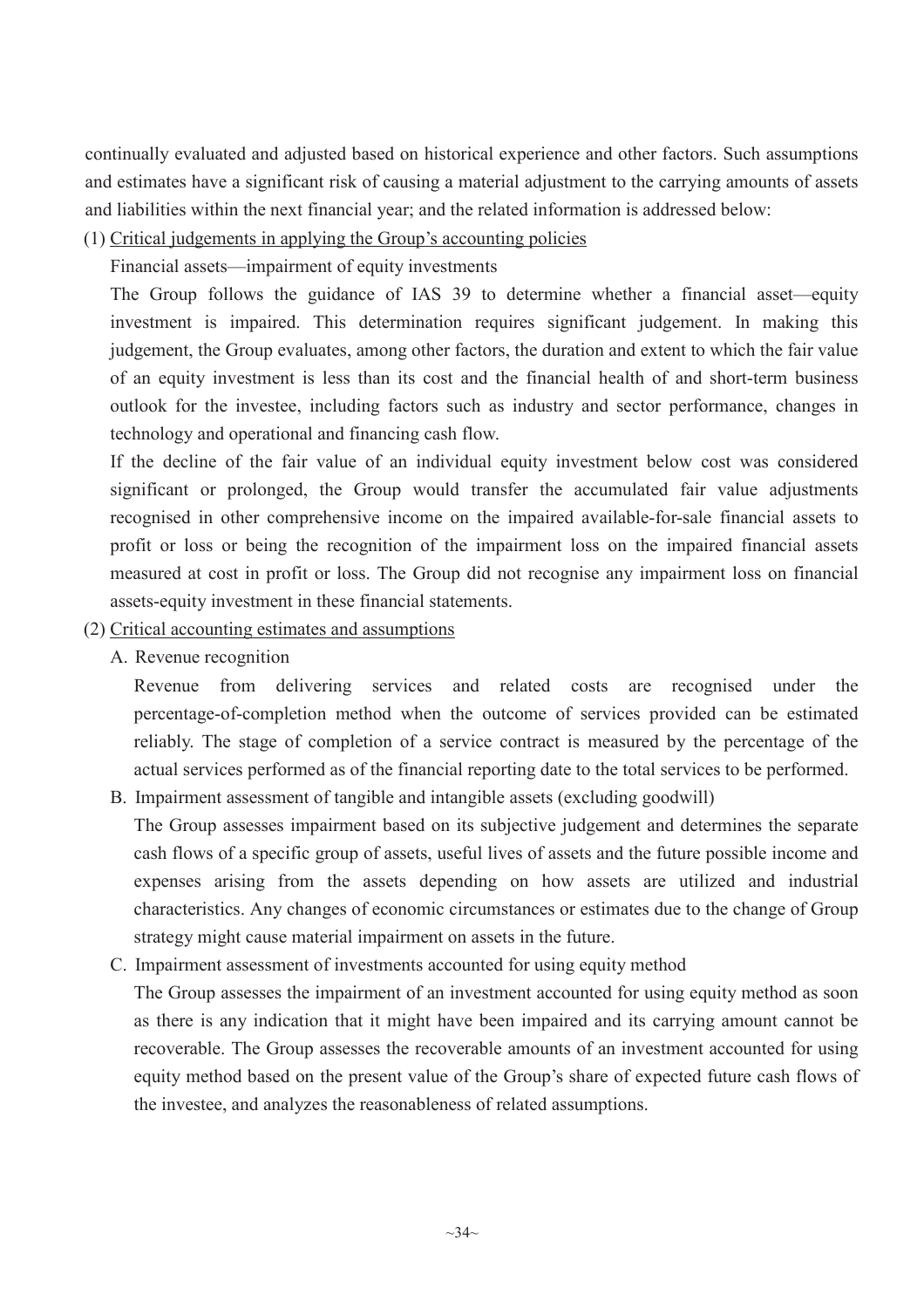continually evaluated and adjusted based on historical experience and other factors. Such assumptions and estimates have a significant risk of causing a material adjustment to the carrying amounts of assets and liabilities within the next financial year; and the related information is addressed below:

(1) Critical judgements in applying the Group's accounting policies

Financial assets—impairment of equity investments

The Group follows the guidance of IAS 39 to determine whether a financial asset—equity investment is impaired. This determination requires significant judgement. In making this judgement, the Group evaluates, among other factors, the duration and extent to which the fair value of an equity investment is less than its cost and the financial health of and short-term business outlook for the investee, including factors such as industry and sector performance, changes in technology and operational and financing cash flow.

If the decline of the fair value of an individual equity investment below cost was considered significant or prolonged, the Group would transfer the accumulated fair value adjustments recognised in other comprehensive income on the impaired available-for-sale financial assets to profit or loss or being the recognition of the impairment loss on the impaired financial assets measured at cost in profit or loss. The Group did not recognise any impairment loss on financial assets-equity investment in these financial statements.

(2) Critical accounting estimates and assumptions

A. Revenue recognition

Revenue from delivering services and related costs are recognised under the percentage-of-completion method when the outcome of services provided can be estimated reliably. The stage of completion of a service contract is measured by the percentage of the actual services performed as of the financial reporting date to the total services to be performed.

B. Impairment assessment of tangible and intangible assets (excluding goodwill)

The Group assesses impairment based on its subjective judgement and determines the separate cash flows of a specific group of assets, useful lives of assets and the future possible income and expenses arising from the assets depending on how assets are utilized and industrial characteristics. Any changes of economic circumstances or estimates due to the change of Group strategy might cause material impairment on assets in the future.

C. Impairment assessment of investments accounted for using equity method

The Group assesses the impairment of an investment accounted for using equity method as soon as there is any indication that it might have been impaired and its carrying amount cannot be recoverable. The Group assesses the recoverable amounts of an investment accounted for using equity method based on the present value of the Group's share of expected future cash flows of the investee, and analyzes the reasonableness of related assumptions.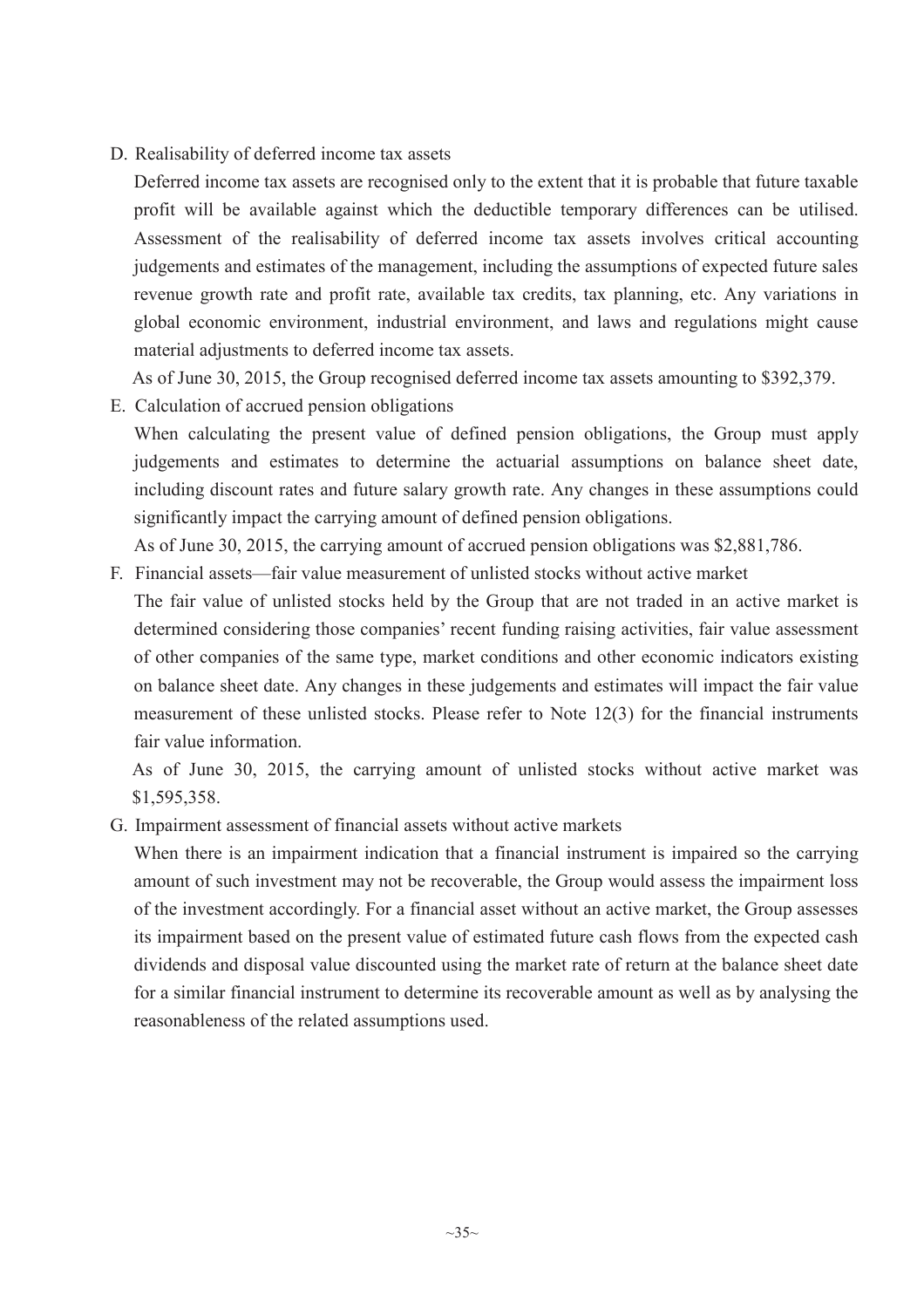D. Realisability of deferred income tax assets

Deferred income tax assets are recognised only to the extent that it is probable that future taxable profit will be available against which the deductible temporary differences can be utilised. Assessment of the realisability of deferred income tax assets involves critical accounting judgements and estimates of the management, including the assumptions of expected future sales revenue growth rate and profit rate, available tax credits, tax planning, etc. Any variations in global economic environment, industrial environment, and laws and regulations might cause material adjustments to deferred income tax assets.

As of June 30, 2015, the Group recognised deferred income tax assets amounting to $392,379.

E. Calculation of accrued pension obligations

When calculating the present value of defined pension obligations, the Group must apply judgements and estimates to determine the actuarial assumptions on balance sheet date, including discount rates and future salary growth rate. Any changes in these assumptions could significantly impact the carrying amount of defined pension obligations.

As of June 30, 2015, the carrying amount of accrued pension obligations was $2,881,786.

F. Financial assets—fair value measurement of unlisted stocks without active market

The fair value of unlisted stocks held by the Group that are not traded in an active market is determined considering those companies' recent funding raising activities, fair value assessment of other companies of the same type, market conditions and other economic indicators existing on balance sheet date. Any changes in these judgements and estimates will impact the fair value measurement of these unlisted stocks. Please refer to Note 12(3) for the financial instruments fair value information.

As of June 30, 2015, the carrying amount of unlisted stocks without active market was $1,595,358.

G. Impairment assessment of financial assets without active markets

When there is an impairment indication that a financial instrument is impaired so the carrying amount of such investment may not be recoverable, the Group would assess the impairment loss of the investment accordingly. For a financial asset without an active market, the Group assesses its impairment based on the present value of estimated future cash flows from the expected cash dividends and disposal value discounted using the market rate of return at the balance sheet date for a similar financial instrument to determine its recoverable amount as well as by analysing the reasonableness of the related assumptions used.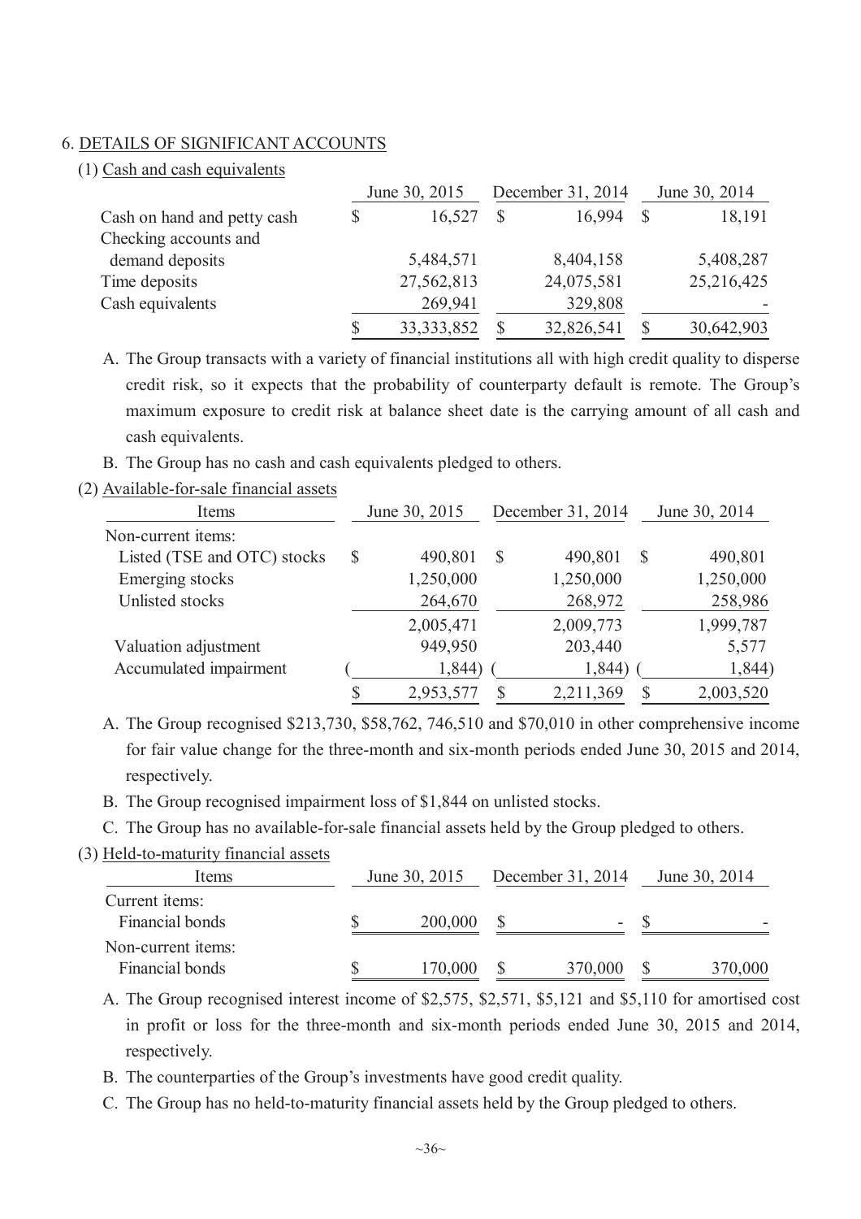## 6. DETAILS OF SIGNIFICANT ACCOUNTS

### (1) Cash and cash equivalents

| | June 30, 2015 | December 31, 2014 | June 30, 2014 |
|---|---|---|---|
| Cash on hand and petty cash | $ 16,527 | $ 16,994 | $ 18,191 |
| Checking accounts and demand deposits | 5,484,571 | 8,404,158 | 5,408,287 |
| Time deposits | 27,562,813 | 24,075,581 | 25,216,425 |
| Cash equivalents | 269,941 | 329,808 | - |
| | $ 33,333,852 | $ 32,826,541 | $ 30,642,903 |

A. The Group transacts with a variety of financial institutions all with high credit quality to disperse credit risk, so it expects that the probability of counterparty default is remote. The Group's maximum exposure to credit risk at balance sheet date is the carrying amount of all cash and cash equivalents.

B. The Group has no cash and cash equivalents pledged to others.

### (2) Available-for-sale financial assets

| Items | June 30, 2015 | December 31, 2014 | June 30, 2014 |
|---|---|---|---|
| Non-current items: | | | |
| Listed (TSE and OTC) stocks | $ 490,801 | $ 490,801 | $ 490,801 |
| Emerging stocks | 1,250,000 | 1,250,000 | 1,250,000 |
| Unlisted stocks | 264,670 | 268,972 | 258,986 |
| | 2,005,471 | 2,009,773 | 1,999,787 |
| Valuation adjustment | 949,950 | 203,440 | 5,577 |
| Accumulated impairment | ( 1,844) | ( 1,844) | ( 1,844) |
| | $ 2,953,577 | $ 2,211,369 | $ 2,003,520 |

A. The Group recognised $213,730, $58,762, 746,510 and $70,010 in other comprehensive income for fair value change for the three-month and six-month periods ended June 30, 2015 and 2014, respectively.

B. The Group recognised impairment loss of $1,844 on unlisted stocks.

C. The Group has no available-for-sale financial assets held by the Group pledged to others.

### (3) Held-to-maturity financial assets

| Items | June 30, 2015 | December 31, 2014 | June 30, 2014 |
|---|---|---|---|
| Current items: | | | |
| Financial bonds | $ 200,000 | $ - | $ - |
| Non-current items: | | | |
| Financial bonds | $ 170,000 | $ 370,000 | $ 370,000 |

A. The Group recognised interest income of $2,575, $2,571, $5,121 and $5,110 for amortised cost in profit or loss for the three-month and six-month periods ended June 30, 2015 and 2014, respectively.

B. The counterparties of the Group's investments have good credit quality.

C. The Group has no held-to-maturity financial assets held by the Group pledged to others.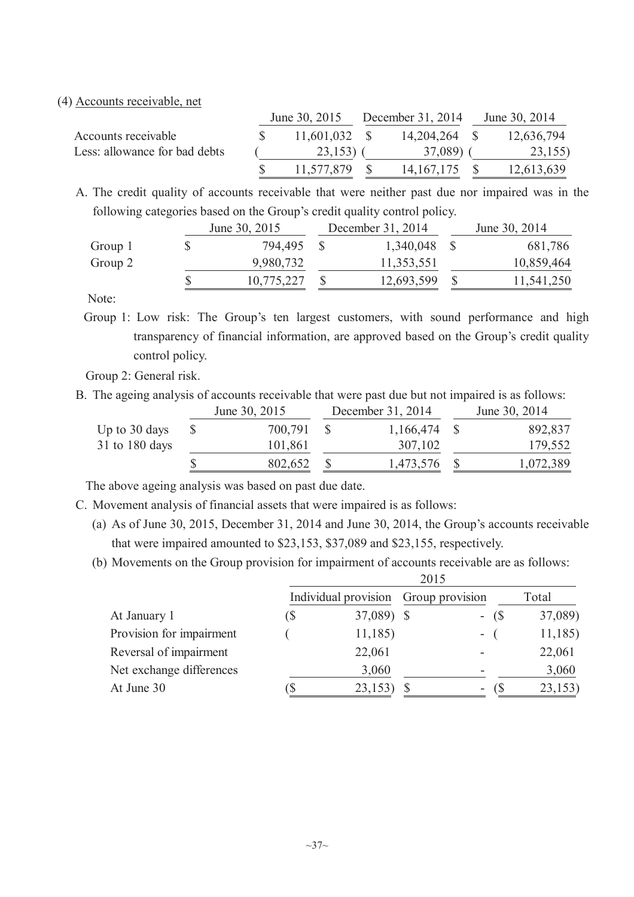(4) Accounts receivable, net

| | June 30, 2015 | December 31, 2014 | June 30, 2014 |
|---|---|---|---|
| Accounts receivable | $ 11,601,032 | $ 14,204,264 | $ 12,636,794 |
| Less: allowance for bad debts | ( 23,153) | ( 37,089) | ( 23,155) |
| | $ 11,577,879 | $ 14,167,175 | $ 12,613,639 |

A. The credit quality of accounts receivable that were neither past due nor impaired was in the following categories based on the Group's credit quality control policy.

| | June 30, 2015 | December 31, 2014 | June 30, 2014 |
|---|---|---|---|
| Group 1 | $ 794,495 | $ 1,340,048 | $ 681,786 |
| Group 2 | 9,980,732 | 11,353,551 | 10,859,464 |
| | $ 10,775,227 | $ 12,693,599 | $ 11,541,250 |

Note:

Group 1: Low risk: The Group's ten largest customers, with sound performance and high transparency of financial information, are approved based on the Group's credit quality control policy.

Group 2: General risk.

B. The ageing analysis of accounts receivable that were past due but not impaired is as follows:

| | June 30, 2015 | December 31, 2014 | June 30, 2014 |
|---|---|---|---|
| Up to 30 days | $ 700,791 | $ 1,166,474 | $ 892,837 |
| 31 to 180 days | 101,861 | 307,102 | 179,552 |
| | $ 802,652 | $ 1,473,576 | $ 1,072,389 |

The above ageing analysis was based on past due date.

C. Movement analysis of financial assets that were impaired is as follows:

(a) As of June 30, 2015, December 31, 2014 and June 30, 2014, the Group's accounts receivable that were impaired amounted to $23,153, $37,089 and $23,155, respectively.

(b) Movements on the Group provision for impairment of accounts receivable are as follows:

| | 2015 | | |
|---|---|---|---|
| | Individual provision | Group provision | Total |
| At January 1 | ($ 37,089) | $ - | ($ 37,089) |
| Provision for impairment | ( 11,185) | - | ( 11,185) |
| Reversal of impairment | 22,061 | - | 22,061 |
| Net exchange differences | 3,060 | - | 3,060 |
| At June 30 | ($ 23,153) | $ - | ($ 23,153) |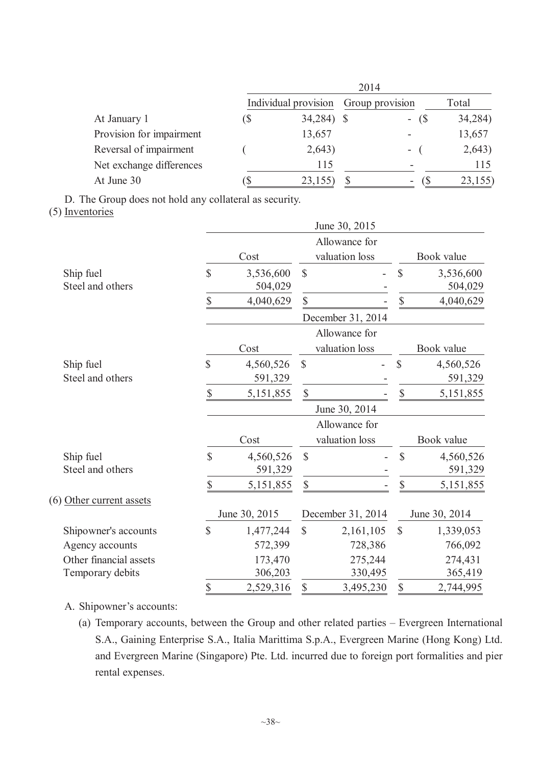| | 2014 | | |
|---|---|---|---|
| | Individual provision | Group provision | Total |
| At January 1 | ($ 34,284) | $ - | ($ 34,284) |
| Provision for impairment | 13,657 | - | 13,657 |
| Reversal of impairment | ( 2,643) | - | ( 2,643) |
| Net exchange differences | 115 | - | 115 |
| At June 30 | ($ 23,155) | $ - | ($ 23,155) |

D. The Group does not hold any collateral as security.

(5) Inventories

| | June 30, 2015 | | |
|---|---|---|---|
| | Cost | Allowance for valuation loss | Book value |
| Ship fuel | $ 3,536,600 | $ - | $ 3,536,600 |
| Steel and others | 504,029 | - | 504,029 |
| | $ 4,040,629 | $ - | $ 4,040,629 |

| | December 31, 2014 | | |
|---|---|---|---|
| | Cost | Allowance for valuation loss | Book value |
| Ship fuel | $ 4,560,526 | $ - | $ 4,560,526 |
| Steel and others | 591,329 | - | 591,329 |
| | $ 5,151,855 | $ - | $ 5,151,855 |

| | June 30, 2014 | | |
|---|---|---|---|
| | Cost | Allowance for valuation loss | Book value |
| Ship fuel | $ 4,560,526 | $ - | $ 4,560,526 |
| Steel and others | 591,329 | - | 591,329 |
| | $ 5,151,855 | $ - | $ 5,151,855 |

(6) Other current assets

| | June 30, 2015 | December 31, 2014 | June 30, 2014 |
|---|---|---|---|
| Shipowner's accounts | $ 1,477,244 | $ 2,161,105 | $ 1,339,053 |
| Agency accounts | 572,399 | 728,386 | 766,092 |
| Other financial assets | 173,470 | 275,244 | 274,431 |
| Temporary debits | 306,203 | 330,495 | 365,419 |
| | $ 2,529,316 | $ 3,495,230 | $ 2,744,995 |

A. Shipowner's accounts:

(a) Temporary accounts, between the Group and other related parties – Evergreen International S.A., Gaining Enterprise S.A., Italia Marittima S.p.A., Evergreen Marine (Hong Kong) Ltd. and Evergreen Marine (Singapore) Pte. Ltd. incurred due to foreign port formalities and pier rental expenses.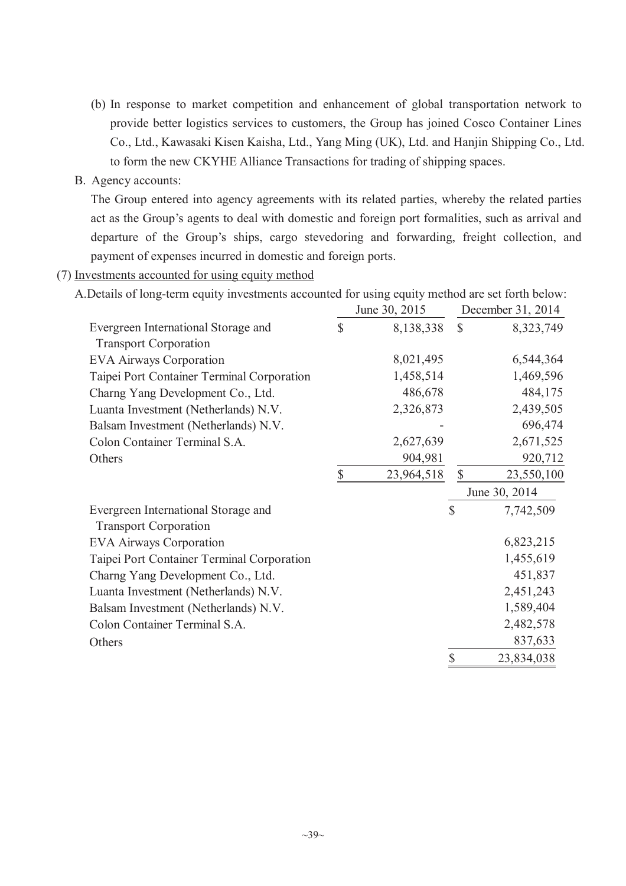(b) In response to market competition and enhancement of global transportation network to provide better logistics services to customers, the Group has joined Cosco Container Lines Co., Ltd., Kawasaki Kisen Kaisha, Ltd., Yang Ming (UK), Ltd. and Hanjin Shipping Co., Ltd. to form the new CKYHE Alliance Transactions for trading of shipping spaces.

B. Agency accounts:

The Group entered into agency agreements with its related parties, whereby the related parties act as the Group's agents to deal with domestic and foreign port formalities, such as arrival and departure of the Group's ships, cargo stevedoring and forwarding, freight collection, and payment of expenses incurred in domestic and foreign ports.

(7) Investments accounted for using equity method

A. Details of long-term equity investments accounted for using equity method are set forth below:

| | June 30, 2015 | December 31, 2014 |
|---|---|---|
| Evergreen International Storage and Transport Corporation | $ 8,138,338 | $ 8,323,749 |
| EVA Airways Corporation | 8,021,495 | 6,544,364 |
| Taipei Port Container Terminal Corporation | 1,458,514 | 1,469,596 |
| Charng Yang Development Co., Ltd. | 486,678 | 484,175 |
| Luanta Investment (Netherlands) N.V. | 2,326,873 | 2,439,505 |
| Balsam Investment (Netherlands) N.V. | - | 696,474 |
| Colon Container Terminal S.A. | 2,627,639 | 2,671,525 |
| Others | 904,981 | 920,712 |
| | $ 23,964,518 | $ 23,550,100 |

| | June 30, 2014 |
|---|---|
| Evergreen International Storage and Transport Corporation | $ 7,742,509 |
| EVA Airways Corporation | 6,823,215 |
| Taipei Port Container Terminal Corporation | 1,455,619 |
| Charng Yang Development Co., Ltd. | 451,837 |
| Luanta Investment (Netherlands) N.V. | 2,451,243 |
| Balsam Investment (Netherlands) N.V. | 1,589,404 |
| Colon Container Terminal S.A. | 2,482,578 |
| Others | 837,633 |
| | $ 23,834,038 |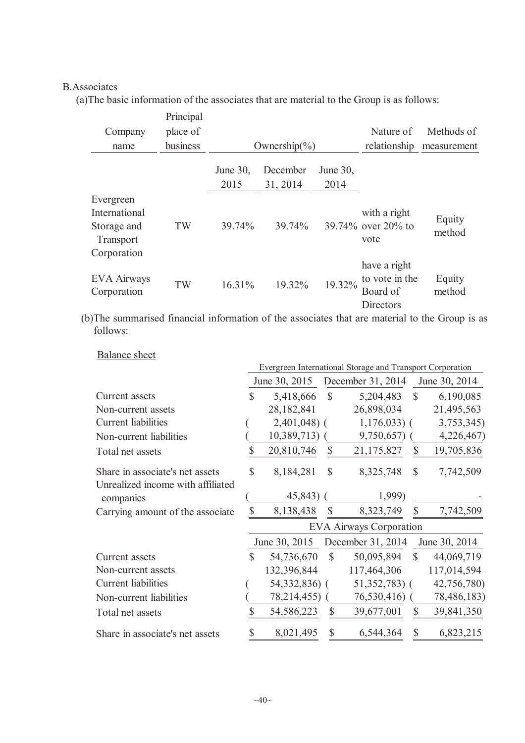B.Associates

(a)The basic information of the associates that are material to the Group is as follows:

| Company name | Principal place of business | Ownership(%) | | | Nature of relationship | Methods of measurement |
|---|---|---|---|---|---|---|
| | | June 30, 2015 | December 31, 2014 | June 30, 2014 | | |
| Evergreen International Storage and Transport Corporation | TW | 39.74% | 39.74% | 39.74% | with a right over 20% to vote | Equity method |
| EVA Airways Corporation | TW | 16.31% | 19.32% | 19.32% | have a right to vote in the Board of Directors | Equity method |

(b)The summarised financial information of the associates that are material to the Group is as follows:

Balance sheet

| | Evergreen International Storage and Transport Corporation | | |
|---|---|---|---|
| | June 30, 2015 | December 31, 2014 | June 30, 2014 |
| Current assets | $ 5,418,666 | $ 5,204,483 | $ 6,190,085 |
| Non-current assets | 28,182,841 | 26,898,034 | 21,495,563 |
| Current liabilities | ( 2,401,048) | ( 1,176,033) | ( 3,753,345) |
| Non-current liabilities | ( 10,389,713) | ( 9,750,657) | ( 4,226,467) |
| Total net assets | $ 20,810,746 | $ 21,175,827 | $ 19,705,836 |
| Share in associate's net assets | $ 8,184,281 | $ 8,325,748 | $ 7,742,509 |
| Unrealized income with affiliated companies | ( 45,843) | ( 1,999) | - |
| Carrying amount of the associate | $ 8,138,438 | $ 8,323,749 | $ 7,742,509 |

| | EVA Airways Corporation | | |
|---|---|---|---|
| | June 30, 2015 | December 31, 2014 | June 30, 2014 |
| Current assets | $ 54,736,670 | $ 50,095,894 | $ 44,069,719 |
| Non-current assets | 132,396,844 | 117,464,306 | 117,014,594 |
| Current liabilities | ( 54,332,836) | ( 51,352,783) | ( 42,756,780) |
| Non-current liabilities | ( 78,214,455) | ( 76,530,416) | ( 78,486,183) |
| Total net assets | $ 54,586,223 | $ 39,677,001 | $ 39,841,350 |
| Share in associate's net assets | $ 8,021,495 | $ 6,544,364 | $ 6,823,215 |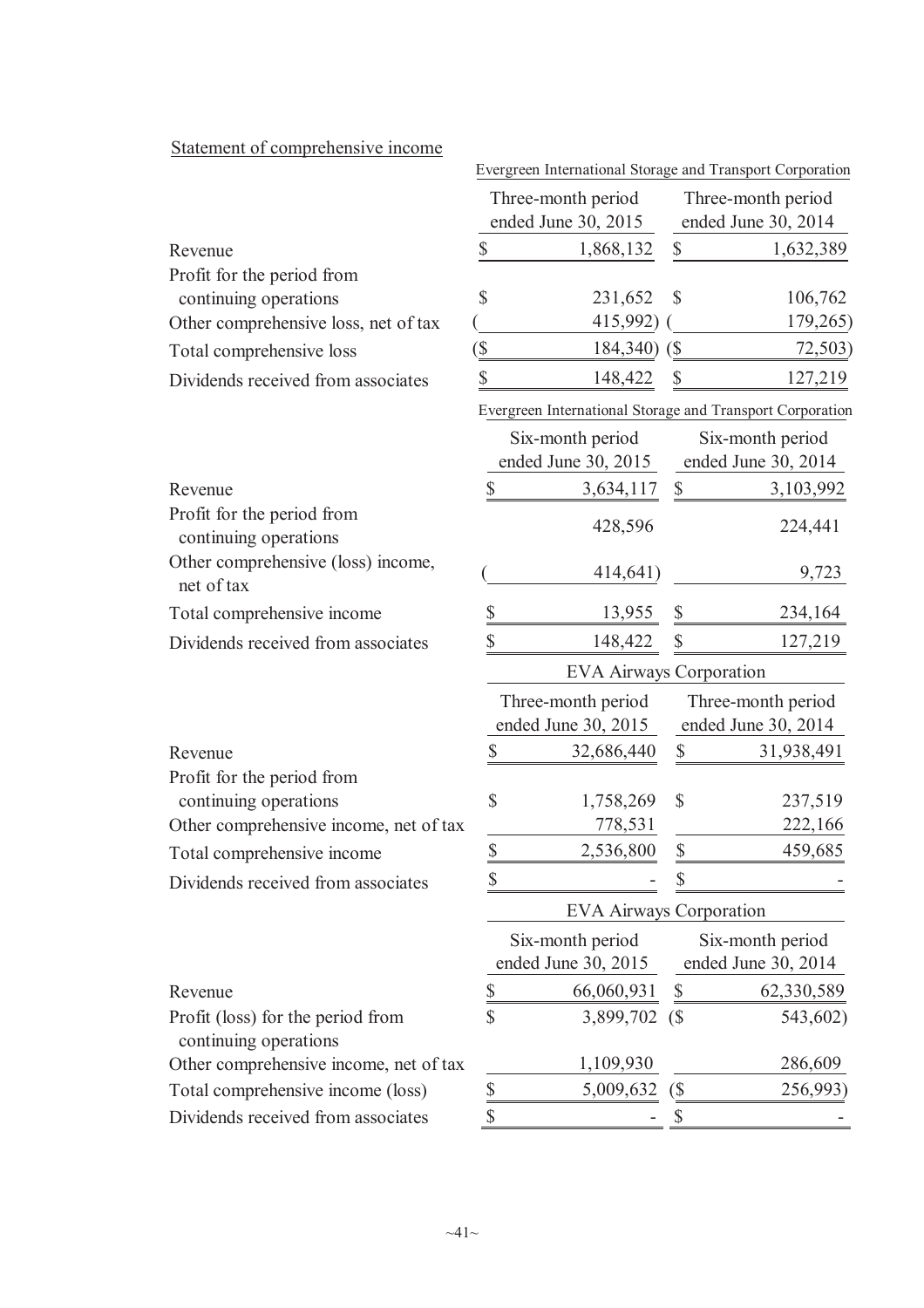Statement of comprehensive income

| | Evergreen International Storage and Transport Corporation | |
|---|---|---|
| | Three-month period ended June 30, 2015 | Three-month period ended June 30, 2014 |
| Revenue | $ 1,868,132 | $ 1,632,389 |
| Profit for the period from continuing operations | $ 231,652 | $ 106,762 |
| Other comprehensive loss, net of tax | ( 415,992) | ( 179,265) |
| Total comprehensive loss | ($ 184,340) | ($ 72,503) |
| Dividends received from associates | $ 148,422 | $ 127,219 |

| | Evergreen International Storage and Transport Corporation | |
|---|---|---|
| | Six-month period ended June 30, 2015 | Six-month period ended June 30, 2014 |
| Revenue | $ 3,634,117 | $ 3,103,992 |
| Profit for the period from continuing operations | 428,596 | 224,441 |
| Other comprehensive (loss) income, net of tax | ( 414,641) | 9,723 |
| Total comprehensive income | $ 13,955 | $ 234,164 |
| Dividends received from associates | $ 148,422 | $ 127,219 |

| | EVA Airways Corporation | |
|---|---|---|
| | Three-month period ended June 30, 2015 | Three-month period ended June 30, 2014 |
| Revenue | $ 32,686,440 | $ 31,938,491 |
| Profit for the period from continuing operations | $ 1,758,269 | $ 237,519 |
| Other comprehensive income, net of tax | 778,531 | 222,166 |
| Total comprehensive income | $ 2,536,800 | $ 459,685 |
| Dividends received from associates | $ - | $ - |

| | EVA Airways Corporation | |
|---|---|---|
| | Six-month period ended June 30, 2015 | Six-month period ended June 30, 2014 |
| Revenue | $ 66,060,931 | $ 62,330,589 |
| Profit (loss) for the period from continuing operations | $ 3,899,702 | ($ 543,602) |
| Other comprehensive income, net of tax | 1,109,930 | 286,609 |
| Total comprehensive income (loss) | $ 5,009,632 | ($ 256,993) |
| Dividends received from associates | $ - | $ - |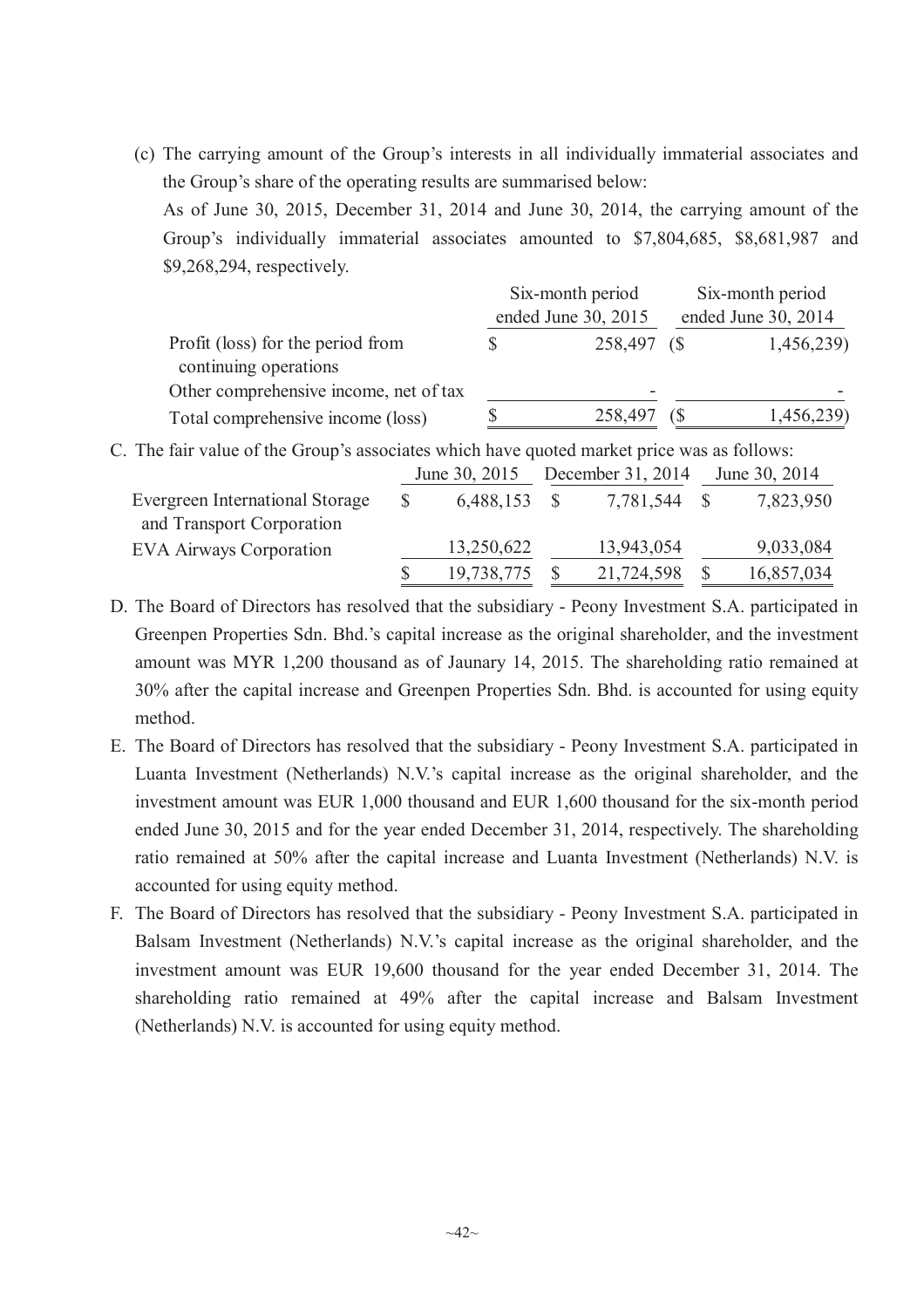(c) The carrying amount of the Group's interests in all individually immaterial associates and the Group's share of the operating results are summarised below:

As of June 30, 2015, December 31, 2014 and June 30, 2014, the carrying amount of the Group's individually immaterial associates amounted to $7,804,685, $8,681,987 and $9,268,294, respectively.

| | Six-month period ended June 30, 2015 | Six-month period ended June 30, 2014 |
|---|---|---|
| Profit (loss) for the period from continuing operations | $ 258,497 | ($ 1,456,239) |
| Other comprehensive income, net of tax | - | - |
| Total comprehensive income (loss) | $ 258,497 | ($ 1,456,239) |

C. The fair value of the Group's associates which have quoted market price was as follows:

| | June 30, 2015 | December 31, 2014 | June 30, 2014 |
|---|---|---|---|
| Evergreen International Storage and Transport Corporation | $ 6,488,153 | $ 7,781,544 | $ 7,823,950 |
| EVA Airways Corporation | 13,250,622 | 13,943,054 | 9,033,084 |
| | $ 19,738,775 | $ 21,724,598 | $ 16,857,034 |

D. The Board of Directors has resolved that the subsidiary - Peony Investment S.A. participated in Greenpen Properties Sdn. Bhd.'s capital increase as the original shareholder, and the investment amount was MYR 1,200 thousand as of Jaunary 14, 2015. The shareholding ratio remained at 30% after the capital increase and Greenpen Properties Sdn. Bhd. is accounted for using equity method.

E. The Board of Directors has resolved that the subsidiary - Peony Investment S.A. participated in Luanta Investment (Netherlands) N.V.'s capital increase as the original shareholder, and the investment amount was EUR 1,000 thousand and EUR 1,600 thousand for the six-month period ended June 30, 2015 and for the year ended December 31, 2014, respectively. The shareholding ratio remained at 50% after the capital increase and Luanta Investment (Netherlands) N.V. is accounted for using equity method.

F. The Board of Directors has resolved that the subsidiary - Peony Investment S.A. participated in Balsam Investment (Netherlands) N.V.'s capital increase as the original shareholder, and the investment amount was EUR 19,600 thousand for the year ended December 31, 2014. The shareholding ratio remained at 49% after the capital increase and Balsam Investment (Netherlands) N.V. is accounted for using equity method.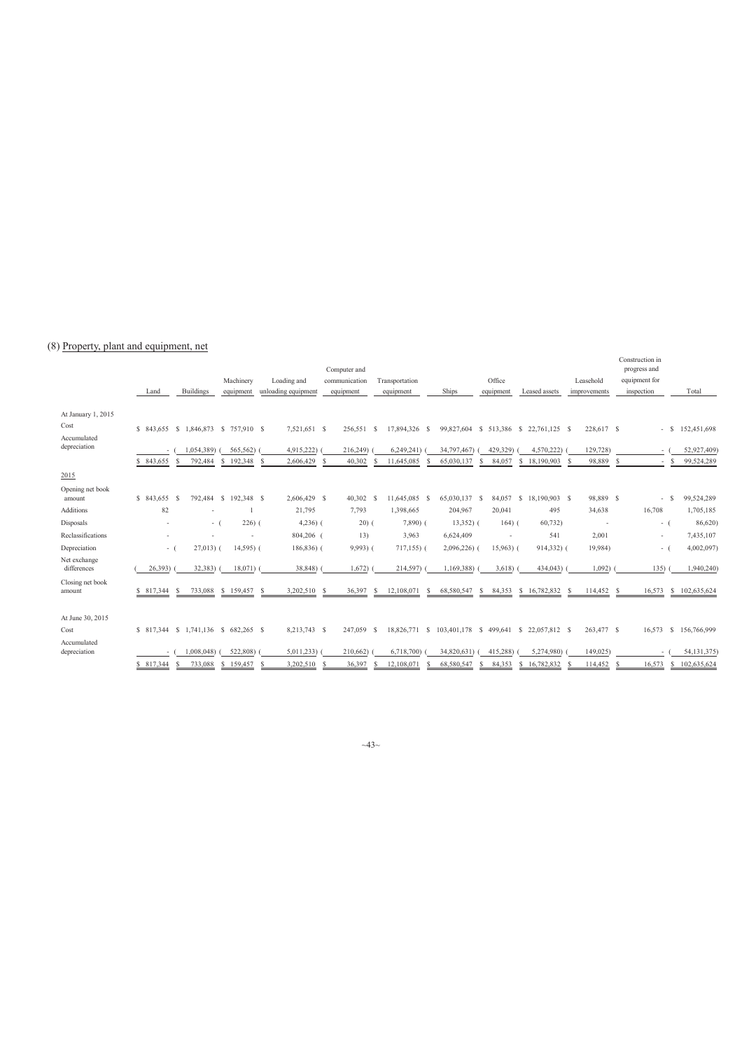(8) Property, plant and equipment, net

| | Land | Buildings | Machinery equipment | Loading and unloading equipment | Computer and communication equipment | Transportation equipment | Ships | Office equipment | Leased assets | Leasehold improvements | Construction in progress and equipment for inspection | Total |
|---|---|---|---|---|---|---|---|---|---|---|---|---|
| At January 1, 2015 | | | | | | | | | | | | |
| Cost | $ 843,655 | $ 1,846,873 | $ 757,910 | $ 7,521,651 | $ 256,551 | $ 17,894,326 | $ 99,827,604 | $ 513,386 | $ 22,761,125 | $ 228,617 | $ - | $ 152,451,698 |
| Accumulated depreciation | - | ( 1,054,389) | ( 565,562) | ( 4,915,222) | ( 216,249) | ( 6,249,241) | ( 34,797,467) | ( 429,329) | ( 4,570,222) | ( 129,728) | - | ( 52,927,409) |
| | $ 843,655 | $ 792,484 | $ 192,348 | $ 2,606,429 | $ 40,302 | $ 11,645,085 | $ 65,030,137 | $ 84,057 | $ 18,190,903 | $ 98,889 | $ - | $ 99,524,289 |
| 2015 | | | | | | | | | | | | |
| Opening net book amount | $ 843,655 | $ 792,484 | $ 192,348 | $ 2,606,429 | $ 40,302 | $ 11,645,085 | $ 65,030,137 | $ 84,057 | $ 18,190,903 | $ 98,889 | $ - | $ 99,524,289 |
| Additions | 82 | - | 1 | 21,795 | 7,793 | 1,398,665 | 204,967 | 20,041 | 495 | 34,638 | 16,708 | 1,705,185 |
| Disposals | - | - | ( 226) | ( 4,236) | ( 20) | ( 7,890) | ( 13,352) | ( 164) | ( 60,732) | - | - | ( 86,620) |
| Reclassifications | - | - | - | 804,206 | ( 13) | 3,963 | 6,624,409 | - | 541 | 2,001 | - | 7,435,107 |
| Depreciation | - | ( 27,013) | ( 14,595) | ( 186,836) | ( 9,993) | ( 717,155) | ( 2,096,226) | ( 15,963) | ( 914,332) | ( 19,984) | - | ( 4,002,097) |
| Net exchange differences | ( 26,393) | ( 32,383) | ( 18,071) | ( 38,848) | ( 1,672) | ( 214,597) | ( 1,169,388) | ( 3,618) | ( 434,043) | ( 1,092) | ( 135) | ( 1,940,240) |
| Closing net book amount | $ 817,344 | $ 733,088 | $ 159,457 | $ 3,202,510 | $ 36,397 | $ 12,108,071 | $ 68,580,547 | $ 84,353 | $ 16,782,832 | $ 114,452 | $ 16,573 | $ 102,635,624 |
| At June 30, 2015 | | | | | | | | | | | | |
| Cost | $ 817,344 | $ 1,741,136 | $ 682,265 | $ 8,213,743 | $ 247,059 | $ 18,826,771 | $ 103,401,178 | $ 499,641 | $ 22,057,812 | $ 263,477 | $ 16,573 | $ 156,766,999 |
| Accumulated depreciation | - | ( 1,008,048) | ( 522,808) | ( 5,011,233) | ( 210,662) | ( 6,718,700) | ( 34,820,631) | ( 415,288) | ( 5,274,980) | ( 149,025) | - | ( 54,131,375) |
| | $ 817,344 | $ 733,088 | $ 159,457 | $ 3,202,510 | $ 36,397 | $ 12,108,071 | $ 68,580,547 | $ 84,353 | $ 16,782,832 | $ 114,452 | $ 16,573 | $ 102,635,624 |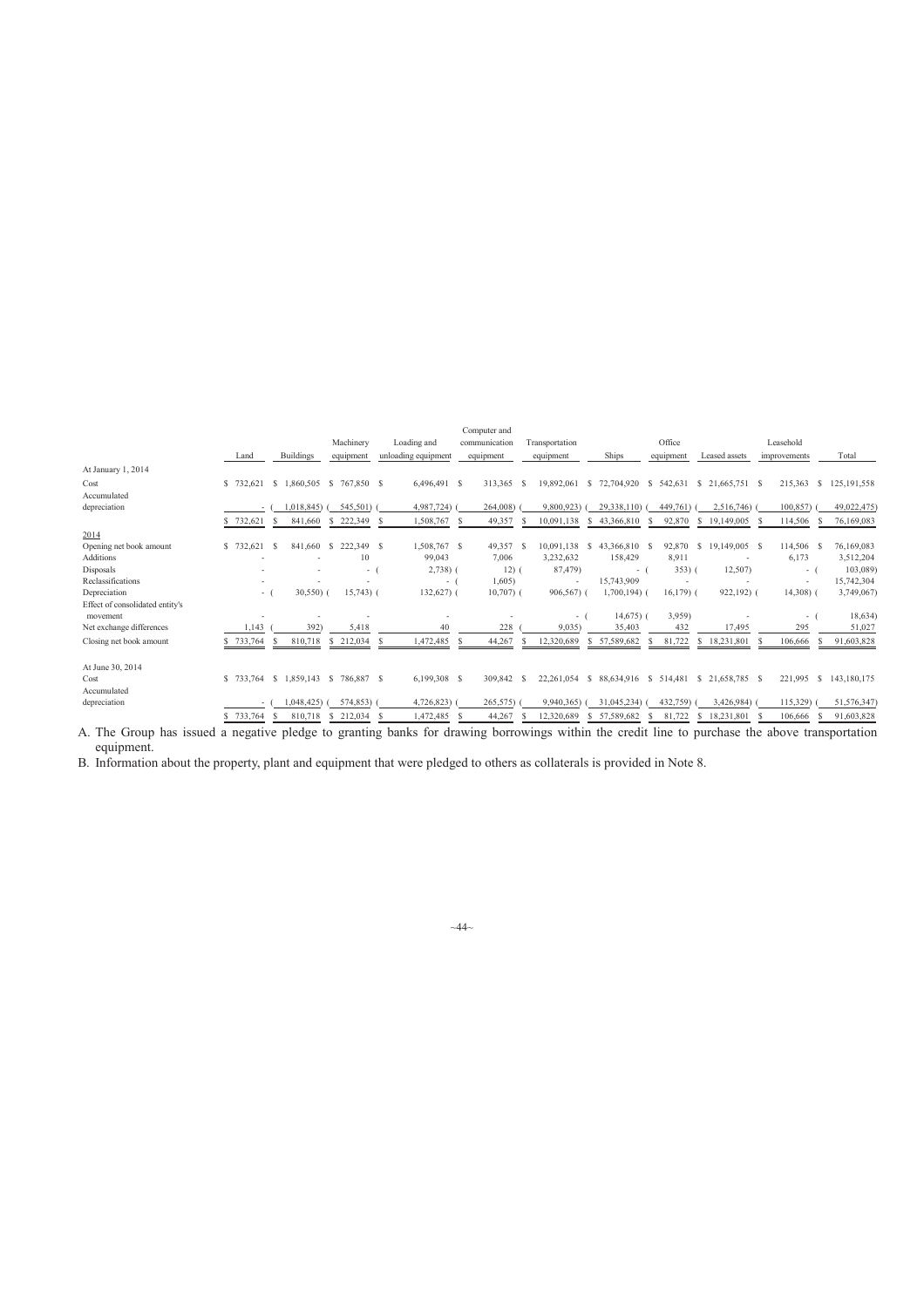| | Land | Buildings | Machinery equipment | Loading and unloading equipment | Computer and communication equipment | Transportation equipment | Ships | Office equipment | Leased assets | Leasehold improvements | Total |
|---|---|---|---|---|---|---|---|---|---|---|---|
| At January 1, 2014 | | | | | | | | | | | |
| Cost | $ 732,621 | $ 1,860,505 | $ 767,850 | $ 6,496,491 | $ 313,365 | $ 19,892,061 | $ 72,704,920 | $ 542,631 | $ 21,665,751 | $ 215,363 | $ 125,191,558 |
| Accumulated depreciation | - | ( 1,018,845) | ( 545,501) | ( 4,987,724) | ( 264,008) | ( 9,800,923) | ( 29,338,110) | ( 449,761) | ( 2,516,746) | ( 100,857) | ( 49,022,475) |
| | $ 732,621 | $ 841,660 | $ 222,349 | $ 1,508,767 | $ 49,357 | $ 10,091,138 | $ 43,366,810 | $ 92,870 | $ 19,149,005 | $ 114,506 | $ 76,169,083 |
| 2014 | | | | | | | | | | | |
| Opening net book amount | $ 732,621 | $ 841,660 | $ 222,349 | $ 1,508,767 | $ 49,357 | $ 10,091,138 | $ 43,366,810 | $ 92,870 | $ 19,149,005 | $ 114,506 | $ 76,169,083 |
| Additions | - | - | 10 | 99,043 | 7,006 | 3,232,632 | 158,429 | 8,911 | - | 6,173 | 3,512,204 |
| Disposals | - | - | - | ( 2,738) | ( 12) | ( 87,479) | - | ( 353) | ( 12,507) | - | ( 103,089) |
| Reclassifications | - | - | - | - | ( 1,605) | - | 15,743,909 | - | - | - | 15,742,304 |
| Depreciation | - | ( 30,550) | ( 15,743) | ( 132,627) | ( 10,707) | ( 906,567) | ( 1,700,194) | ( 16,179) | ( 922,192) | ( 14,308) | ( 3,749,067) |
| Effect of consolidated entity's movement | - | - | - | - | - | - | ( 14,675) | ( 3,959) | - | - | ( 18,634) |
| Net exchange differences | 1,143 | ( 392) | 5,418 | 40 | 228 | ( 9,035) | 35,403 | 432 | 17,495 | 295 | 51,027 |
| Closing net book amount | $ 733,764 | $ 810,718 | $ 212,034 | $ 1,472,485 | $ 44,267 | $ 12,320,689 | $ 57,589,682 | $ 81,722 | $ 18,231,801 | $ 106,666 | $ 91,603,828 |
| At June 30, 2014 | | | | | | | | | | | |
| Cost | $ 733,764 | $ 1,859,143 | $ 786,887 | $ 6,199,308 | $ 309,842 | $ 22,261,054 | $ 88,634,916 | $ 514,481 | $ 21,658,785 | $ 221,995 | $ 143,180,175 |
| Accumulated depreciation | - | ( 1,048,425) | ( 574,853) | ( 4,726,823) | ( 265,575) | ( 9,940,365) | ( 31,045,234) | ( 432,759) | ( 3,426,984) | ( 115,329) | ( 51,576,347) |
| | $ 733,764 | $ 810,718 | $ 212,034 | $ 1,472,485 | $ 44,267 | $ 12,320,689 | $ 57,589,682 | $ 81,722 | $ 18,231,801 | $ 106,666 | $ 91,603,828 |

A. The Group has issued a negative pledge to granting banks for drawing borrowings within the credit line to purchase the above transportation equipment.

B. Information about the property, plant and equipment that were pledged to others as collaterals is provided in Note 8.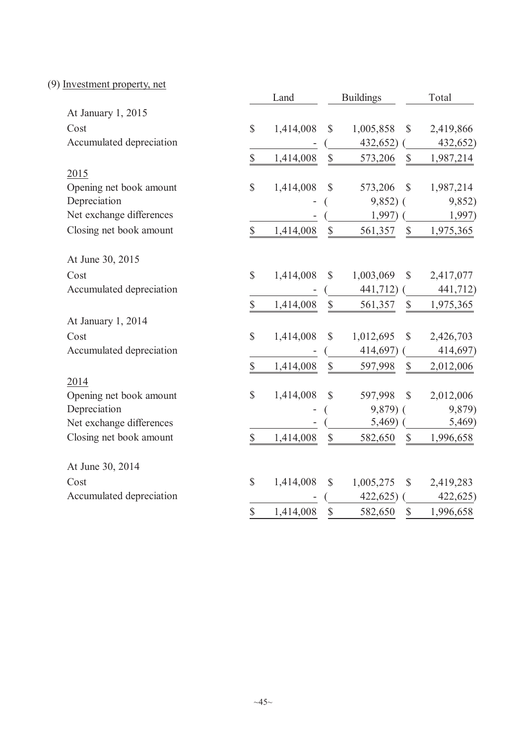(9) Investment property, net

| | Land | Buildings | Total |
|---|---|---|---|
| At January 1, 2015 | | | |
| Cost | $ 1,414,008 | $ 1,005,858 | $ 2,419,866 |
| Accumulated depreciation | - | ( 432,652) | ( 432,652) |
| | $ 1,414,008 | $ 573,206 | $ 1,987,214 |
| 2015 | | | |
| Opening net book amount | $ 1,414,008 | $ 573,206 | $ 1,987,214 |
| Depreciation | - | ( 9,852) | ( 9,852) |
| Net exchange differences | - | ( 1,997) | ( 1,997) |
| Closing net book amount | $ 1,414,008 | $ 561,357 | $ 1,975,365 |
| At June 30, 2015 | | | |
| Cost | $ 1,414,008 | $ 1,003,069 | $ 2,417,077 |
| Accumulated depreciation | - | ( 441,712) | ( 441,712) |
| | $ 1,414,008 | $ 561,357 | $ 1,975,365 |
| At January 1, 2014 | | | |
| Cost | $ 1,414,008 | $ 1,012,695 | $ 2,426,703 |
| Accumulated depreciation | - | ( 414,697) | ( 414,697) |
| | $ 1,414,008 | $ 597,998 | $ 2,012,006 |
| 2014 | | | |
| Opening net book amount | $ 1,414,008 | $ 597,998 | $ 2,012,006 |
| Depreciation | - | ( 9,879) | ( 9,879) |
| Net exchange differences | - | ( 5,469) | ( 5,469) |
| Closing net book amount | $ 1,414,008 | $ 582,650 | $ 1,996,658 |
| At June 30, 2014 | | | |
| Cost | $ 1,414,008 | $ 1,005,275 | $ 2,419,283 |
| Accumulated depreciation | - | ( 422,625) | ( 422,625) |
| | $ 1,414,008 | $ 582,650 | $ 1,996,658 |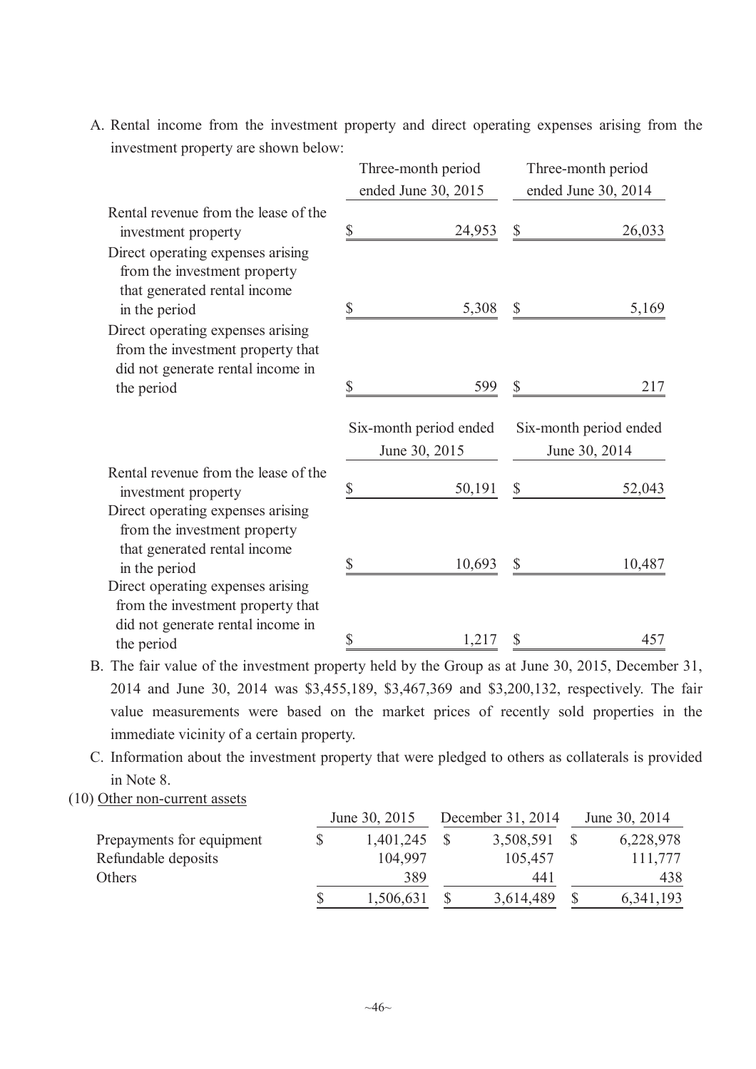A. Rental income from the investment property and direct operating expenses arising from the investment property are shown below:

| | Three-month period ended June 30, 2015 | Three-month period ended June 30, 2014 |
|---|---|---|
| Rental revenue from the lease of the investment property | $ 24,953 | $ 26,033 |
| Direct operating expenses arising from the investment property that generated rental income in the period | $ 5,308 | $ 5,169 |
| Direct operating expenses arising from the investment property that did not generate rental income in the period | $ 599 | $ 217 |

| | Six-month period ended June 30, 2015 | Six-month period ended June 30, 2014 |
|---|---|---|
| Rental revenue from the lease of the investment property | $ 50,191 | $ 52,043 |
| Direct operating expenses arising from the investment property that generated rental income in the period | $ 10,693 | $ 10,487 |
| Direct operating expenses arising from the investment property that did not generate rental income in the period | $ 1,217 | $ 457 |

B. The fair value of the investment property held by the Group as at June 30, 2015, December 31, 2014 and June 30, 2014 was $3,455,189, $3,467,369 and $3,200,132, respectively. The fair value measurements were based on the market prices of recently sold properties in the immediate vicinity of a certain property.

C. Information about the investment property that were pledged to others as collaterals is provided in Note 8.

(10) Other non-current assets

| | June 30, 2015 | December 31, 2014 | June 30, 2014 |
|---|---|---|---|
| Prepayments for equipment | $ 1,401,245 | $ 3,508,591 | $ 6,228,978 |
| Refundable deposits | 104,997 | 105,457 | 111,777 |
| Others | 389 | 441 | 438 |
| | $ 1,506,631 | $ 3,614,489 | $ 6,341,193 |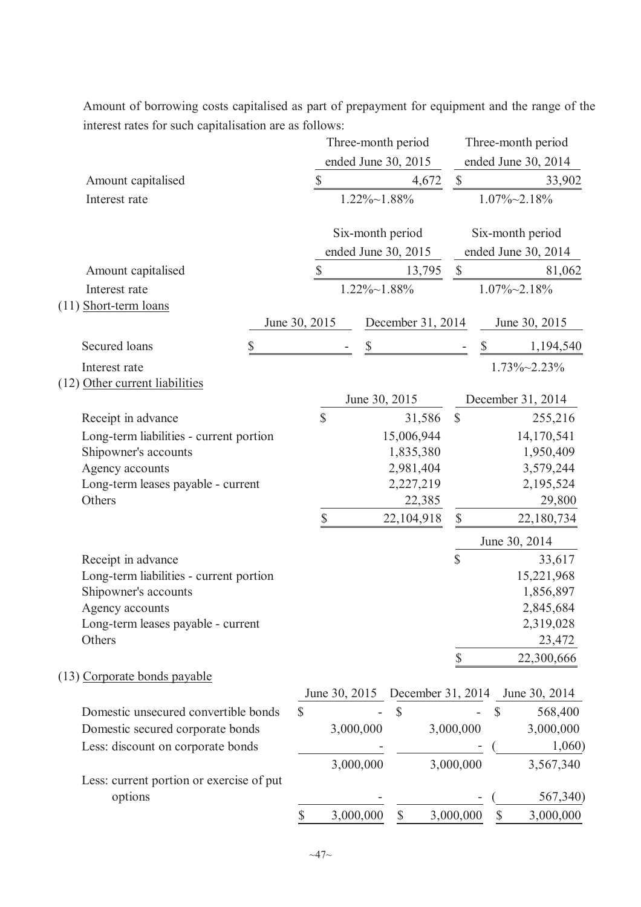Amount of borrowing costs capitalised as part of prepayment for equipment and the range of the interest rates for such capitalisation are as follows:

| | Three-month period ended June 30, 2015 | Three-month period ended June 30, 2014 |
|---|---|---|
| Amount capitalised | $ 4,672 | $ 33,902 |
| Interest rate | 1.22%~1.88% | 1.07%~2.18% |

| | Six-month period ended June 30, 2015 | Six-month period ended June 30, 2014 |
|---|---|---|
| Amount capitalised | $ 13,795 | $ 81,062 |
| Interest rate | 1.22%~1.88% | 1.07%~2.18% |

(11) Short-term loans

| | June 30, 2015 | December 31, 2014 | June 30, 2015 |
|---|---|---|---|
| Secured loans | $ - | $ - | $ 1,194,540 |
| Interest rate | | | 1.73%~2.23% |

(12) Other current liabilities

| | June 30, 2015 | December 31, 2014 |
|---|---|---|
| Receipt in advance | $ 31,586 | $ 255,216 |
| Long-term liabilities - current portion | 15,006,944 | 14,170,541 |
| Shipowner's accounts | 1,835,380 | 1,950,409 |
| Agency accounts | 2,981,404 | 3,579,244 |
| Long-term leases payable - current | 2,227,219 | 2,195,524 |
| Others | 22,385 | 29,800 |
| | $ 22,104,918 | $ 22,180,734 |

| | June 30, 2014 |
|---|---|
| Receipt in advance | $ 33,617 |
| Long-term liabilities - current portion | 15,221,968 |
| Shipowner's accounts | 1,856,897 |
| Agency accounts | 2,845,684 |
| Long-term leases payable - current | 2,319,028 |
| Others | 23,472 |
| | $ 22,300,666 |

(13) Corporate bonds payable

| | June 30, 2015 | December 31, 2014 | June 30, 2014 |
|---|---|---|---|
| Domestic unsecured convertible bonds | $ - | $ - | $ 568,400 |
| Domestic secured corporate bonds | 3,000,000 | 3,000,000 | 3,000,000 |
| Less: discount on corporate bonds | - | - | ( 1,060) |
| | 3,000,000 | 3,000,000 | 3,567,340 |
| Less: current portion or exercise of put options | - | - | ( 567,340) |
| | $ 3,000,000 | $ 3,000,000 | $ 3,000,000 |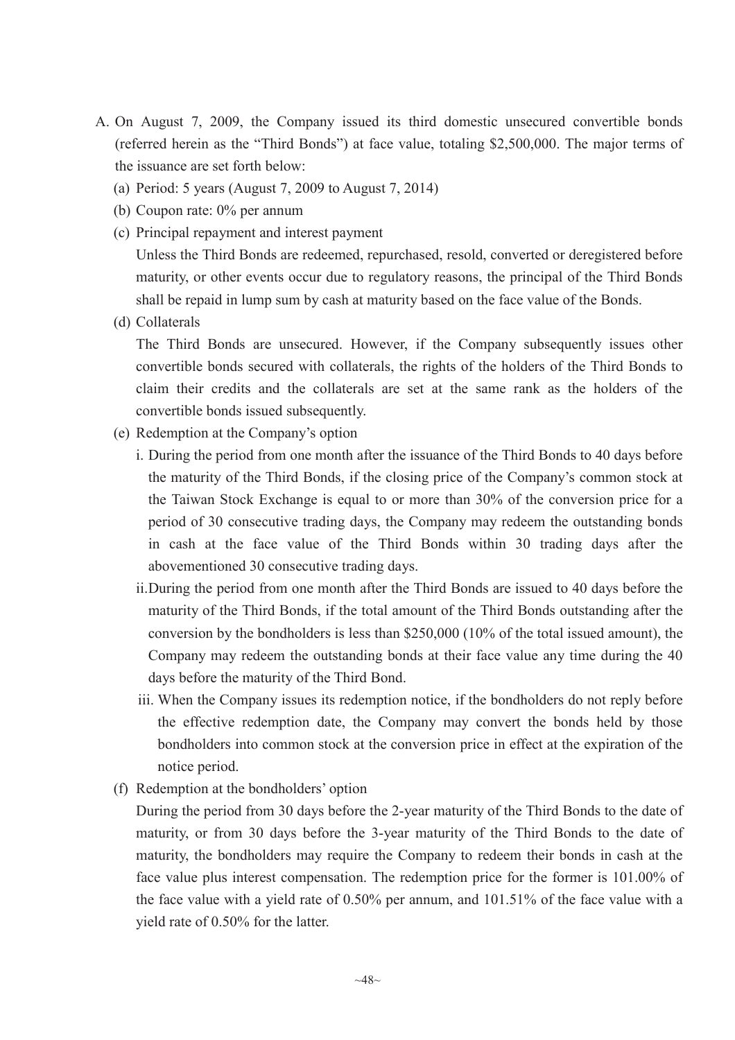A. On August 7, 2009, the Company issued its third domestic unsecured convertible bonds (referred herein as the "Third Bonds") at face value, totaling $2,500,000. The major terms of the issuance are set forth below:

   (a) Period: 5 years (August 7, 2009 to August 7, 2014)

   (b) Coupon rate: 0% per annum

   (c) Principal repayment and interest payment

   Unless the Third Bonds are redeemed, repurchased, resold, converted or deregistered before maturity, or other events occur due to regulatory reasons, the principal of the Third Bonds shall be repaid in lump sum by cash at maturity based on the face value of the Bonds.

   (d) Collaterals

   The Third Bonds are unsecured. However, if the Company subsequently issues other convertible bonds secured with collaterals, the rights of the holders of the Third Bonds to claim their credits and the collaterals are set at the same rank as the holders of the convertible bonds issued subsequently.

   (e) Redemption at the Company's option

   i. During the period from one month after the issuance of the Third Bonds to 40 days before the maturity of the Third Bonds, if the closing price of the Company's common stock at the Taiwan Stock Exchange is equal to or more than 30% of the conversion price for a period of 30 consecutive trading days, the Company may redeem the outstanding bonds in cash at the face value of the Third Bonds within 30 trading days after the abovementioned 30 consecutive trading days.

   ii. During the period from one month after the Third Bonds are issued to 40 days before the maturity of the Third Bonds, if the total amount of the Third Bonds outstanding after the conversion by the bondholders is less than $250,000 (10% of the total issued amount), the Company may redeem the outstanding bonds at their face value any time during the 40 days before the maturity of the Third Bond.

   iii. When the Company issues its redemption notice, if the bondholders do not reply before the effective redemption date, the Company may convert the bonds held by those bondholders into common stock at the conversion price in effect at the expiration of the notice period.

   (f) Redemption at the bondholders' option

   During the period from 30 days before the 2-year maturity of the Third Bonds to the date of maturity, or from 30 days before the 3-year maturity of the Third Bonds to the date of maturity, the bondholders may require the Company to redeem their bonds in cash at the face value plus interest compensation. The redemption price for the former is 101.00% of the face value with a yield rate of 0.50% per annum, and 101.51% of the face value with a yield rate of 0.50% for the latter.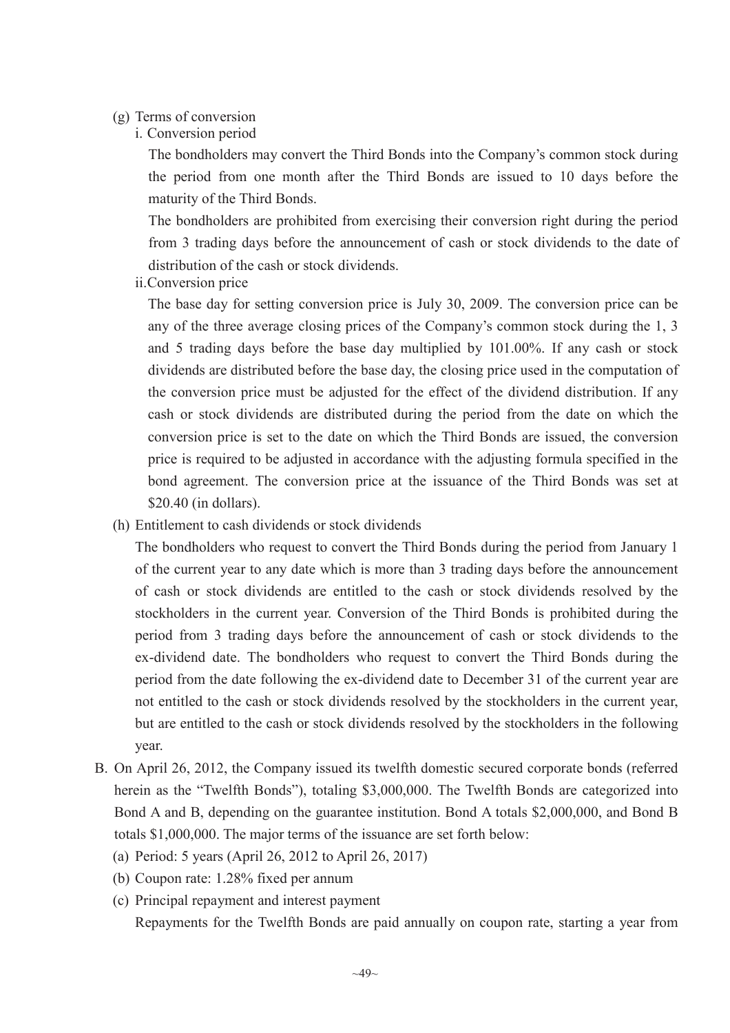(g) Terms of conversion

i. Conversion period

The bondholders may convert the Third Bonds into the Company's common stock during the period from one month after the Third Bonds are issued to 10 days before the maturity of the Third Bonds.

The bondholders are prohibited from exercising their conversion right during the period from 3 trading days before the announcement of cash or stock dividends to the date of distribution of the cash or stock dividends.

ii. Conversion price

The base day for setting conversion price is July 30, 2009. The conversion price can be any of the three average closing prices of the Company's common stock during the 1, 3 and 5 trading days before the base day multiplied by 101.00%. If any cash or stock dividends are distributed before the base day, the closing price used in the computation of the conversion price must be adjusted for the effect of the dividend distribution. If any cash or stock dividends are distributed during the period from the date on which the conversion price is set to the date on which the Third Bonds are issued, the conversion price is required to be adjusted in accordance with the adjusting formula specified in the bond agreement. The conversion price at the issuance of the Third Bonds was set at $20.40 (in dollars).

(h) Entitlement to cash dividends or stock dividends

The bondholders who request to convert the Third Bonds during the period from January 1 of the current year to any date which is more than 3 trading days before the announcement of cash or stock dividends are entitled to the cash or stock dividends resolved by the stockholders in the current year. Conversion of the Third Bonds is prohibited during the period from 3 trading days before the announcement of cash or stock dividends to the ex-dividend date. The bondholders who request to convert the Third Bonds during the period from the date following the ex-dividend date to December 31 of the current year are not entitled to the cash or stock dividends resolved by the stockholders in the current year, but are entitled to the cash or stock dividends resolved by the stockholders in the following year.

B. On April 26, 2012, the Company issued its twelfth domestic secured corporate bonds (referred herein as the "Twelfth Bonds"), totaling $3,000,000. The Twelfth Bonds are categorized into Bond A and B, depending on the guarantee institution. Bond A totals $2,000,000, and Bond B totals $1,000,000. The major terms of the issuance are set forth below:

(a) Period: 5 years (April 26, 2012 to April 26, 2017)

(b) Coupon rate: 1.28% fixed per annum

(c) Principal repayment and interest payment

Repayments for the Twelfth Bonds are paid annually on coupon rate, starting a year from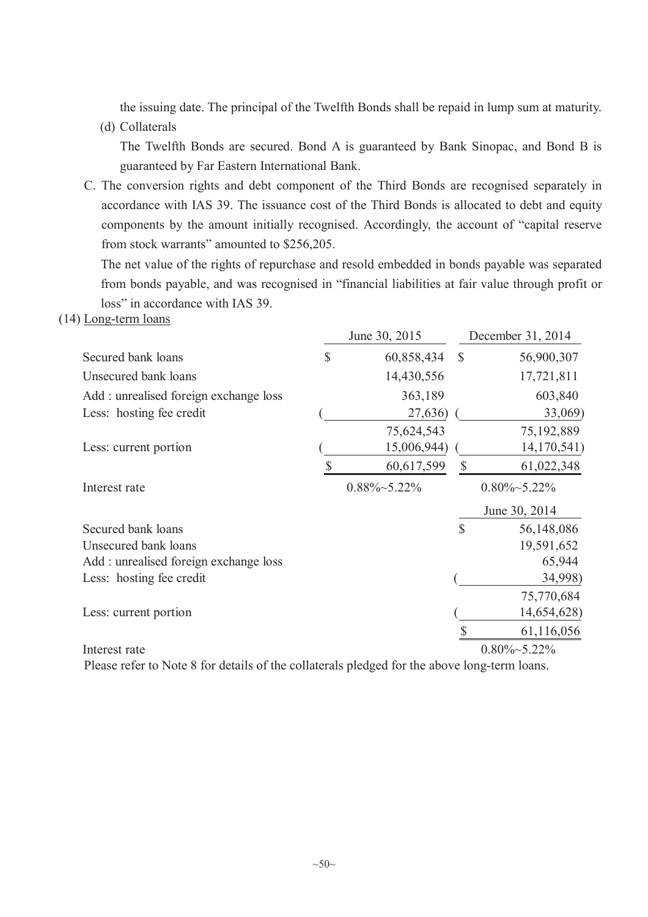the issuing date. The principal of the Twelfth Bonds shall be repaid in lump sum at maturity.

(d) Collaterals

The Twelfth Bonds are secured. Bond A is guaranteed by Bank Sinopac, and Bond B is guaranteed by Far Eastern International Bank.

C. The conversion rights and debt component of the Third Bonds are recognised separately in accordance with IAS 39. The issuance cost of the Third Bonds is allocated to debt and equity components by the amount initially recognised. Accordingly, the account of "capital reserve from stock warrants" amounted to $256,205.

The net value of the rights of repurchase and resold embedded in bonds payable was separated from bonds payable, and was recognised in "financial liabilities at fair value through profit or loss" in accordance with IAS 39.

(14) Long-term loans

| | June 30, 2015 | December 31, 2014 |
|---|---|---|
| Secured bank loans | $ 60,858,434 | $ 56,900,307 |
| Unsecured bank loans | 14,430,556 | 17,721,811 |
| Add : unrealised foreign exchange loss | 363,189 | 603,840 |
| Less: hosting fee credit | ( 27,636) | ( 33,069) |
| | 75,624,543 | 75,192,889 |
| Less: current portion | ( 15,006,944) | ( 14,170,541) |
| | $ 60,617,599 | $ 61,022,348 |
| Interest rate | 0.88%~5.22% | 0.80%~5.22% |

| | June 30, 2014 |
|---|---|
| Secured bank loans | $ 56,148,086 |
| Unsecured bank loans | 19,591,652 |
| Add : unrealised foreign exchange loss | 65,944 |
| Less: hosting fee credit | ( 34,998) |
| | 75,770,684 |
| Less: current portion | ( 14,654,628) |
| | $ 61,116,056 |
| Interest rate | 0.80%~5.22% |

Please refer to Note 8 for details of the collaterals pledged for the above long-term loans.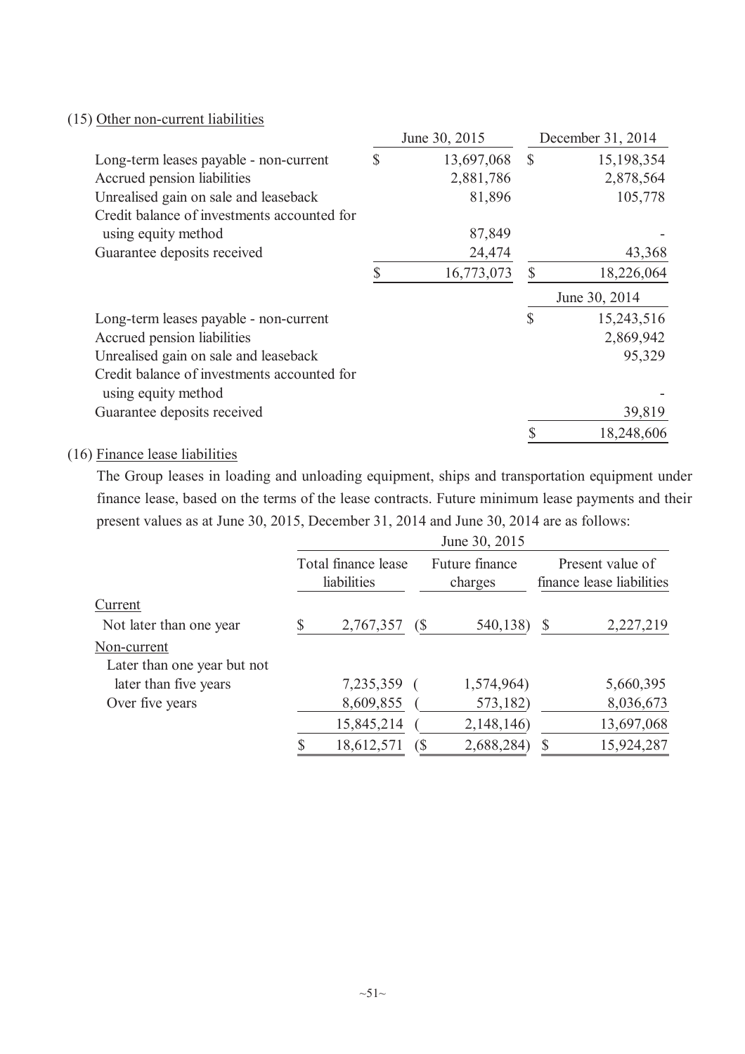(15) Other non-current liabilities

| | June 30, 2015 | December 31, 2014 |
|---|---|---|
| Long-term leases payable - non-current | $ 13,697,068 | $ 15,198,354 |
| Accrued pension liabilities | 2,881,786 | 2,878,564 |
| Unrealised gain on sale and leaseback | 81,896 | 105,778 |
| Credit balance of investments accounted for using equity method | 87,849 | - |
| Guarantee deposits received | 24,474 | 43,368 |
| | $ 16,773,073 | $ 18,226,064 |

| | June 30, 2014 |
|---|---|
| Long-term leases payable - non-current | $ 15,243,516 |
| Accrued pension liabilities | 2,869,942 |
| Unrealised gain on sale and leaseback | 95,329 |
| Credit balance of investments accounted for using equity method | - |
| Guarantee deposits received | 39,819 |
| | $ 18,248,606 |

(16) Finance lease liabilities

The Group leases in loading and unloading equipment, ships and transportation equipment under finance lease, based on the terms of the lease contracts. Future minimum lease payments and their present values as at June 30, 2015, December 31, 2014 and June 30, 2014 are as follows:

| | June 30, 2015 | | |
|---|---|---|---|
| | Total finance lease liabilities | Future finance charges | Present value of finance lease liabilities |
| Current | | | |
| Not later than one year | $ 2,767,357 | ($ 540,138) | $ 2,227,219 |
| Non-current | | | |
| Later than one year but not later than five years | 7,235,359 | ( 1,574,964) | 5,660,395 |
| Over five years | 8,609,855 | ( 573,182) | 8,036,673 |
| | 15,845,214 | ( 2,148,146) | 13,697,068 |
| | $ 18,612,571 | ($ 2,688,284) | $ 15,924,287 |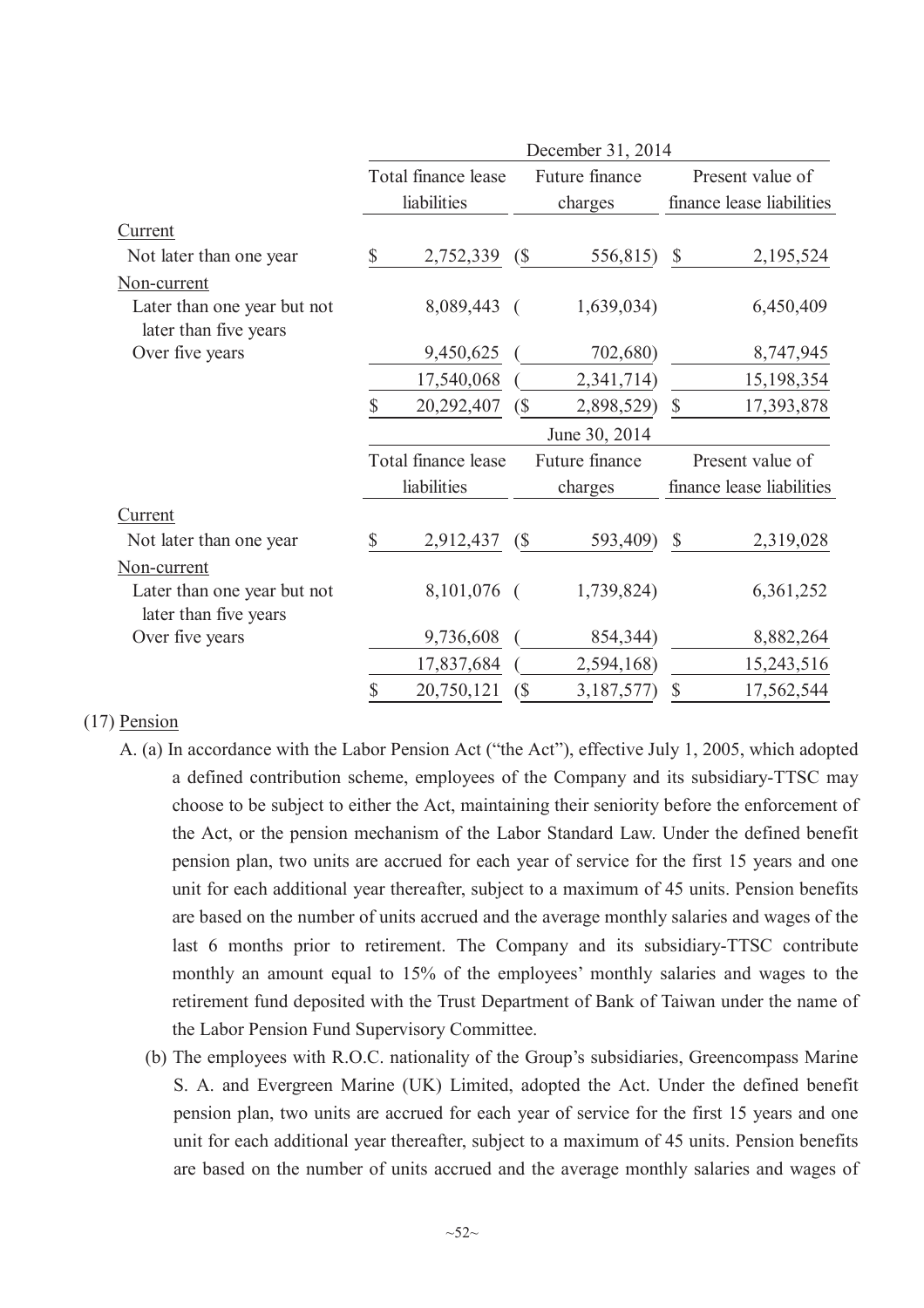| | December 31, 2014 | | |
|---|---|---|---|
| | Total finance lease liabilities | Future finance charges | Present value of finance lease liabilities |
| Current | | | |
| Not later than one year | $ 2,752,339 | ($ 556,815) | $ 2,195,524 |
| Non-current | | | |
| Later than one year but not later than five years | 8,089,443 | ( 1,639,034) | 6,450,409 |
| Over five years | 9,450,625 | ( 702,680) | 8,747,945 |
| | 17,540,068 | ( 2,341,714) | 15,198,354 |
| | $ 20,292,407 | ($ 2,898,529) | $ 17,393,878 |

| | June 30, 2014 | | |
|---|---|---|---|
| | Total finance lease liabilities | Future finance charges | Present value of finance lease liabilities |
| Current | | | |
| Not later than one year | $ 2,912,437 | ($ 593,409) | $ 2,319,028 |
| Non-current | | | |
| Later than one year but not later than five years | 8,101,076 | ( 1,739,824) | 6,361,252 |
| Over five years | 9,736,608 | ( 854,344) | 8,882,264 |
| | 17,837,684 | ( 2,594,168) | 15,243,516 |
| | $ 20,750,121 | ($ 3,187,577) | $ 17,562,544 |

(17) Pension

A. (a) In accordance with the Labor Pension Act ("the Act"), effective July 1, 2005, which adopted a defined contribution scheme, employees of the Company and its subsidiary-TTSC may choose to be subject to either the Act, maintaining their seniority before the enforcement of the Act, or the pension mechanism of the Labor Standard Law. Under the defined benefit pension plan, two units are accrued for each year of service for the first 15 years and one unit for each additional year thereafter, subject to a maximum of 45 units. Pension benefits are based on the number of units accrued and the average monthly salaries and wages of the last 6 months prior to retirement. The Company and its subsidiary-TTSC contribute monthly an amount equal to 15% of the employees' monthly salaries and wages to the retirement fund deposited with the Trust Department of Bank of Taiwan under the name of the Labor Pension Fund Supervisory Committee.

(b) The employees with R.O.C. nationality of the Group's subsidiaries, Greencompass Marine S. A. and Evergreen Marine (UK) Limited, adopted the Act. Under the defined benefit pension plan, two units are accrued for each year of service for the first 15 years and one unit for each additional year thereafter, subject to a maximum of 45 units. Pension benefits are based on the number of units accrued and the average monthly salaries and wages of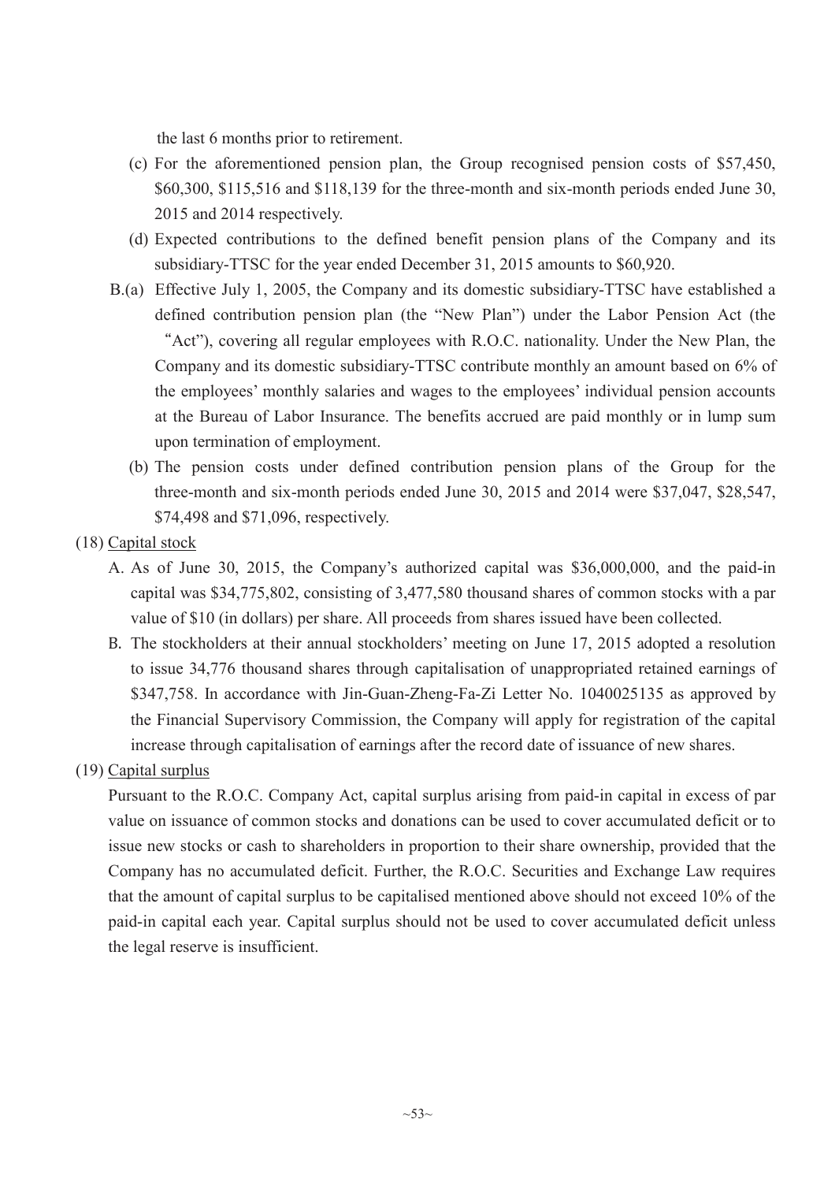the last 6 months prior to retirement.

(c) For the aforementioned pension plan, the Group recognised pension costs of $57,450, $60,300, $115,516 and $118,139 for the three-month and six-month periods ended June 30, 2015 and 2014 respectively.

(d) Expected contributions to the defined benefit pension plans of the Company and its subsidiary-TTSC for the year ended December 31, 2015 amounts to $60,920.

B.(a) Effective July 1, 2005, the Company and its domestic subsidiary-TTSC have established a defined contribution pension plan (the "New Plan") under the Labor Pension Act (the "Act"), covering all regular employees with R.O.C. nationality. Under the New Plan, the Company and its domestic subsidiary-TTSC contribute monthly an amount based on 6% of the employees' monthly salaries and wages to the employees' individual pension accounts at the Bureau of Labor Insurance. The benefits accrued are paid monthly or in lump sum upon termination of employment.

(b) The pension costs under defined contribution pension plans of the Group for the three-month and six-month periods ended June 30, 2015 and 2014 were $37,047, $28,547, $74,498 and $71,096, respectively.

(18) Capital stock

A. As of June 30, 2015, the Company's authorized capital was $36,000,000, and the paid-in capital was $34,775,802, consisting of 3,477,580 thousand shares of common stocks with a par value of $10 (in dollars) per share. All proceeds from shares issued have been collected.

B. The stockholders at their annual stockholders' meeting on June 17, 2015 adopted a resolution to issue 34,776 thousand shares through capitalisation of unappropriated retained earnings of $347,758. In accordance with Jin-Guan-Zheng-Fa-Zi Letter No. 1040025135 as approved by the Financial Supervisory Commission, the Company will apply for registration of the capital increase through capitalisation of earnings after the record date of issuance of new shares.

(19) Capital surplus

Pursuant to the R.O.C. Company Act, capital surplus arising from paid-in capital in excess of par value on issuance of common stocks and donations can be used to cover accumulated deficit or to issue new stocks or cash to shareholders in proportion to their share ownership, provided that the Company has no accumulated deficit. Further, the R.O.C. Securities and Exchange Law requires that the amount of capital surplus to be capitalised mentioned above should not exceed 10% of the paid-in capital each year. Capital surplus should not be used to cover accumulated deficit unless the legal reserve is insufficient.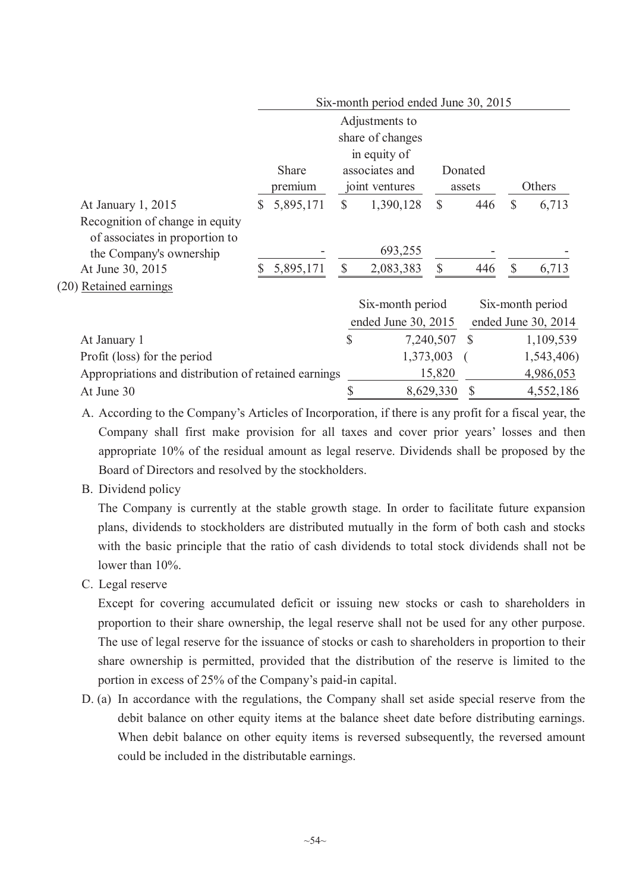| | Six-month period ended June 30, 2015 | | | |
|---|---|---|---|---|
| | Share premium | Adjustments to share of changes in equity of associates and joint ventures | Donated assets | Others |
| At January 1, 2015 | $ 5,895,171 | $ 1,390,128 | $ 446 | $ 6,713 |
| Recognition of change in equity of associates in proportion to the Company's ownership | - | 693,255 | - | - |
| At June 30, 2015 | $ 5,895,171 | $ 2,083,383 | $ 446 | $ 6,713 |

(20) Retained earnings

| | Six-month period ended June 30, 2015 | Six-month period ended June 30, 2014 |
|---|---|---|
| At January 1 | $ 7,240,507 | $ 1,109,539 |
| Profit (loss) for the period | 1,373,003 | ( 1,543,406) |
| Appropriations and distribution of retained earnings | 15,820 | 4,986,053 |
| At June 30 | $ 8,629,330 | $ 4,552,186 |

A. According to the Company's Articles of Incorporation, if there is any profit for a fiscal year, the Company shall first make provision for all taxes and cover prior years' losses and then appropriate 10% of the residual amount as legal reserve. Dividends shall be proposed by the Board of Directors and resolved by the stockholders.

B. Dividend policy

The Company is currently at the stable growth stage. In order to facilitate future expansion plans, dividends to stockholders are distributed mutually in the form of both cash and stocks with the basic principle that the ratio of cash dividends to total stock dividends shall not be lower than 10%.

C. Legal reserve

Except for covering accumulated deficit or issuing new stocks or cash to shareholders in proportion to their share ownership, the legal reserve shall not be used for any other purpose. The use of legal reserve for the issuance of stocks or cash to shareholders in proportion to their share ownership is permitted, provided that the distribution of the reserve is limited to the portion in excess of 25% of the Company's paid-in capital.

D. (a) In accordance with the regulations, the Company shall set aside special reserve from the debit balance on other equity items at the balance sheet date before distributing earnings. When debit balance on other equity items is reversed subsequently, the reversed amount could be included in the distributable earnings.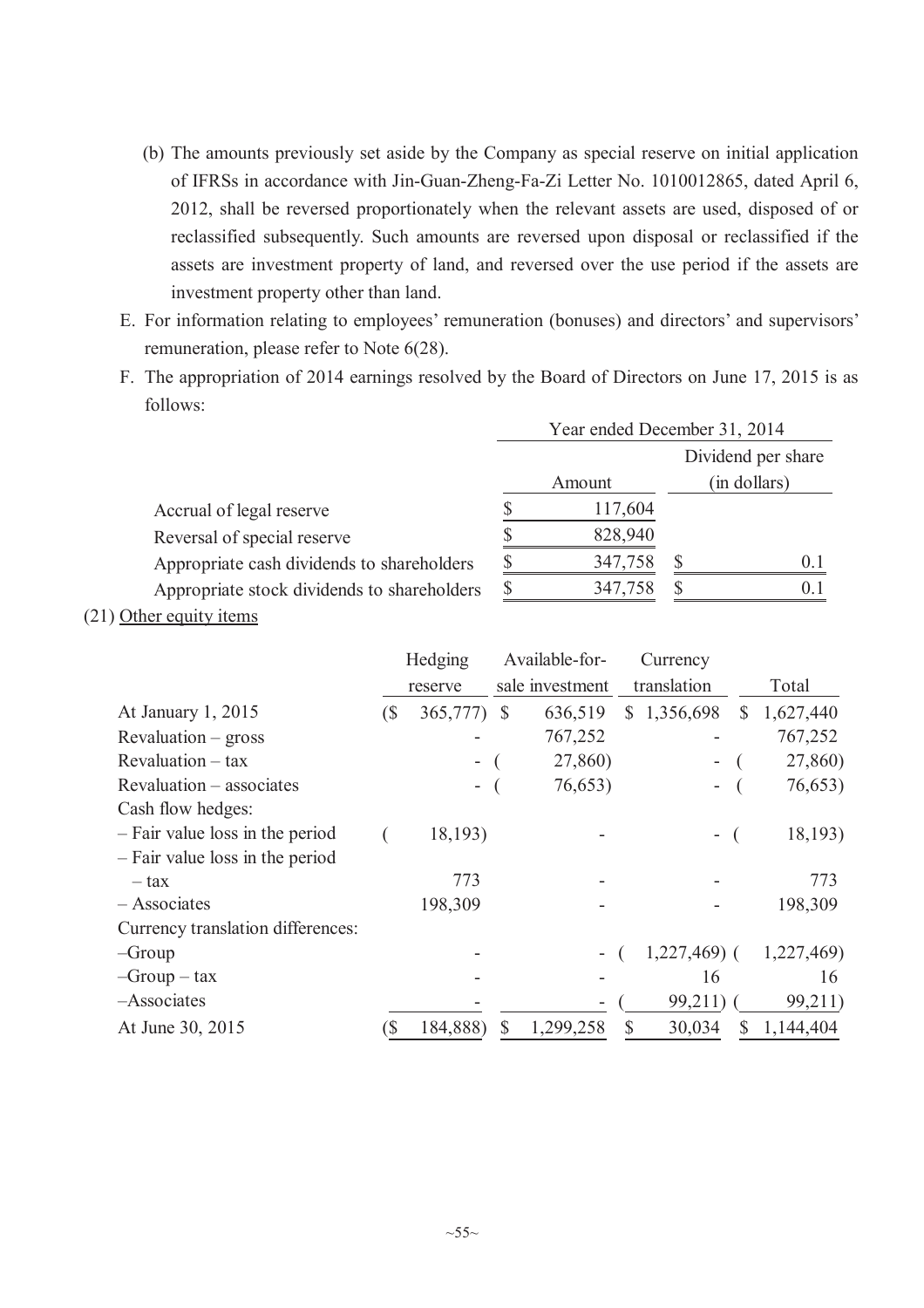(b) The amounts previously set aside by the Company as special reserve on initial application of IFRSs in accordance with Jin-Guan-Zheng-Fa-Zi Letter No. 1010012865, dated April 6, 2012, shall be reversed proportionately when the relevant assets are used, disposed of or reclassified subsequently. Such amounts are reversed upon disposal or reclassified if the assets are investment property of land, and reversed over the use period if the assets are investment property other than land.

E. For information relating to employees' remuneration (bonuses) and directors' and supervisors' remuneration, please refer to Note 6(28).

F. The appropriation of 2014 earnings resolved by the Board of Directors on June 17, 2015 is as follows:

| | Year ended December 31, 2014 | |
|---|---|---|
| | Amount | Dividend per share (in dollars) |
| Accrual of legal reserve | $ 117,604 | |
| Reversal of special reserve | $ 828,940 | |
| Appropriate cash dividends to shareholders | $ 347,758 | $ 0.1 |
| Appropriate stock dividends to shareholders | $ 347,758 | $ 0.1 |

(21) Other equity items

| | Hedging reserve | Available-for-sale investment | Currency translation | Total |
|---|---|---|---|---|
| At January 1, 2015 | ($ 365,777) | $ 636,519 | $ 1,356,698 | $ 1,627,440 |
| Revaluation – gross | - | 767,252 | - | 767,252 |
| Revaluation – tax | - | ( 27,860) | - | ( 27,860) |
| Revaluation – associates | - | ( 76,653) | - | ( 76,653) |
| Cash flow hedges: | | | | |
| – Fair value loss in the period | ( 18,193) | - | - | ( 18,193) |
| – Fair value loss in the period – tax | 773 | - | - | 773 |
| – Associates | 198,309 | - | - | 198,309 |
| Currency translation differences: | | | | |
| –Group | - | - | ( 1,227,469) | ( 1,227,469) |
| –Group – tax | - | - | 16 | 16 |
| –Associates | - | - | ( 99,211) | ( 99,211) |
| At June 30, 2015 | ($ 184,888) | $ 1,299,258 | $ 30,034 | $ 1,144,404 |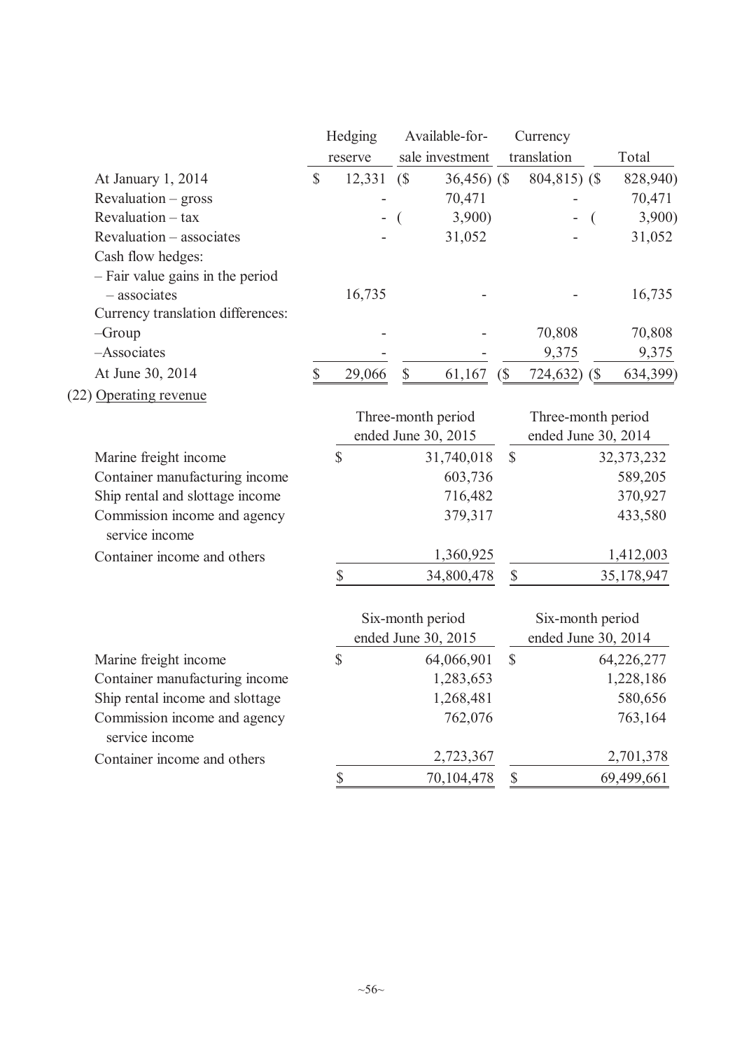|  | Hedging reserve | Available-for-sale investment | Currency translation | Total |
|---|---|---|---|---|
| At January 1, 2014 | $ 12,331 | ($ 36,456) | ($ 804,815) | ($ 828,940) |
| Revaluation – gross | - | 70,471 | - | 70,471 |
| Revaluation – tax | - | ( 3,900) | - | ( 3,900) |
| Revaluation – associates | - | 31,052 | - | 31,052 |
| Cash flow hedges: | | | | |
| – Fair value gains in the period – associates | 16,735 | - | - | 16,735 |
| Currency translation differences: | | | | |
| –Group | - | - | 70,808 | 70,808 |
| –Associates | - | - | 9,375 | 9,375 |
| At June 30, 2014 | $ 29,066 | $ 61,167 | ($ 724,632) | ($ 634,399) |

(22) Operating revenue

|  | Three-month period ended June 30, 2015 | Three-month period ended June 30, 2014 |
|---|---|---|
| Marine freight income | $ 31,740,018 | $ 32,373,232 |
| Container manufacturing income | 603,736 | 589,205 |
| Ship rental and slottage income | 716,482 | 370,927 |
| Commission income and agency service income | 379,317 | 433,580 |
| Container income and others | 1,360,925 | 1,412,003 |
|  | $ 34,800,478 | $ 35,178,947 |

|  | Six-month period ended June 30, 2015 | Six-month period ended June 30, 2014 |
|---|---|---|
| Marine freight income | $ 64,066,901 | $ 64,226,277 |
| Container manufacturing income | 1,283,653 | 1,228,186 |
| Ship rental income and slottage | 1,268,481 | 580,656 |
| Commission income and agency service income | 762,076 | 763,164 |
| Container income and others | 2,723,367 | 2,701,378 |
|  | $ 70,104,478 | $ 69,499,661 |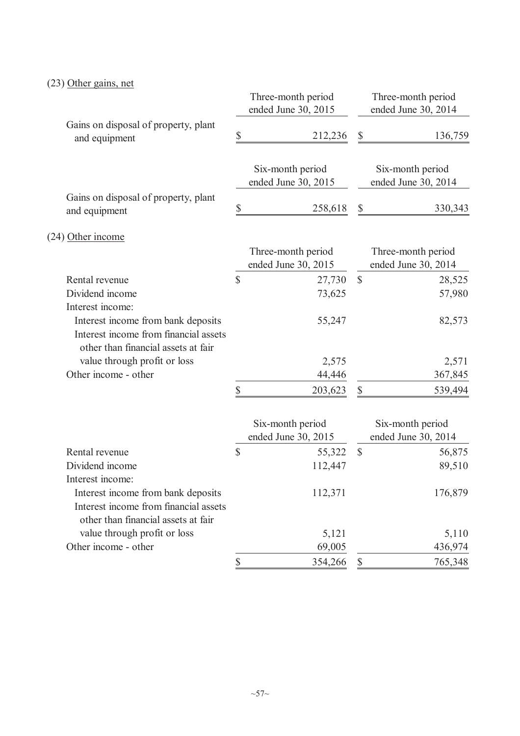(23) Other gains, net

| | Three-month period ended June 30, 2015 | Three-month period ended June 30, 2014 |
|---|---|---|
| Gains on disposal of property, plant and equipment | $ 212,236 | $ 136,759 |

| | Six-month period ended June 30, 2015 | Six-month period ended June 30, 2014 |
|---|---|---|
| Gains on disposal of property, plant and equipment | $ 258,618 | $ 330,343 |

(24) Other income

| | Three-month period ended June 30, 2015 | Three-month period ended June 30, 2014 |
|---|---|---|
| Rental revenue | $ 27,730 | $ 28,525 |
| Dividend income | 73,625 | 57,980 |
| Interest income: | | |
| Interest income from bank deposits | 55,247 | 82,573 |
| Interest income from financial assets other than financial assets at fair value through profit or loss | 2,575 | 2,571 |
| Other income - other | 44,446 | 367,845 |
| | $ 203,623 | $ 539,494 |

| | Six-month period ended June 30, 2015 | Six-month period ended June 30, 2014 |
|---|---|---|
| Rental revenue | $ 55,322 | $ 56,875 |
| Dividend income | 112,447 | 89,510 |
| Interest income: | | |
| Interest income from bank deposits | 112,371 | 176,879 |
| Interest income from financial assets other than financial assets at fair value through profit or loss | 5,121 | 5,110 |
| Other income - other | 69,005 | 436,974 |
| | $ 354,266 | $ 765,348 |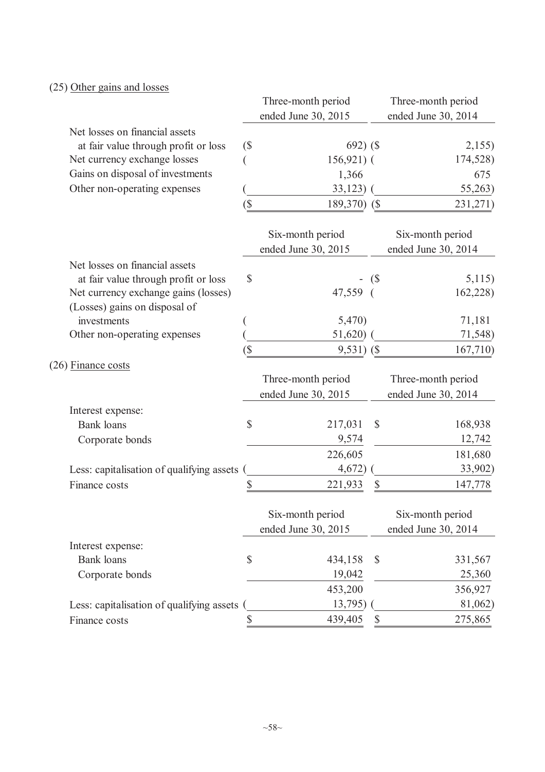(25) Other gains and losses

| | Three-month period ended June 30, 2015 | Three-month period ended June 30, 2014 |
|---|---|---|
| Net losses on financial assets at fair value through profit or loss | ($ 692) | ($ 2,155) |
| Net currency exchange losses | ( 156,921) | ( 174,528) |
| Gains on disposal of investments | 1,366 | 675 |
| Other non-operating expenses | ( 33,123) | ( 55,263) |
| | ($ 189,370) | ($ 231,271) |

| | Six-month period ended June 30, 2015 | Six-month period ended June 30, 2014 |
|---|---|---|
| Net losses on financial assets at fair value through profit or loss | $ - | ($ 5,115) |
| Net currency exchange gains (losses) | 47,559 | ( 162,228) |
| (Losses) gains on disposal of investments | ( 5,470) | 71,181 |
| Other non-operating expenses | ( 51,620) | ( 71,548) |
| | ($ 9,531) | ($ 167,710) |

(26) Finance costs

| | Three-month period ended June 30, 2015 | Three-month period ended June 30, 2014 |
|---|---|---|
| Interest expense: | | |
| Bank loans | $ 217,031 | $ 168,938 |
| Corporate bonds | 9,574 | 12,742 |
| | 226,605 | 181,680 |
| Less: capitalisation of qualifying assets | ( 4,672) | ( 33,902) |
| Finance costs | $ 221,933 | $ 147,778 |

| | Six-month period ended June 30, 2015 | Six-month period ended June 30, 2014 |
|---|---|---|
| Interest expense: | | |
| Bank loans | $ 434,158 | $ 331,567 |
| Corporate bonds | 19,042 | 25,360 |
| | 453,200 | 356,927 |
| Less: capitalisation of qualifying assets | ( 13,795) | ( 81,062) |
| Finance costs | $ 439,405 | $ 275,865 |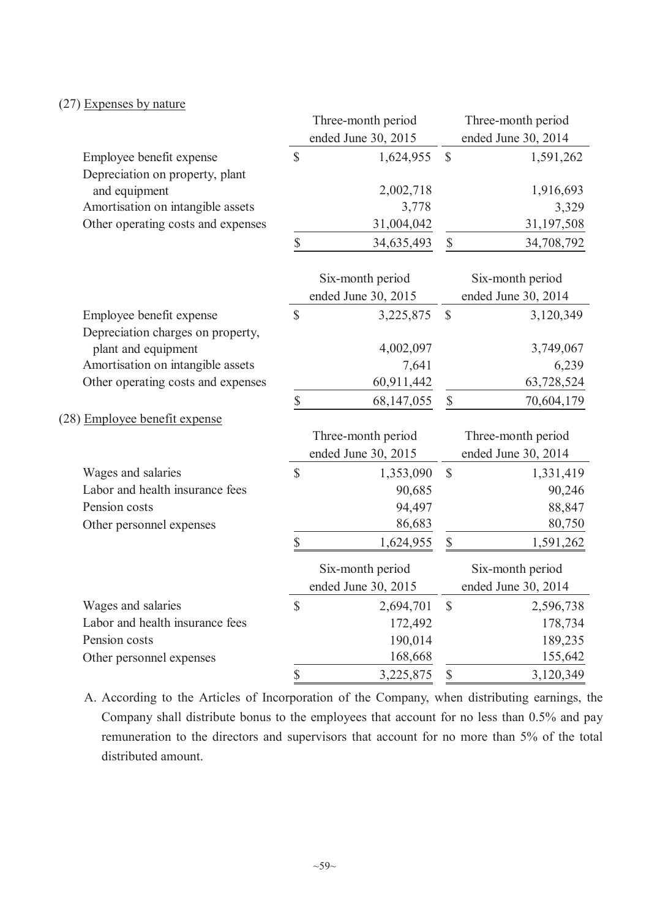(27) Expenses by nature

| | Three-month period ended June 30, 2015 | Three-month period ended June 30, 2014 |
|---|---|---|
| Employee benefit expense | $ 1,624,955 | $ 1,591,262 |
| Depreciation on property, plant and equipment | 2,002,718 | 1,916,693 |
| Amortisation on intangible assets | 3,778 | 3,329 |
| Other operating costs and expenses | 31,004,042 | 31,197,508 |
| | $ 34,635,493 | $ 34,708,792 |

| | Six-month period ended June 30, 2015 | Six-month period ended June 30, 2014 |
|---|---|---|
| Employee benefit expense | $ 3,225,875 | $ 3,120,349 |
| Depreciation charges on property, plant and equipment | 4,002,097 | 3,749,067 |
| Amortisation on intangible assets | 7,641 | 6,239 |
| Other operating costs and expenses | 60,911,442 | 63,728,524 |
| | $ 68,147,055 | $ 70,604,179 |

(28) Employee benefit expense

| | Three-month period ended June 30, 2015 | Three-month period ended June 30, 2014 |
|---|---|---|
| Wages and salaries | $ 1,353,090 | $ 1,331,419 |
| Labor and health insurance fees | 90,685 | 90,246 |
| Pension costs | 94,497 | 88,847 |
| Other personnel expenses | 86,683 | 80,750 |
| | $ 1,624,955 | $ 1,591,262 |

| | Six-month period ended June 30, 2015 | Six-month period ended June 30, 2014 |
|---|---|---|
| Wages and salaries | $ 2,694,701 | $ 2,596,738 |
| Labor and health insurance fees | 172,492 | 178,734 |
| Pension costs | 190,014 | 189,235 |
| Other personnel expenses | 168,668 | 155,642 |
| | $ 3,225,875 | $ 3,120,349 |

A. According to the Articles of Incorporation of the Company, when distributing earnings, the Company shall distribute bonus to the employees that account for no less than 0.5% and pay remuneration to the directors and supervisors that account for no more than 5% of the total distributed amount.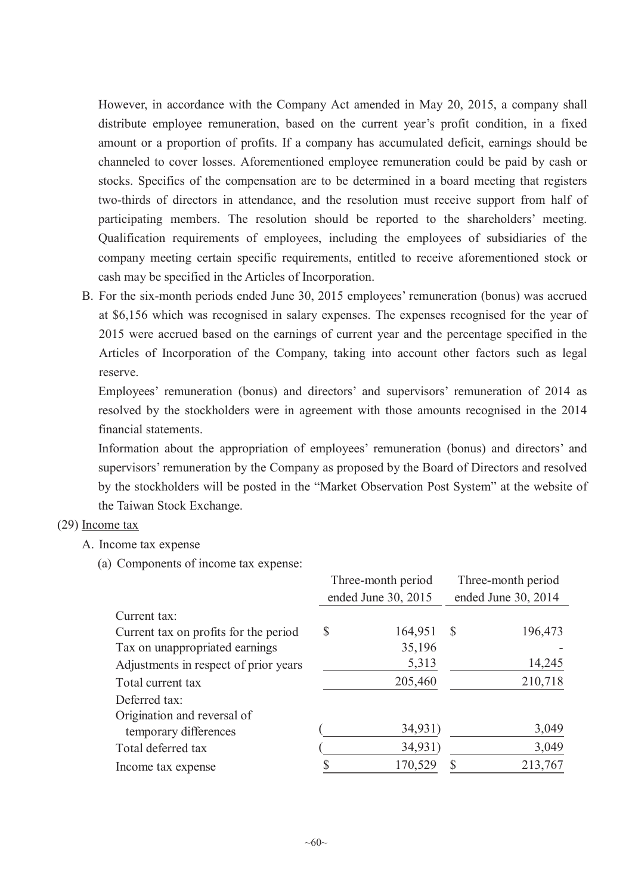However, in accordance with the Company Act amended in May 20, 2015, a company shall distribute employee remuneration, based on the current year's profit condition, in a fixed amount or a proportion of profits. If a company has accumulated deficit, earnings should be channeled to cover losses. Aforementioned employee remuneration could be paid by cash or stocks. Specifics of the compensation are to be determined in a board meeting that registers two-thirds of directors in attendance, and the resolution must receive support from half of participating members. The resolution should be reported to the shareholders' meeting. Qualification requirements of employees, including the employees of subsidiaries of the company meeting certain specific requirements, entitled to receive aforementioned stock or cash may be specified in the Articles of Incorporation.

B. For the six-month periods ended June 30, 2015 employees' remuneration (bonus) was accrued at $6,156 which was recognised in salary expenses. The expenses recognised for the year of 2015 were accrued based on the earnings of current year and the percentage specified in the Articles of Incorporation of the Company, taking into account other factors such as legal reserve.

Employees' remuneration (bonus) and directors' and supervisors' remuneration of 2014 as resolved by the stockholders were in agreement with those amounts recognised in the 2014 financial statements.

Information about the appropriation of employees' remuneration (bonus) and directors' and supervisors' remuneration by the Company as proposed by the Board of Directors and resolved by the stockholders will be posted in the "Market Observation Post System" at the website of the Taiwan Stock Exchange.

(29) Income tax

A. Income tax expense

(a) Components of income tax expense:

| | Three-month period ended June 30, 2015 | Three-month period ended June 30, 2014 |
|---|---|---|
| Current tax: | | |
| Current tax on profits for the period | $ 164,951 | $ 196,473 |
| Tax on unappropriated earnings | 35,196 | - |
| Adjustments in respect of prior years | 5,313 | 14,245 |
| Total current tax | 205,460 | 210,718 |
| Deferred tax: | | |
| Origination and reversal of temporary differences | ( 34,931) | 3,049 |
| Total deferred tax | ( 34,931) | 3,049 |
| Income tax expense | $ 170,529 | $ 213,767 |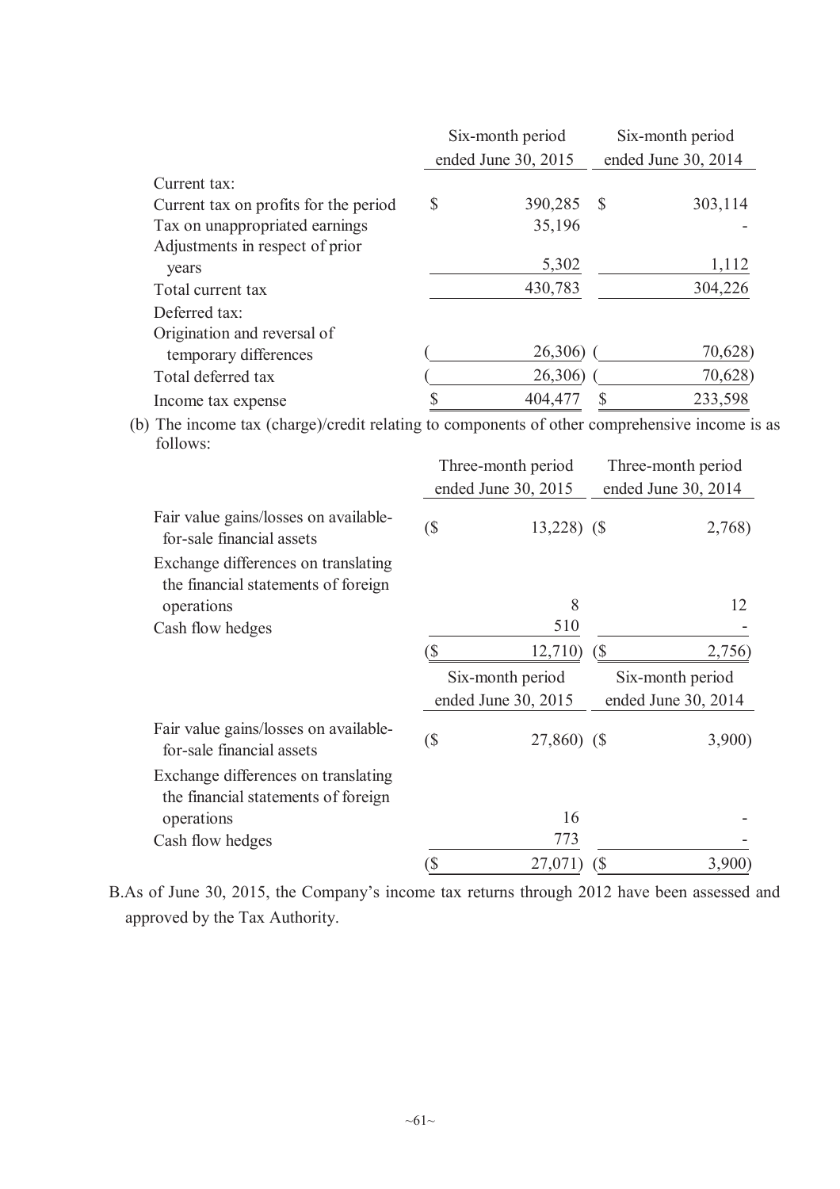| | Six-month period ended June 30, 2015 | Six-month period ended June 30, 2014 |
|---|---|---|
| Current tax: | | |
| Current tax on profits for the period | $ 390,285 | $ 303,114 |
| Tax on unappropriated earnings | 35,196 | - |
| Adjustments in respect of prior years | 5,302 | 1,112 |
| Total current tax | 430,783 | 304,226 |
| Deferred tax: | | |
| Origination and reversal of temporary differences | ( 26,306) | ( 70,628) |
| Total deferred tax | ( 26,306) | ( 70,628) |
| Income tax expense | $ 404,477 | $ 233,598 |

(b) The income tax (charge)/credit relating to components of other comprehensive income is as follows:

| | Three-month period ended June 30, 2015 | Three-month period ended June 30, 2014 |
|---|---|---|
| Fair value gains/losses on available-for-sale financial assets | ($ 13,228) | ($ 2,768) |
| Exchange differences on translating the financial statements of foreign operations | 8 | 12 |
| Cash flow hedges | 510 | - |
| | ($ 12,710) | ($ 2,756) |

| | Six-month period ended June 30, 2015 | Six-month period ended June 30, 2014 |
|---|---|---|
| Fair value gains/losses on available-for-sale financial assets | ($ 27,860) | ($ 3,900) |
| Exchange differences on translating the financial statements of foreign operations | 16 | - |
| Cash flow hedges | 773 | - |
| | ($ 27,071) | ($ 3,900) |

B. As of June 30, 2015, the Company's income tax returns through 2012 have been assessed and approved by the Tax Authority.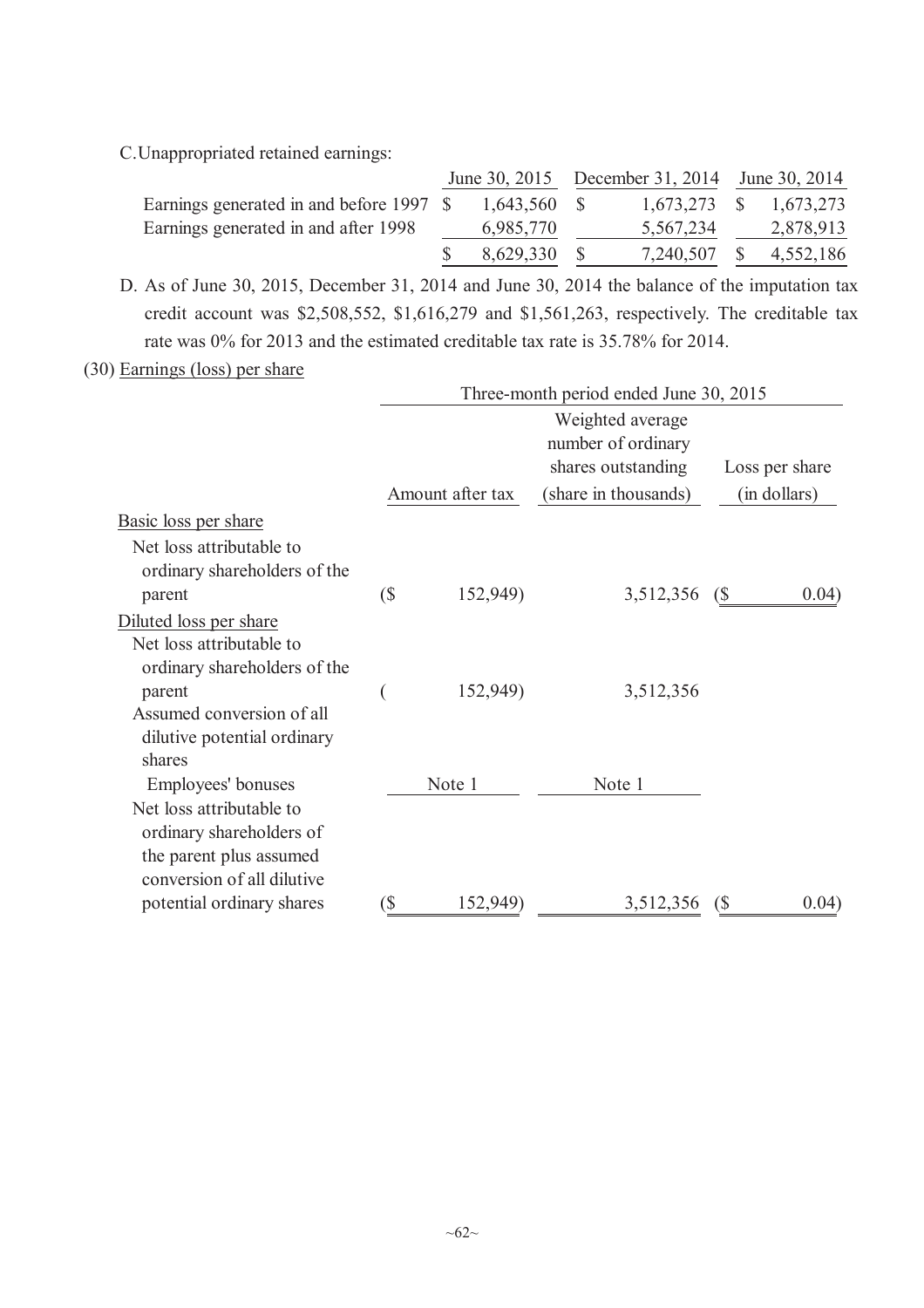C.Unappropriated retained earnings:

| | June 30, 2015 | December 31, 2014 | June 30, 2014 |
|---|---|---|---|
| Earnings generated in and before 1997 | $ 1,643,560 | $ 1,673,273 | $ 1,673,273 |
| Earnings generated in and after 1998 | 6,985,770 | 5,567,234 | 2,878,913 |
| | $ 8,629,330 | $ 7,240,507 | $ 4,552,186 |

D. As of June 30, 2015, December 31, 2014 and June 30, 2014 the balance of the imputation tax credit account was $2,508,552, $1,616,279 and $1,561,263, respectively. The creditable tax rate was 0% for 2013 and the estimated creditable tax rate is 35.78% for 2014.

(30) Earnings (loss) per share

| | Three-month period ended June 30, 2015 | | |
|---|---|---|---|
| | Amount after tax | Weighted average number of ordinary shares outstanding (share in thousands) | Loss per share (in dollars) |
| Basic loss per share | | | |
| Net loss attributable to ordinary shareholders of the parent | ($ 152,949) | 3,512,356 | ($ 0.04) |
| Diluted loss per share | | | |
| Net loss attributable to ordinary shareholders of the parent | ( 152,949) | 3,512,356 | |
| Assumed conversion of all dilutive potential ordinary shares | | | |
| Employees' bonuses | Note 1 | Note 1 | |
| Net loss attributable to ordinary shareholders of the parent plus assumed conversion of all dilutive potential ordinary shares | ($ 152,949) | 3,512,356 | ($ 0.04) |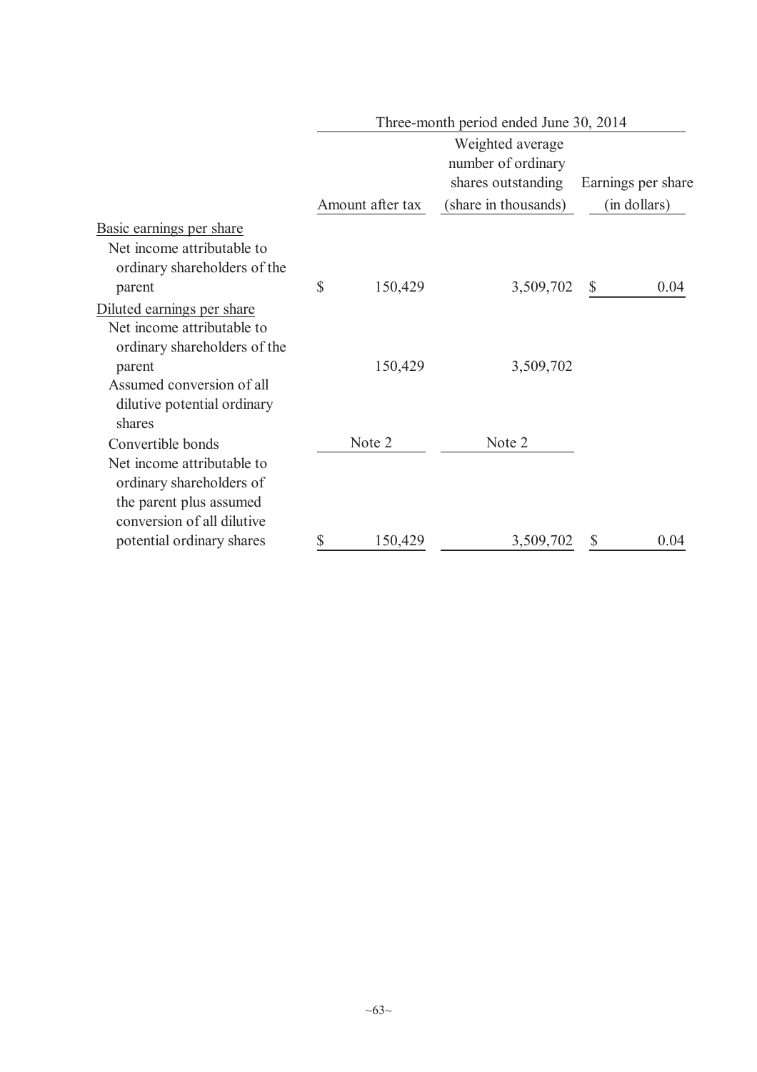| | Three-month period ended June 30, 2014 | | |
|---|---|---|---|
| | Amount after tax | Weighted average number of ordinary shares outstanding (share in thousands) | Earnings per share (in dollars) |
| Basic earnings per share | | | |
| Net income attributable to ordinary shareholders of the parent | $ 150,429 | 3,509,702 | $ 0.04 |
| Diluted earnings per share | | | |
| Net income attributable to ordinary shareholders of the parent | 150,429 | 3,509,702 | |
| Assumed conversion of all dilutive potential ordinary shares | | | |
| Convertible bonds | Note 2 | Note 2 | |
| Net income attributable to ordinary shareholders of the parent plus assumed conversion of all dilutive potential ordinary shares | $ 150,429 | 3,509,702 | $ 0.04 |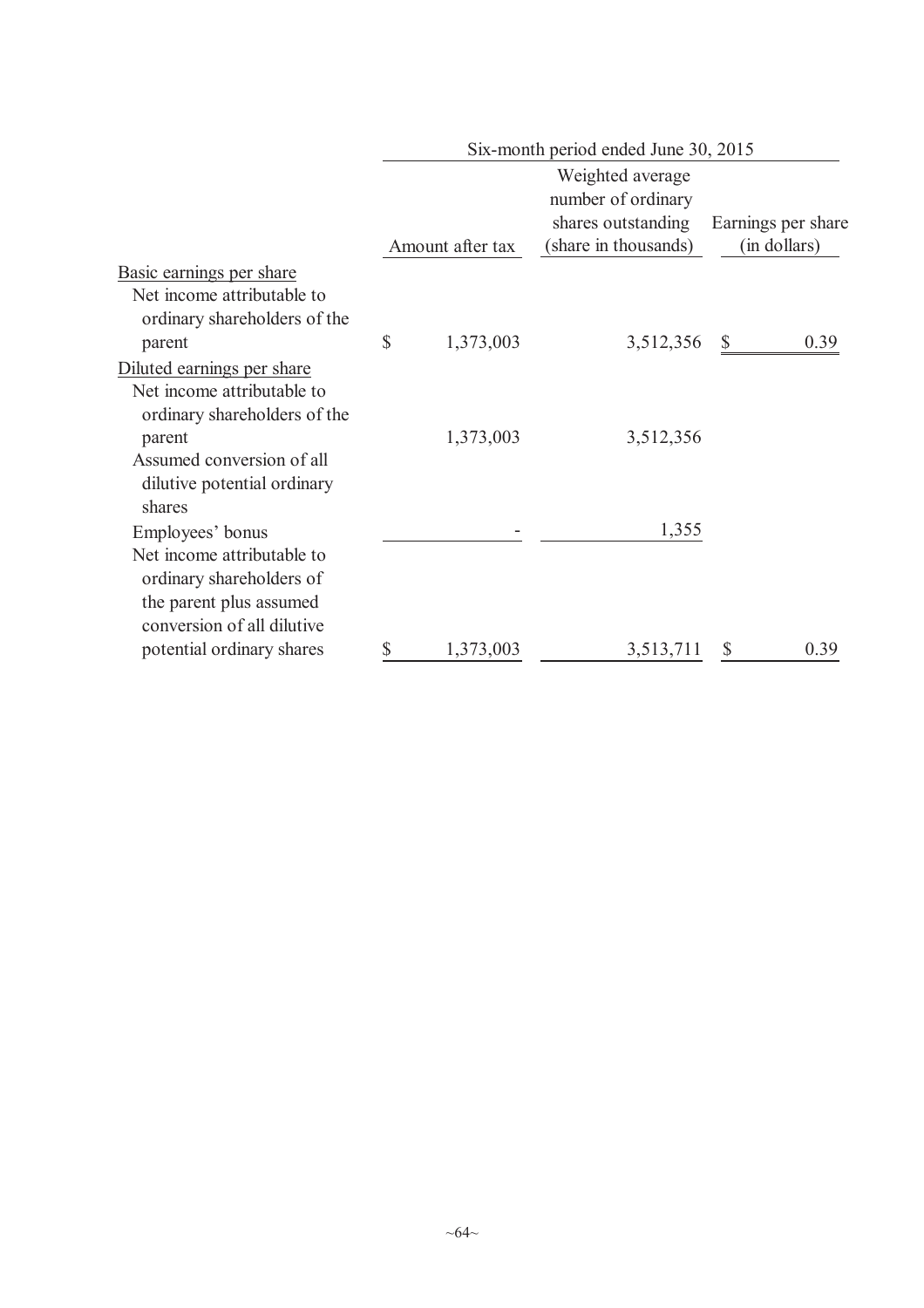| | Six-month period ended June 30, 2015 | | |
|---|---|---|---|
| | Amount after tax | Weighted average number of ordinary shares outstanding (share in thousands) | Earnings per share (in dollars) |
| Basic earnings per share | | | |
| Net income attributable to ordinary shareholders of the parent | $ 1,373,003 | 3,512,356 | $ 0.39 |
| Diluted earnings per share | | | |
| Net income attributable to ordinary shareholders of the parent | 1,373,003 | 3,512,356 | |
| Assumed conversion of all dilutive potential ordinary shares | | | |
| Employees' bonus | - | 1,355 | |
| Net income attributable to ordinary shareholders of the parent plus assumed conversion of all dilutive potential ordinary shares | $ 1,373,003 | 3,513,711 | $ 0.39 |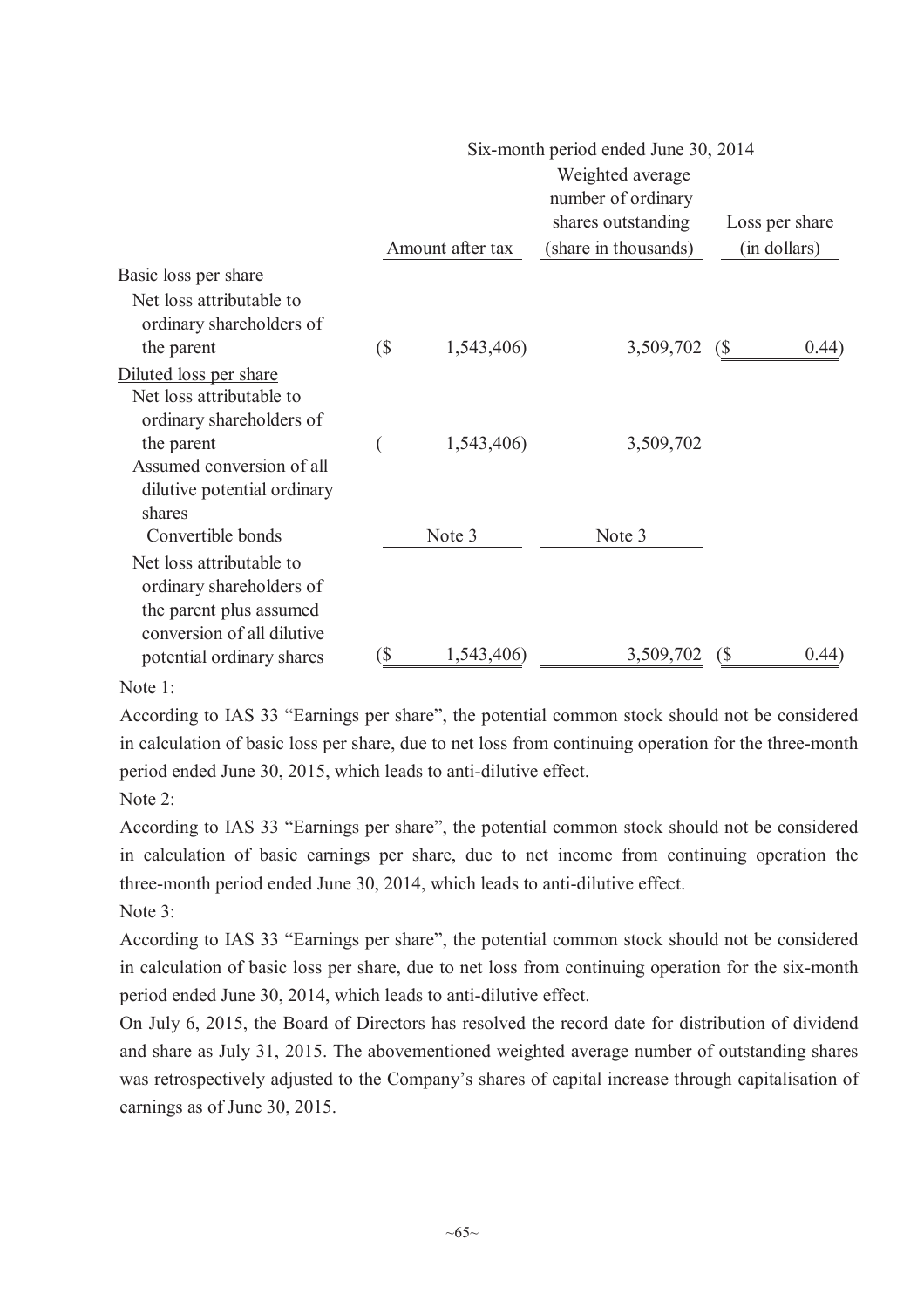| | Six-month period ended June 30, 2014 | | |
|---|---|---|---|
| | Amount after tax | Weighted average number of ordinary shares outstanding (share in thousands) | Loss per share (in dollars) |
| Basic loss per share | | | |
| Net loss attributable to ordinary shareholders of the parent | ($ 1,543,406) | 3,509,702 | ($ 0.44) |
| Diluted loss per share | | | |
| Net loss attributable to ordinary shareholders of the parent | ( 1,543,406) | 3,509,702 | |
| Assumed conversion of all dilutive potential ordinary shares | | | |
| Convertible bonds | Note 3 | Note 3 | |
| Net loss attributable to ordinary shareholders of the parent plus assumed conversion of all dilutive potential ordinary shares | ($ 1,543,406) | 3,509,702 | ($ 0.44) |

Note 1:

According to IAS 33 "Earnings per share", the potential common stock should not be considered in calculation of basic loss per share, due to net loss from continuing operation for the three-month period ended June 30, 2015, which leads to anti-dilutive effect.

Note 2:

According to IAS 33 "Earnings per share", the potential common stock should not be considered in calculation of basic earnings per share, due to net income from continuing operation the three-month period ended June 30, 2014, which leads to anti-dilutive effect.

Note 3:

According to IAS 33 "Earnings per share", the potential common stock should not be considered in calculation of basic loss per share, due to net loss from continuing operation for the six-month period ended June 30, 2014, which leads to anti-dilutive effect.

On July 6, 2015, the Board of Directors has resolved the record date for distribution of dividend and share as July 31, 2015. The abovementioned weighted average number of outstanding shares was retrospectively adjusted to the Company's shares of capital increase through capitalisation of earnings as of June 30, 2015.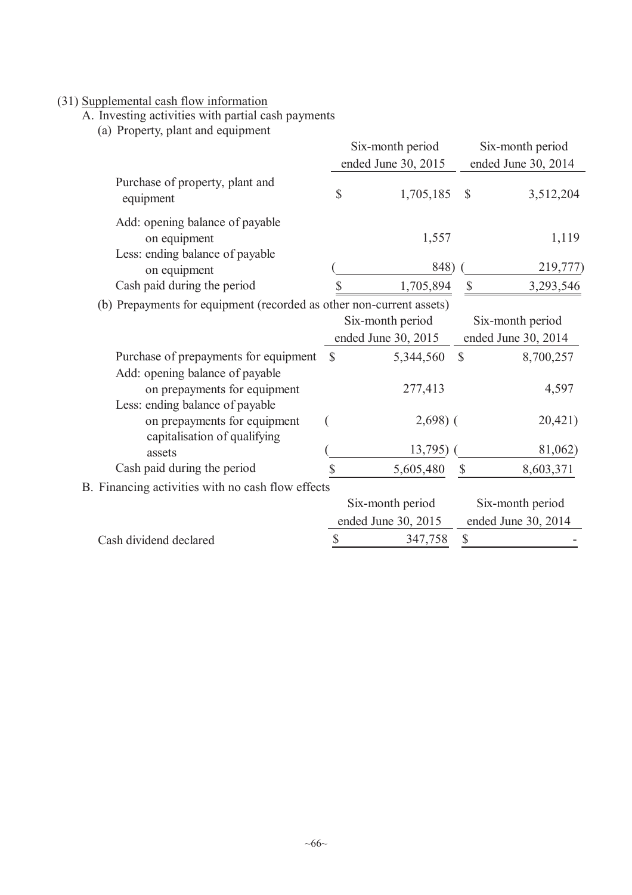(31) Supplemental cash flow information

A. Investing activities with partial cash payments

(a) Property, plant and equipment

| | Six-month period ended June 30, 2015 | Six-month period ended June 30, 2014 |
|---|---|---|
| Purchase of property, plant and equipment | $ 1,705,185 | $ 3,512,204 |
| Add: opening balance of payable on equipment | 1,557 | 1,119 |
| Less: ending balance of payable on equipment | ( 848) | ( 219,777) |
| Cash paid during the period | $ 1,705,894 | $ 3,293,546 |

(b) Prepayments for equipment (recorded as other non-current assets)

| | Six-month period ended June 30, 2015 | Six-month period ended June 30, 2014 |
|---|---|---|
| Purchase of prepayments for equipment | $ 5,344,560 | $ 8,700,257 |
| Add: opening balance of payable on prepayments for equipment | 277,413 | 4,597 |
| Less: ending balance of payable on prepayments for equipment | ( 2,698) | ( 20,421) |
| capitalisation of qualifying assets | ( 13,795) | ( 81,062) |
| Cash paid during the period | $ 5,605,480 | $ 8,603,371 |

B. Financing activities with no cash flow effects

| | Six-month period ended June 30, 2015 | Six-month period ended June 30, 2014 |
|---|---|---|
| Cash dividend declared | $ 347,758 | $ - |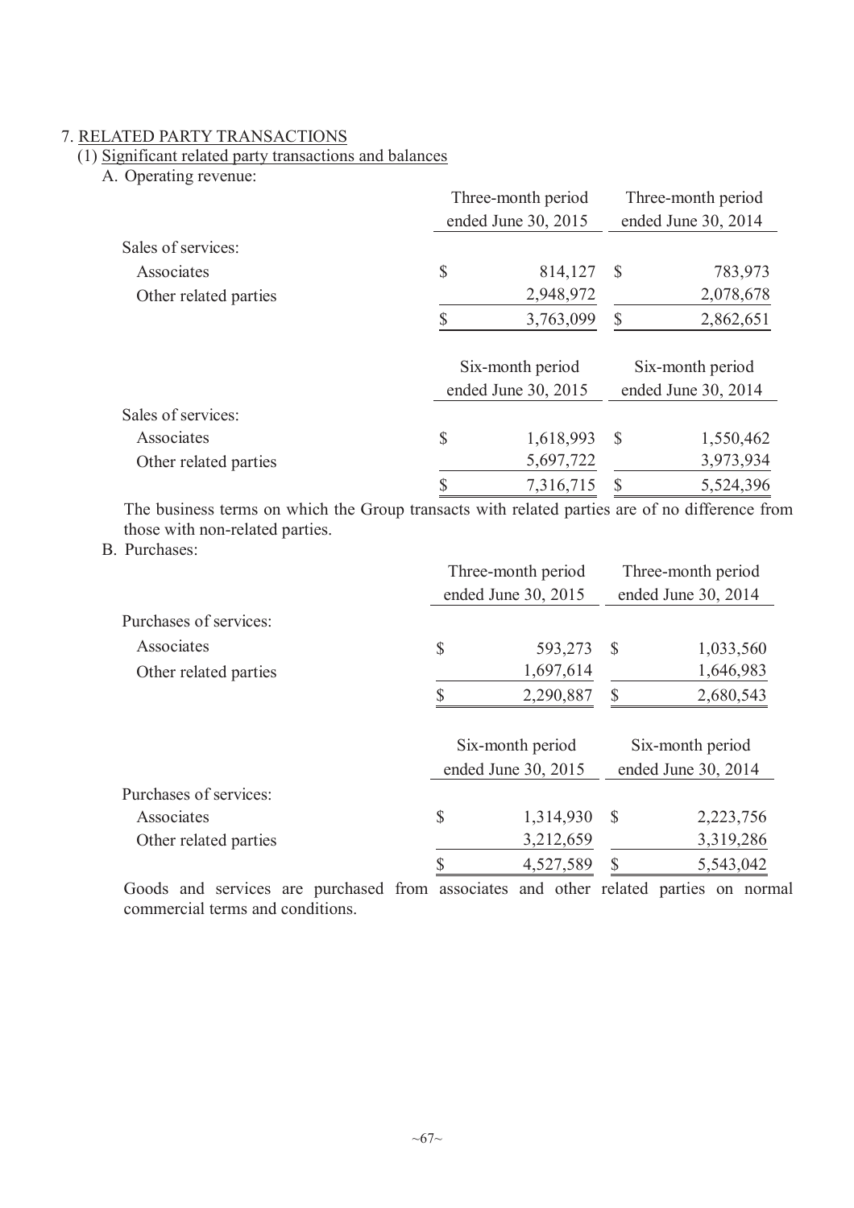## 7. RELATED PARTY TRANSACTIONS

### (1) Significant related party transactions and balances

A. Operating revenue:

| | Three-month period ended June 30, 2015 | Three-month period ended June 30, 2014 |
|---|---|---|
| Sales of services: | | |
| Associates | $ 814,127 | $ 783,973 |
| Other related parties | 2,948,972 | 2,078,678 |
| | $ 3,763,099 | $ 2,862,651 |

| | Six-month period ended June 30, 2015 | Six-month period ended June 30, 2014 |
|---|---|---|
| Sales of services: | | |
| Associates | $ 1,618,993 | $ 1,550,462 |
| Other related parties | 5,697,722 | 3,973,934 |
| | $ 7,316,715 | $ 5,524,396 |

The business terms on which the Group transacts with related parties are of no difference from those with non-related parties.

B. Purchases:

| | Three-month period ended June 30, 2015 | Three-month period ended June 30, 2014 |
|---|---|---|
| Purchases of services: | | |
| Associates | $ 593,273 | $ 1,033,560 |
| Other related parties | 1,697,614 | 1,646,983 |
| | $ 2,290,887 | $ 2,680,543 |

| | Six-month period ended June 30, 2015 | Six-month period ended June 30, 2014 |
|---|---|---|
| Purchases of services: | | |
| Associates | $ 1,314,930 | $ 2,223,756 |
| Other related parties | 3,212,659 | 3,319,286 |
| | $ 4,527,589 | $ 5,543,042 |

Goods and services are purchased from associates and other related parties on normal commercial terms and conditions.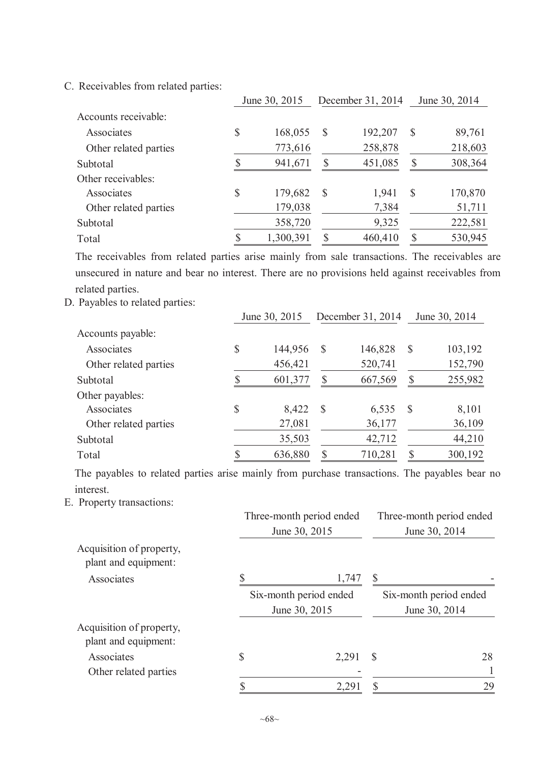C. Receivables from related parties:

| | June 30, 2015 | December 31, 2014 | June 30, 2014 |
|---|---|---|---|
| Accounts receivable: | | | |
| Associates | $ 168,055 | $ 192,207 | $ 89,761 |
| Other related parties | 773,616 | 258,878 | 218,603 |
| Subtotal | $ 941,671 | $ 451,085 | $ 308,364 |
| Other receivables: | | | |
| Associates | $ 179,682 | $ 1,941 | $ 170,870 |
| Other related parties | 179,038 | 7,384 | 51,711 |
| Subtotal | 358,720 | 9,325 | 222,581 |
| Total | $ 1,300,391 | $ 460,410 | $ 530,945 |

The receivables from related parties arise mainly from sale transactions. The receivables are unsecured in nature and bear no interest. There are no provisions held against receivables from related parties.

D. Payables to related parties:

| | June 30, 2015 | December 31, 2014 | June 30, 2014 |
|---|---|---|---|
| Accounts payable: | | | |
| Associates | $ 144,956 | $ 146,828 | $ 103,192 |
| Other related parties | 456,421 | 520,741 | 152,790 |
| Subtotal | $ 601,377 | $ 667,569 | $ 255,982 |
| Other payables: | | | |
| Associates | $ 8,422 | $ 6,535 | $ 8,101 |
| Other related parties | 27,081 | 36,177 | 36,109 |
| Subtotal | 35,503 | 42,712 | 44,210 |
| Total | $ 636,880 | $ 710,281 | $ 300,192 |

The payables to related parties arise mainly from purchase transactions. The payables bear no interest.

E. Property transactions:

| | Three-month period ended June 30, 2015 | Three-month period ended June 30, 2014 |
|---|---|---|
| Acquisition of property, plant and equipment: | | |
| Associates | $ 1,747 | $ - |

| | Six-month period ended June 30, 2015 | Six-month period ended June 30, 2014 |
|---|---|---|
| Acquisition of property, plant and equipment: | | |
| Associates | $ 2,291 | $ 28 |
| Other related parties | - | 1 |
| | $ 2,291 | $ 29 |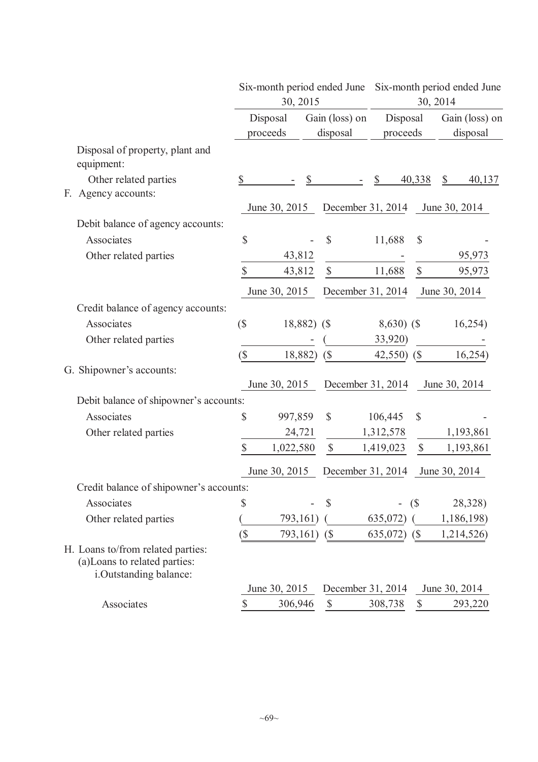| | Six-month period ended June 30, 2015 | | Six-month period ended June 30, 2014 | |
|---|---|---|---|---|
| | Disposal proceeds | Gain (loss) on disposal | Disposal proceeds | Gain (loss) on disposal |
| Disposal of property, plant and equipment: | | | | |
| Other related parties | $ - | $ - | $ 40,338 | $ 40,137 |

F. Agency accounts:

| | June 30, 2015 | December 31, 2014 | June 30, 2014 |
|---|---|---|---|
| Debit balance of agency accounts: | | | |
| Associates | $ - | $ 11,688 | $ - |
| Other related parties | 43,812 | - | 95,973 |
| | $ 43,812 | $ 11,688 | $ 95,973 |

| | June 30, 2015 | December 31, 2014 | June 30, 2014 |
|---|---|---|---|
| Credit balance of agency accounts: | | | |
| Associates | ($ 18,882) | ($ 8,630) | ($ 16,254) |
| Other related parties | - | ( 33,920) | - |
| | ($ 18,882) | ($ 42,550) | ($ 16,254) |

G. Shipowner's accounts:

| | June 30, 2015 | December 31, 2014 | June 30, 2014 |
|---|---|---|---|
| Debit balance of shipowner's accounts: | | | |
| Associates | $ 997,859 | $ 106,445 | $ - |
| Other related parties | 24,721 | 1,312,578 | 1,193,861 |
| | $ 1,022,580 | $ 1,419,023 | $ 1,193,861 |

| | June 30, 2015 | December 31, 2014 | June 30, 2014 |
|---|---|---|---|
| Credit balance of shipowner's accounts: | | | |
| Associates | $ - | $ - | ($ 28,328) |
| Other related parties | ( 793,161) | ( 635,072) | ( 1,186,198) |
| | ($ 793,161) | ($ 635,072) | ($ 1,214,526) |

H. Loans to/from related parties:

(a)Loans to related parties:

i.Outstanding balance:

| | June 30, 2015 | December 31, 2014 | June 30, 2014 |
|---|---|---|---|
| Associates | $ 306,946 | $ 308,738 | $ 293,220 |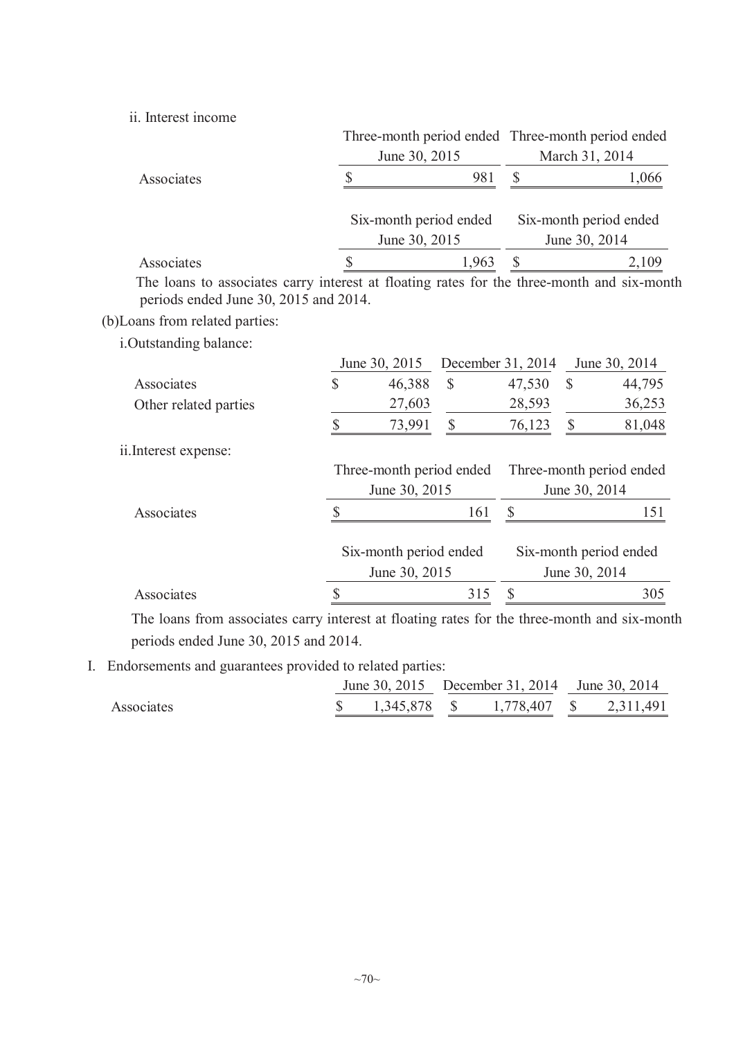ii. Interest income

| | Three-month period ended June 30, 2015 | Three-month period ended March 31, 2014 |
|---|---|---|
| Associates | $ 981 | $ 1,066 |

| | Six-month period ended June 30, 2015 | Six-month period ended June 30, 2014 |
|---|---|---|
| Associates | $ 1,963 | $ 2,109 |

The loans to associates carry interest at floating rates for the three-month and six-month periods ended June 30, 2015 and 2014.

(b)Loans from related parties:

i.Outstanding balance:

| | June 30, 2015 | December 31, 2014 | June 30, 2014 |
|---|---|---|---|
| Associates | $ 46,388 | $ 47,530 | $ 44,795 |
| Other related parties | 27,603 | 28,593 | 36,253 |
| | $ 73,991 | $ 76,123 | $ 81,048 |

ii.Interest expense:

| | Three-month period ended June 30, 2015 | Three-month period ended June 30, 2014 |
|---|---|---|
| Associates | $ 161 | $ 151 |

| | Six-month period ended June 30, 2015 | Six-month period ended June 30, 2014 |
|---|---|---|
| Associates | $ 315 | $ 305 |

The loans from associates carry interest at floating rates for the three-month and six-month periods ended June 30, 2015 and 2014.

I. Endorsements and guarantees provided to related parties:

| | June 30, 2015 | December 31, 2014 | June 30, 2014 |
|---|---|---|---|
| Associates | $ 1,345,878 | $ 1,778,407 | $ 2,311,491 |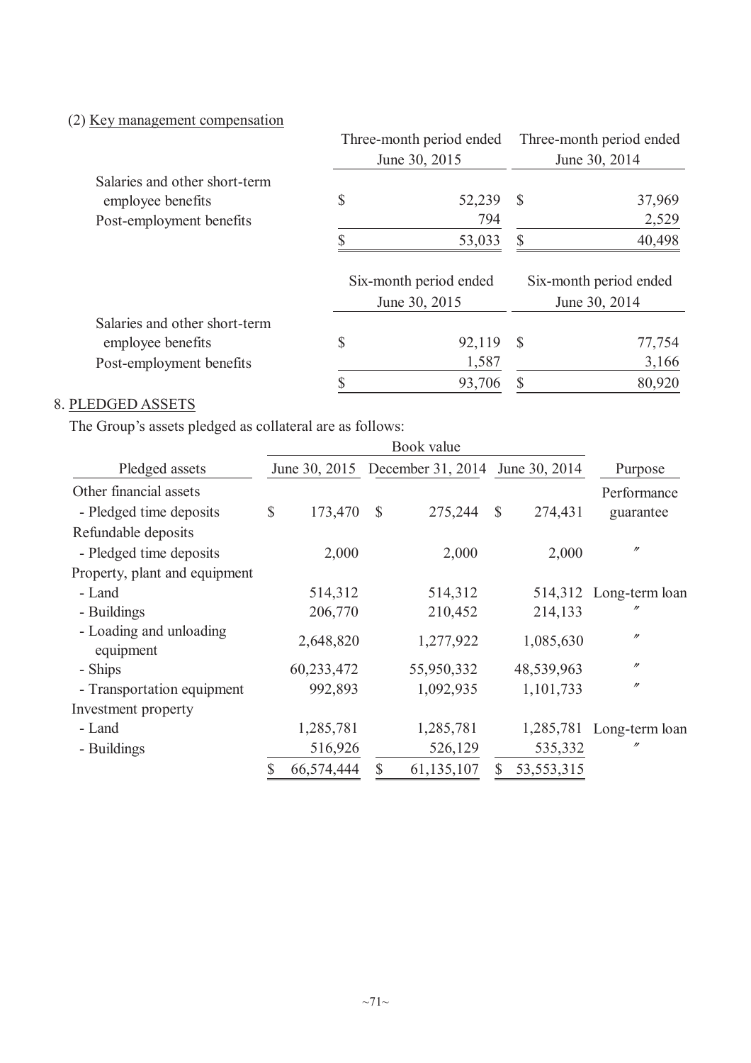(2) Key management compensation

| | Three-month period ended June 30, 2015 | Three-month period ended June 30, 2014 |
|---|---|---|
| Salaries and other short-term employee benefits | $ 52,239 | $ 37,969 |
| Post-employment benefits | 794 | 2,529 |
| | $ 53,033 | $ 40,498 |

| | Six-month period ended June 30, 2015 | Six-month period ended June 30, 2014 |
|---|---|---|
| Salaries and other short-term employee benefits | $ 92,119 | $ 77,754 |
| Post-employment benefits | 1,587 | 3,166 |
| | $ 93,706 | $ 80,920 |

## 8. PLEDGED ASSETS

The Group's assets pledged as collateral are as follows:

| | Book value | | | |
|---|---|---|---|---|
| Pledged assets | June 30, 2015 | December 31, 2014 | June 30, 2014 | Purpose |
| Other financial assets | | | | |
| - Pledged time deposits | $ 173,470 | $ 275,244 | $ 274,431 | Performance guarantee |
| Refundable deposits | | | | |
| - Pledged time deposits | 2,000 | 2,000 | 2,000 | 〃 |
| Property, plant and equipment | | | | |
| - Land | 514,312 | 514,312 | 514,312 | Long-term loan |
| - Buildings | 206,770 | 210,452 | 214,133 | 〃 |
| - Loading and unloading equipment | 2,648,820 | 1,277,922 | 1,085,630 | 〃 |
| - Ships | 60,233,472 | 55,950,332 | 48,539,963 | 〃 |
| - Transportation equipment | 992,893 | 1,092,935 | 1,101,733 | 〃 |
| Investment property | | | | |
| - Land | 1,285,781 | 1,285,781 | 1,285,781 | Long-term loan |
| - Buildings | 516,926 | 526,129 | 535,332 | 〃 |
| | $ 66,574,444 | $ 61,135,107 | $ 53,553,315 | |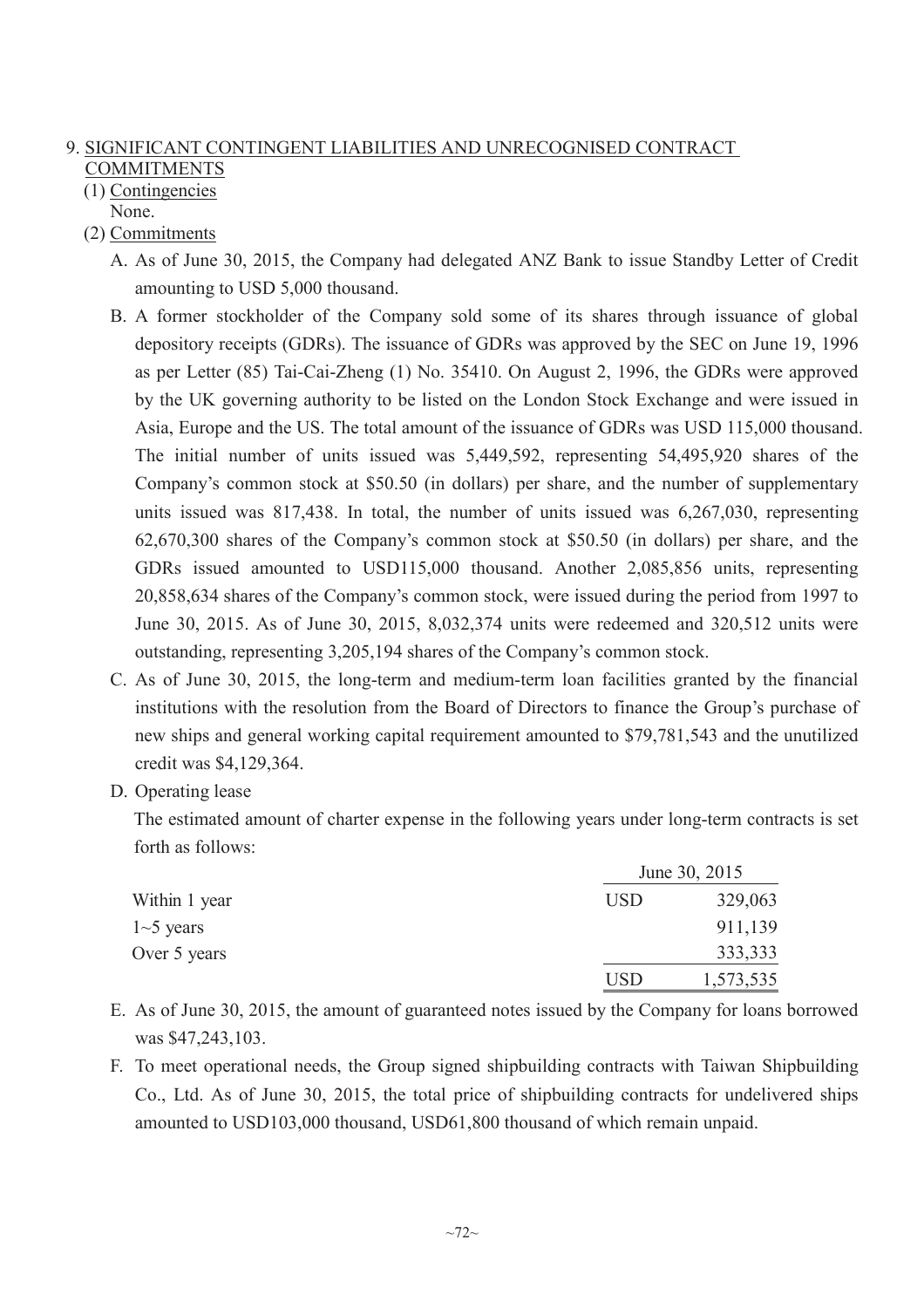## 9. SIGNIFICANT CONTINGENT LIABILITIES AND UNRECOGNISED CONTRACT COMMITMENTS

(1) Contingencies

None.

(2) Commitments

A. As of June 30, 2015, the Company had delegated ANZ Bank to issue Standby Letter of Credit amounting to USD 5,000 thousand.

B. A former stockholder of the Company sold some of its shares through issuance of global depository receipts (GDRs). The issuance of GDRs was approved by the SEC on June 19, 1996 as per Letter (85) Tai-Cai-Zheng (1) No. 35410. On August 2, 1996, the GDRs were approved by the UK governing authority to be listed on the London Stock Exchange and were issued in Asia, Europe and the US. The total amount of the issuance of GDRs was USD 115,000 thousand. The initial number of units issued was 5,449,592, representing 54,495,920 shares of the Company's common stock at $50.50 (in dollars) per share, and the number of supplementary units issued was 817,438. In total, the number of units issued was 6,267,030, representing 62,670,300 shares of the Company's common stock at $50.50 (in dollars) per share, and the GDRs issued amounted to USD115,000 thousand. Another 2,085,856 units, representing 20,858,634 shares of the Company's common stock, were issued during the period from 1997 to June 30, 2015. As of June 30, 2015, 8,032,374 units were redeemed and 320,512 units were outstanding, representing 3,205,194 shares of the Company's common stock.

C. As of June 30, 2015, the long-term and medium-term loan facilities granted by the financial institutions with the resolution from the Board of Directors to finance the Group's purchase of new ships and general working capital requirement amounted to $79,781,543 and the unutilized credit was $4,129,364.

D. Operating lease

The estimated amount of charter expense in the following years under long-term contracts is set forth as follows:

| | June 30, 2015 | |
|---|---|---|
| Within 1 year | USD | 329,063 |
| 1~5 years | | 911,139 |
| Over 5 years | | 333,333 |
| | USD | 1,573,535 |

E. As of June 30, 2015, the amount of guaranteed notes issued by the Company for loans borrowed was $47,243,103.

F. To meet operational needs, the Group signed shipbuilding contracts with Taiwan Shipbuilding Co., Ltd. As of June 30, 2015, the total price of shipbuilding contracts for undelivered ships amounted to USD103,000 thousand, USD61,800 thousand of which remain unpaid.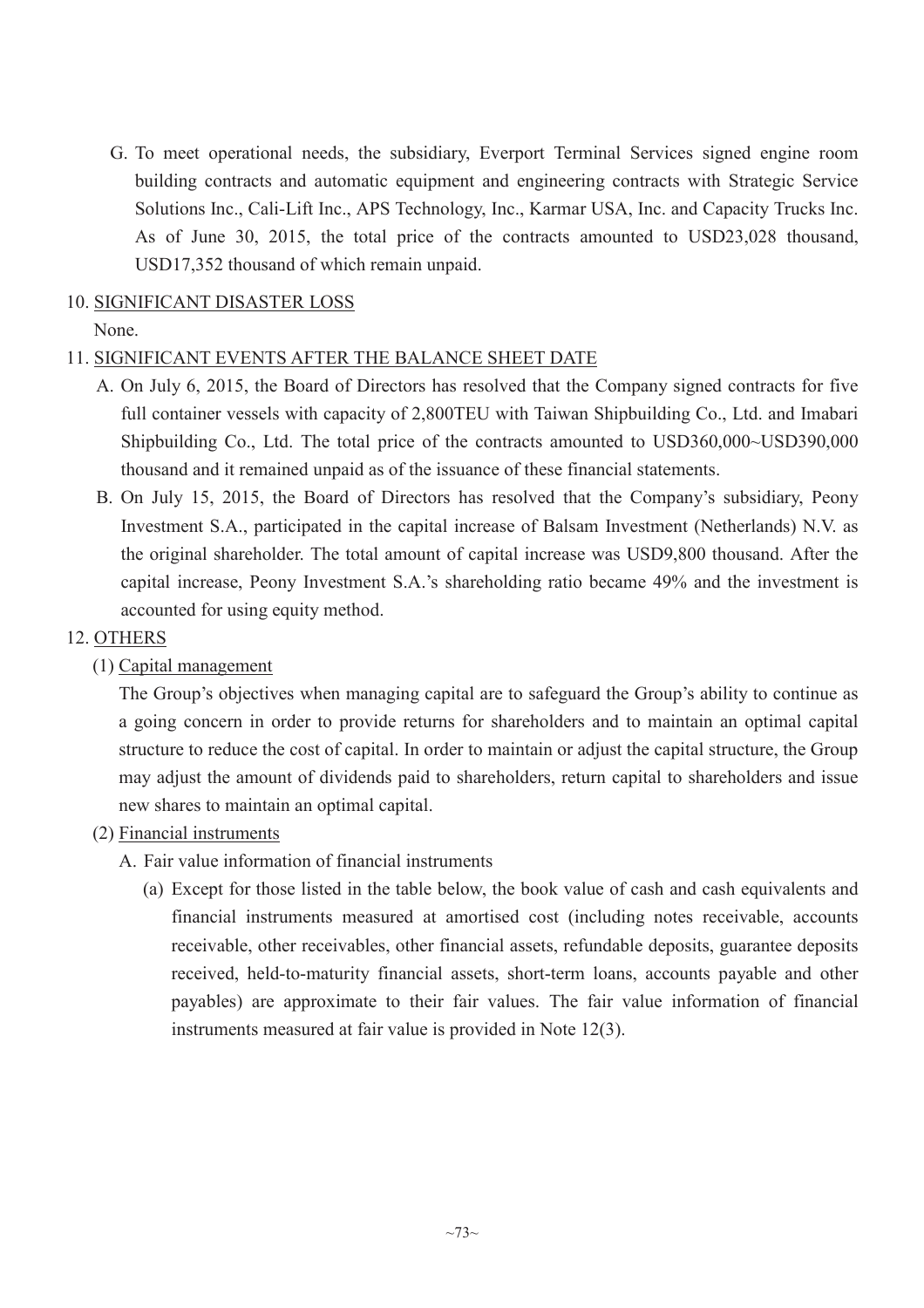G. To meet operational needs, the subsidiary, Everport Terminal Services signed engine room building contracts and automatic equipment and engineering contracts with Strategic Service Solutions Inc., Cali-Lift Inc., APS Technology, Inc., Karmar USA, Inc. and Capacity Trucks Inc. As of June 30, 2015, the total price of the contracts amounted to USD23,028 thousand, USD17,352 thousand of which remain unpaid.

## 10. SIGNIFICANT DISASTER LOSS

None.

## 11. SIGNIFICANT EVENTS AFTER THE BALANCE SHEET DATE

A. On July 6, 2015, the Board of Directors has resolved that the Company signed contracts for five full container vessels with capacity of 2,800TEU with Taiwan Shipbuilding Co., Ltd. and Imabari Shipbuilding Co., Ltd. The total price of the contracts amounted to USD360,000~USD390,000 thousand and it remained unpaid as of the issuance of these financial statements.

B. On July 15, 2015, the Board of Directors has resolved that the Company's subsidiary, Peony Investment S.A., participated in the capital increase of Balsam Investment (Netherlands) N.V. as the original shareholder. The total amount of capital increase was USD9,800 thousand. After the capital increase, Peony Investment S.A.'s shareholding ratio became 49% and the investment is accounted for using equity method.

## 12. OTHERS

### (1) Capital management

The Group's objectives when managing capital are to safeguard the Group's ability to continue as a going concern in order to provide returns for shareholders and to maintain an optimal capital structure to reduce the cost of capital. In order to maintain or adjust the capital structure, the Group may adjust the amount of dividends paid to shareholders, return capital to shareholders and issue new shares to maintain an optimal capital.

### (2) Financial instruments

A. Fair value information of financial instruments

(a) Except for those listed in the table below, the book value of cash and cash equivalents and financial instruments measured at amortised cost (including notes receivable, accounts receivable, other receivables, other financial assets, refundable deposits, guarantee deposits received, held-to-maturity financial assets, short-term loans, accounts payable and other payables) are approximate to their fair values. The fair value information of financial instruments measured at fair value is provided in Note 12(3).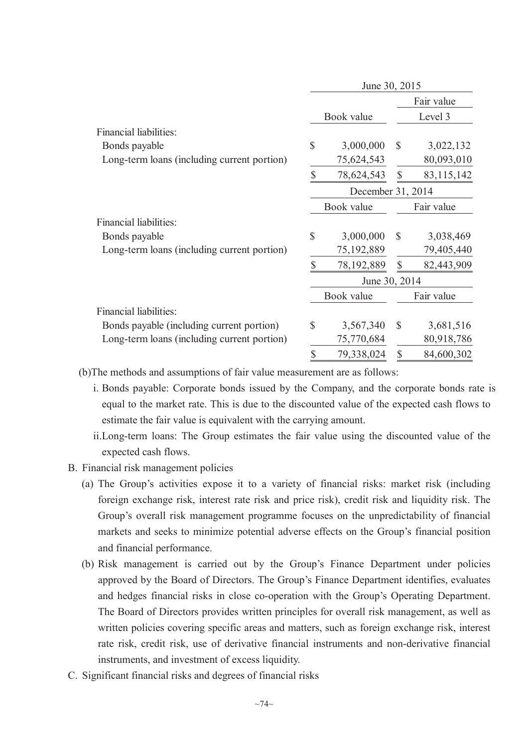| | June 30, 2015 | |
|---|---|---|
| | | Fair value |
| | Book value | Level 3 |
| Financial liabilities: | | |
| Bonds payable | $ 3,000,000 | $ 3,022,132 |
| Long-term loans (including current portion) | 75,624,543 | 80,093,010 |
| | $ 78,624,543 | $ 83,115,142 |

| | December 31, 2014 | |
|---|---|---|
| | Book value | Fair value |
| Financial liabilities: | | |
| Bonds payable | $ 3,000,000 | $ 3,038,469 |
| Long-term loans (including current portion) | 75,192,889 | 79,405,440 |
| | $ 78,192,889 | $ 82,443,909 |

| | June 30, 2014 | |
|---|---|---|
| | Book value | Fair value |
| Financial liabilities: | | |
| Bonds payable (including current portion) | $ 3,567,340 | $ 3,681,516 |
| Long-term loans (including current portion) | 75,770,684 | 80,918,786 |
| | $ 79,338,024 | $ 84,600,302 |

(b)The methods and assumptions of fair value measurement are as follows:

i. Bonds payable: Corporate bonds issued by the Company, and the corporate bonds rate is equal to the market rate. This is due to the discounted value of the expected cash flows to estimate the fair value is equivalent with the carrying amount.

ii.Long-term loans: The Group estimates the fair value using the discounted value of the expected cash flows.

B. Financial risk management policies

(a) The Group's activities expose it to a variety of financial risks: market risk (including foreign exchange risk, interest rate risk and price risk), credit risk and liquidity risk. The Group's overall risk management programme focuses on the unpredictability of financial markets and seeks to minimize potential adverse effects on the Group's financial position and financial performance.

(b) Risk management is carried out by the Group's Finance Department under policies approved by the Board of Directors. The Group's Finance Department identifies, evaluates and hedges financial risks in close co-operation with the Group's Operating Department. The Board of Directors provides written principles for overall risk management, as well as written policies covering specific areas and matters, such as foreign exchange risk, interest rate risk, credit risk, use of derivative financial instruments and non-derivative financial instruments, and investment of excess liquidity.

C. Significant financial risks and degrees of financial risks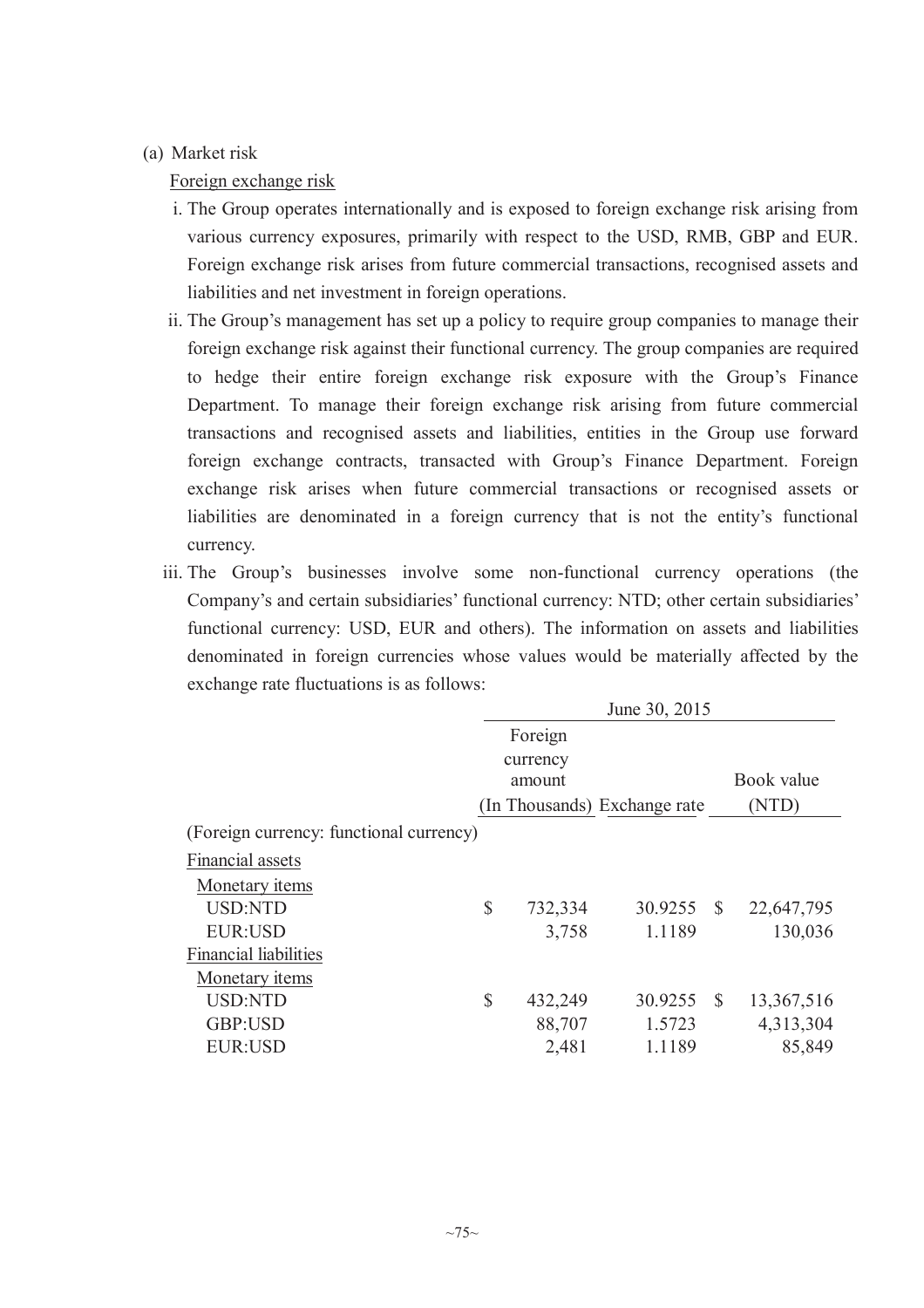(a) Market risk

Foreign exchange risk

i. The Group operates internationally and is exposed to foreign exchange risk arising from various currency exposures, primarily with respect to the USD, RMB, GBP and EUR. Foreign exchange risk arises from future commercial transactions, recognised assets and liabilities and net investment in foreign operations.

ii. The Group's management has set up a policy to require group companies to manage their foreign exchange risk against their functional currency. The group companies are required to hedge their entire foreign exchange risk exposure with the Group's Finance Department. To manage their foreign exchange risk arising from future commercial transactions and recognised assets and liabilities, entities in the Group use forward foreign exchange contracts, transacted with Group's Finance Department. Foreign exchange risk arises when future commercial transactions or recognised assets or liabilities are denominated in a foreign currency that is not the entity's functional currency.

iii. The Group's businesses involve some non-functional currency operations (the Company's and certain subsidiaries' functional currency: NTD; other certain subsidiaries' functional currency: USD, EUR and others). The information on assets and liabilities denominated in foreign currencies whose values would be materially affected by the exchange rate fluctuations is as follows:

| | June 30, 2015 | | |
|---|---|---|---|
| | Foreign currency amount (In Thousands) | Exchange rate | Book value (NTD) |
| (Foreign currency: functional currency) | | | |
| Financial assets | | | |
| Monetary items | | | |
| USD:NTD | $ 732,334 | 30.9255 | $ 22,647,795 |
| EUR:USD | 3,758 | 1.1189 | 130,036 |
| Financial liabilities | | | |
| Monetary items | | | |
| USD:NTD | $ 432,249 | 30.9255 | $ 13,367,516 |
| GBP:USD | 88,707 | 1.5723 | 4,313,304 |
| EUR:USD | 2,481 | 1.1189 | 85,849 |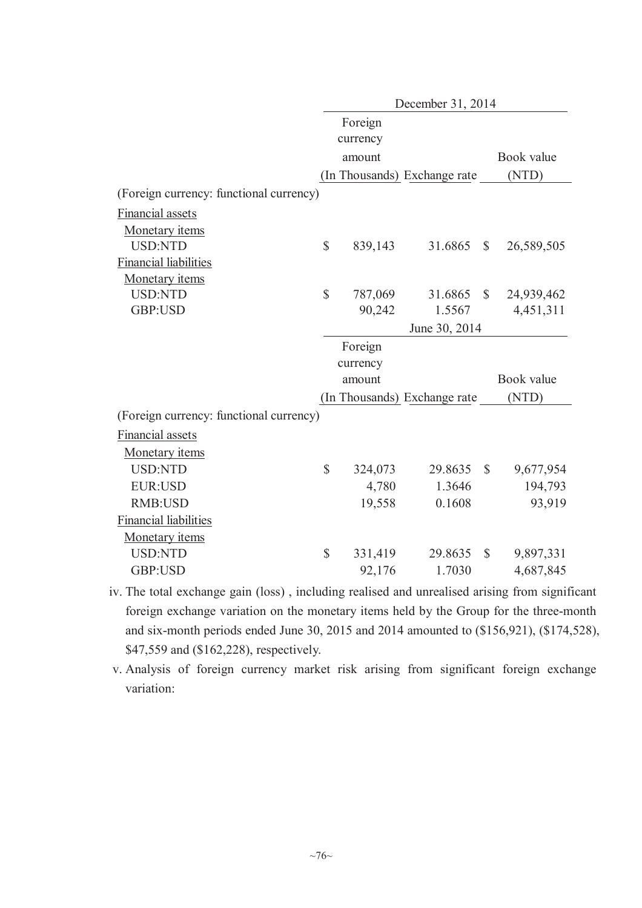| | December 31, 2014 | | |
|---|---|---|---|
| | Foreign currency amount (In Thousands) | Exchange rate | Book value (NTD) |
| (Foreign currency: functional currency) | | | |
| Financial assets | | | |
| Monetary items | | | |
| USD:NTD | $ 839,143 | 31.6865 | $ 26,589,505 |
| Financial liabilities | | | |
| Monetary items | | | |
| USD:NTD | $ 787,069 | 31.6865 | $ 24,939,462 |
| GBP:USD | 90,242 | 1.5567 | 4,451,311 |

| | June 30, 2014 | | |
|---|---|---|---|
| | Foreign currency amount (In Thousands) | Exchange rate | Book value (NTD) |
| (Foreign currency: functional currency) | | | |
| Financial assets | | | |
| Monetary items | | | |
| USD:NTD | $ 324,073 | 29.8635 | $ 9,677,954 |
| EUR:USD | 4,780 | 1.3646 | 194,793 |
| RMB:USD | 19,558 | 0.1608 | 93,919 |
| Financial liabilities | | | |
| Monetary items | | | |
| USD:NTD | $ 331,419 | 29.8635 | $ 9,897,331 |
| GBP:USD | 92,176 | 1.7030 | 4,687,845 |

iv. The total exchange gain (loss) , including realised and unrealised arising from significant foreign exchange variation on the monetary items held by the Group for the three-month and six-month periods ended June 30, 2015 and 2014 amounted to ($156,921), ($174,528), $47,559 and ($162,228), respectively.

v. Analysis of foreign currency market risk arising from significant foreign exchange variation: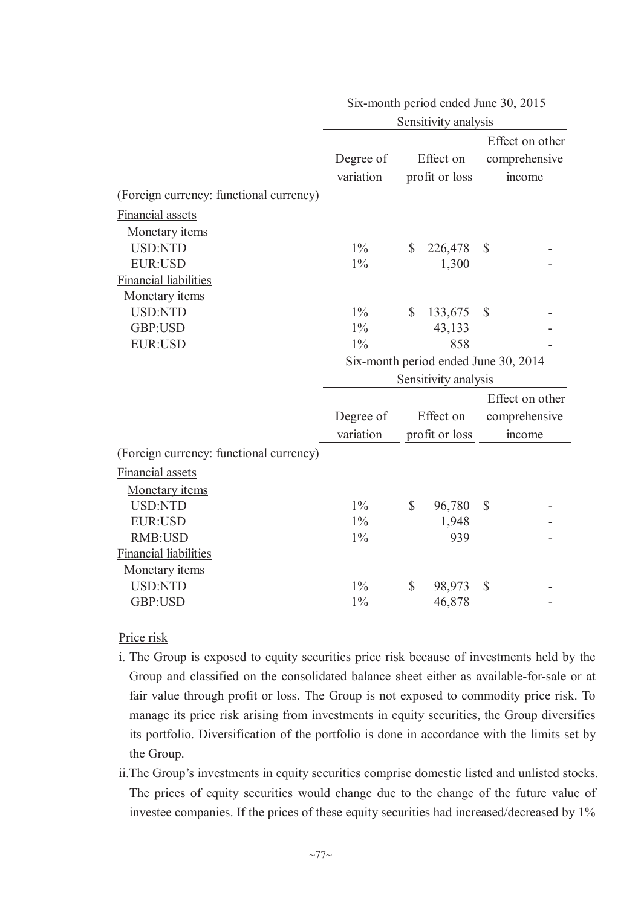| | Six-month period ended June 30, 2015 | | |
|---|---|---|---|
| | Sensitivity analysis | | |
| | Degree of variation | Effect on profit or loss | Effect on other comprehensive income |
| (Foreign currency: functional currency) | | | |
| Financial assets | | | |
| Monetary items | | | |
| USD:NTD | 1% | $ 226,478 | $ - |
| EUR:USD | 1% | 1,300 | - |
| Financial liabilities | | | |
| Monetary items | | | |
| USD:NTD | 1% | $ 133,675 | $ - |
| GBP:USD | 1% | 43,133 | - |
| EUR:USD | 1% | 858 | - |

| | Six-month period ended June 30, 2014 | | |
|---|---|---|---|
| | Sensitivity analysis | | |
| | Degree of variation | Effect on profit or loss | Effect on other comprehensive income |
| (Foreign currency: functional currency) | | | |
| Financial assets | | | |
| Monetary items | | | |
| USD:NTD | 1% | $ 96,780 | $ - |
| EUR:USD | 1% | 1,948 | - |
| RMB:USD | 1% | 939 | - |
| Financial liabilities | | | |
| Monetary items | | | |
| USD:NTD | 1% | $ 98,973 | $ - |
| GBP:USD | 1% | 46,878 | - |

Price risk

i. The Group is exposed to equity securities price risk because of investments held by the Group and classified on the consolidated balance sheet either as available-for-sale or at fair value through profit or loss. The Group is not exposed to commodity price risk. To manage its price risk arising from investments in equity securities, the Group diversifies its portfolio. Diversification of the portfolio is done in accordance with the limits set by the Group.

ii. The Group's investments in equity securities comprise domestic listed and unlisted stocks. The prices of equity securities would change due to the change of the future value of investee companies. If the prices of these equity securities had increased/decreased by 1%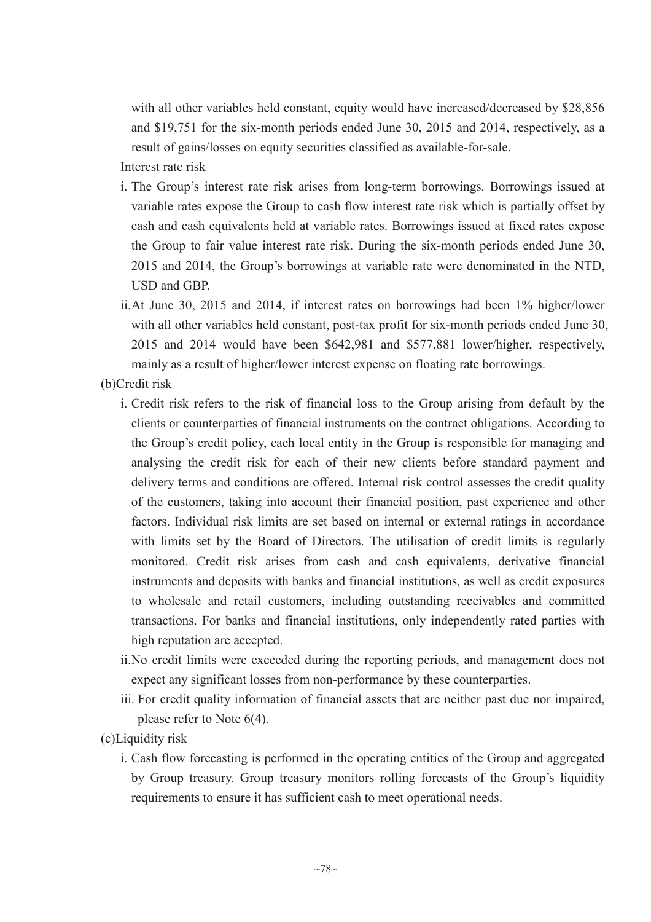with all other variables held constant, equity would have increased/decreased by $28,856 and $19,751 for the six-month periods ended June 30, 2015 and 2014, respectively, as a result of gains/losses on equity securities classified as available-for-sale.

Interest rate risk

i. The Group's interest rate risk arises from long-term borrowings. Borrowings issued at variable rates expose the Group to cash flow interest rate risk which is partially offset by cash and cash equivalents held at variable rates. Borrowings issued at fixed rates expose the Group to fair value interest rate risk. During the six-month periods ended June 30, 2015 and 2014, the Group's borrowings at variable rate were denominated in the NTD, USD and GBP.

ii. At June 30, 2015 and 2014, if interest rates on borrowings had been 1% higher/lower with all other variables held constant, post-tax profit for six-month periods ended June 30, 2015 and 2014 would have been $642,981 and $577,881 lower/higher, respectively, mainly as a result of higher/lower interest expense on floating rate borrowings.

(b)Credit risk

i. Credit risk refers to the risk of financial loss to the Group arising from default by the clients or counterparties of financial instruments on the contract obligations. According to the Group's credit policy, each local entity in the Group is responsible for managing and analysing the credit risk for each of their new clients before standard payment and delivery terms and conditions are offered. Internal risk control assesses the credit quality of the customers, taking into account their financial position, past experience and other factors. Individual risk limits are set based on internal or external ratings in accordance with limits set by the Board of Directors. The utilisation of credit limits is regularly monitored. Credit risk arises from cash and cash equivalents, derivative financial instruments and deposits with banks and financial institutions, as well as credit exposures to wholesale and retail customers, including outstanding receivables and committed transactions. For banks and financial institutions, only independently rated parties with high reputation are accepted.

ii. No credit limits were exceeded during the reporting periods, and management does not expect any significant losses from non-performance by these counterparties.

iii. For credit quality information of financial assets that are neither past due nor impaired, please refer to Note 6(4).

(c)Liquidity risk

i. Cash flow forecasting is performed in the operating entities of the Group and aggregated by Group treasury. Group treasury monitors rolling forecasts of the Group's liquidity requirements to ensure it has sufficient cash to meet operational needs.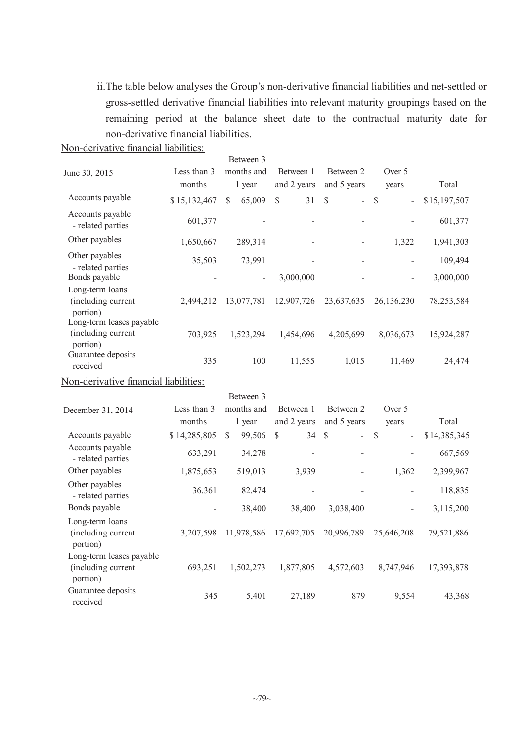ii. The table below analyses the Group's non-derivative financial liabilities and net-settled or gross-settled derivative financial liabilities into relevant maturity groupings based on the remaining period at the balance sheet date to the contractual maturity date for non-derivative financial liabilities.

Non-derivative financial liabilities:

| June 30, 2015 | Less than 3 months | Between 3 months and 1 year | Between 1 and 2 years | Between 2 and 5 years | Over 5 years | Total |
|---|---|---|---|---|---|---|
| Accounts payable | $ 15,132,467 | $ 65,009 | $ 31 | $ - | $ - | $15,197,507 |
| Accounts payable - related parties | 601,377 | - | - | - | - | 601,377 |
| Other payables | 1,650,667 | 289,314 | - | - | 1,322 | 1,941,303 |
| Other payables - related parties | 35,503 | 73,991 | - | - | - | 109,494 |
| Bonds payable | - | - | 3,000,000 | - | - | 3,000,000 |
| Long-term loans (including current portion) | 2,494,212 | 13,077,781 | 12,907,726 | 23,637,635 | 26,136,230 | 78,253,584 |
| Long-term leases payable (including current portion) | 703,925 | 1,523,294 | 1,454,696 | 4,205,699 | 8,036,673 | 15,924,287 |
| Guarantee deposits received | 335 | 100 | 11,555 | 1,015 | 11,469 | 24,474 |

Non-derivative financial liabilities:

| December 31, 2014 | Less than 3 months | Between 3 months and 1 year | Between 1 and 2 years | Between 2 and 5 years | Over 5 years | Total |
|---|---|---|---|---|---|---|
| Accounts payable | $ 14,285,805 | $ 99,506 | $ 34 | $ - | $ - | $14,385,345 |
| Accounts payable - related parties | 633,291 | 34,278 | - | - | - | 667,569 |
| Other payables | 1,875,653 | 519,013 | 3,939 | - | 1,362 | 2,399,967 |
| Other payables - related parties | 36,361 | 82,474 | - | - | - | 118,835 |
| Bonds payable | - | 38,400 | 38,400 | 3,038,400 | - | 3,115,200 |
| Long-term loans (including current portion) | 3,207,598 | 11,978,586 | 17,692,705 | 20,996,789 | 25,646,208 | 79,521,886 |
| Long-term leases payable (including current portion) | 693,251 | 1,502,273 | 1,877,805 | 4,572,603 | 8,747,946 | 17,393,878 |
| Guarantee deposits received | 345 | 5,401 | 27,189 | 879 | 9,554 | 43,368 |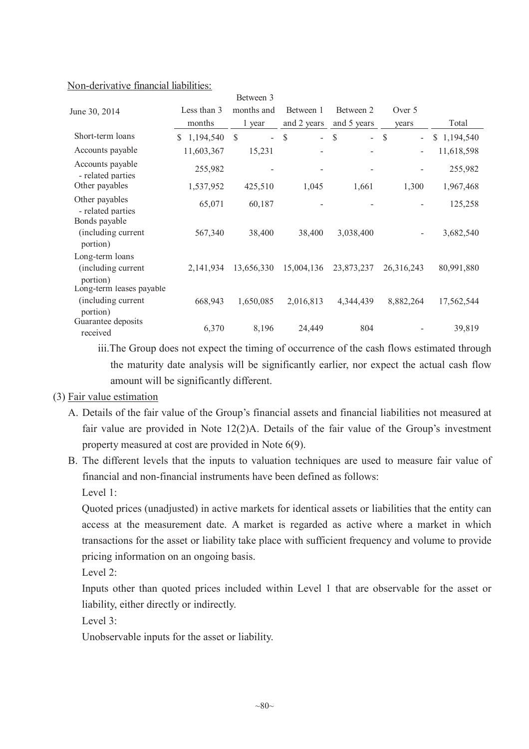Non-derivative financial liabilities:

| June 30, 2014 | Less than 3 months | Between 3 months and 1 year | Between 1 and 2 years | Between 2 and 5 years | Over 5 years | Total |
|---|---|---|---|---|---|---|
| Short-term loans | $ 1,194,540 | $ - | $ - | $ - | $ - | $ 1,194,540 |
| Accounts payable | 11,603,367 | 15,231 | - | - | - | 11,618,598 |
| Accounts payable - related parties | 255,982 | - | - | - | - | 255,982 |
| Other payables | 1,537,952 | 425,510 | 1,045 | 1,661 | 1,300 | 1,967,468 |
| Other payables - related parties | 65,071 | 60,187 | - | - | - | 125,258 |
| Bonds payable (including current portion) | 567,340 | 38,400 | 38,400 | 3,038,400 | - | 3,682,540 |
| Long-term loans (including current portion) | 2,141,934 | 13,656,330 | 15,004,136 | 23,873,237 | 26,316,243 | 80,991,880 |
| Long-term leases payable (including current portion) | 668,943 | 1,650,085 | 2,016,813 | 4,344,439 | 8,882,264 | 17,562,544 |
| Guarantee deposits received | 6,370 | 8,196 | 24,449 | 804 | - | 39,819 |

iii. The Group does not expect the timing of occurrence of the cash flows estimated through the maturity date analysis will be significantly earlier, nor expect the actual cash flow amount will be significantly different.

(3) Fair value estimation

A. Details of the fair value of the Group's financial assets and financial liabilities not measured at fair value are provided in Note 12(2)A. Details of the fair value of the Group's investment property measured at cost are provided in Note 6(9).

B. The different levels that the inputs to valuation techniques are used to measure fair value of financial and non-financial instruments have been defined as follows:

Level 1:

Quoted prices (unadjusted) in active markets for identical assets or liabilities that the entity can access at the measurement date. A market is regarded as active where a market in which transactions for the asset or liability take place with sufficient frequency and volume to provide pricing information on an ongoing basis.

Level 2:

Inputs other than quoted prices included within Level 1 that are observable for the asset or liability, either directly or indirectly.

Level 3:

Unobservable inputs for the asset or liability.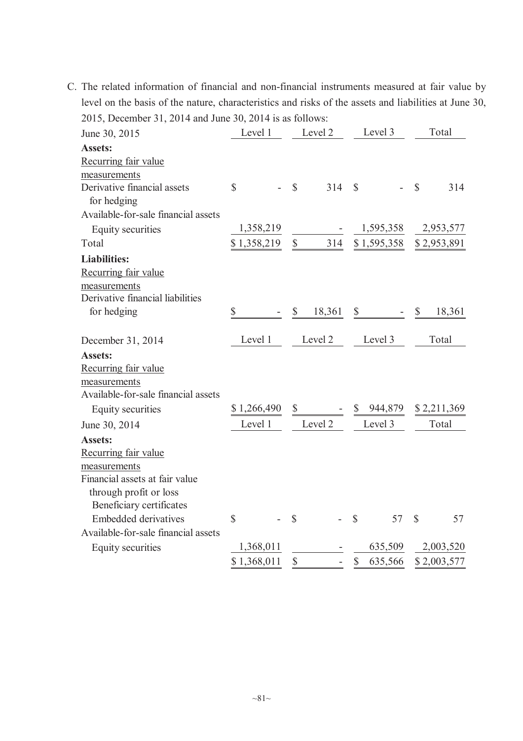C. The related information of financial and non-financial instruments measured at fair value by level on the basis of the nature, characteristics and risks of the assets and liabilities at June 30, 2015, December 31, 2014 and June 30, 2014 is as follows:

| June 30, 2015 | Level 1 | Level 2 | Level 3 | Total |
|---|---|---|---|---|
| **Assets:** | | | | |
| Recurring fair value measurements | | | | |
| Derivative financial assets for hedging | $ - | $ 314 | $ - | $ 314 |
| Available-for-sale financial assets | | | | |
| Equity securities | 1,358,219 | - | 1,595,358 | 2,953,577 |
| Total | $ 1,358,219 | $ 314 | $ 1,595,358 | $ 2,953,891 |
| **Liabilities:** | | | | |
| Recurring fair value measurements | | | | |
| Derivative financial liabilities for hedging | $ - | $ 18,361 | $ - | $ 18,361 |

| December 31, 2014 | Level 1 | Level 2 | Level 3 | Total |
|---|---|---|---|---|
| **Assets:** | | | | |
| Recurring fair value measurements | | | | |
| Available-for-sale financial assets | | | | |
| Equity securities | $ 1,266,490 | $ - | $ 944,879 | $ 2,211,369 |

| June 30, 2014 | Level 1 | Level 2 | Level 3 | Total |
|---|---|---|---|---|
| **Assets:** | | | | |
| Recurring fair value measurements | | | | |
| Financial assets at fair value through profit or loss | | | | |
| Beneficiary certificates | | | | |
| Embedded derivatives | $ - | $ - | $ 57 | $ 57 |
| Available-for-sale financial assets | | | | |
| Equity securities | 1,368,011 | - | 635,509 | 2,003,520 |
| | $ 1,368,011 | $ - | $ 635,566 | $ 2,003,577 |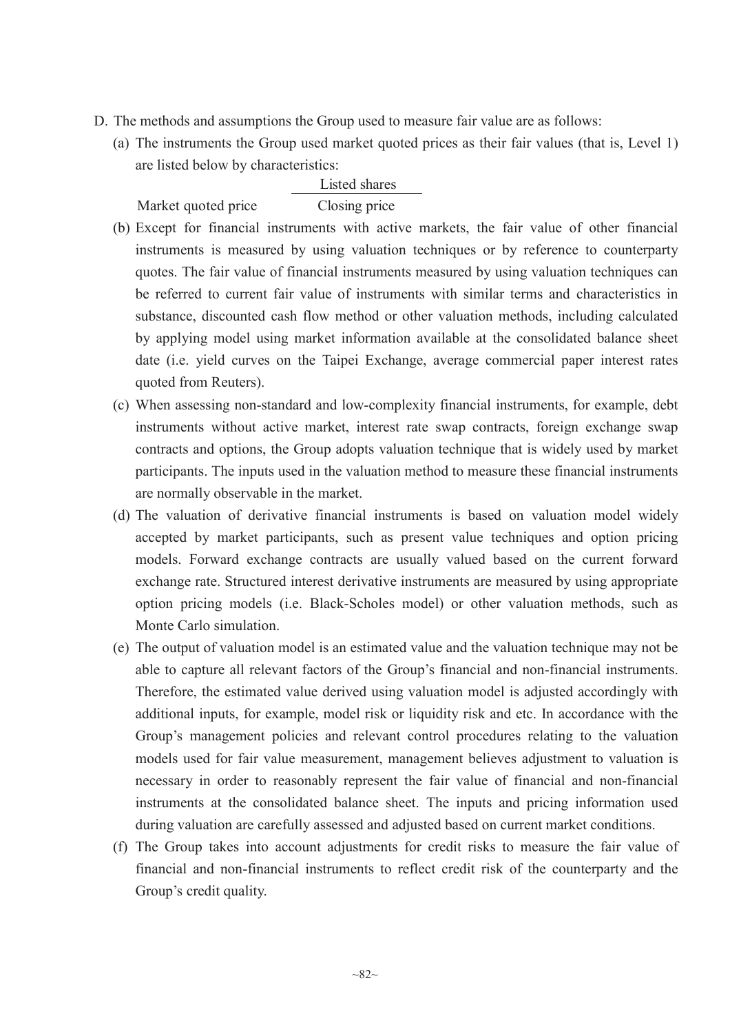D. The methods and assumptions the Group used to measure fair value are as follows:

(a) The instruments the Group used market quoted prices as their fair values (that is, Level 1) are listed below by characteristics:

| | Listed shares |
|---|---|
| Market quoted price | Closing price |

(b) Except for financial instruments with active markets, the fair value of other financial instruments is measured by using valuation techniques or by reference to counterparty quotes. The fair value of financial instruments measured by using valuation techniques can be referred to current fair value of instruments with similar terms and characteristics in substance, discounted cash flow method or other valuation methods, including calculated by applying model using market information available at the consolidated balance sheet date (i.e. yield curves on the Taipei Exchange, average commercial paper interest rates quoted from Reuters).

(c) When assessing non-standard and low-complexity financial instruments, for example, debt instruments without active market, interest rate swap contracts, foreign exchange swap contracts and options, the Group adopts valuation technique that is widely used by market participants. The inputs used in the valuation method to measure these financial instruments are normally observable in the market.

(d) The valuation of derivative financial instruments is based on valuation model widely accepted by market participants, such as present value techniques and option pricing models. Forward exchange contracts are usually valued based on the current forward exchange rate. Structured interest derivative instruments are measured by using appropriate option pricing models (i.e. Black-Scholes model) or other valuation methods, such as Monte Carlo simulation.

(e) The output of valuation model is an estimated value and the valuation technique may not be able to capture all relevant factors of the Group's financial and non-financial instruments. Therefore, the estimated value derived using valuation model is adjusted accordingly with additional inputs, for example, model risk or liquidity risk and etc. In accordance with the Group's management policies and relevant control procedures relating to the valuation models used for fair value measurement, management believes adjustment to valuation is necessary in order to reasonably represent the fair value of financial and non-financial instruments at the consolidated balance sheet. The inputs and pricing information used during valuation are carefully assessed and adjusted based on current market conditions.

(f) The Group takes into account adjustments for credit risks to measure the fair value of financial and non-financial instruments to reflect credit risk of the counterparty and the Group's credit quality.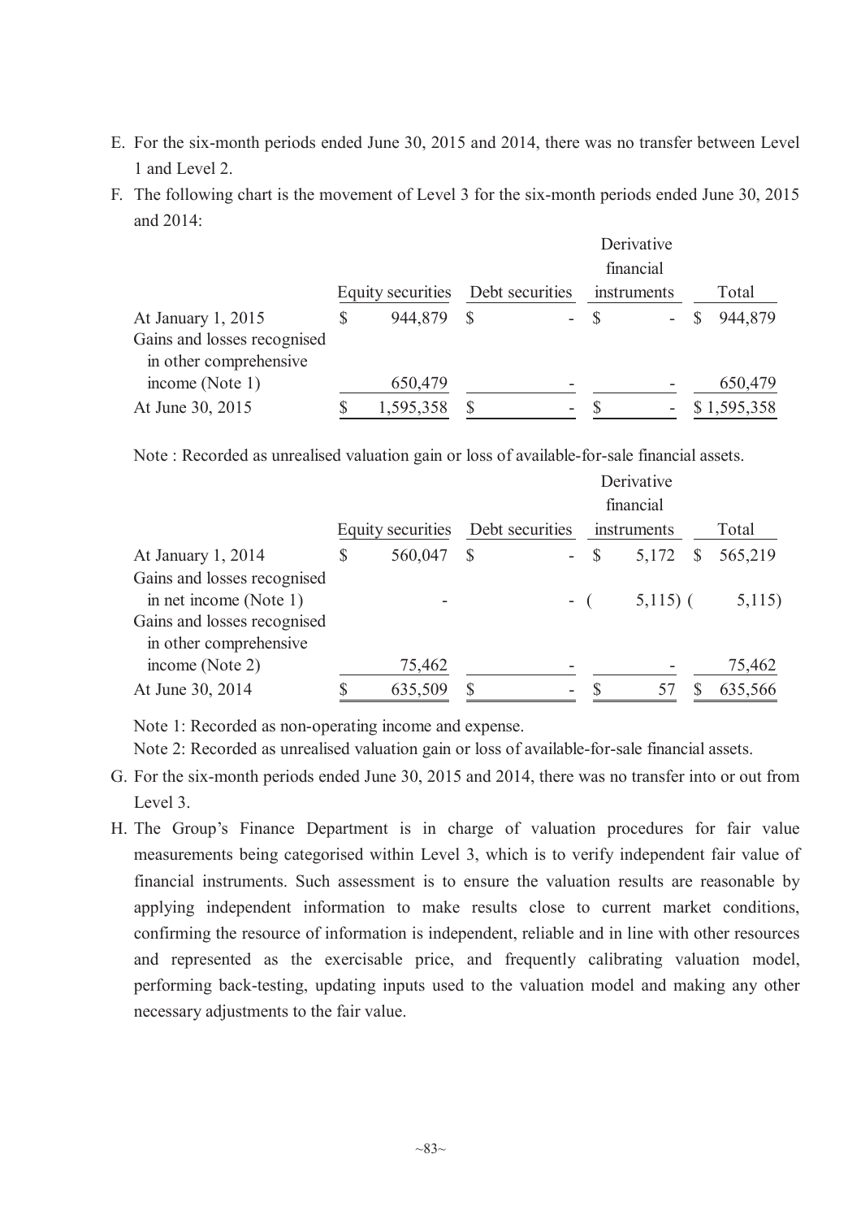E. For the six-month periods ended June 30, 2015 and 2014, there was no transfer between Level 1 and Level 2.

F. The following chart is the movement of Level 3 for the six-month periods ended June 30, 2015 and 2014:

| | Equity securities | Debt securities | Derivative financial instruments | Total |
|---|---|---|---|---|
| At January 1, 2015 | $ 944,879 | $ - | $ - | $ 944,879 |
| Gains and losses recognised in other comprehensive income (Note 1) | 650,479 | - | - | 650,479 |
| At June 30, 2015 | $ 1,595,358 | $ - | $ - | $ 1,595,358 |

Note : Recorded as unrealised valuation gain or loss of available-for-sale financial assets.

| | Equity securities | Debt securities | Derivative financial instruments | Total |
|---|---|---|---|---|
| At January 1, 2014 | $ 560,047 | $ - | $ 5,172 | $ 565,219 |
| Gains and losses recognised in net income (Note 1) | - | - | ( 5,115) | ( 5,115) |
| Gains and losses recognised in other comprehensive income (Note 2) | 75,462 | - | - | 75,462 |
| At June 30, 2014 | $ 635,509 | $ - | $ 57 | $ 635,566 |

Note 1: Recorded as non-operating income and expense.

Note 2: Recorded as unrealised valuation gain or loss of available-for-sale financial assets.

G. For the six-month periods ended June 30, 2015 and 2014, there was no transfer into or out from Level 3.

H. The Group's Finance Department is in charge of valuation procedures for fair value measurements being categorised within Level 3, which is to verify independent fair value of financial instruments. Such assessment is to ensure the valuation results are reasonable by applying independent information to make results close to current market conditions, confirming the resource of information is independent, reliable and in line with other resources and represented as the exercisable price, and frequently calibrating valuation model, performing back-testing, updating inputs used to the valuation model and making any other necessary adjustments to the fair value.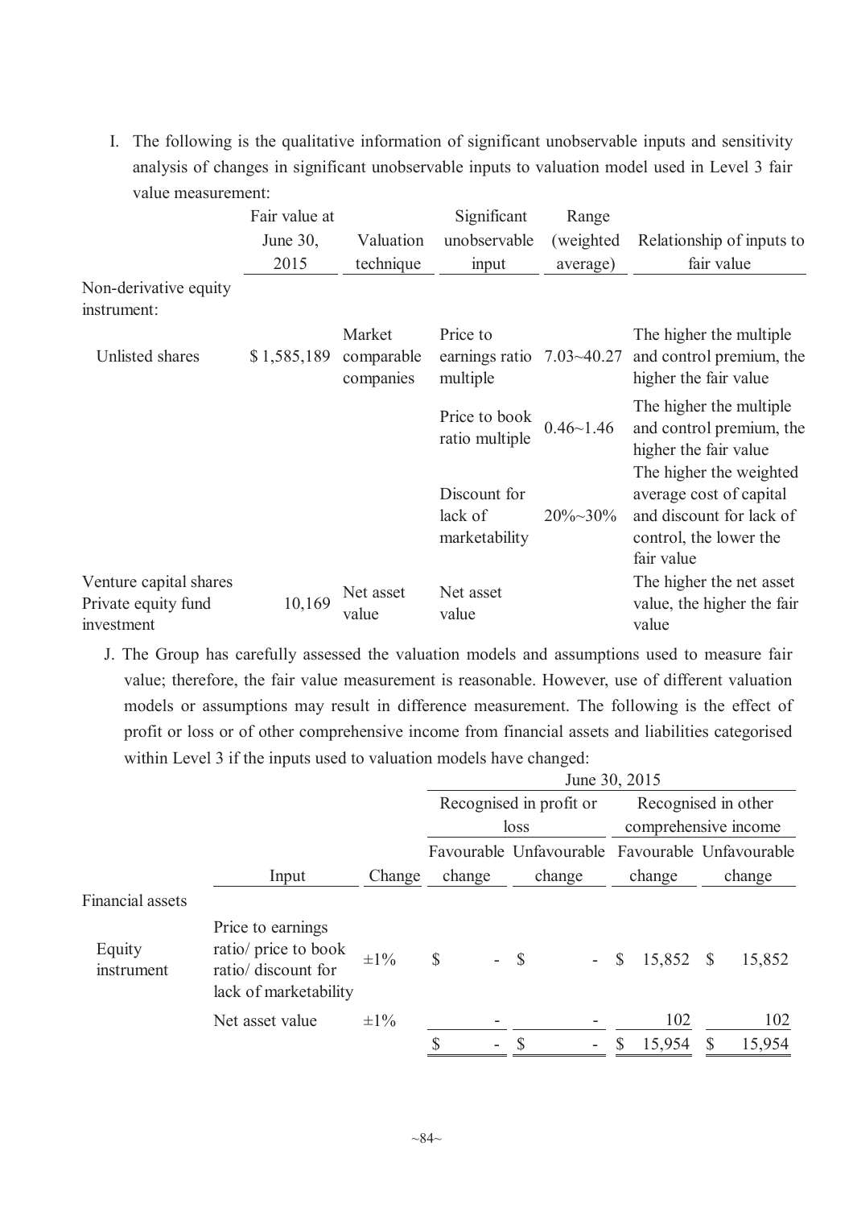I. The following is the qualitative information of significant unobservable inputs and sensitivity analysis of changes in significant unobservable inputs to valuation model used in Level 3 fair value measurement:

| | Fair value at June 30, 2015 | Valuation technique | Significant unobservable input | Range (weighted average) | Relationship of inputs to fair value |
|---|---|---|---|---|---|
| Non-derivative equity instrument: | | | | | |
| Unlisted shares | $ 1,585,189 | Market comparable companies | Price to earnings ratio multiple | 7.03~40.27 | The higher the multiple and control premium, the higher the fair value |
| | | | Price to book ratio multiple | 0.46~1.46 | The higher the multiple and control premium, the higher the fair value |
| | | | Discount for lack of marketability | 20%~30% | The higher the weighted average cost of capital and discount for lack of control, the lower the fair value |
| Venture capital shares Private equity fund investment | 10,169 | Net asset value | Net asset value | | The higher the net asset value, the higher the fair value |

J. The Group has carefully assessed the valuation models and assumptions used to measure fair value; therefore, the fair value measurement is reasonable. However, use of different valuation models or assumptions may result in difference measurement. The following is the effect of profit or loss or of other comprehensive income from financial assets and liabilities categorised within Level 3 if the inputs used to valuation models have changed:

| | | | June 30, 2015 | | | |
|---|---|---|---|---|---|---|
| | | | Recognised in profit or loss | | Recognised in other comprehensive income | |
| | Input | Change | Favourable change | Unfavourable change | Favourable change | Unfavourable change |
| Financial assets | | | | | | |
| Equity instrument | Price to earnings ratio/ price to book ratio/ discount for lack of marketability | ±1% | $ - | $ - | $ 15,852 | $ 15,852 |
| | Net asset value | ±1% | - | - | 102 | 102 |
| | | | $ - | $ - | $ 15,954 | $ 15,954 |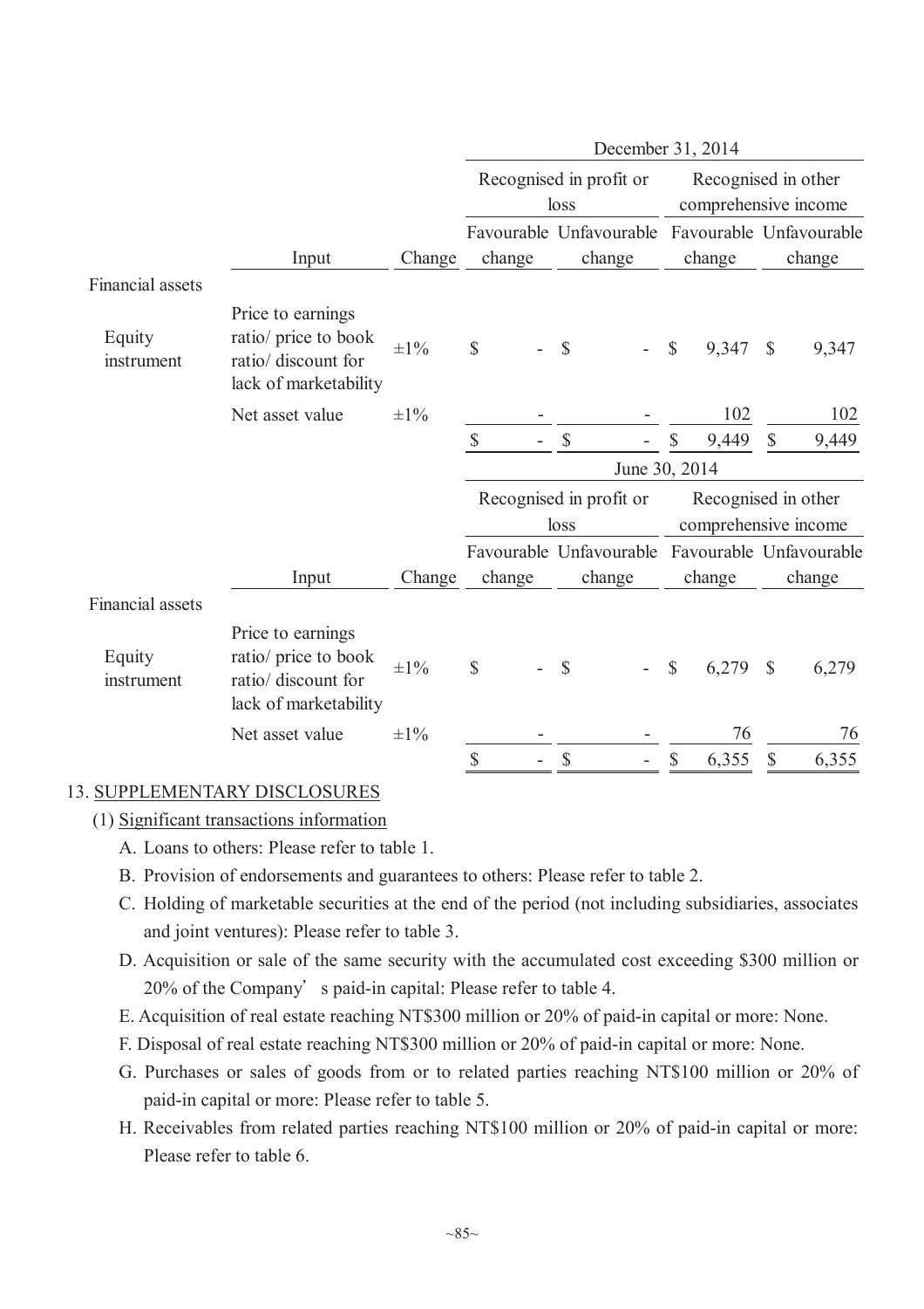| | Input | Change | December 31, 2014 | | | |
|---|---|---|---|---|---|---|
| | | | Recognised in profit or loss | | Recognised in other comprehensive income | |
| | | | Favourable change | Unfavourable change | Favourable change | Unfavourable change |
| Financial assets | | | | | | |
| Equity instrument | Price to earnings ratio/ price to book ratio/ discount for lack of marketability | ±1% | $ - | $ - | $ 9,347 | $ 9,347 |
| | Net asset value | ±1% | - | - | 102 | 102 |
| | | | $ - | $ - | $ 9,449 | $ 9,449 |

| | Input | Change | June 30, 2014 | | | |
|---|---|---|---|---|---|---|
| | | | Recognised in profit or loss | | Recognised in other comprehensive income | |
| | | | Favourable change | Unfavourable change | Favourable change | Unfavourable change |
| Financial assets | | | | | | |
| Equity instrument | Price to earnings ratio/ price to book ratio/ discount for lack of marketability | ±1% | $ - | $ - | $ 6,279 | $ 6,279 |
| | Net asset value | ±1% | - | - | 76 | 76 |
| | | | $ - | $ - | $ 6,355 | $ 6,355 |

## 13. SUPPLEMENTARY DISCLOSURES

### (1) Significant transactions information

A. Loans to others: Please refer to table 1.

B. Provision of endorsements and guarantees to others: Please refer to table 2.

C. Holding of marketable securities at the end of the period (not including subsidiaries, associates and joint ventures): Please refer to table 3.

D. Acquisition or sale of the same security with the accumulated cost exceeding $300 million or 20% of the Company's paid-in capital: Please refer to table 4.

E. Acquisition of real estate reaching NT$300 million or 20% of paid-in capital or more: None.

F. Disposal of real estate reaching NT$300 million or 20% of paid-in capital or more: None.

G. Purchases or sales of goods from or to related parties reaching NT$100 million or 20% of paid-in capital or more: Please refer to table 5.

H. Receivables from related parties reaching NT$100 million or 20% of paid-in capital or more: Please refer to table 6.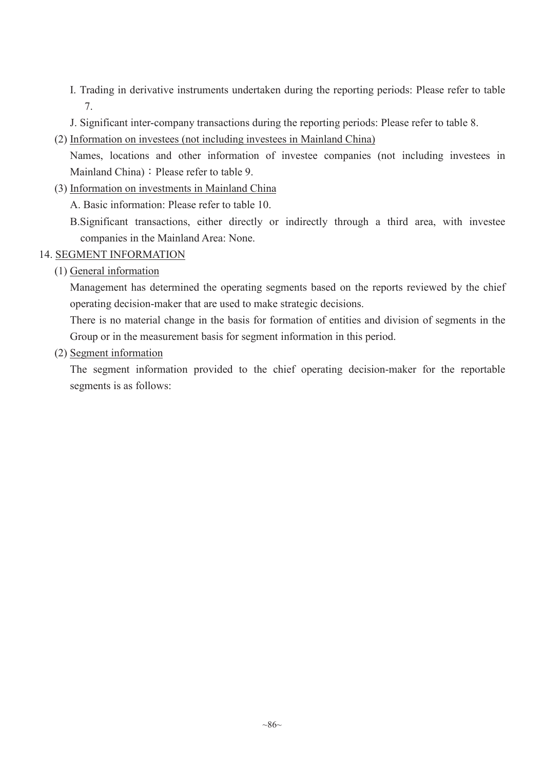I. Trading in derivative instruments undertaken during the reporting periods: Please refer to table 7.

J. Significant inter-company transactions during the reporting periods: Please refer to table 8.

(2) Information on investees (not including investees in Mainland China)

Names, locations and other information of investee companies (not including investees in Mainland China)：Please refer to table 9.

(3) Information on investments in Mainland China

A. Basic information: Please refer to table 10.

B. Significant transactions, either directly or indirectly through a third area, with investee companies in the Mainland Area: None.

## 14. SEGMENT INFORMATION

(1) General information

Management has determined the operating segments based on the reports reviewed by the chief operating decision-maker that are used to make strategic decisions.

There is no material change in the basis for formation of entities and division of segments in the Group or in the measurement basis for segment information in this period.

(2) Segment information

The segment information provided to the chief operating decision-maker for the reportable segments is as follows: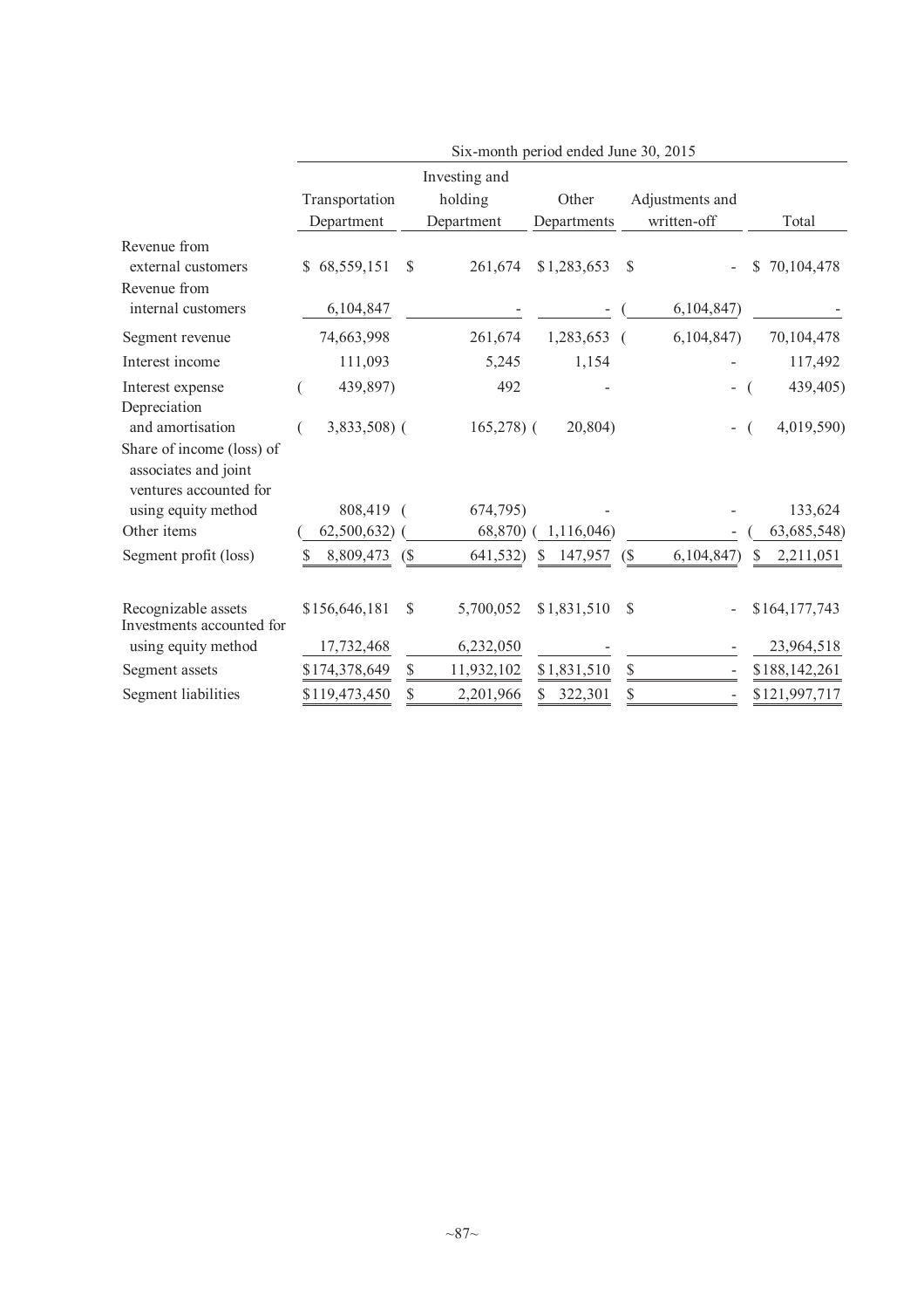| | Six-month period ended June 30, 2015 | | | | |
|---|---|---|---|---|---|
| | Transportation Department | Investing and holding Department | Other Departments | Adjustments and written-off | Total |
| Revenue from external customers | $ 68,559,151 | $ 261,674 | $1,283,653 | $ - | $ 70,104,478 |
| Revenue from internal customers | 6,104,847 | - | - | ( 6,104,847) | - |
| Segment revenue | 74,663,998 | 261,674 | 1,283,653 | ( 6,104,847) | 70,104,478 |
| Interest income | 111,093 | 5,245 | 1,154 | - | 117,492 |
| Interest expense | ( 439,897) | 492 | - | - | ( 439,405) |
| Depreciation and amortisation | ( 3,833,508) | ( 165,278) | ( 20,804) | - | ( 4,019,590) |
| Share of income (loss) of associates and joint ventures accounted for using equity method | 808,419 | ( 674,795) | - | - | 133,624 |
| Other items | ( 62,500,632) | ( 68,870) | ( 1,116,046) | - | ( 63,685,548) |
| Segment profit (loss) | $ 8,809,473 | ($ 641,532) | $ 147,957 | ($ 6,104,847) | $ 2,211,051 |
| | | | | | |
| Recognizable assets | $156,646,181 | $ 5,700,052 | $1,831,510 | $ - | $164,177,743 |
| Investments accounted for using equity method | 17,732,468 | 6,232,050 | - | - | 23,964,518 |
| Segment assets | $174,378,649 | $ 11,932,102 | $1,831,510 | $ - | $188,142,261 |
| Segment liabilities | $119,473,450 | $ 2,201,966 | $ 322,301 | $ - | $121,997,717 |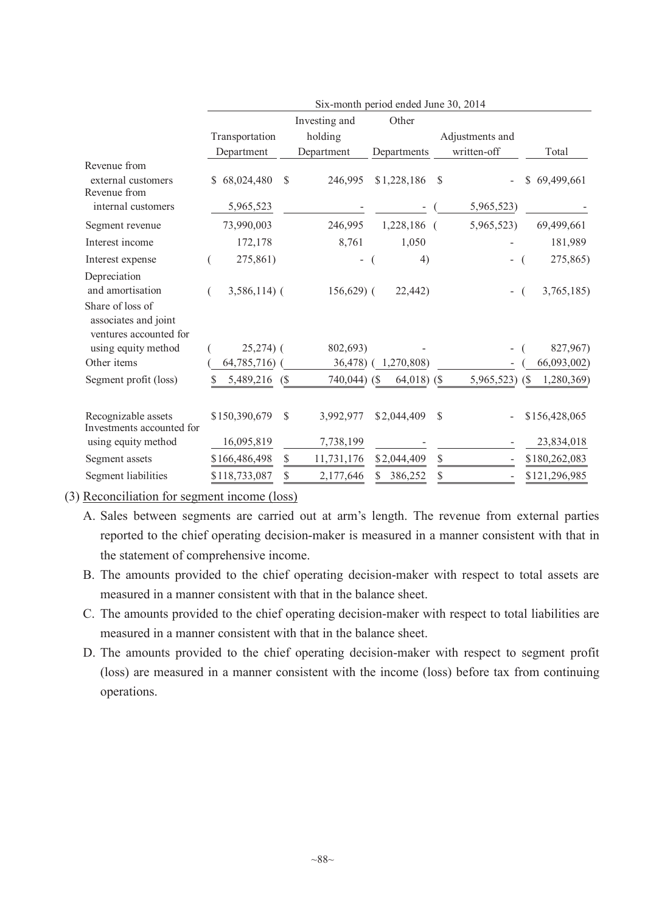| | Six-month period ended June 30, 2014 | | | | |
|---|---|---|---|---|---|
| | Transportation Department | Investing and holding Department | Other Departments | Adjustments and written-off | Total |
| Revenue from external customers | $ 68,024,480 | $ 246,995 | $1,228,186 | $ - | $ 69,499,661 |
| Revenue from internal customers | 5,965,523 | - | - | ( 5,965,523) | - |
| Segment revenue | 73,990,003 | 246,995 | 1,228,186 | ( 5,965,523) | 69,499,661 |
| Interest income | 172,178 | 8,761 | 1,050 | - | 181,989 |
| Interest expense | ( 275,861) | - | ( 4) | - | ( 275,865) |
| Depreciation and amortisation | ( 3,586,114) | ( 156,629) | ( 22,442) | - | ( 3,765,185) |
| Share of loss of associates and joint ventures accounted for using equity method | ( 25,274) | ( 802,693) | - | - | ( 827,967) |
| Other items | ( 64,785,716) | ( 36,478) | ( 1,270,808) | - | ( 66,093,002) |
| Segment profit (loss) | $ 5,489,216 | ($ 740,044) | ($ 64,018) | ($ 5,965,523) | ($ 1,280,369) |
| Recognizable assets | $150,390,679 | $ 3,992,977 | $2,044,409 | $ - | $156,428,065 |
| Investments accounted for using equity method | 16,095,819 | 7,738,199 | - | - | 23,834,018 |
| Segment assets | $166,486,498 | $ 11,731,176 | $2,044,409 | $ - | $180,262,083 |
| Segment liabilities | $118,733,087 | $ 2,177,646 | $ 386,252 | $ - | $121,296,985 |

(3) Reconciliation for segment income (loss)

A. Sales between segments are carried out at arm's length. The revenue from external parties reported to the chief operating decision-maker is measured in a manner consistent with that in the statement of comprehensive income.

B. The amounts provided to the chief operating decision-maker with respect to total assets are measured in a manner consistent with that in the balance sheet.

C. The amounts provided to the chief operating decision-maker with respect to total liabilities are measured in a manner consistent with that in the balance sheet.

D. The amounts provided to the chief operating decision-maker with respect to segment profit (loss) are measured in a manner consistent with the income (loss) before tax from continuing operations.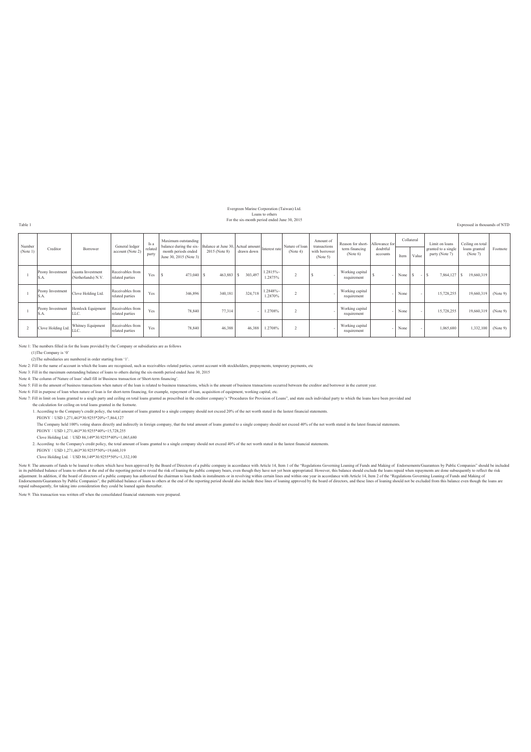Evergreen Marine Corporation (Taiwan) Ltd.
Loans to others
For the six-month period ended June 30, 2015

Table 1

Expressed in thousands of NTD

| Number (Note 1) | Creditor | Borrower | General ledger account (Note 2) | Is a related party | Maximum outstanding balance during the six-month periods ended June 30, 2015 (Note 3) | Balance at June 30, 2015 (Note 8) | Actual amount drawn down | Interest rate | Nature of loan (Note 4) | Amount of transactions with borrower (Note 5) | Reason for short-term financing (Note 6) | Allowance for doubtful accounts | Collateral | | Limit on loans granted to a single party (Note 7) | Ceiling on total loans granted (Note 7) | Footnote |
|---|---|---|---|---|---|---|---|---|---|---|---|---|---|---|---|---|---|
| | | | | | | | | | | | | | Item | Value | | | |
| 1 | Peony Investment S.A. | Luanta Investment (Netherlands) N.V. | Receivables from related parties | Yes | $ 473,040 | $ 463,883 | $ 303,497 | 1.2815%~1.2875% | 2 | $ - | Working capital requirement | $ - | None | $ - | $ 7,864,127 | $ 19,660,319 | |
| 1 | Peony Investment S.A. | Clove Holding Ltd. | Receivables from related parties | Yes | 346,896 | 340,181 | 324,718 | 1.2848%~1.2870% | 2 | - | Working capital requirement | - | None | - | 15,728,255 | 19,660,319 | (Note 9) |
| 1 | Peony Investment S.A. | Hemlock Equipment LLC. | Receivables from related parties | Yes | 78,840 | 77,314 | - | 1.2708% | 2 | - | Working capital requirement | - | None | - | 15,728,255 | 19,660,319 | (Note 9) |
| 2 | Clove Holding Ltd. | Whitney Equipment LLC. | Receivables from related parties | Yes | 78,840 | 46,388 | 46,388 | 1.2708% | 2 | - | Working capital requirement | - | None | - | 1,065,680 | 1,332,100 | (Note 9) |

Note 1: The numbers filled in for the loans provided by the Company or subsidiaries are as follows

(1)The Company is '0'

(2)The subsidiaries are numbered in order starting from '1'.

Note 2: Fill in the name of account in which the loans are recognised, such as receivables–related parties, current account with stockholders, prepayments, temporary payments, etc

Note 3: Fill in the maximum outstanding balance of loans to others during the six-month period ended June 30, 2015

Note 4: The column of'Nature of loan' shall fill in'Business transaction or'Short-term financing'.

Note 5: Fill in the amount of business transactions when nature of the loan is related to business transactions, which is the amount of business transactions occurred between the creditor and borrower in the current year.

Note 6: Fill in purpose of loan when nature of loan is for short-term financing, for example, repayment of loan, acquisition of equipment, working capital, etc.

Note 7: Fill in limit on loans granted to a single party and ceiling on total loans granted as prescribed in the creditor company's "Procedures for Provision of Loans", and state each individual party to which the loans have been provided and the calculation for ceiling on total loans granted in the footnote.

1. According to the Company's credit policy, the total amount of loans granted to a single company should not exceed 20% of the net worth stated in the lastest financial statements.

PEONY：USD 1,271,463*30.9255*20%=7,864,127

The Company held 100% voting shares directly and indirectly in foreign company, that the total amount of loans granted to a single company should not exceed 40% of the net worth stated in the latest financial statements.

PEONY：USD 1,271,463*30.9255*40%=15,728,255

Clove Holding Ltd.：USD 86,149*30.9255*40%=1,065,680

2. According to the Company's credit policy, the total amount of loans granted to a single company should not exceed 40% of the net worth stated in the lastest financial statements.

PEONY：USD 1,271,463*30.9255*50%=19,660,319

Clove Holding Ltd.：USD 86,149*30.9255*50%=1,332,100

Note 8: The amounts of funds to be loaned to others which have been approved by the Board of Directors of a public company in accordance with Article 14, Item 1 of the "Regulations Governing Loaning of Funds and Making of Endorsements/Guarantees by Public Companies" should be included in its published balance of loans to others at the end of the reporting period to reveal the risk of loaning the public company bears, even though they have not yet been appropriated. However, this balance should exclude the loans repaid when repayments are done subsequently to reflect the risk adjustment. In addition, if the board of directors of a public company has authorized the chairman to loan funds in instalments or in revolving within certain lines and within one year in accordance with Article 14, Item 2 of the "Regulations Governing Loaning of Funds and Making of Endorsements/Guarantees by Public Companies", the published balance of loans to others at the end of the reporting period should also include these lines of loaning approved by the board of directors, and these lines of loaning should not be excluded from this balance even though the loans are repaid subsequently, for taking into consideration they could be loaned again thereafter.

Note 9: This transaction was written off when the consolidated financial statements were prepared.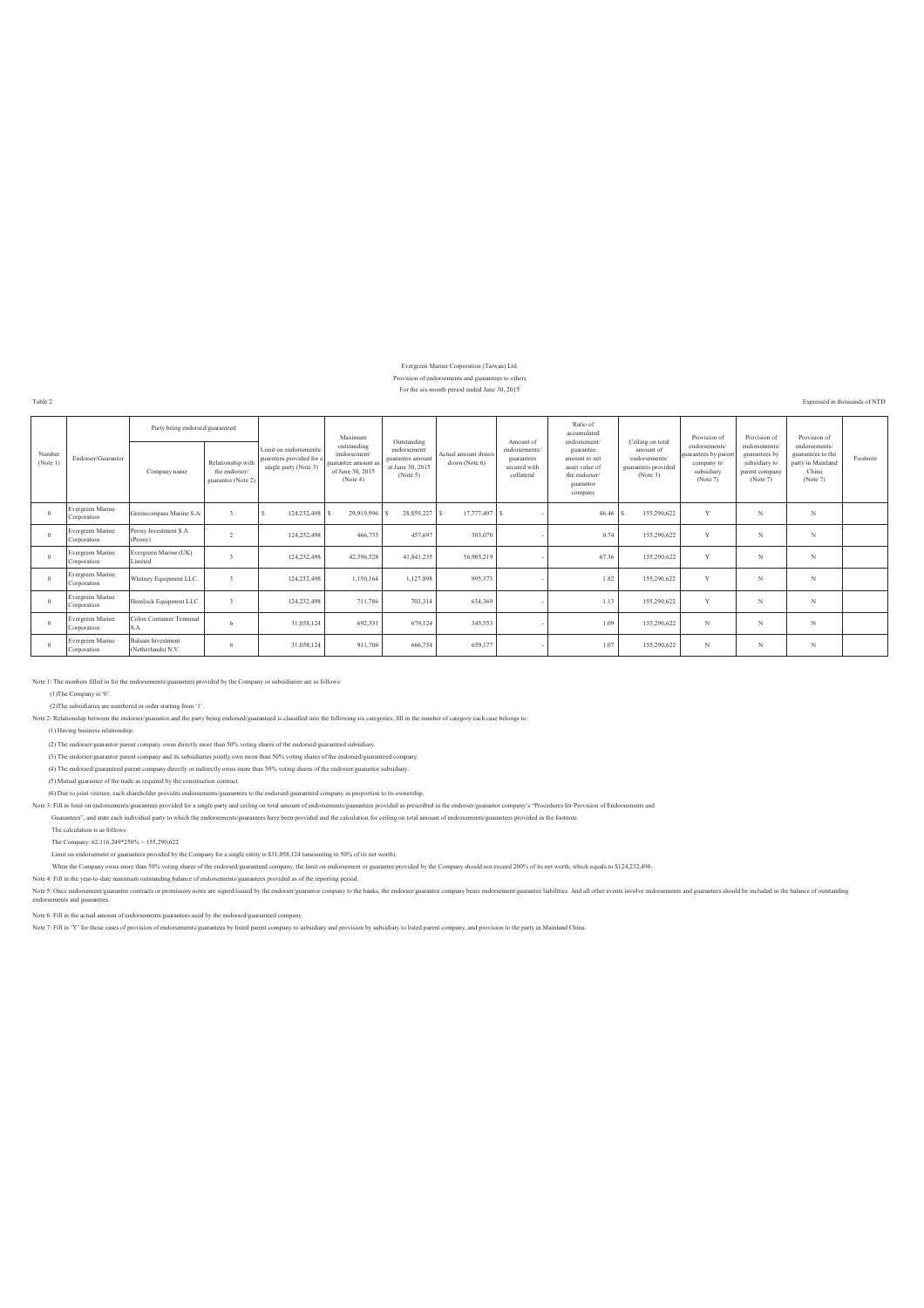Evergreen Marine Corporation (Taiwan) Ltd.

Provision of endorsements and guarantees to others

For the six-month period ended June 30, 2015

Table 2

Expressed in thousands of NTD

| Number (Note 1) | Endorser/Guarantor | Party being endorsed/guaranteed | | Limit on endorsements/ guarantees provided for a single party (Note 3) | Maximum outstanding endorsement/ guarantee amount as of June 30, 2015 (Note 4) | Outstanding endorsement/ guarantee amount at June 30, 2015 (Note 5) | Actual amount drawn down (Note 6) | Amount of endorsements/ guarantees secured with collateral | Ratio of accumulated endorsement/ guarantee amount to net asset value of the endorser/ guarantor company | Ceiling on total amount of endorsements/ guarantees provided (Note 3) | Provision of endorsements/ guarantees by parent company to subsidiary (Note 7) | Provision of endorsements/ guarantees by subsidiary to parent company (Note 7) | Provision of endorsements/ guarantees to the party in Mainland China (Note 7) | Footnote |
|---|---|---|---|---|---|---|---|---|---|---|---|---|---|---|
| | | Company name | Relationship with the endorser/ guarantor (Note 2) | | | | | | | | | | | |
| 0 | Evergreen Marine Corporation | Greencompass Marine S.A. | 3 | $ 124,232,498 | $ 29,919,996 | $ 28,859,227 | $ 17,777,497 | $ - | 46.46 | $ 155,290,622 | Y | N | N | |
| 0 | Evergreen Marine Corporation | Peony Investment S.A. (Peony) | 2 | 124,232,498 | 466,733 | 457,697 | 303,070 | - | 0.74 | 155,290,622 | Y | N | N | |
| 0 | Evergreen Marine Corporation | Evergreen Marine (UK) Limited | 3 | 124,232,498 | 42,396,528 | 41,841,235 | 36,903,219 | - | 67.36 | 155,290,622 | Y | N | N | |
| 0 | Evergreen Marine Corporation | Whitney Equipment LLC. | 3 | 124,232,498 | 1,150,164 | 1,127,898 | 995,373 | - | 1.82 | 155,290,622 | Y | N | N | |
| 0 | Evergreen Marine Corporation | Hemlock Equipment LLC. | 3 | 124,232,498 | 711,786 | 703,314 | 634,369 | - | 1.13 | 155,290,622 | Y | N | N | |
| 0 | Evergreen Marine Corporation | Colon Container Terminal S.A. | 6 | 31,058,124 | 692,531 | 679,124 | 345,553 | - | 1.09 | 155,290,622 | N | N | N | |
| 0 | Evergreen Marine Corporation | Balsam Investment (Netherlands) N.V. | 6 | 31,058,124 | 911,706 | 666,754 | 659,177 | - | 1.07 | 155,290,622 | N | N | N | |

Note 1: The numbers filled in for the endorsements/guarantees provided by the Company or subsidiaries are as follows:

(1)The Company is '0'.

(2)The subsidiaries are numbered in order starting from '1'.

Note 2: Relationship between the endorser/guarantor and the party being endorsed/guaranteed is classified into the following six categories; fill in the number of category each case belongs to:

(1) Having business relationship.

(2) The endorser/guarantor parent company owns directly more than 50% voting shares of the endorsed/guaranteed subsidiary.

(3) The endorser/guarantor parent company and its subsidiaries jointly own more than 50% voting shares of the endorsed/guaranteed company.

(4) The endorsed/guaranteed parent company directly or indirectly owns more than 50% voting shares of the endorser/guarantor subsidiary.

(5) Mutual guarantee of the trade as required by the construction contract.

(6) Due to joint venture, each shareholder provides endorsements/guarantees to the endorsed/guaranteed company in proportion to its ownership.

Note 3: Fill in limit on endorsements/guarantees provided for a single party and ceiling on total amount of endorsements/guarantees provided as prescribed in the endorser/guarantor company's "Procedures for Provision of Endorsements and Guarantees", and state each individual party to which the endorsements/guarantees have been provided and the calculation for ceiling on total amount of endorsements/guarantees provided in the footnote.

The calculation is as follows:

The Company: 62,116,249*250% = 155,290,622

Limit on endorsement or guarantees provided by the Company for a single entity is $31,058,124 (amounting to 50% of its net worth).

When the Company owns more than 50% voting shares of the endorsed/guaranteed company, the limit on endorsement or guarantee provided by the Company should not exceed 200% of its net worth, which equals to $124,232,498.

Note 4: Fill in the year-to-date maximum outstanding balance of endorsements/guarantees provided as of the reporting period.

Note 5: Once endorsement/guarantee contracts or promissory notes are signed/issued by the endorser/guarantor company to the banks, the endorser/guarantor company bears endorsement/guarantee liabilities. And all other events involve endorsements and guarantees should be included in the balance of outstanding endorsements and guarantees.

Note 6: Fill in the actual amount of endorsements/guarantees used by the endorsed/guaranteed company.

Note 7: Fill in 'Y' for those cases of provision of endorsements/guarantees by listed parent company to subsidiary and provision by subsidiary to listed parent company, and provision to the party in Mainland China.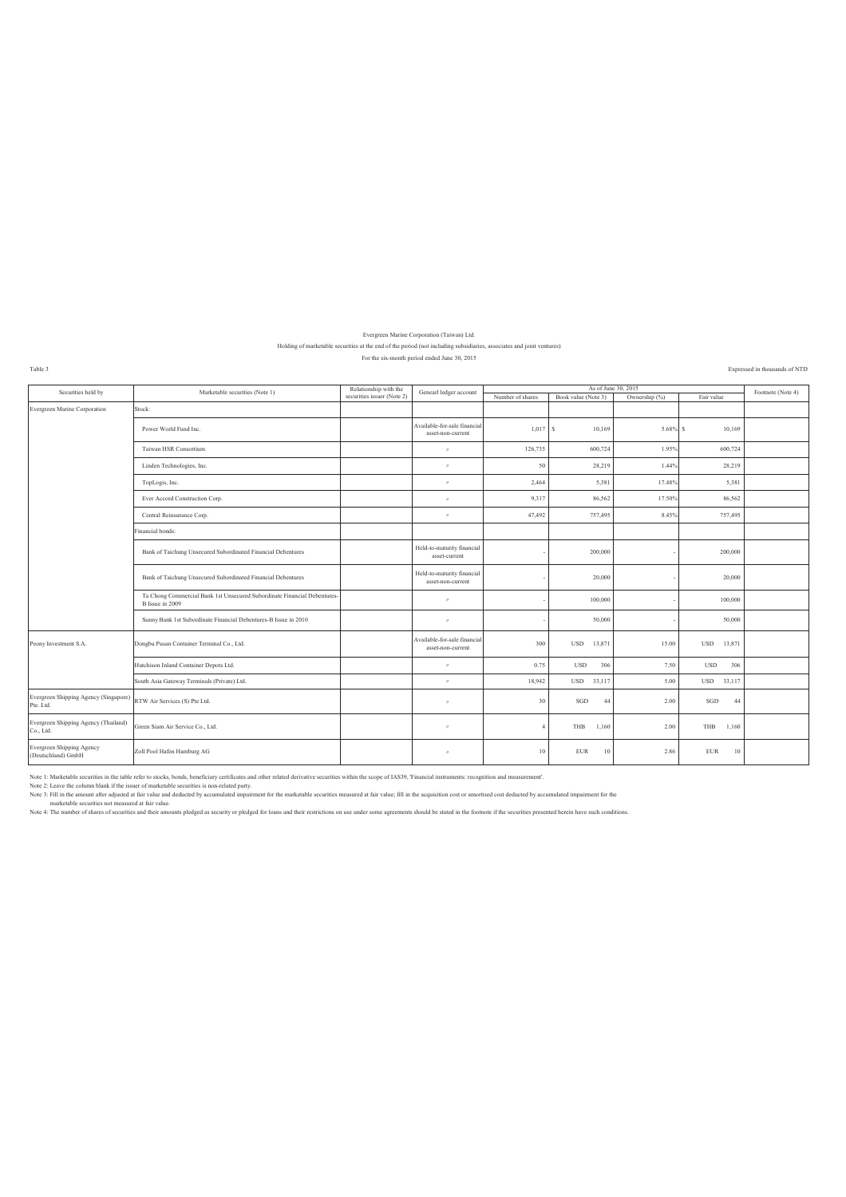Evergreen Marine Corporation (Taiwan) Ltd.

Holding of marketable securities at the end of the period (not including subsidiaries, associates and joint ventures)

For the six-month period ended June 30, 2015

Table 3

Expressed in thousands of NTD

| Securities held by | Marketable securities (Note 1) | Relationship with the securities issuer (Note 2) | Genearl ledger account | As of June 30, 2015 | | | | Footnote (Note 4) |
|---|---|---|---|---|---|---|---|---|
| | | | | Number of shares | Book value (Note 3) | Ownership (%) | Fair value | |
| Evergreen Marine Corporation | Stock: | | | | | | | |
| | Power World Fund Inc. | | Available-for-sale financial asset-non-current | 1,017 | $ 10,169 | 5.68% | $ 10,169 | |
| | Taiwan HSR Consortium | | 〃 | 126,735 | 600,724 | 1.95% | 600,724 | |
| | Linden Technologies, Inc. | | 〃 | 50 | 28,219 | 1.44% | 28,219 | |
| | TopLogis, Inc. | | 〃 | 2,464 | 5,381 | 17.48% | 5,381 | |
| | Ever Accord Construction Corp. | | 〃 | 9,317 | 86,562 | 17.50% | 86,562 | |
| | Central Reinsurance Corp. | | 〃 | 47,492 | 757,495 | 8.45% | 757,495 | |
| | Financial bonds: | | | | | | | |
| | Bank of Taichung Unsecured Subordinated Financial Debentures | | Held-to-maturity financial asset-current | - | 200,000 | - | 200,000 | |
| | Bank of Taichung Unsecured Subordinated Financial Debentures | | Held-to-maturity financial asset-non-current | - | 20,000 | - | 20,000 | |
| | Ta Chong Commercial Bank 1st Unsecured Subordinate Financial Debentures-B Issue in 2009 | | 〃 | - | 100,000 | - | 100,000 | |
| | Sunny Bank 1st Subordinate Financial Debentures-B Issue in 2010 | | 〃 | - | 50,000 | - | 50,000 | |
| Peony Investment S.A. | Dongbu Pusan Container Terminal Co., Ltd. | | Available-for-sale financial asset-non-current | 300 | USD 13,871 | 15.00 | USD 13,871 | |
| | Hutchison Inland Container Depots Ltd. | | 〃 | 0.75 | USD 306 | 7.50 | USD 306 | |
| | South Asia Gateway Terminals (Private) Ltd. | | 〃 | 18,942 | USD 33,117 | 5.00 | USD 33,117 | |
| Evergreen Shipping Agency (Singapore) Pte. Ltd. | RTW Air Services (S) Pte Ltd. | | 〃 | 30 | SGD 44 | 2.00 | SGD 44 | |
| Evergreen Shipping Agency (Thailand) Co., Ltd. | Green Siam Air Service Co., Ltd. | | 〃 | 4 | THB 1,160 | 2.00 | THB 1,160 | |
| Evergreen Shipping Agency (Deutschland) GmbH | Zoll Pool Hafen Hamburg AG | | 〃 | 10 | EUR 10 | 2.86 | EUR 10 | |

Note 1: Marketable securities in the table refer to stocks, bonds, beneficiary certificates and other related derivative securities within the scope of IAS39, 'Financial instruments: recognition and measurement'.

Note 2: Leave the column blank if the issuer of marketable securities is non-related party.

Note 3: Fill in the amount after adjusted at fair value and deducted by accumulated impairment for the marketable securities measured at fair value; fill in the acquisition cost or amortised cost deducted by accumulated impairment for the marketable securities not measured at fair value.

Note 4: The number of shares of securities and their amounts pledged as security or pledged for loans and their restrictions on use under some agreements should be stated in the footnote if the securities presented herein have such conditions.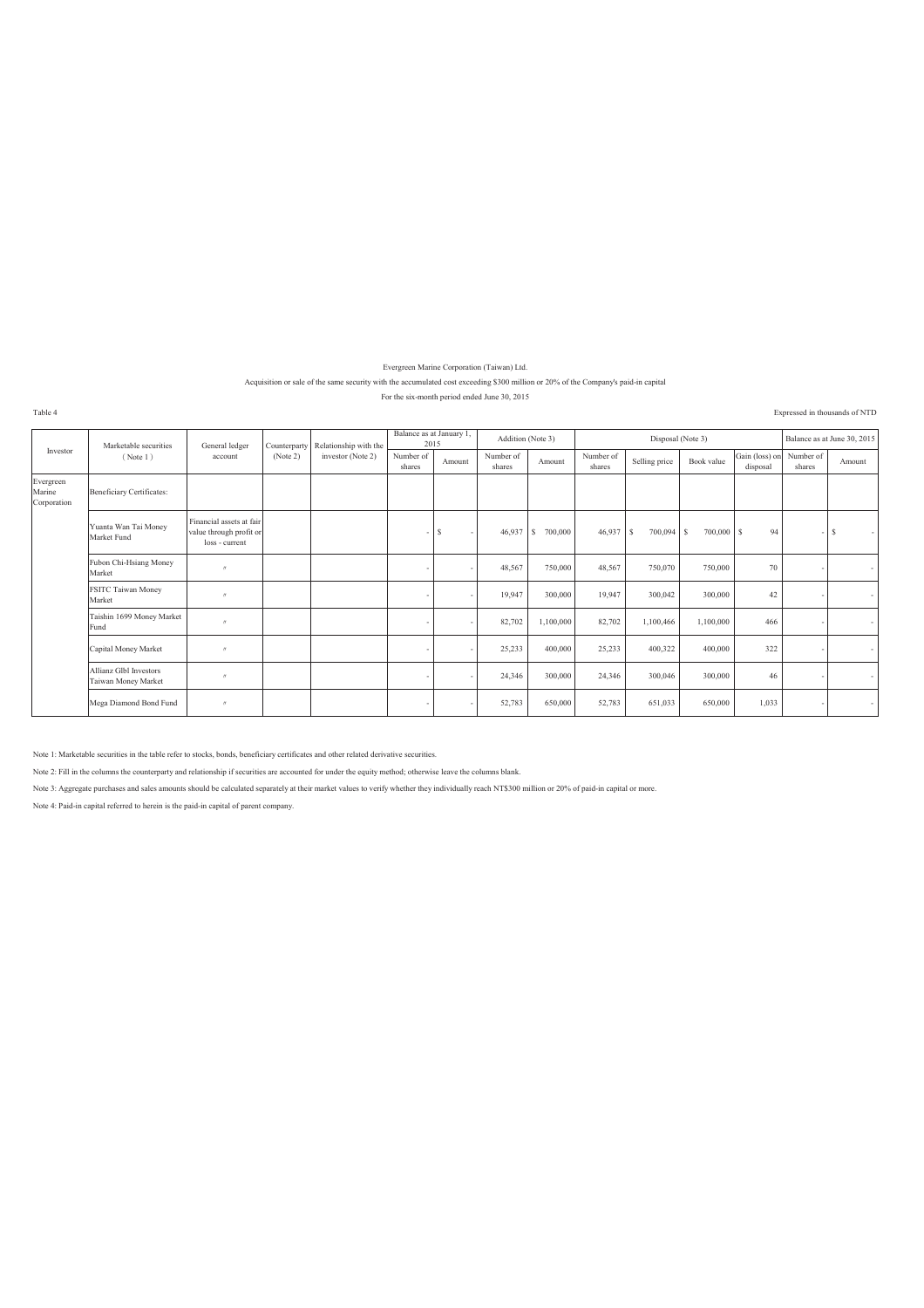Evergreen Marine Corporation (Taiwan) Ltd.

Acquisition or sale of the same security with the accumulated cost exceeding $300 million or 20% of the Company's paid-in capital

For the six-month period ended June 30, 2015

Table 4

Expressed in thousands of NTD

| Investor | Marketable securities (Note 1) | General ledger account | Counterparty (Note 2) | Relationship with the investor (Note 2) | Balance as at January 1, 2015 | | Addition (Note 3) | | Disposal (Note 3) | | | | Balance as at June 30, 2015 | |
|---|---|---|---|---|---|---|---|---|---|---|---|---|---|---|
| | | | | | Number of shares | Amount | Number of shares | Amount | Number of shares | Selling price | Book value | Gain (loss) on disposal | Number of shares | Amount |
| Evergreen Marine Corporation | Beneficiary Certificates: | | | | | | | | | | | | | |
| | Yuanta Wan Tai Money Market Fund | Financial assets at fair value through profit or loss - current | | | - | $ - | 46,937 | $ 700,000 | 46,937 | $ 700,094 | $ 700,000 | $ 94 | - | $ - |
| | Fubon Chi-Hsiang Money Market | 〃 | | | - | - | 48,567 | 750,000 | 48,567 | 750,070 | 750,000 | 70 | - | - |
| | FSITC Taiwan Money Market | 〃 | | | - | - | 19,947 | 300,000 | 19,947 | 300,042 | 300,000 | 42 | - | - |
| | Taishin 1699 Money Market Fund | 〃 | | | - | - | 82,702 | 1,100,000 | 82,702 | 1,100,466 | 1,100,000 | 466 | - | - |
| | Capital Money Market | 〃 | | | - | - | 25,233 | 400,000 | 25,233 | 400,322 | 400,000 | 322 | - | - |
| | Allianz Glbl Investors Taiwan Money Market | 〃 | | | - | - | 24,346 | 300,000 | 24,346 | 300,046 | 300,000 | 46 | - | - |
| | Mega Diamond Bond Fund | 〃 | | | - | - | 52,783 | 650,000 | 52,783 | 651,033 | 650,000 | 1,033 | - | - |

Note 1: Marketable securities in the table refer to stocks, bonds, beneficiary certificates and other related derivative securities.

Note 2: Fill in the columns the counterparty and relationship if securities are accounted for under the equity method; otherwise leave the columns blank.

Note 3: Aggregate purchases and sales amounts should be calculated separately at their market values to verify whether they individually reach NT$300 million or 20% of paid-in capital or more.

Note 4: Paid-in capital referred to herein is the paid-in capital of parent company.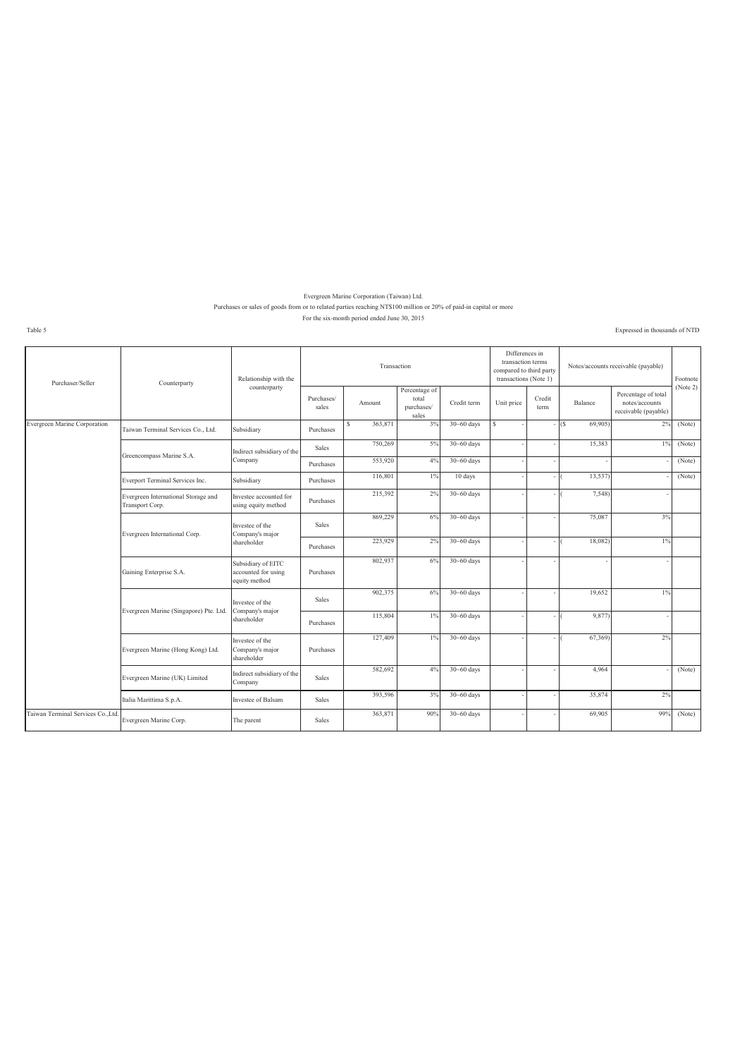Evergreen Marine Corporation (Taiwan) Ltd.

Purchases or sales of goods from or to related parties reaching NT$100 million or 20% of paid-in capital or more

For the six-month period ended June 30, 2015

Table 5

Expressed in thousands of NTD

| Purchaser/Seller | Counterparty | Relationship with the counterparty | Transaction | | | | Differences in transaction terms compared to third party transactions (Note 1) | | Notes/accounts receivable (payable) | | Footnote (Note 2) |
|---|---|---|---|---|---|---|---|---|---|---|---|
| | | | Purchases/ sales | Amount | Percentage of total purchases/ sales | Credit term | Unit price | Credit term | Balance | Percentage of total notes/accounts receivable (payable) | |
| Evergreen Marine Corporation | Taiwan Terminal Services Co., Ltd. | Subsidiary | Purchases | $ 363,871 | 3% | 30~60 days | $ - | - | ($ 69,905) | 2% | (Note) |
| | Greencompass Marine S.A. | Indirect subsidiary of the Company | Sales | 750,269 | 5% | 30~60 days | - | - | 15,383 | 1% | (Note) |
| | | | Purchases | 553,920 | 4% | 30~60 days | - | - | - | - | (Note) |
| | Everport Terminal Services Inc. | Subsidiary | Purchases | 116,801 | 1% | 10 days | - | - | ( 13,537) | - | (Note) |
| | Evergreen International Storage and Transport Corp. | Investee accounted for using equity method | Purchases | 215,392 | 2% | 30~60 days | - | - | ( 7,548) | - | |
| | Evergreen International Corp. | Investee of the Company's major shareholder | Sales | 869,229 | 6% | 30~60 days | - | - | 75,087 | 3% | |
| | | | Purchases | 223,929 | 2% | 30~60 days | - | - | ( 18,082) | 1% | |
| | Gaining Enterprise S.A. | Subsidiary of EITC accounted for using equity method | Purchases | 802,937 | 6% | 30~60 days | - | - | - | - | |
| | Evergreen Marine (Singapore) Pte. Ltd. | Investee of the Company's major shareholder | Sales | 902,375 | 6% | 30~60 days | - | - | 19,652 | 1% | |
| | | | Purchases | 115,804 | 1% | 30~60 days | - | - | ( 9,877) | - | |
| | Evergreen Marine (Hong Kong) Ltd. | Investee of the Company's major shareholder | Purchases | 127,409 | 1% | 30~60 days | - | - | ( 67,369) | 2% | |
| | Evergreen Marine (UK) Limited | Indirect subsidiary of the Company | Sales | 582,692 | 4% | 30~60 days | - | - | 4,964 | - | (Note) |
| | Italia Marittima S.p.A. | Investee of Balsam | Sales | 393,596 | 3% | 30~60 days | - | - | 35,874 | 2% | |
| Taiwan Terminal Services Co.,Ltd. | Evergreen Marine Corp. | The parent | Sales | 363,871 | 90% | 30~60 days | - | - | 69,905 | 99% | (Note) |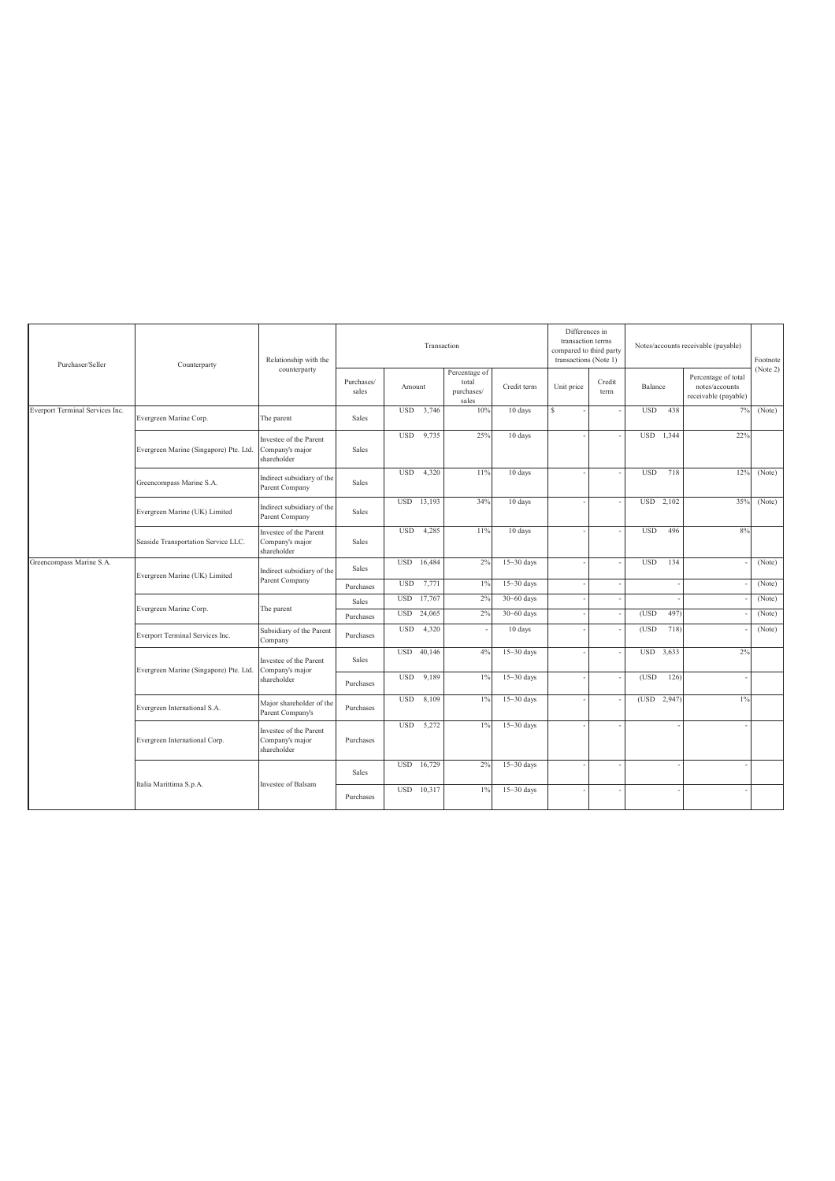| Purchaser/Seller | Counterparty | Relationship with the counterparty | Transaction | | | | Differences in transaction terms compared to third party transactions (Note 1) | | Notes/accounts receivable (payable) | | Footnote (Note 2) |
|---|---|---|---|---|---|---|---|---|---|---|---|
| | | | Purchases/ sales | Amount | Percentage of total purchases/ sales | Credit term | Unit price | Credit term | Balance | Percentage of total notes/accounts receivable (payable) | |
| Everport Terminal Services Inc. | Evergreen Marine Corp. | The parent | Sales | USD 3,746 | 10% | 10 days | $ - | - | USD 438 | 7% | (Note) |
| | Evergreen Marine (Singapore) Pte. Ltd. | Investee of the Parent Company's major shareholder | Sales | USD 9,735 | 25% | 10 days | - | - | USD 1,344 | 22% | |
| | Greencompass Marine S.A. | Indirect subsidiary of the Parent Company | Sales | USD 4,320 | 11% | 10 days | - | - | USD 718 | 12% | (Note) |
| | Evergreen Marine (UK) Limited | Indirect subsidiary of the Parent Company | Sales | USD 13,193 | 34% | 10 days | - | - | USD 2,102 | 35% | (Note) |
| | Seaside Transportation Service LLC. | Investee of the Parent Company's major shareholder | Sales | USD 4,285 | 11% | 10 days | - | - | USD 496 | 8% | |
| Greencompass Marine S.A. | Evergreen Marine (UK) Limited | Indirect subsidiary of the Parent Company | Sales | USD 16,484 | 2% | 15~30 days | - | - | USD 134 | - | (Note) |
| | | | Purchases | USD 7,771 | 1% | 15~30 days | - | - | - | - | (Note) |
| | Evergreen Marine Corp. | The parent | Sales | USD 17,767 | 2% | 30~60 days | - | - | - | - | (Note) |
| | | | Purchases | USD 24,065 | 2% | 30~60 days | - | - | (USD 497) | - | (Note) |
| | Everport Terminal Services Inc. | Subsidiary of the Parent Company | Purchases | USD 4,320 | - | 10 days | - | - | (USD 718) | - | (Note) |
| | Evergreen Marine (Singapore) Pte. Ltd. | Investee of the Parent Company's major shareholder | Sales | USD 40,146 | 4% | 15~30 days | - | - | USD 3,633 | 2% | |
| | | | Purchases | USD 9,189 | 1% | 15~30 days | - | - | (USD 126) | - | |
| | Evergreen International S.A. | Major shareholder of the Parent Company's | Purchases | USD 8,109 | 1% | 15~30 days | - | - | (USD 2,947) | 1% | |
| | Evergreen International Corp. | Investee of the Parent Company's major shareholder | Purchases | USD 5,272 | 1% | 15~30 days | - | - | - | - | |
| | Italia Marittima S.p.A. | Investee of Balsam | Sales | USD 16,729 | 2% | 15~30 days | - | - | - | - | |
| | | | Purchases | USD 10,317 | 1% | 15~30 days | - | - | - | - | |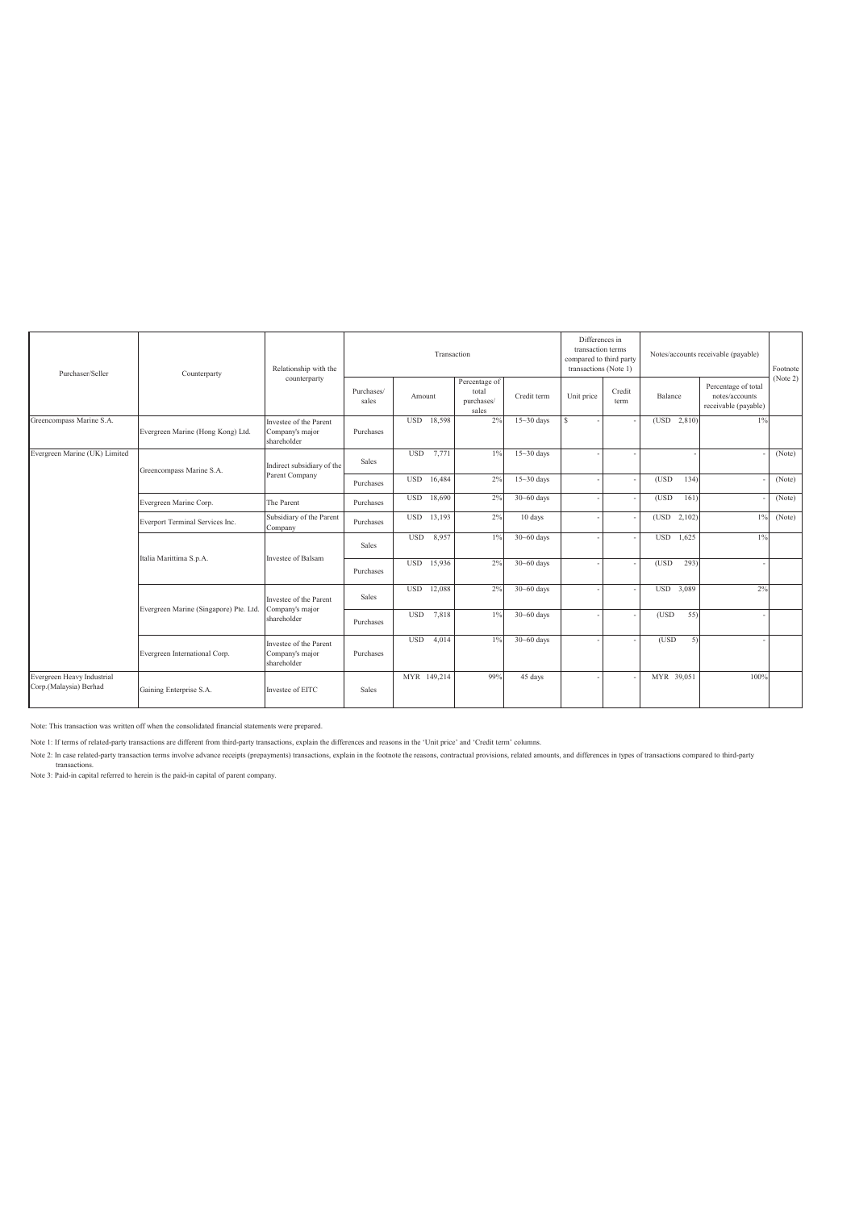| Purchaser/Seller | Counterparty | Relationship with the counterparty | Transaction | | | | Differences in transaction terms compared to third party transactions (Note 1) | | Notes/accounts receivable (payable) | | Footnote (Note 2) |
|---|---|---|---|---|---|---|---|---|---|---|---|
| | | | Purchases/ sales | Amount | Percentage of total purchases/ sales | Credit term | Unit price | Credit term | Balance | Percentage of total notes/accounts receivable (payable) | |
| Greencompass Marine S.A. | Evergreen Marine (Hong Kong) Ltd. | Investee of the Parent Company's major shareholder | Purchases | USD 18,598 | 2% | 15~30 days | $ - | - | (USD 2,810) | 1% | |
| Evergreen Marine (UK) Limited | Greencompass Marine S.A. | Indirect subsidiary of the Parent Company | Sales | USD 7,771 | 1% | 15~30 days | - | - | - | - | (Note) |
| | | | Purchases | USD 16,484 | 2% | 15~30 days | - | - | (USD 134) | - | (Note) |
| | Evergreen Marine Corp. | The Parent | Purchases | USD 18,690 | 2% | 30~60 days | - | - | (USD 161) | - | (Note) |
| | Everport Terminal Services Inc. | Subsidiary of the Parent Company | Purchases | USD 13,193 | 2% | 10 days | - | - | (USD 2,102) | 1% | (Note) |
| | Italia Marittima S.p.A. | Investee of Balsam | Sales | USD 8,957 | 1% | 30~60 days | - | - | USD 1,625 | 1% | |
| | | | Purchases | USD 15,936 | 2% | 30~60 days | - | - | (USD 293) | - | |
| | Evergreen Marine (Singapore) Pte. Ltd. | Investee of the Parent Company's major shareholder | Sales | USD 12,088 | 2% | 30~60 days | - | - | USD 3,089 | 2% | |
| | | | Purchases | USD 7,818 | 1% | 30~60 days | - | - | (USD 55) | - | |
| | Evergreen International Corp. | Investee of the Parent Company's major shareholder | Purchases | USD 4,014 | 1% | 30~60 days | - | - | (USD 5) | - | |
| Evergreen Heavy Industrial Corp.(Malaysia) Berhad | Gaining Enterprise S.A. | Investee of EITC | Sales | MYR 149,214 | 99% | 45 days | - | - | MYR 39,051 | 100% | |

Note: This transaction was written off when the consolidated financial statements were prepared.

Note 1: If terms of related-party transactions are different from third-party transactions, explain the differences and reasons in the 'Unit price' and 'Credit term' columns.

Note 2: In case related-party transaction terms involve advance receipts (prepayments) transactions, explain in the footnote the reasons, contractual provisions, related amounts, and differences in types of transactions compared to third-party transactions.

Note 3: Paid-in capital referred to herein is the paid-in capital of parent company.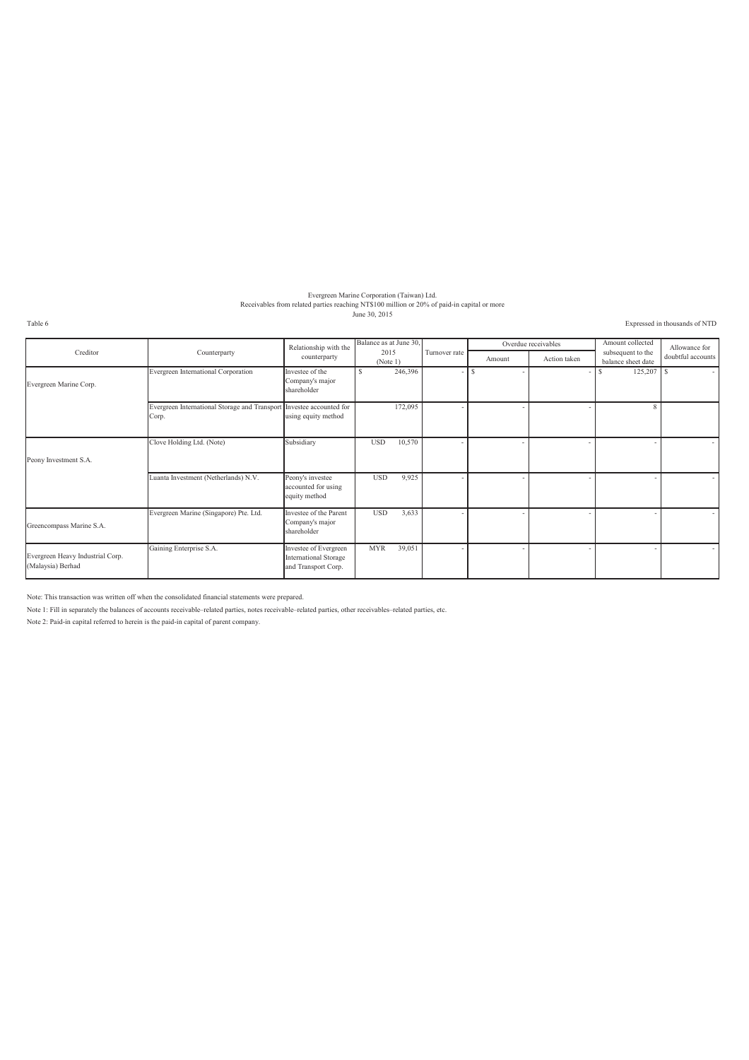Evergreen Marine Corporation (Taiwan) Ltd.
Receivables from related parties reaching NT$100 million or 20% of paid-in capital or more
June 30, 2015

Table 6

Expressed in thousands of NTD

| Creditor | Counterparty | Relationship with the counterparty | Balance as at June 30, 2015 (Note 1) | Turnover rate | Overdue receivables | | Amount collected subsequent to the balance sheet date | Allowance for doubtful accounts |
|---|---|---|---|---|---|---|---|---|
| | | | | | Amount | Action taken | | |
| Evergreen Marine Corp. | Evergreen International Corporation | Investee of the Company's major shareholder | $ 246,396 | - | $ - | - | $ 125,207 | $ - |
| | Evergreen International Storage and Transport Corp. | Investee accounted for using equity method | 172,095 | - | - | - | 8 | |
| Peony Investment S.A. | Clove Holding Ltd. (Note) | Subsidiary | USD 10,570 | - | - | - | - | - |
| | Luanta Investment (Netherlands) N.V. | Peony's investee accounted for using equity method | USD 9,925 | - | - | - | - | - |
| Greencompass Marine S.A. | Evergreen Marine (Singapore) Pte. Ltd. | Investee of the Parent Company's major shareholder | USD 3,633 | - | - | - | - | - |
| Evergreen Heavy Industrial Corp. (Malaysia) Berhad | Gaining Enterprise S.A. | Investee of Evergreen International Storage and Transport Corp. | MYR 39,051 | - | - | - | - | - |

Note: This transaction was written off when the consolidated financial statements were prepared.

Note 1: Fill in separately the balances of accounts receivable–related parties, notes receivable–related parties, other receivables–related parties, etc.

Note 2: Paid-in capital referred to herein is the paid-in capital of parent company.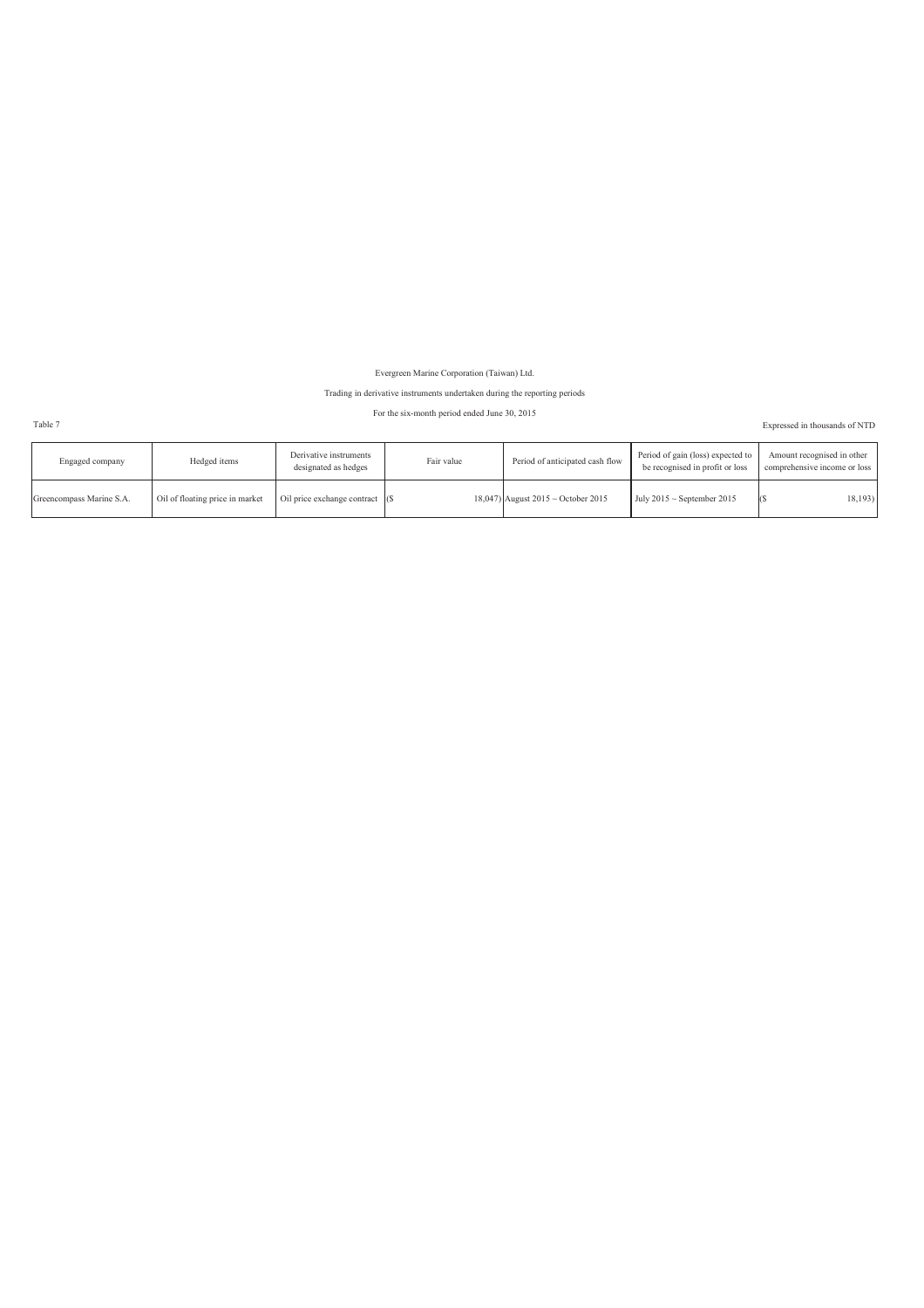Evergreen Marine Corporation (Taiwan) Ltd.

Trading in derivative instruments undertaken during the reporting periods

For the six-month period ended June 30, 2015

Table 7

Expressed in thousands of NTD

| Engaged company | Hedged items | Derivative instruments designated as hedges | Fair value | Period of anticipated cash flow | Period of gain (loss) expected to be recognised in profit or loss | Amount recognised in other comprehensive income or loss |
|---|---|---|---|---|---|---|
| Greencompass Marine S.A. | Oil of floating price in market | Oil price exchange contract | ($ 18,047) | August 2015 ~ October 2015 | July 2015 ~ September 2015 | ($ 18,193) |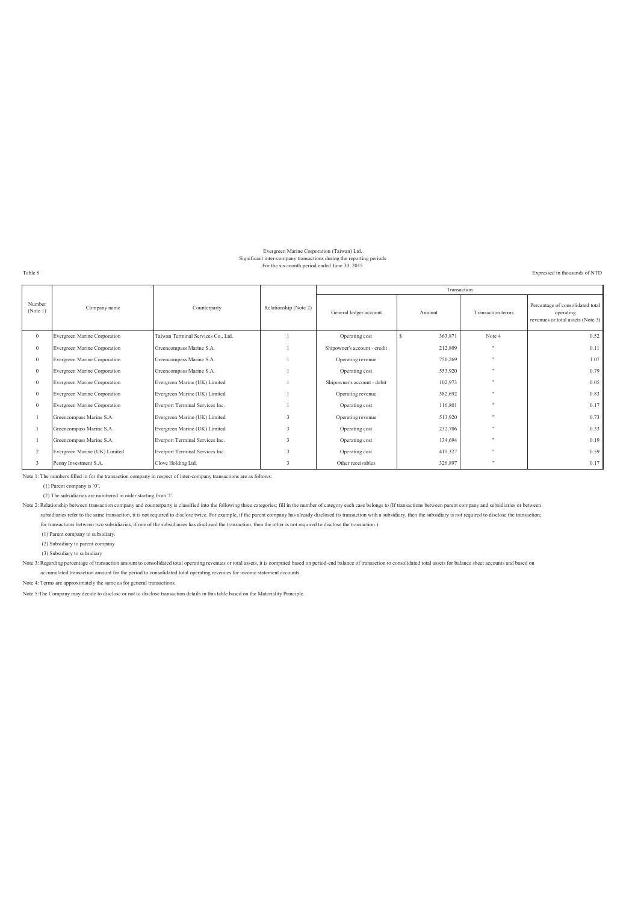Evergreen Marine Corporation (Taiwan) Ltd.
Significant inter-company transactions during the reporting periods
For the six-month period ended June 30, 2015

Table 8

Expressed in thousands of NTD

| Number (Note 1) | Company name | Counterparty | Relationship (Note 2) | Transaction | | | |
|---|---|---|---|---|---|---|---|
| | | | | General ledger account | Amount | Transaction terms | Percentage of consolidated total operating revenues or total assets (Note 3) |
| 0 | Evergreen Marine Corporation | Taiwan Terminal Services Co., Ltd. | 1 | Operating cost | $ 363,871 | Note 4 | 0.52 |
| 0 | Evergreen Marine Corporation | Greencompass Marine S.A. | 1 | Shipowner's account - credit | 212,809 | " | 0.11 |
| 0 | Evergreen Marine Corporation | Greencompass Marine S.A. | 1 | Operating revenue | 750,269 | " | 1.07 |
| 0 | Evergreen Marine Corporation | Greencompass Marine S.A. | 1 | Operating cost | 553,920 | " | 0.79 |
| 0 | Evergreen Marine Corporation | Evergreen Marine (UK) Limited | 1 | Shipowner's account - debit | 102,973 | " | 0.05 |
| 0 | Evergreen Marine Corporation | Evergreen Marine (UK) Limited | 1 | Operating revenue | 582,692 | " | 0.83 |
| 0 | Evergreen Marine Corporation | Everport Terminal Services Inc. | 1 | Operating cost | 116,801 | " | 0.17 |
| 1 | Greencompass Marine S.A. | Evergreen Marine (UK) Limited | 3 | Operating revenue | 513,920 | " | 0.73 |
| 1 | Greencompass Marine S.A. | Evergreen Marine (UK) Limited | 3 | Operating cost | 232,706 | " | 0.33 |
| 1 | Greencompass Marine S.A. | Everport Terminal Services Inc. | 3 | Operating cost | 134,694 | " | 0.19 |
| 2 | Evergreen Marine (UK) Limited | Everport Terminal Services Inc. | 3 | Operating cost | 411,327 | " | 0.59 |
| 3 | Peony Investment S.A. | Clove Holding Ltd. | 3 | Other receivables | 326,897 | " | 0.17 |

Note 1: The numbers filled in for the transaction company in respect of inter-company transactions are as follows:

(1) Parent company is '0'.

(2) The subsidiaries are numbered in order starting from '1'.

Note 2: Relationship between transaction company and counterparty is classified into the following three categories; fill in the number of category each case belongs to (If transactions between parent company and subsidiaries or between subsidiaries refer to the same transaction, it is not required to disclose twice. For example, if the parent company has already disclosed its transaction with a subsidiary, then the subsidiary is not required to disclose the transaction; for transactions between two subsidiaries, if one of the subsidiaries has disclosed the transaction, then the other is not required to disclose the transaction.):

(1) Parent company to subsidiary.

(2) Subsidiary to parent company

(3) Subsidiary to subsidiary

Note 3: Regarding percentage of transaction amount to consolidated total operating revenues or total assets, it is computed based on period-end balance of transaction to consolidated total assets for balance sheet accounts and based on accumulated transaction amount for the period to consolidated total operating revenues for income statement accounts.

Note 4: Terms are approximately the same as for general transactions.

Note 5:The Company may decide to disclose or not to disclose transaction details in this table based on the Materiality Principle.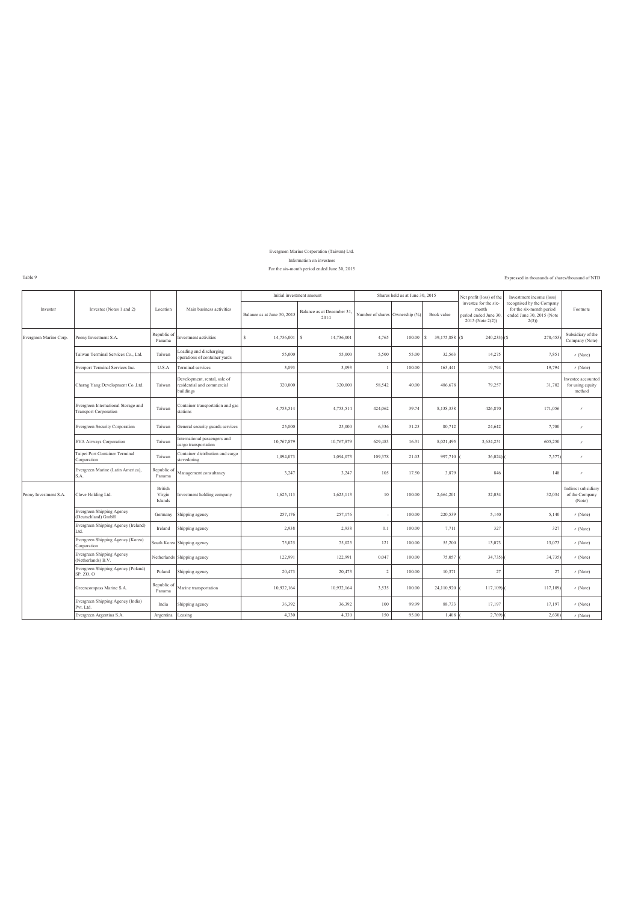Evergreen Marine Corporation (Taiwan) Ltd.

Information on investees

For the six-month period ended June 30, 2015

Table 9

Expressed in thousands of shares/thousand of NTD

| Investor | Investee (Notes 1 and 2) | Location | Main business activities | Initial investment amount | | Shares held as at June 30, 2015 | | | Net profit (loss) of the investee for the six-month period ended June 30, 2015 (Note 2(2)) | Investment income (loss) recognised by the Company for the six-month period ended June 30, 2015 (Note 2(3)) | Footnote |
|---|---|---|---|---|---|---|---|---|---|---|---|
| | | | | Balance as at June 30, 2015 | Balance as at December 31, 2014 | Number of shares | Ownership (%) | Book value | | | |
| Evergreen Marine Corp. | Peony Investment S.A. | Republic of Panama | Investment activities | $ 14,736,001 | $ 14,736,001 | 4,765 | 100.00 | $ 39,175,888 | ($ 240,233) | ($ 270,453) | Subsidiary of the Company (Note) |
| | Taiwan Terminal Services Co., Ltd. | Taiwan | Loading and discharging operations of container yards | 55,000 | 55,000 | 5,500 | 55.00 | 32,563 | 14,275 | 7,851 | 〃 (Note) |
| | Everport Terminal Services Inc. | U.S.A | Terminal services | 3,093 | 3,093 | 1 | 100.00 | 163,441 | 19,794 | 19,794 | 〃 (Note) |
| | Charng Yang Development Co.,Ltd. | Taiwan | Development, rental, sale of residential and commercial buildings | 320,000 | 320,000 | 58,542 | 40.00 | 486,678 | 79,257 | 31,702 | Investee accounted for using equity method |
| | Evergreen International Storage and Transport Corporation | Taiwan | Container transportation and gas stations | 4,753,514 | 4,753,514 | 424,062 | 39.74 | 8,138,338 | 426,870 | 171,056 | 〃 |
| | Evergreen Security Corporation | Taiwan | General security guards services | 25,000 | 25,000 | 6,336 | 31.25 | 80,712 | 24,642 | 7,700 | 〃 |
| | EVA Airways Corporation | Taiwan | International passengers and cargo transportation | 10,767,879 | 10,767,879 | 629,483 | 16.31 | 8,021,495 | 3,654,251 | 605,250 | 〃 |
| | Taipei Port Container Terminal Corporation | Taiwan | Container distribution and cargo stevedoring | 1,094,073 | 1,094,073 | 109,378 | 21.03 | 997,710 | ( 36,024) | ( 7,577) | 〃 |
| | Evergreen Marine (Latin America), S.A. | Republic of Panama | Management consultancy | 3,247 | 3,247 | 105 | 17.50 | 3,879 | 846 | 148 | 〃 |
| Peony Investment S.A. | Clove Holding Ltd. | British Virgin Islands | Investment holding company | 1,625,113 | 1,625,113 | 10 | 100.00 | 2,664,201 | 32,034 | 32,034 | Indirect subsidiary of the Company (Note) |
| | Evergreen Shipping Agency (Deutschland) GmbH | Germany | Shipping agency | 257,176 | 257,176 | - | 100.00 | 220,539 | 5,140 | 5,140 | 〃 (Note) |
| | Evergreen Shipping Agency (Ireland) Ltd. | Ireland | Shipping agency | 2,938 | 2,938 | 0.1 | 100.00 | 7,711 | 327 | 327 | 〃 (Note) |
| | Evergreen Shipping Agency (Korea) Corporation | South Korea | Shipping agency | 75,025 | 75,025 | 121 | 100.00 | 55,200 | 13,073 | 13,073 | 〃 (Note) |
| | Evergreen Shipping Agency (Netherlands) B.V. | Netherlands | Shipping agency | 122,991 | 122,991 | 0.047 | 100.00 | 75,057 | ( 34,735) | ( 34,735) | 〃 (Note) |
| | Evergreen Shipping Agency (Poland) SP. ZO. O | Poland | Shipping agency | 20,473 | 20,473 | 2 | 100.00 | 10,371 | 27 | 27 | 〃 (Note) |
| | Greencompass Marine S.A. | Republic of Panama | Marine transportation | 10,932,164 | 10,932,164 | 3,535 | 100.00 | 24,110,920 | ( 117,109) | ( 117,109) | 〃 (Note) |
| | Evergreen Shipping Agency (India) Pvt. Ltd. | India | Shipping agency | 36,392 | 36,392 | 100 | 99.99 | 88,733 | 17,197 | 17,197 | 〃 (Note) |
| | Evergreen Argentina S.A. | Argentina | Leasing | 4,330 | 4,330 | 150 | 95.00 | 1,408 | ( 2,769) | ( 2,630) | 〃 (Note) |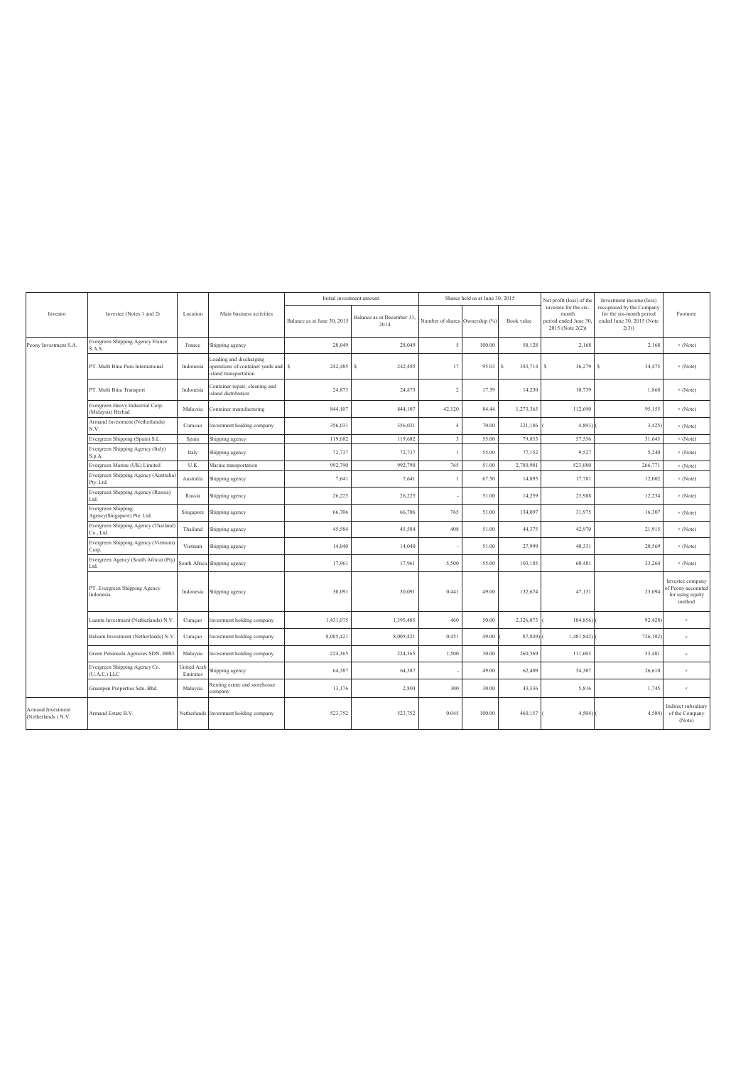| Investor | Investee (Notes 1 and 2) | Location | Main business activities | Initial investment amount | | Shares held as at June 30, 2015 | | | Net profit (loss) of the investee for the six-month period ended June 30, 2015 (Note 2(2)) | Investment income (loss) recognised by the Company for the six-month period ended June 30, 2015 (Note 2(3)) | Footnote |
|---|---|---|---|---|---|---|---|---|---|---|---|
| | | | | Balance as at June 30, 2015 | Balance as at December 31, 2014 | Number of shares | Ownership (%) | Book value | | | |
| Peony Investment S.A. | Evergreen Shipping Agency France S.A.S. | France | Shipping agency | 28,049 | 28,049 | 5 | 100.00 | 58,128 | 2,168 | 2,168 | 〃 (Note) |
| | PT. Multi Bina Pura International | Indonesia | Loading and discharging operations of container yards and island transportation | $ 242,485 | $ 242,485 | 17 | 95.03 | $ 383,714 | $ 36,279 | $ 34,475 | 〃 (Note) |
| | PT. Multi Bina Transport | Indonesia | Container repair, cleaning and island distribution | 24,873 | 24,873 | 2 | 17.39 | 14,230 | 10,739 | 1,868 | 〃 (Note) |
| | Evergreen Heavy Industrial Corp. (Malaysia) Berhad | Malaysia | Container manufacturing | 844,107 | 844,107 | 42,120 | 84.44 | 1,273,365 | 112,690 | 95,155 | 〃 (Note) |
| | Armand Investment (Netherlands) N.V. | Curacao | Investment holding company | 356,031 | 356,031 | 4 | 70.00 | 321,186 | ( 4,893) | ( 3,425) | 〃 (Note) |
| | Evergreen Shipping (Spain) S.L. | Spain | Shipping agency | 119,682 | 119,682 | 3 | 55.00 | 79,853 | 57,536 | 31,645 | 〃 (Note) |
| | Evergreen Shipping Agency (Italy) S.p.A. | Italy | Shipping agency | 72,737 | 72,737 | 1 | 55.00 | 77,152 | 9,527 | 5,240 | 〃 (Note) |
| | Evergreen Marine (UK) Limited | U.K | Marine transportation | 992,790 | 992,790 | 765 | 51.00 | 2,780,981 | 523,080 | 266,771 | 〃 (Note) |
| | Evergreen Shipping Agency (Australia) Pty. Ltd. | Australia | Shipping agency | 7,641 | 7,641 | 1 | 67.50 | 14,895 | 17,781 | 12,002 | 〃 (Note) |
| | Evergreen Shipping Agency (Russia) Ltd. | Russia | Shipping agency | 26,225 | 26,225 | - | 51.00 | 14,259 | 23,988 | 12,234 | 〃 (Note) |
| | Evergreen Shipping Agency(Singapore) Pte. Ltd. | Singapore | Shipping agency | 66,706 | 66,706 | 765 | 51.00 | 134,097 | 31,975 | 16,307 | 〃 (Note) |
| | Evergreen Shipping Agency (Thailand) Co., Ltd. | Thailand | Shipping agency | 45,584 | 45,584 | 408 | 51.00 | 44,375 | 42,970 | 21,915 | 〃 (Note) |
| | Evergreen Shipping Agency (Vietnam) Corp. | Vietnam | Shipping agency | 14,040 | 14,040 | - | 51.00 | 27,999 | 40,331 | 20,569 | 〃 (Note) |
| | Evergreen Agency (South Africa) (Pty) Ltd. | South Africa | Shipping agency | 17,961 | 17,961 | 5,500 | 55.00 | 103,185 | 60,481 | 33,264 | 〃 (Note) |
| | PT. Evergreen Shipping Agency Indonesia | Indonesia | Shipping agency | 30,091 | 30,091 | 0.441 | 49.00 | 132,674 | 47,131 | 23,094 | Investee company of Peony accounted for using equity method |
| | Luanta Investment (Netherlands) N.V. | Curaçao | Investment holding company | 1,431,075 | 1,395,485 | 460 | 50.00 | 2,326,873 | ( 184,856) | ( 92,428) | 〃 |
| | Balsam Investment (Netherlands) N.V. | Curaçao | Investment holding company | 8,005,421 | 8,005,421 | 0.451 | 49.00 | ( 87,849) | ( 1,481,842) | ( 726,102) | 〃 |
| | Green Peninsula Agencies SDN. BHD. | Malaysia | Investment holding company | 224,365 | 224,365 | 1,500 | 30.00 | 260,569 | 111,603 | 33,481 | 〃 |
| | Evergreen Shipping Agency Co. (U.A.E.) LLC | United Arab Emirates | Shipping agency | 64,387 | 64,387 | - | 49.00 | 62,409 | 54,307 | 26,610 | 〃 |
| | Greenpen Properties Sdn. Bhd. | Malaysia | Renting estate and storehouse company | 13,176 | 2,804 | 300 | 30.00 | 43,336 | 5,816 | 1,745 | 〃 |
| Armand Investment (Netherlands ) N.V. | Armand Estate B.V. | Netherlands | Investment holding company | 523,752 | 523,752 | 0.045 | 100.00 | 460,157 | ( 4,504) | ( 4,504) | Indirect subsidiary of the Company (Note) |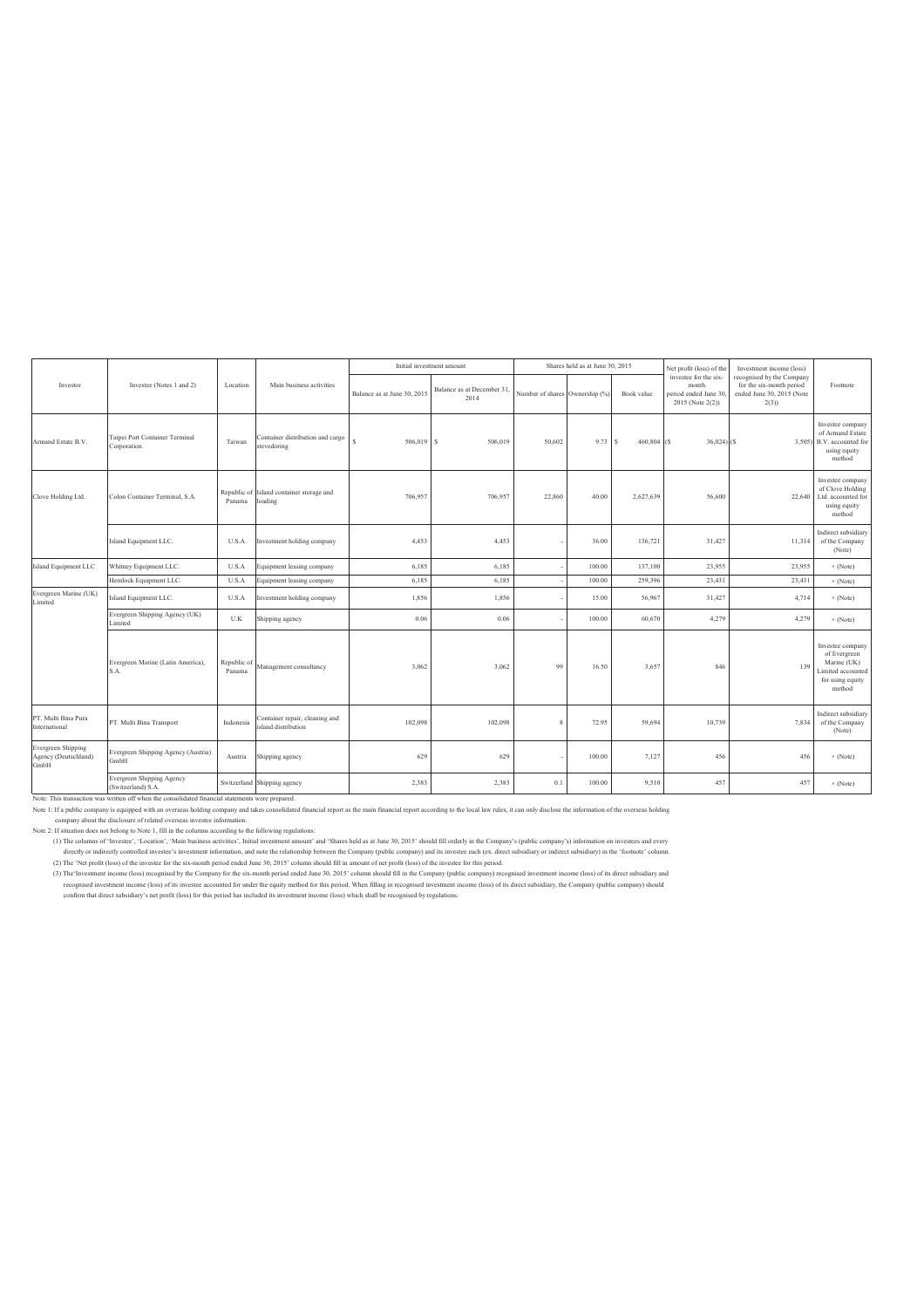| Investor | Investee (Notes 1 and 2) | Location | Main business activities | Initial investment amount | | Shares held as at June 30, 2015 | | | Net profit (loss) of the investee for the six-month period ended June 30, 2015 (Note 2(2)) | Investment income (loss) recognised by the Company for the six-month period ended June 30, 2015 (Note 2(3)) | Footnote |
|---|---|---|---|---|---|---|---|---|---|---|---|
| | | | | Balance as at June 30, 2015 | Balance as at December 31, 2014 | Number of shares | Ownership (%) | Book value | | | |
| Armand Estate B.V. | Taipei Port Container Terminal Corporation | Taiwan | Container distribution and cargo stevedoring | $ 506,019 | $ 506,019 | 50,602 | 9.73 | $ 460,804 | ($ 36,024) | ($ 3,505) | Investee company of Armand Estate B.V. accounted for using equity method |
| Clove Holding Ltd. | Colon Container Terminal, S.A. | Republic of Panama | Island container storage and loading | 706,957 | 706,957 | 22,860 | 40.00 | 2,627,639 | 56,600 | 22,640 | Investee company of Clove Holding Ltd. accounted for using equity method |
| | Island Equipment LLC. | U.S.A | Investment holding company | 4,453 | 4,453 | - | 36.00 | 136,721 | 31,427 | 11,314 | Indirect subsidiary of the Company (Note) |
| Island Equipment LLC | Whitney Equipment LLC. | U.S.A | Equipment leasing company | 6,185 | 6,185 | - | 100.00 | 137,100 | 23,955 | 23,955 | 〃 (Note) |
| | Hemlock Equipment LLC. | U.S.A | Equipment leasing company | 6,185 | 6,185 | - | 100.00 | 259,396 | 23,431 | 23,431 | 〃 (Note) |
| Evergreen Marine (UK) Limited | Island Equipment LLC. | U.S.A | Investment holding company | 1,856 | 1,856 | - | 15.00 | 56,967 | 31,427 | 4,714 | 〃 (Note) |
| | Evergreen Shipping Agency (UK) Limited | U.K | Shipping agency | 0.06 | 0.06 | - | 100.00 | 60,670 | 4,279 | 4,279 | 〃 (Note) |
| | Evergreen Marine (Latin America), S.A. | Republic of Panama | Management consultancy | 3,062 | 3,062 | 99 | 16.50 | 3,657 | 846 | 139 | Investee company of Evergreen Marine (UK) Limited accounted for using equity method |
| PT. Multi Bina Pura International | PT. Multi Bina Transport | Indonesia | Container repair, cleaning and island distribution | 102,098 | 102,098 | 8 | 72.95 | 59,694 | 10,739 | 7,834 | Indirect subsidiary of the Company (Note) |
| Evergreen Shipping Agency (Deutschland) GmbH | Evergreen Shipping Agency (Austria) GmbH | Austria | Shipping agency | 629 | 629 | - | 100.00 | 7,127 | 456 | 456 | 〃 (Note) |
| | Evergreen Shipping Agency (Switzerland) S.A. | Switzerland | Shipping agency | 2,383 | 2,383 | 0.1 | 100.00 | 9,510 | 457 | 457 | 〃 (Note) |

Note: This transaction was written off when the consolidated financial statements were prepared.

Note 1: If a public company is equipped with an overseas holding company and takes consolidated financial report as the main financial report according to the local law rules, it can only disclose the information of the overseas holding company about the disclosure of related overseas investee information.

Note 2: If situation does not belong to Note 1, fill in the columns according to the following regulations:

(1) The columns of 'Investee', 'Location', 'Main business activities', Initial investment amount' and 'Shares held as at June 30, 2015' should fill orderly in the Company's (public company's) information on investees and every directly or indirectly controlled investee's investment information, and note the relationship between the Company (public company) and its investee each (ex. direct subsidiary or indirect subsidiary) in the 'footnote' column.

(2) The 'Net profit (loss) of the investee for the six-month period ended June 30, 2015' column should fill in amount of net profit (loss) of the investee for this period.

(3) The'Investment income (loss) recognised by the Company for the six-month period ended June 30, 2015' column should fill in the Company (public company) recognised investment income (loss) of its direct subsidiary and recognised investment income (loss) of its investee accounted for under the equity method for this period. When filling in recognised investment income (loss) of its direct subsidiary, the Company (public company) should confirm that direct subsidiary's net profit (loss) for this period has included its investment income (loss) which shall be recognised by regulations.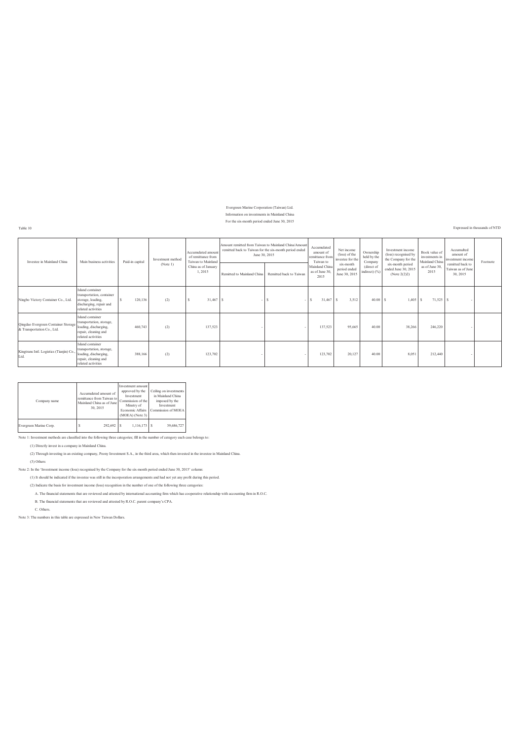Evergreen Marine Corporation (Taiwan) Ltd.

Information on investments in Mainland China

For the six-month period ended June 30, 2015

Table 10

Expressed in thousands of NTD

| Investee in Mainland China | Main business activities | Paid-in capital | Investment method (Note 1) | Accumulated amount of remittance from Taiwan to Mainland China as of January 1, 2015 | Amount remitted from Taiwan to Mainland China/Amount remitted back to Taiwan for the six-month period ended June 30, 2015 | | Accumulated amount of remittance from Taiwan to Mainland China as of June 30, 2015 | Net income (loss) of the investee for the six-month period ended June 30, 2015 | Ownership held by the Company (direct of indirect) (%) | Investment income (loss) recognised by the Company for the six-month period ended June 30, 2015 (Note 2(2)2) | Book value of investments in Mainland China as of June 30, 2015 | Accumulted amount of investment income remitted back to Taiwan as of June 30, 2015 | Footnote |
|---|---|---|---|---|---|---|---|---|---|---|---|---|---|
| | | | | | Remitted to Mainland China | Remitted back to Taiwan | | | | | | | |
| Ningbo Victory Container Co., Ltd. | Island container transportation, container storage, loading, discharging, repair and related activities | $ 120,136 | (2) | $ 31,467 | $ - | $ - | $ 31,467 | $ 3,512 | 40.00 | $ 1,405 | $ 71,525 | $ - | |
| Qingdao Evergreen Container Storage & Transportation Co., Ltd. | Island container transportation, storage, loading, discharging, repair, cleaning and related activities | 460,743 | (2) | 137,523 | - | - | 137,523 | 95,665 | 40.00 | 38,266 | 246,220 | - | |
| Kingtrans Intl. Logistics (Tianjin) Co., Ltd. | Island container transportation, storage, loading, discharging, repair, cleaning and related activities | 388,166 | (2) | 123,702 | - | - | 123,702 | 20,127 | 40.00 | 8,051 | 212,440 | - | |

| Company name | Accumulated amount of remittance from Taiwan to Mainland China as of June 30, 2015 | Investment amount approved by the Investment Commission of the Minstry of Economic Affairs (MOEA) (Note 3) | Ceiling on investments in Mainland China imposed by the Investment Commission of MOEA |
|---|---|---|---|
| Evergreen Marine Corp. | $ 292,692 | $ 1,116,173 | $ 39,686,727 |

Note 1: Investment methods are classified into the following three categories; fill in the number of category each case belongs to:

(1) Directly invest in a company in Mainland China.

(2) Through investing in an existing company, Peony Investment S.A., in the third area, which then invested in the investee in Mainland China.

(3) Others

Note 2: In the 'Investment income (loss) recognised by the Company for the six-month period ended June 30, 2015' column:

(1) It should be indicated if the investee was still in the incorporation arrangements and had not yet any profit during this period.

(2) Indicate the basis for investment income (loss) recognition in the number of one of the following three categories:

A. The financial statements that are reviewed and attested by international accounting firm which has cooperative relationship with accounting firm in R.O.C.

B. The financial statements that are reviewed and attested by R.O.C. parent company's CPA.

C. Others.

Note 3: The numbers in this table are expressed in New Taiwan Dollars.